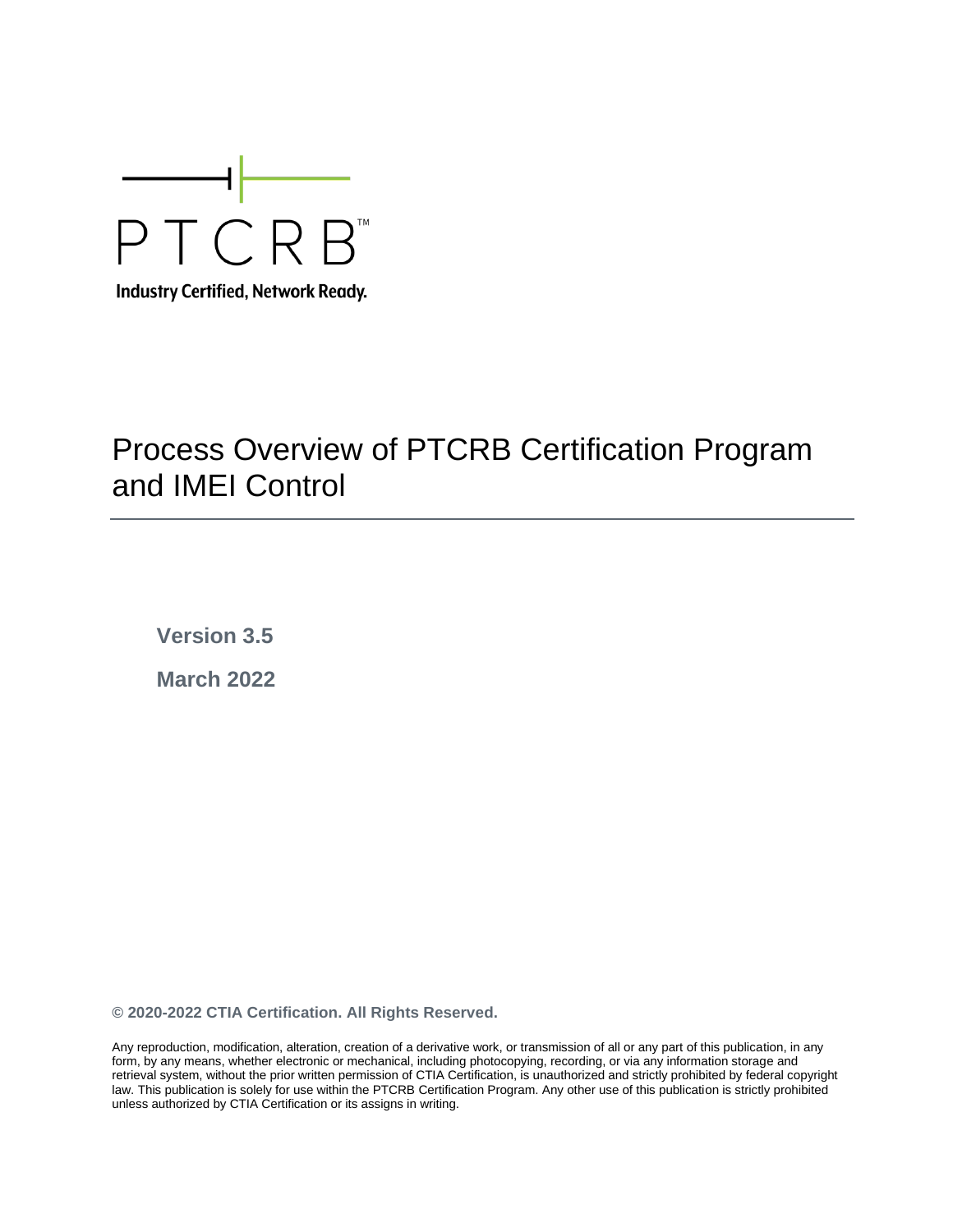PTCRB™

**Industry Certified, Network Ready.**

# Process Overview of PTCRB Certification Program and IMEI Control

**Version 3.5**

**March 2022**

**© 2020-2022 CTIA Certification. All Rights Reserved.**

Any reproduction, modification, alteration, creation of a derivative work, or transmission of all or any part of this publication, in any form, by any means, whether electronic or mechanical, including photocopying, recording, or via any information storage and retrieval system, without the prior written permission of CTIA Certification, is unauthorized and strictly prohibited by federal copyright law. This publication is solely for use within the PTCRB Certification Program. Any other use of this publication is strictly prohibited unless authorized by CTIA Certification or its assigns in writing.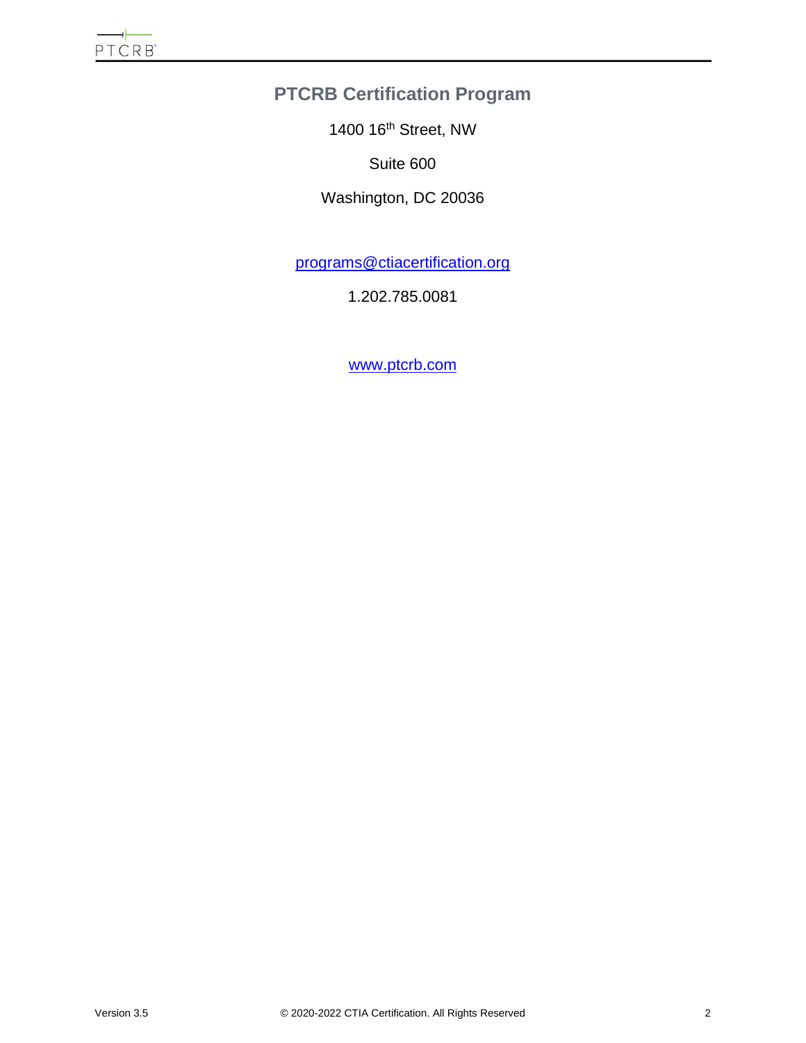## PTCRB Certification Program

1400 16th Street, NW

Suite 600

Washington, DC 20036

programs@ctiacertification.org

1.202.785.0081

www.ptcrb.com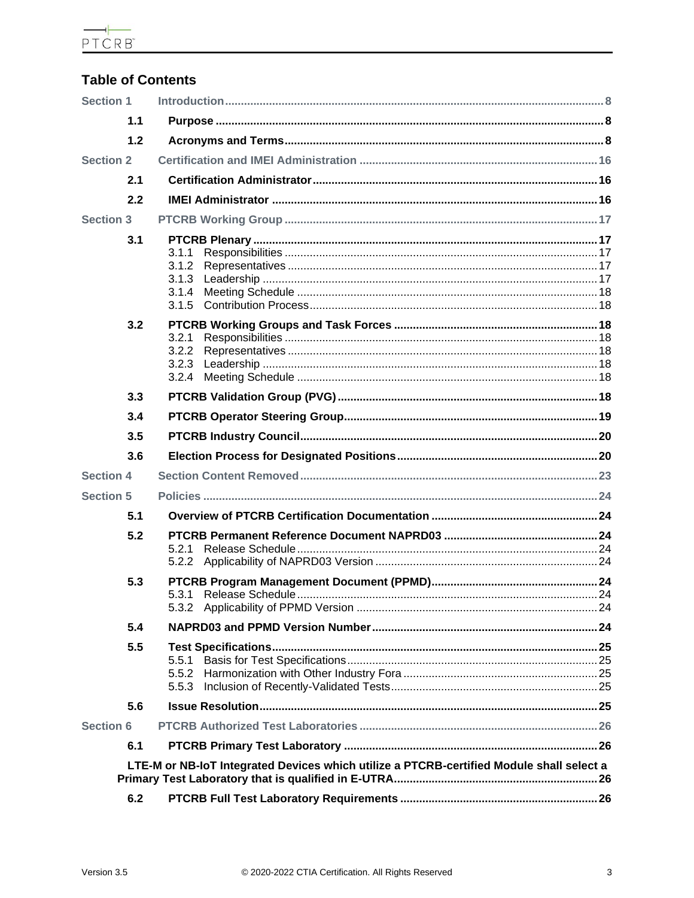## Table of Contents

| | | |
|---|---|---|
| Section 1 | Introduction | 8 |
| 1.1 | Purpose | 8 |
| 1.2 | Acronyms and Terms | 8 |
| Section 2 | Certification and IMEI Administration | 16 |
| 2.1 | Certification Administrator | 16 |
| 2.2 | IMEI Administrator | 16 |
| Section 3 | PTCRB Working Group | 17 |
| 3.1 | PTCRB Plenary | 17 |
| | 3.1.1 Responsibilities | 17 |
| | 3.1.2 Representatives | 17 |
| | 3.1.3 Leadership | 17 |
| | 3.1.4 Meeting Schedule | 18 |
| | 3.1.5 Contribution Process | 18 |
| 3.2 | PTCRB Working Groups and Task Forces | 18 |
| | 3.2.1 Responsibilities | 18 |
| | 3.2.2 Representatives | 18 |
| | 3.2.3 Leadership | 18 |
| | 3.2.4 Meeting Schedule | 18 |
| 3.3 | PTCRB Validation Group (PVG) | 18 |
| 3.4 | PTCRB Operator Steering Group | 19 |
| 3.5 | PTCRB Industry Council | 20 |
| 3.6 | Election Process for Designated Positions | 20 |
| Section 4 | Section Content Removed | 23 |
| Section 5 | Policies | 24 |
| 5.1 | Overview of PTCRB Certification Documentation | 24 |
| 5.2 | PTCRB Permanent Reference Document NAPRD03 | 24 |
| | 5.2.1 Release Schedule | 24 |
| | 5.2.2 Applicability of NAPRD03 Version | 24 |
| 5.3 | PTCRB Program Management Document (PPMD) | 24 |
| | 5.3.1 Release Schedule | 24 |
| | 5.3.2 Applicability of PPMD Version | 24 |
| 5.4 | NAPRD03 and PPMD Version Number | 24 |
| 5.5 | Test Specifications | 25 |
| | 5.5.1 Basis for Test Specifications | 25 |
| | 5.5.2 Harmonization with Other Industry Fora | 25 |
| | 5.5.3 Inclusion of Recently-Validated Tests | 25 |
| 5.6 | Issue Resolution | 25 |
| Section 6 | PTCRB Authorized Test Laboratories | 26 |
| 6.1 | PTCRB Primary Test Laboratory | 26 |
| | LTE-M or NB-IoT Integrated Devices which utilize a PTCRB-certified Module shall select a Primary Test Laboratory that is qualified in E-UTRA | 26 |
| 6.2 | PTCRB Full Test Laboratory Requirements | 26 |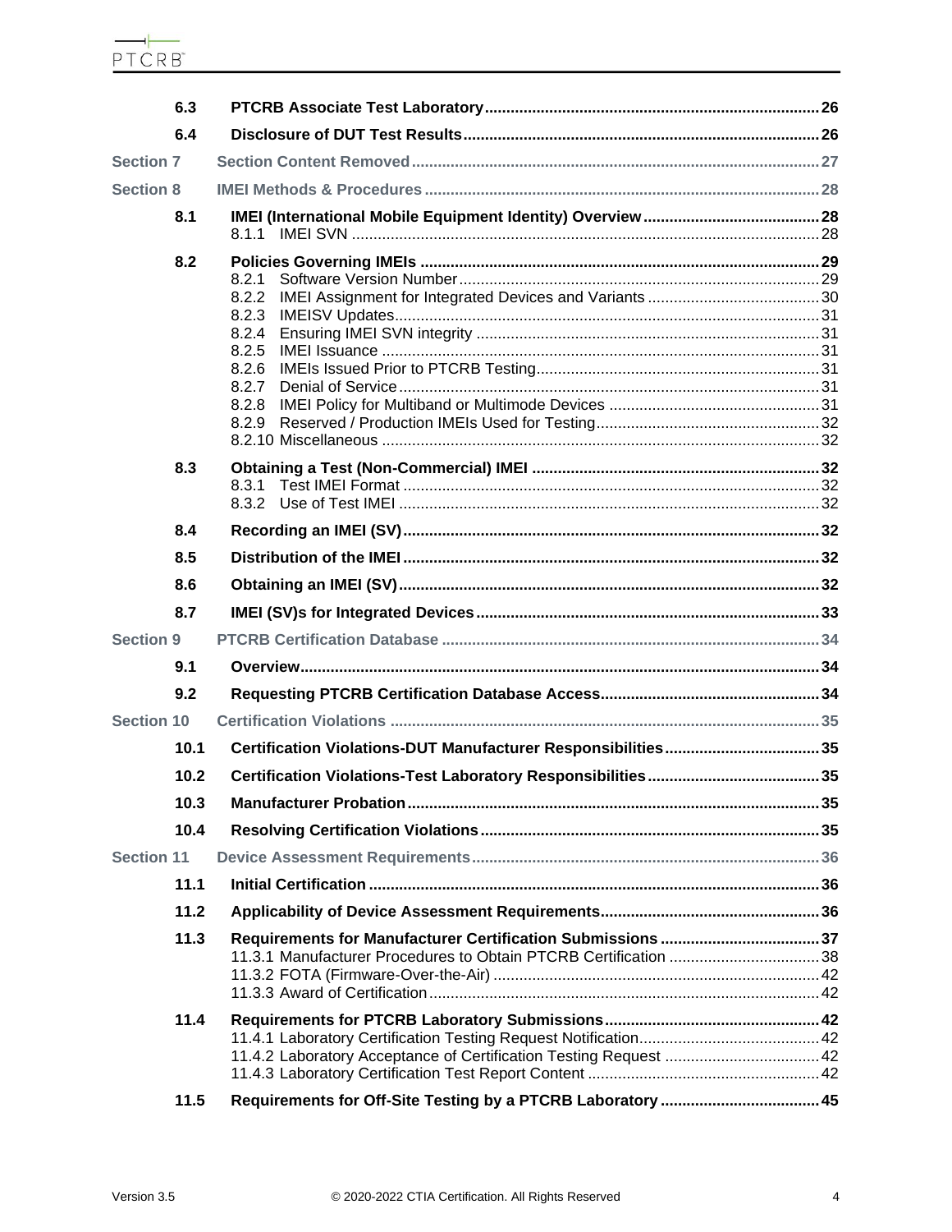| | | |
|---|---|---|
| **6.3** | **PTCRB Associate Test Laboratory** | **26** |
| **6.4** | **Disclosure of DUT Test Results** | **26** |
| **Section 7** | **Section Content Removed** | **27** |
| **Section 8** | **IMEI Methods & Procedures** | **28** |
| **8.1** | **IMEI (International Mobile Equipment Identity) Overview** | **28** |
| | 8.1.1 IMEI SVN | 28 |
| **8.2** | **Policies Governing IMEIs** | **29** |
| | 8.2.1 Software Version Number | 29 |
| | 8.2.2 IMEI Assignment for Integrated Devices and Variants | 30 |
| | 8.2.3 IMEISV Updates | 31 |
| | 8.2.4 Ensuring IMEI SVN integrity | 31 |
| | 8.2.5 IMEI Issuance | 31 |
| | 8.2.6 IMEIs Issued Prior to PTCRB Testing | 31 |
| | 8.2.7 Denial of Service | 31 |
| | 8.2.8 IMEI Policy for Multiband or Multimode Devices | 31 |
| | 8.2.9 Reserved / Production IMEIs Used for Testing | 32 |
| | 8.2.10 Miscellaneous | 32 |
| **8.3** | **Obtaining a Test (Non-Commercial) IMEI** | **32** |
| | 8.3.1 Test IMEI Format | 32 |
| | 8.3.2 Use of Test IMEI | 32 |
| **8.4** | **Recording an IMEI (SV)** | **32** |
| **8.5** | **Distribution of the IMEI** | **32** |
| **8.6** | **Obtaining an IMEI (SV)** | **32** |
| **8.7** | **IMEI (SV)s for Integrated Devices** | **33** |
| **Section 9** | **PTCRB Certification Database** | **34** |
| **9.1** | **Overview** | **34** |
| **9.2** | **Requesting PTCRB Certification Database Access** | **34** |
| **Section 10** | **Certification Violations** | **35** |
| **10.1** | **Certification Violations-DUT Manufacturer Responsibilities** | **35** |
| **10.2** | **Certification Violations-Test Laboratory Responsibilities** | **35** |
| **10.3** | **Manufacturer Probation** | **35** |
| **10.4** | **Resolving Certification Violations** | **35** |
| **Section 11** | **Device Assessment Requirements** | **36** |
| **11.1** | **Initial Certification** | **36** |
| **11.2** | **Applicability of Device Assessment Requirements** | **36** |
| **11.3** | **Requirements for Manufacturer Certification Submissions** | **37** |
| | 11.3.1 Manufacturer Procedures to Obtain PTCRB Certification | 38 |
| | 11.3.2 FOTA (Firmware-Over-the-Air) | 42 |
| | 11.3.3 Award of Certification | 42 |
| **11.4** | **Requirements for PTCRB Laboratory Submissions** | **42** |
| | 11.4.1 Laboratory Certification Testing Request Notification | 42 |
| | 11.4.2 Laboratory Acceptance of Certification Testing Request | 42 |
| | 11.4.3 Laboratory Certification Test Report Content | 42 |
| **11.5** | **Requirements for Off-Site Testing by a PTCRB Laboratory** | **45** |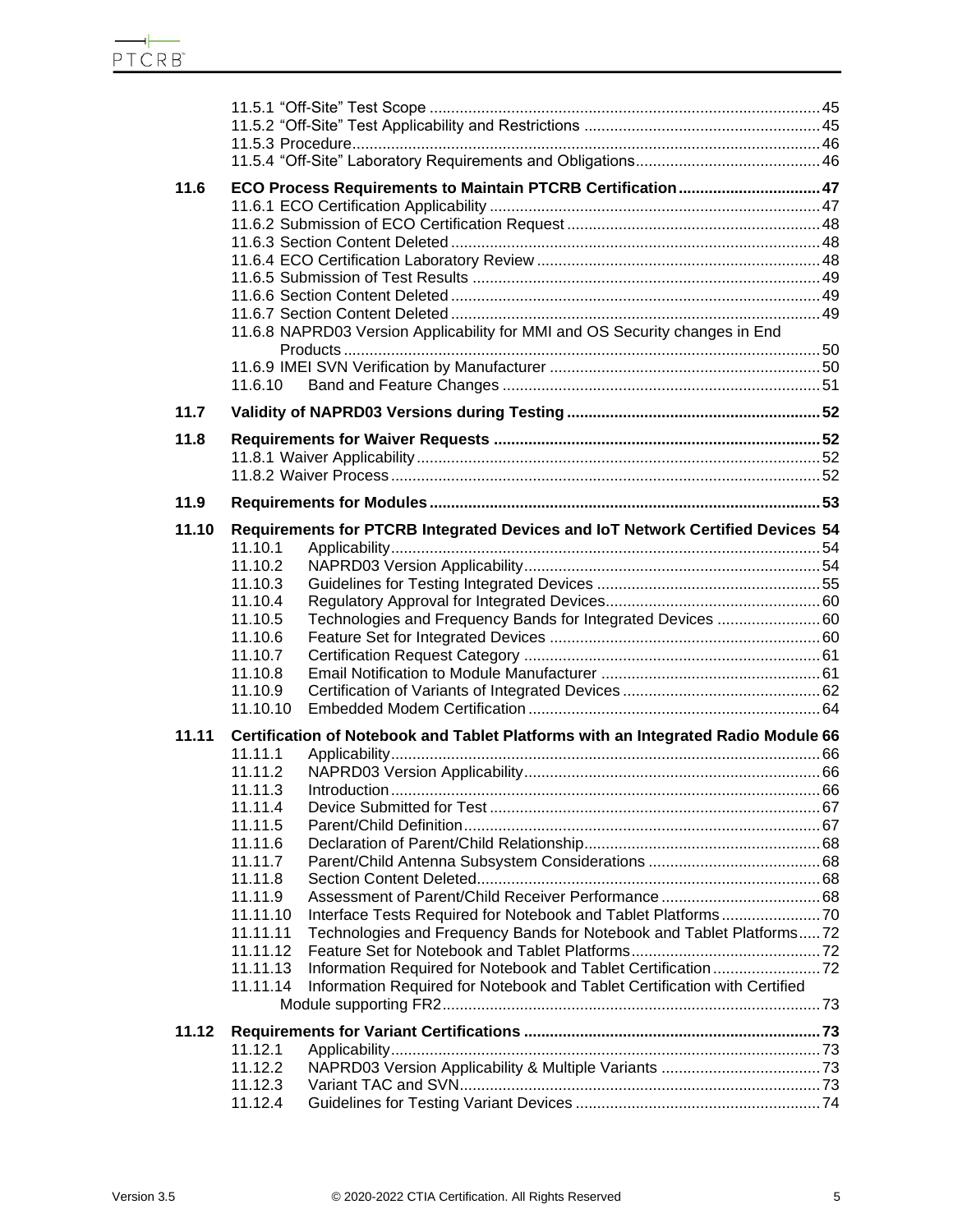11.5.1 "Off-Site" Test Scope ... 45
11.5.2 "Off-Site" Test Applicability and Restrictions ... 45
11.5.3 Procedure ... 46
11.5.4 "Off-Site" Laboratory Requirements and Obligations ... 46

**11.6 ECO Process Requirements to Maintain PTCRB Certification ... 47**

11.6.1 ECO Certification Applicability ... 47
11.6.2 Submission of ECO Certification Request ... 48
11.6.3 Section Content Deleted ... 48
11.6.4 ECO Certification Laboratory Review ... 48
11.6.5 Submission of Test Results ... 49
11.6.6 Section Content Deleted ... 49
11.6.7 Section Content Deleted ... 49
11.6.8 NAPRD03 Version Applicability for MMI and OS Security changes in End Products ... 50
11.6.9 IMEI SVN Verification by Manufacturer ... 50
11.6.10 Band and Feature Changes ... 51

**11.7 Validity of NAPRD03 Versions during Testing ... 52**

**11.8 Requirements for Waiver Requests ... 52**

11.8.1 Waiver Applicability ... 52
11.8.2 Waiver Process ... 52

**11.9 Requirements for Modules ... 53**

**11.10 Requirements for PTCRB Integrated Devices and IoT Network Certified Devices 54**

11.10.1 Applicability ... 54
11.10.2 NAPRD03 Version Applicability ... 54
11.10.3 Guidelines for Testing Integrated Devices ... 55
11.10.4 Regulatory Approval for Integrated Devices ... 60
11.10.5 Technologies and Frequency Bands for Integrated Devices ... 60
11.10.6 Feature Set for Integrated Devices ... 60
11.10.7 Certification Request Category ... 61
11.10.8 Email Notification to Module Manufacturer ... 61
11.10.9 Certification of Variants of Integrated Devices ... 62
11.10.10 Embedded Modem Certification ... 64

**11.11 Certification of Notebook and Tablet Platforms with an Integrated Radio Module 66**

11.11.1 Applicability ... 66
11.11.2 NAPRD03 Version Applicability ... 66
11.11.3 Introduction ... 66
11.11.4 Device Submitted for Test ... 67
11.11.5 Parent/Child Definition ... 67
11.11.6 Declaration of Parent/Child Relationship ... 68
11.11.7 Parent/Child Antenna Subsystem Considerations ... 68
11.11.8 Section Content Deleted ... 68
11.11.9 Assessment of Parent/Child Receiver Performance ... 68
11.11.10 Interface Tests Required for Notebook and Tablet Platforms ... 70
11.11.11 Technologies and Frequency Bands for Notebook and Tablet Platforms ... 72
11.11.12 Feature Set for Notebook and Tablet Platforms ... 72
11.11.13 Information Required for Notebook and Tablet Certification ... 72
11.11.14 Information Required for Notebook and Tablet Certification with Certified Module supporting FR2 ... 73

**11.12 Requirements for Variant Certifications ... 73**

11.12.1 Applicability ... 73
11.12.2 NAPRD03 Version Applicability & Multiple Variants ... 73
11.12.3 Variant TAC and SVN ... 73
11.12.4 Guidelines for Testing Variant Devices ... 74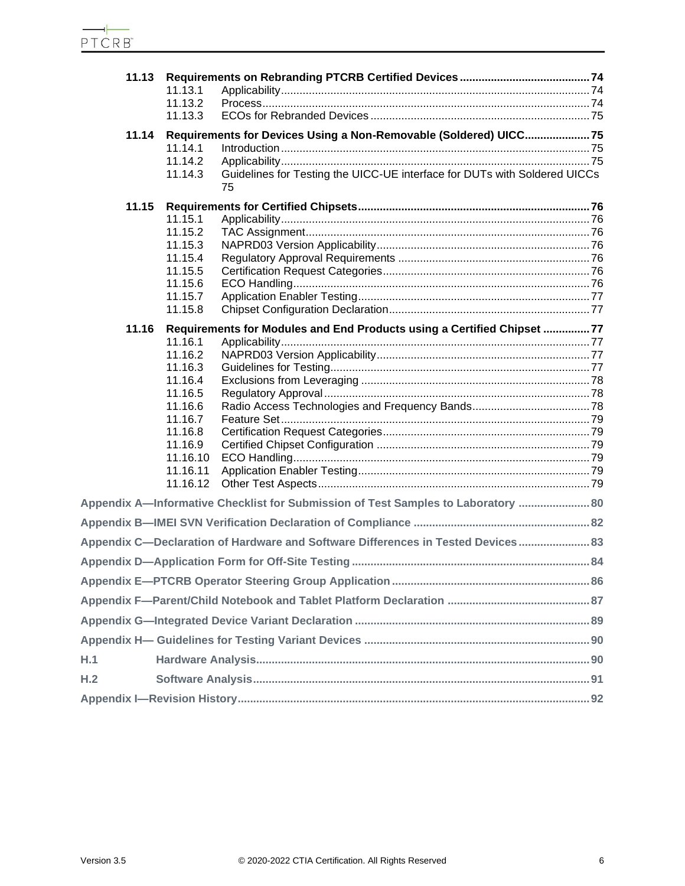**11.13 Requirements on Rebranding PTCRB Certified Devices .......... 74**
- 11.13.1 Applicability .......... 74
- 11.13.2 Process .......... 74
- 11.13.3 ECOs for Rebranded Devices .......... 75

**11.14 Requirements for Devices Using a Non-Removable (Soldered) UICC .......... 75**
- 11.14.1 Introduction .......... 75
- 11.14.2 Applicability .......... 75
- 11.14.3 Guidelines for Testing the UICC-UE interface for DUTs with Soldered UICCs 75

**11.15 Requirements for Certified Chipsets .......... 76**
- 11.15.1 Applicability .......... 76
- 11.15.2 TAC Assignment .......... 76
- 11.15.3 NAPRD03 Version Applicability .......... 76
- 11.15.4 Regulatory Approval Requirements .......... 76
- 11.15.5 Certification Request Categories .......... 76
- 11.15.6 ECO Handling .......... 76
- 11.15.7 Application Enabler Testing .......... 77
- 11.15.8 Chipset Configuration Declaration .......... 77

**11.16 Requirements for Modules and End Products using a Certified Chipset .......... 77**
- 11.16.1 Applicability .......... 77
- 11.16.2 NAPRD03 Version Applicability .......... 77
- 11.16.3 Guidelines for Testing .......... 77
- 11.16.4 Exclusions from Leveraging .......... 78
- 11.16.5 Regulatory Approval .......... 78
- 11.16.6 Radio Access Technologies and Frequency Bands .......... 78
- 11.16.7 Feature Set .......... 79
- 11.16.8 Certification Request Categories .......... 79
- 11.16.9 Certified Chipset Configuration .......... 79
- 11.16.10 ECO Handling .......... 79
- 11.16.11 Application Enabler Testing .......... 79
- 11.16.12 Other Test Aspects .......... 79

**Appendix A—Informative Checklist for Submission of Test Samples to Laboratory .......... 80**

**Appendix B—IMEI SVN Verification Declaration of Compliance .......... 82**

**Appendix C—Declaration of Hardware and Software Differences in Tested Devices .......... 83**

**Appendix D—Application Form for Off-Site Testing .......... 84**

**Appendix E—PTCRB Operator Steering Group Application .......... 86**

**Appendix F—Parent/Child Notebook and Tablet Platform Declaration .......... 87**

**Appendix G—Integrated Device Variant Declaration .......... 89**

**Appendix H— Guidelines for Testing Variant Devices .......... 90**

**H.1 Hardware Analysis .......... 90**

**H.2 Software Analysis .......... 91**

**Appendix I—Revision History .......... 92**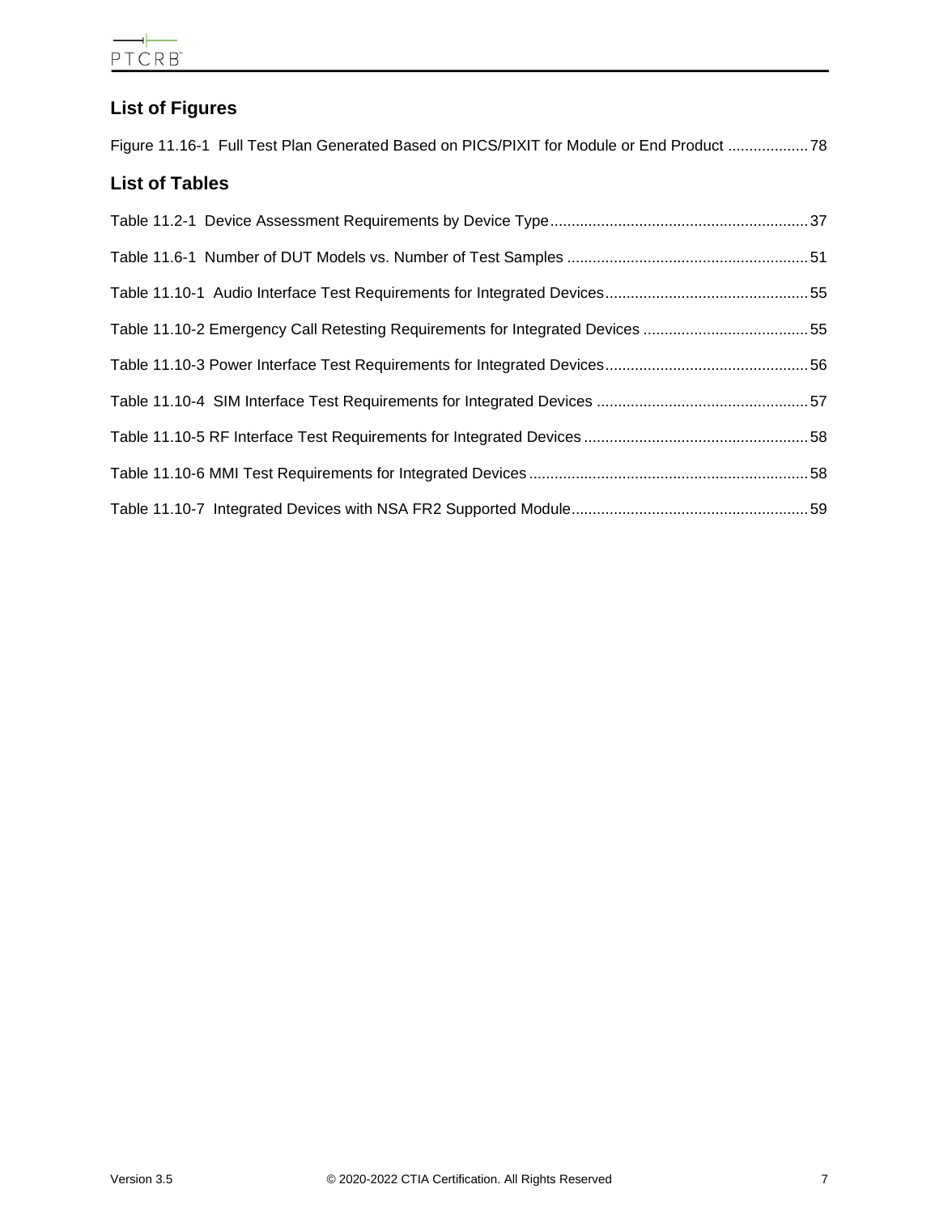## List of Figures

Figure 11.16-1 Full Test Plan Generated Based on PICS/PIXIT for Module or End Product ...................78

## List of Tables

Table 11.2-1 Device Assessment Requirements by Device Type.............................................................37

Table 11.6-1 Number of DUT Models vs. Number of Test Samples .........................................................51

Table 11.10-1 Audio Interface Test Requirements for Integrated Devices................................................55

Table 11.10-2 Emergency Call Retesting Requirements for Integrated Devices .......................................55

Table 11.10-3 Power Interface Test Requirements for Integrated Devices................................................56

Table 11.10-4 SIM Interface Test Requirements for Integrated Devices ..................................................57

Table 11.10-5 RF Interface Test Requirements for Integrated Devices .....................................................58

Table 11.10-6 MMI Test Requirements for Integrated Devices ..................................................................58

Table 11.10-7 Integrated Devices with NSA FR2 Supported Module........................................................59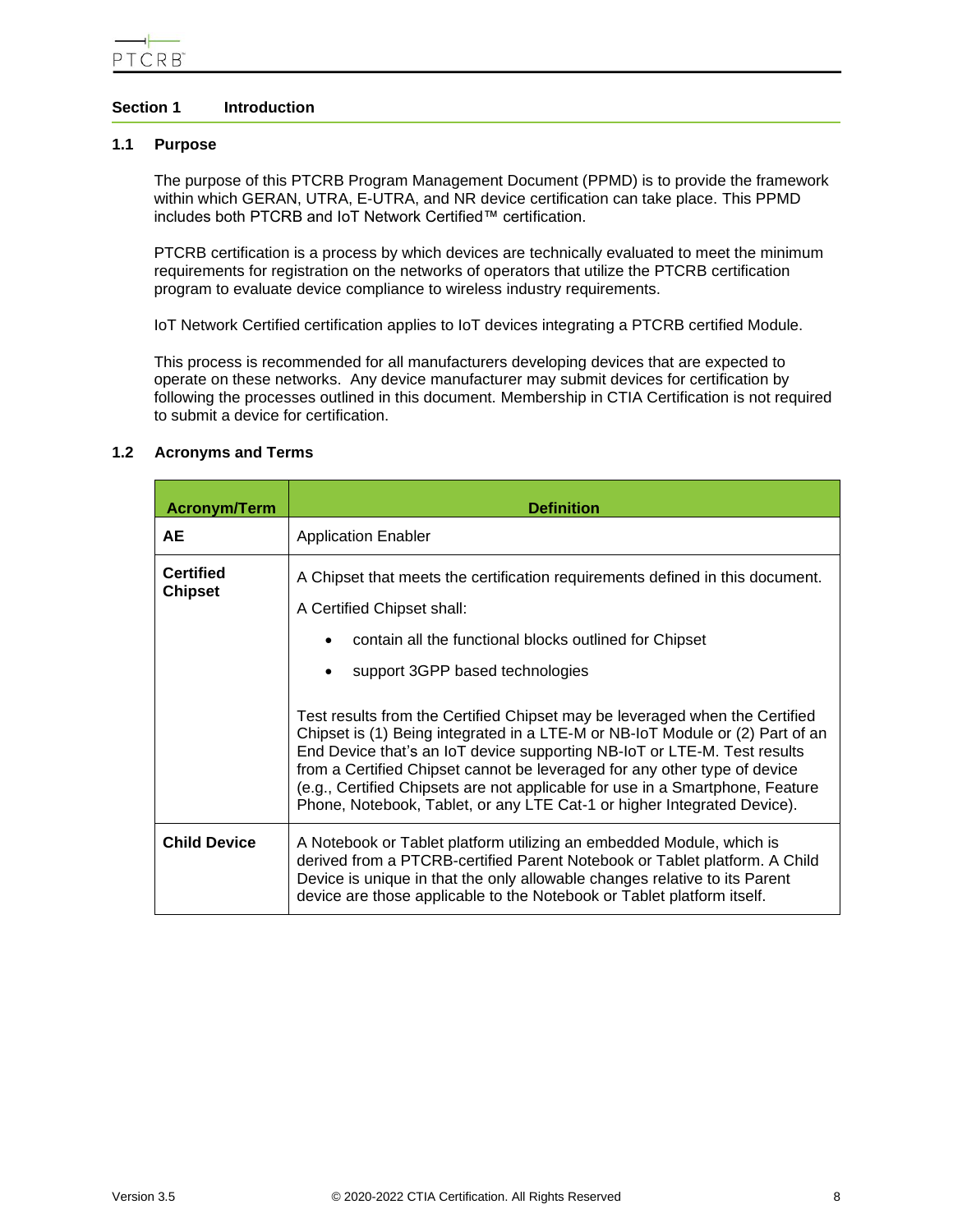# Section 1 Introduction

## 1.1 Purpose

The purpose of this PTCRB Program Management Document (PPMD) is to provide the framework within which GERAN, UTRA, E-UTRA, and NR device certification can take place. This PPMD includes both PTCRB and IoT Network Certified™ certification.

PTCRB certification is a process by which devices are technically evaluated to meet the minimum requirements for registration on the networks of operators that utilize the PTCRB certification program to evaluate device compliance to wireless industry requirements.

IoT Network Certified certification applies to IoT devices integrating a PTCRB certified Module.

This process is recommended for all manufacturers developing devices that are expected to operate on these networks. Any device manufacturer may submit devices for certification by following the processes outlined in this document. Membership in CTIA Certification is not required to submit a device for certification.

## 1.2 Acronyms and Terms

| Acronym/Term | Definition |
|---|---|
| **AE** | Application Enabler |
| **Certified Chipset** | A Chipset that meets the certification requirements defined in this document.<br>A Certified Chipset shall:<br>• contain all the functional blocks outlined for Chipset<br>• support 3GPP based technologies<br><br>Test results from the Certified Chipset may be leveraged when the Certified Chipset is (1) Being integrated in a LTE-M or NB-IoT Module or (2) Part of an End Device that's an IoT device supporting NB-IoT or LTE-M. Test results from a Certified Chipset cannot be leveraged for any other type of device (e.g., Certified Chipsets are not applicable for use in a Smartphone, Feature Phone, Notebook, Tablet, or any LTE Cat-1 or higher Integrated Device). |
| **Child Device** | A Notebook or Tablet platform utilizing an embedded Module, which is derived from a PTCRB-certified Parent Notebook or Tablet platform. A Child Device is unique in that the only allowable changes relative to its Parent device are those applicable to the Notebook or Tablet platform itself. |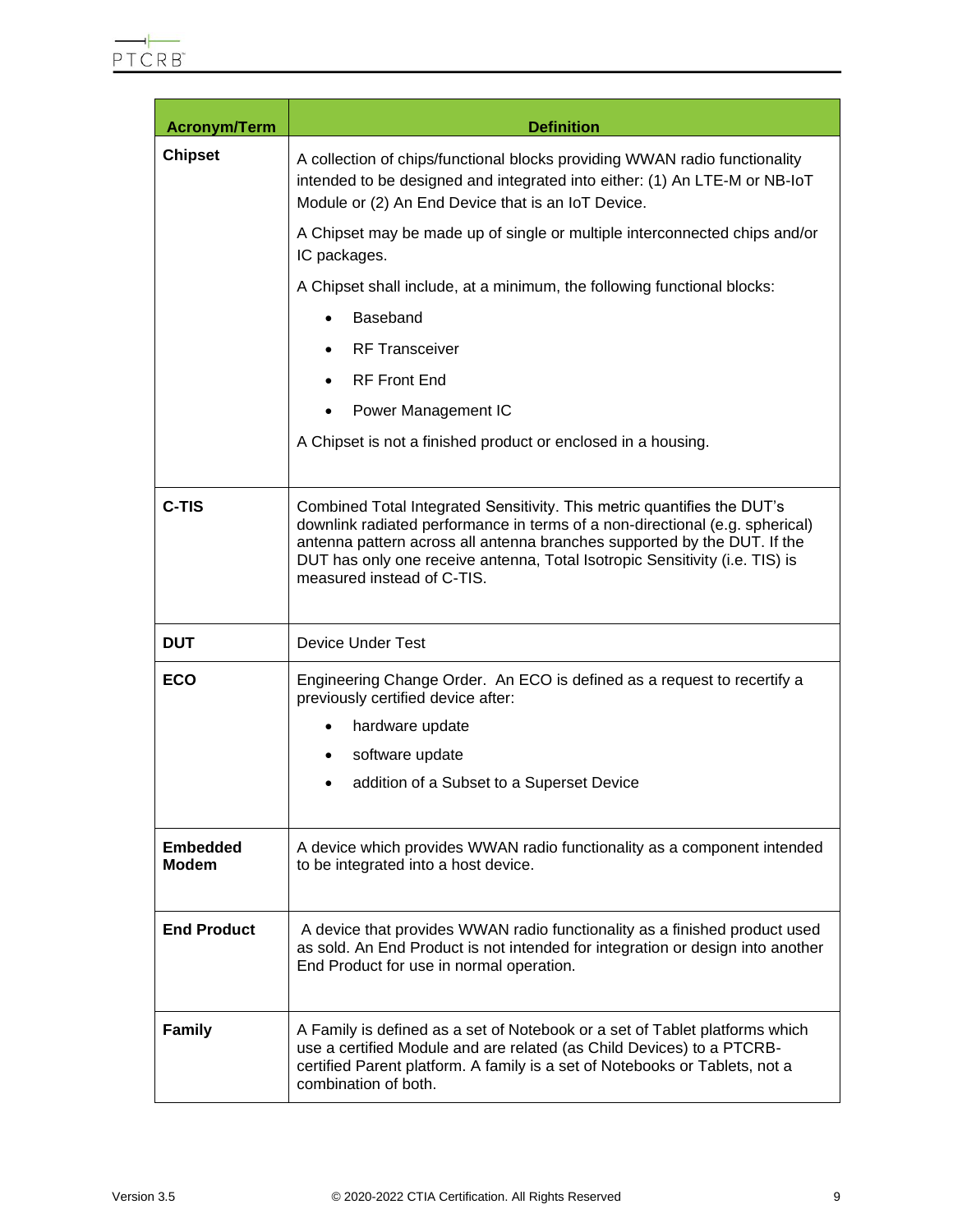| Acronym/Term | Definition |
|---|---|
| **Chipset** | A collection of chips/functional blocks providing WWAN radio functionality intended to be designed and integrated into either: (1) An LTE-M or NB-IoT Module or (2) An End Device that is an IoT Device.<br><br>A Chipset may be made up of single or multiple interconnected chips and/or IC packages.<br><br>A Chipset shall include, at a minimum, the following functional blocks:<br><br>• Baseband<br>• RF Transceiver<br>• RF Front End<br>• Power Management IC<br><br>A Chipset is not a finished product or enclosed in a housing. |
| **C-TIS** | Combined Total Integrated Sensitivity. This metric quantifies the DUT's downlink radiated performance in terms of a non-directional (e.g. spherical) antenna pattern across all antenna branches supported by the DUT. If the DUT has only one receive antenna, Total Isotropic Sensitivity (i.e. TIS) is measured instead of C-TIS. |
| **DUT** | Device Under Test |
| **ECO** | Engineering Change Order. An ECO is defined as a request to recertify a previously certified device after:<br><br>• hardware update<br>• software update<br>• addition of a Subset to a Superset Device |
| **Embedded Modem** | A device which provides WWAN radio functionality as a component intended to be integrated into a host device. |
| **End Product** | A device that provides WWAN radio functionality as a finished product used as sold. An End Product is not intended for integration or design into another End Product for use in normal operation. |
| **Family** | A Family is defined as a set of Notebook or a set of Tablet platforms which use a certified Module and are related (as Child Devices) to a PTCRB-certified Parent platform. A family is a set of Notebooks or Tablets, not a combination of both. |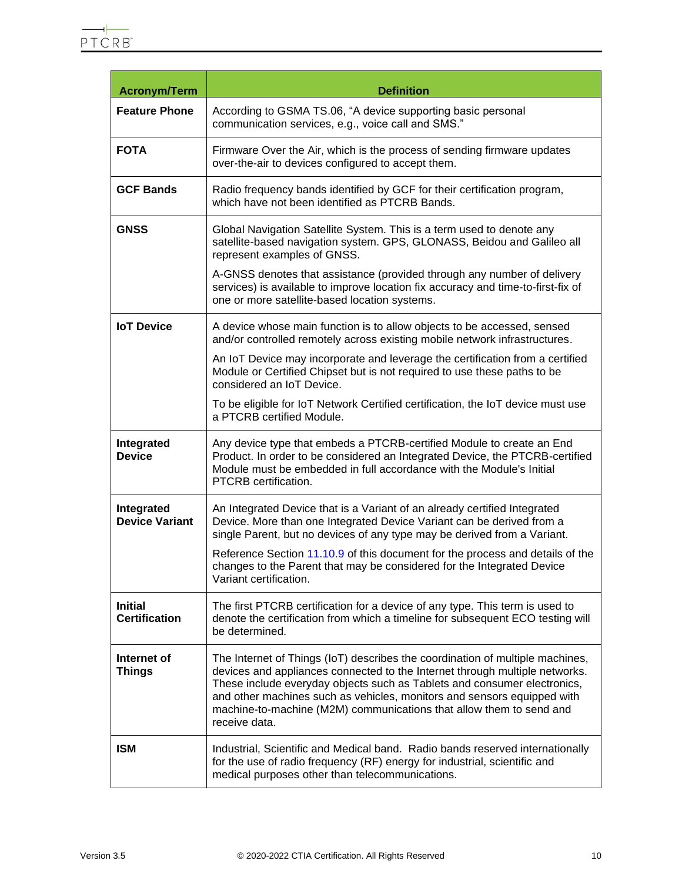| Acronym/Term | Definition |
| --- | --- |
| **Feature Phone** | According to GSMA TS.06, "A device supporting basic personal communication services, e.g., voice call and SMS." |
| **FOTA** | Firmware Over the Air, which is the process of sending firmware updates over-the-air to devices configured to accept them. |
| **GCF Bands** | Radio frequency bands identified by GCF for their certification program, which have not been identified as PTCRB Bands. |
| **GNSS** | Global Navigation Satellite System. This is a term used to denote any satellite-based navigation system. GPS, GLONASS, Beidou and Galileo all represent examples of GNSS.<br><br>A-GNSS denotes that assistance (provided through any number of delivery services) is available to improve location fix accuracy and time-to-first-fix of one or more satellite-based location systems. |
| **IoT Device** | A device whose main function is to allow objects to be accessed, sensed and/or controlled remotely across existing mobile network infrastructures.<br><br>An IoT Device may incorporate and leverage the certification from a certified Module or Certified Chipset but is not required to use these paths to be considered an IoT Device.<br><br>To be eligible for IoT Network Certified certification, the IoT device must use a PTCRB certified Module. |
| **Integrated Device** | Any device type that embeds a PTCRB-certified Module to create an End Product. In order to be considered an Integrated Device, the PTCRB-certified Module must be embedded in full accordance with the Module's Initial PTCRB certification. |
| **Integrated Device Variant** | An Integrated Device that is a Variant of an already certified Integrated Device. More than one Integrated Device Variant can be derived from a single Parent, but no devices of any type may be derived from a Variant.<br><br>Reference Section 11.10.9 of this document for the process and details of the changes to the Parent that may be considered for the Integrated Device Variant certification. |
| **Initial Certification** | The first PTCRB certification for a device of any type. This term is used to denote the certification from which a timeline for subsequent ECO testing will be determined. |
| **Internet of Things** | The Internet of Things (IoT) describes the coordination of multiple machines, devices and appliances connected to the Internet through multiple networks. These include everyday objects such as Tablets and consumer electronics, and other machines such as vehicles, monitors and sensors equipped with machine-to-machine (M2M) communications that allow them to send and receive data. |
| **ISM** | Industrial, Scientific and Medical band. Radio bands reserved internationally for the use of radio frequency (RF) energy for industrial, scientific and medical purposes other than telecommunications. |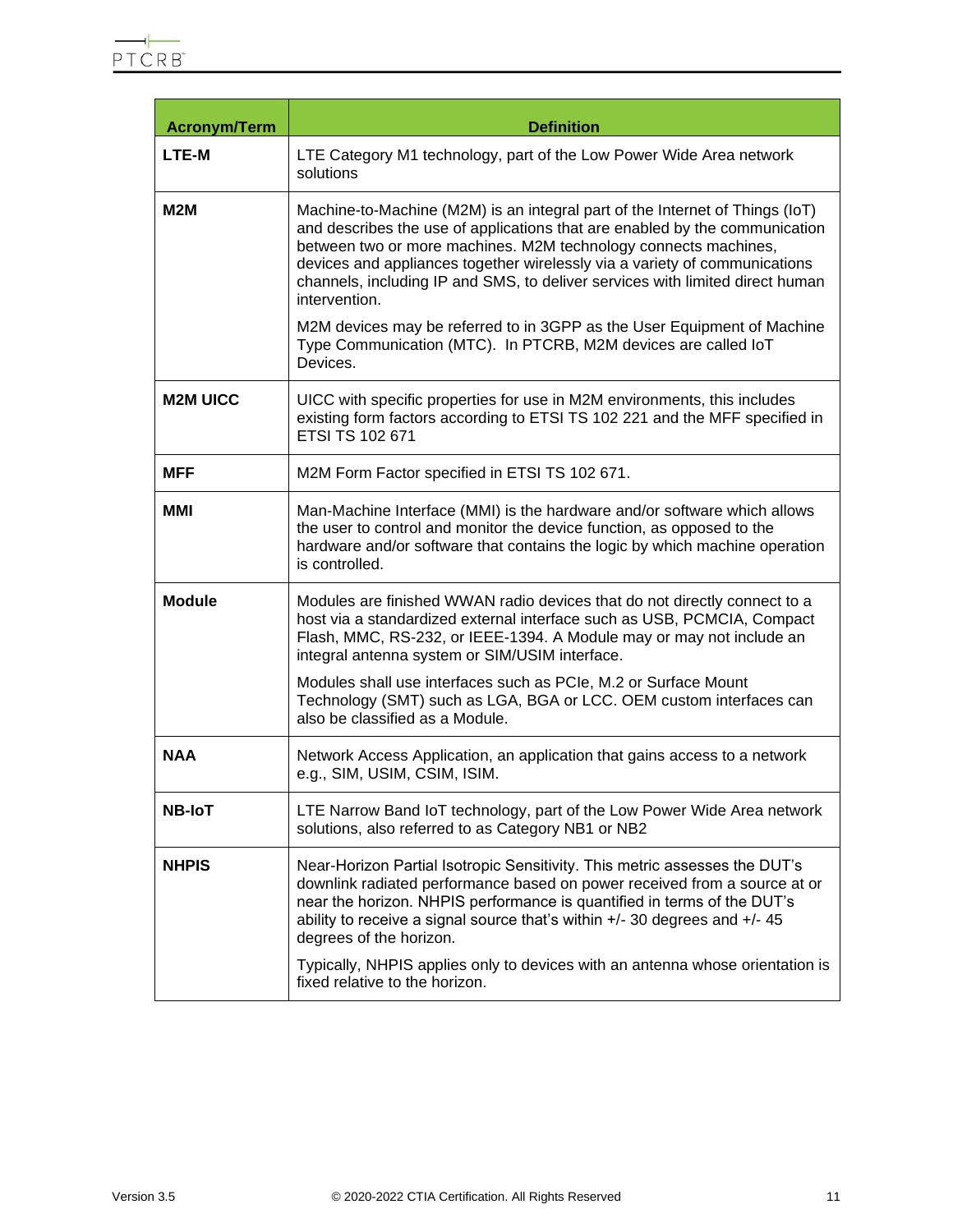| Acronym/Term | Definition |
| --- | --- |
| **LTE-M** | LTE Category M1 technology, part of the Low Power Wide Area network solutions |
| **M2M** | Machine-to-Machine (M2M) is an integral part of the Internet of Things (IoT) and describes the use of applications that are enabled by the communication between two or more machines. M2M technology connects machines, devices and appliances together wirelessly via a variety of communications channels, including IP and SMS, to deliver services with limited direct human intervention.<br><br>M2M devices may be referred to in 3GPP as the User Equipment of Machine Type Communication (MTC). In PTCRB, M2M devices are called IoT Devices. |
| **M2M UICC** | UICC with specific properties for use in M2M environments, this includes existing form factors according to ETSI TS 102 221 and the MFF specified in ETSI TS 102 671 |
| **MFF** | M2M Form Factor specified in ETSI TS 102 671. |
| **MMI** | Man-Machine Interface (MMI) is the hardware and/or software which allows the user to control and monitor the device function, as opposed to the hardware and/or software that contains the logic by which machine operation is controlled. |
| **Module** | Modules are finished WWAN radio devices that do not directly connect to a host via a standardized external interface such as USB, PCMCIA, Compact Flash, MMC, RS-232, or IEEE-1394. A Module may or may not include an integral antenna system or SIM/USIM interface.<br><br>Modules shall use interfaces such as PCIe, M.2 or Surface Mount Technology (SMT) such as LGA, BGA or LCC. OEM custom interfaces can also be classified as a Module. |
| **NAA** | Network Access Application, an application that gains access to a network e.g., SIM, USIM, CSIM, ISIM. |
| **NB-IoT** | LTE Narrow Band IoT technology, part of the Low Power Wide Area network solutions, also referred to as Category NB1 or NB2 |
| **NHPIS** | Near-Horizon Partial Isotropic Sensitivity. This metric assesses the DUT's downlink radiated performance based on power received from a source at or near the horizon. NHPIS performance is quantified in terms of the DUT's ability to receive a signal source that's within +/- 30 degrees and +/- 45 degrees of the horizon.<br><br>Typically, NHPIS applies only to devices with an antenna whose orientation is fixed relative to the horizon. |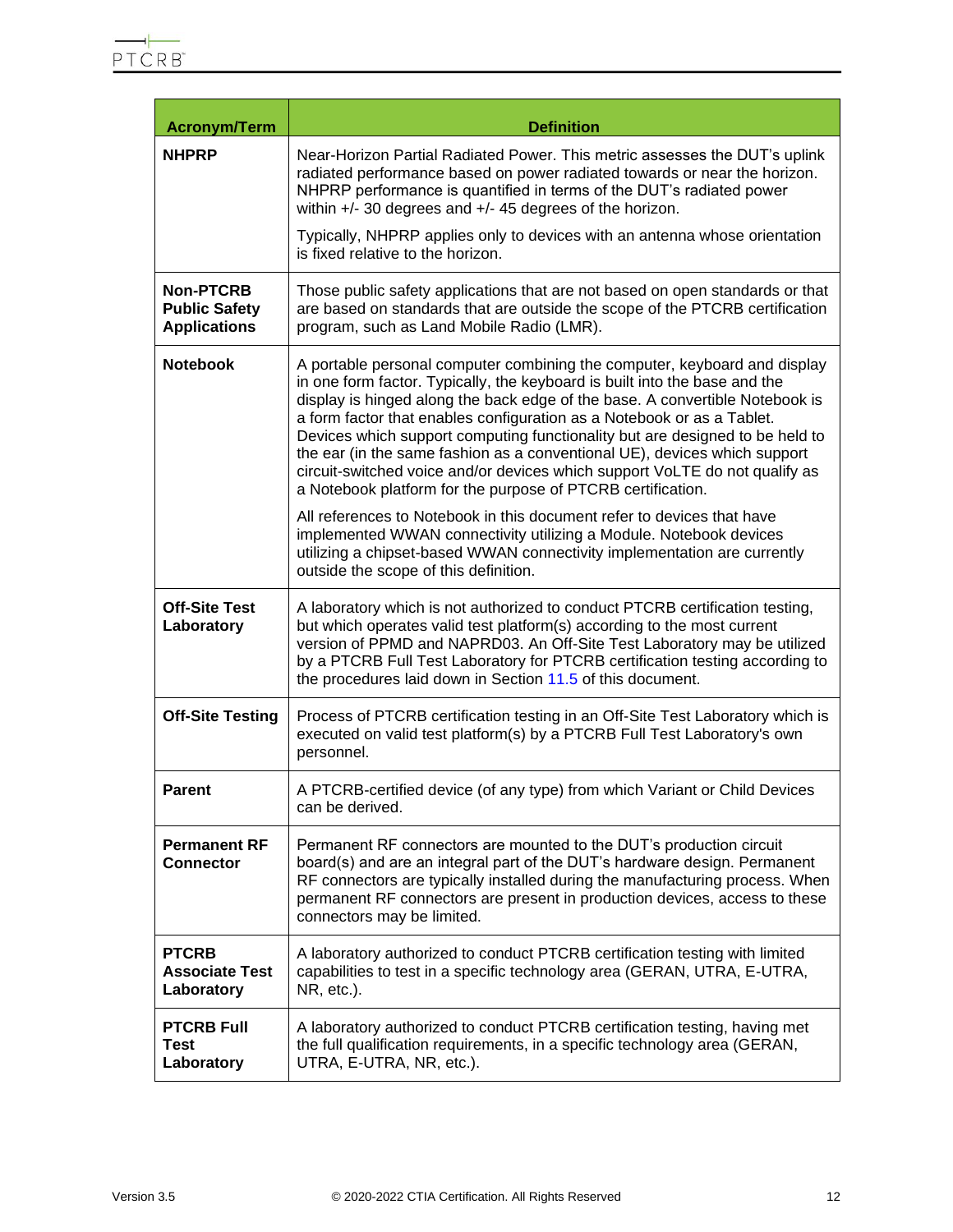| Acronym/Term | Definition |
|---|---|
| **NHPRP** | Near-Horizon Partial Radiated Power. This metric assesses the DUT's uplink radiated performance based on power radiated towards or near the horizon. NHPRP performance is quantified in terms of the DUT's radiated power within +/- 30 degrees and +/- 45 degrees of the horizon.<br><br>Typically, NHPRP applies only to devices with an antenna whose orientation is fixed relative to the horizon. |
| **Non-PTCRB Public Safety Applications** | Those public safety applications that are not based on open standards or that are based on standards that are outside the scope of the PTCRB certification program, such as Land Mobile Radio (LMR). |
| **Notebook** | A portable personal computer combining the computer, keyboard and display in one form factor. Typically, the keyboard is built into the base and the display is hinged along the back edge of the base. A convertible Notebook is a form factor that enables configuration as a Notebook or as a Tablet. Devices which support computing functionality but are designed to be held to the ear (in the same fashion as a conventional UE), devices which support circuit-switched voice and/or devices which support VoLTE do not qualify as a Notebook platform for the purpose of PTCRB certification.<br><br>All references to Notebook in this document refer to devices that have implemented WWAN connectivity utilizing a Module. Notebook devices utilizing a chipset-based WWAN connectivity implementation are currently outside the scope of this definition. |
| **Off-Site Test Laboratory** | A laboratory which is not authorized to conduct PTCRB certification testing, but which operates valid test platform(s) according to the most current version of PPMD and NAPRD03. An Off-Site Test Laboratory may be utilized by a PTCRB Full Test Laboratory for PTCRB certification testing according to the procedures laid down in Section 11.5 of this document. |
| **Off-Site Testing** | Process of PTCRB certification testing in an Off-Site Test Laboratory which is executed on valid test platform(s) by a PTCRB Full Test Laboratory's own personnel. |
| **Parent** | A PTCRB-certified device (of any type) from which Variant or Child Devices can be derived. |
| **Permanent RF Connector** | Permanent RF connectors are mounted to the DUT's production circuit board(s) and are an integral part of the DUT's hardware design. Permanent RF connectors are typically installed during the manufacturing process. When permanent RF connectors are present in production devices, access to these connectors may be limited. |
| **PTCRB Associate Test Laboratory** | A laboratory authorized to conduct PTCRB certification testing with limited capabilities to test in a specific technology area (GERAN, UTRA, E-UTRA, NR, etc.). |
| **PTCRB Full Test Laboratory** | A laboratory authorized to conduct PTCRB certification testing, having met the full qualification requirements, in a specific technology area (GERAN, UTRA, E-UTRA, NR, etc.). |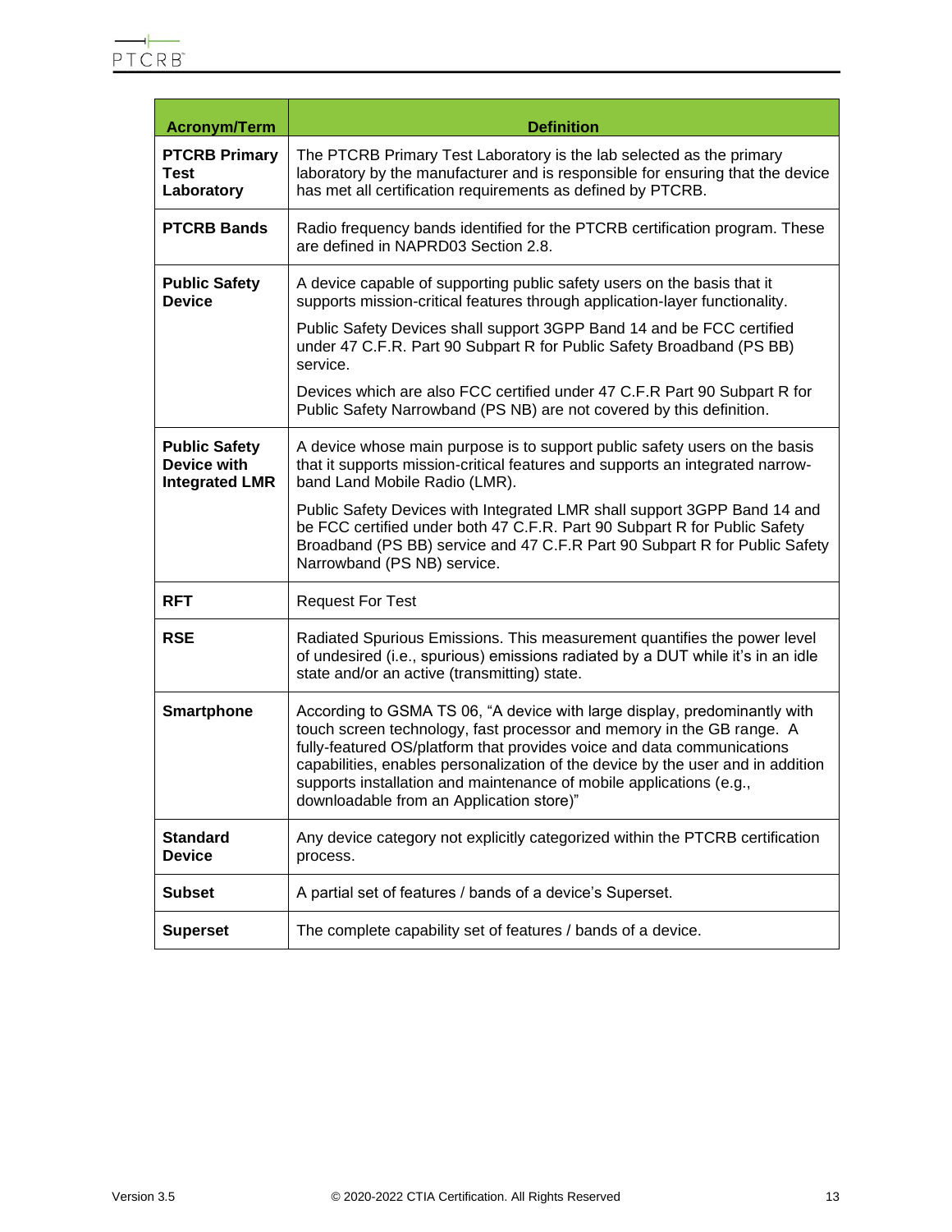| Acronym/Term | Definition |
| --- | --- |
| **PTCRB Primary Test Laboratory** | The PTCRB Primary Test Laboratory is the lab selected as the primary laboratory by the manufacturer and is responsible for ensuring that the device has met all certification requirements as defined by PTCRB. |
| **PTCRB Bands** | Radio frequency bands identified for the PTCRB certification program. These are defined in NAPRD03 Section 2.8. |
| **Public Safety Device** | A device capable of supporting public safety users on the basis that it supports mission-critical features through application-layer functionality.<br><br>Public Safety Devices shall support 3GPP Band 14 and be FCC certified under 47 C.F.R. Part 90 Subpart R for Public Safety Broadband (PS BB) service.<br><br>Devices which are also FCC certified under 47 C.F.R Part 90 Subpart R for Public Safety Narrowband (PS NB) are not covered by this definition. |
| **Public Safety Device with Integrated LMR** | A device whose main purpose is to support public safety users on the basis that it supports mission-critical features and supports an integrated narrow-band Land Mobile Radio (LMR).<br><br>Public Safety Devices with Integrated LMR shall support 3GPP Band 14 and be FCC certified under both 47 C.F.R. Part 90 Subpart R for Public Safety Broadband (PS BB) service and 47 C.F.R Part 90 Subpart R for Public Safety Narrowband (PS NB) service. |
| **RFT** | Request For Test |
| **RSE** | Radiated Spurious Emissions. This measurement quantifies the power level of undesired (i.e., spurious) emissions radiated by a DUT while it's in an idle state and/or an active (transmitting) state. |
| **Smartphone** | According to GSMA TS 06, "A device with large display, predominantly with touch screen technology, fast processor and memory in the GB range. A fully-featured OS/platform that provides voice and data communications capabilities, enables personalization of the device by the user and in addition supports installation and maintenance of mobile applications (e.g., downloadable from an Application store)" |
| **Standard Device** | Any device category not explicitly categorized within the PTCRB certification process. |
| **Subset** | A partial set of features / bands of a device's Superset. |
| **Superset** | The complete capability set of features / bands of a device. |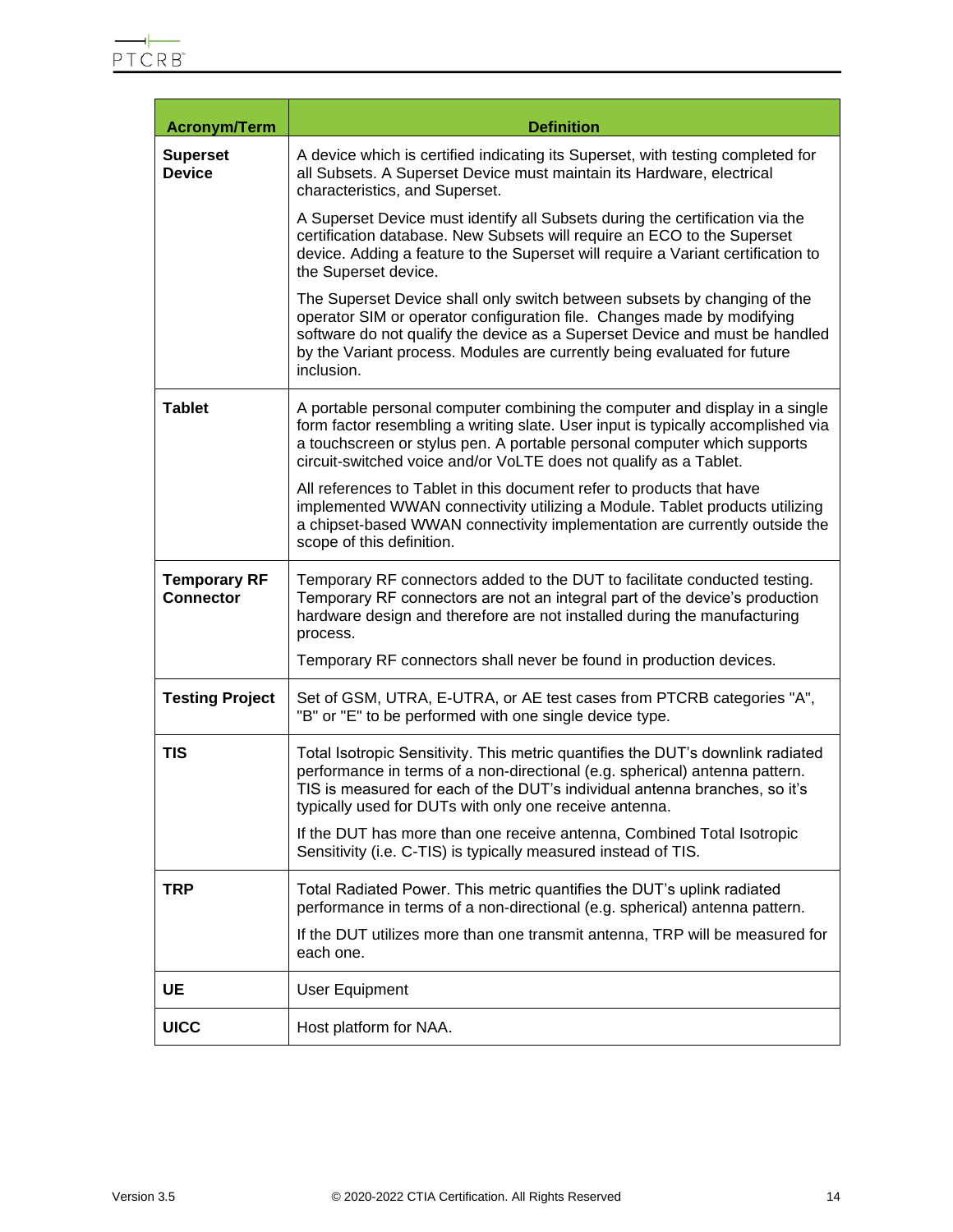| Acronym/Term | Definition |
|---|---|
| **Superset Device** | A device which is certified indicating its Superset, with testing completed for all Subsets. A Superset Device must maintain its Hardware, electrical characteristics, and Superset.<br><br>A Superset Device must identify all Subsets during the certification via the certification database. New Subsets will require an ECO to the Superset device. Adding a feature to the Superset will require a Variant certification to the Superset device.<br><br>The Superset Device shall only switch between subsets by changing of the operator SIM or operator configuration file. Changes made by modifying software do not qualify the device as a Superset Device and must be handled by the Variant process. Modules are currently being evaluated for future inclusion. |
| **Tablet** | A portable personal computer combining the computer and display in a single form factor resembling a writing slate. User input is typically accomplished via a touchscreen or stylus pen. A portable personal computer which supports circuit-switched voice and/or VoLTE does not qualify as a Tablet.<br><br>All references to Tablet in this document refer to products that have implemented WWAN connectivity utilizing a Module. Tablet products utilizing a chipset-based WWAN connectivity implementation are currently outside the scope of this definition. |
| **Temporary RF Connector** | Temporary RF connectors added to the DUT to facilitate conducted testing. Temporary RF connectors are not an integral part of the device's production hardware design and therefore are not installed during the manufacturing process.<br><br>Temporary RF connectors shall never be found in production devices. |
| **Testing Project** | Set of GSM, UTRA, E-UTRA, or AE test cases from PTCRB categories "A", "B" or "E" to be performed with one single device type. |
| **TIS** | Total Isotropic Sensitivity. This metric quantifies the DUT's downlink radiated performance in terms of a non-directional (e.g. spherical) antenna pattern. TIS is measured for each of the DUT's individual antenna branches, so it's typically used for DUTs with only one receive antenna.<br><br>If the DUT has more than one receive antenna, Combined Total Isotropic Sensitivity (i.e. C-TIS) is typically measured instead of TIS. |
| **TRP** | Total Radiated Power. This metric quantifies the DUT's uplink radiated performance in terms of a non-directional (e.g. spherical) antenna pattern.<br><br>If the DUT utilizes more than one transmit antenna, TRP will be measured for each one. |
| **UE** | User Equipment |
| **UICC** | Host platform for NAA. |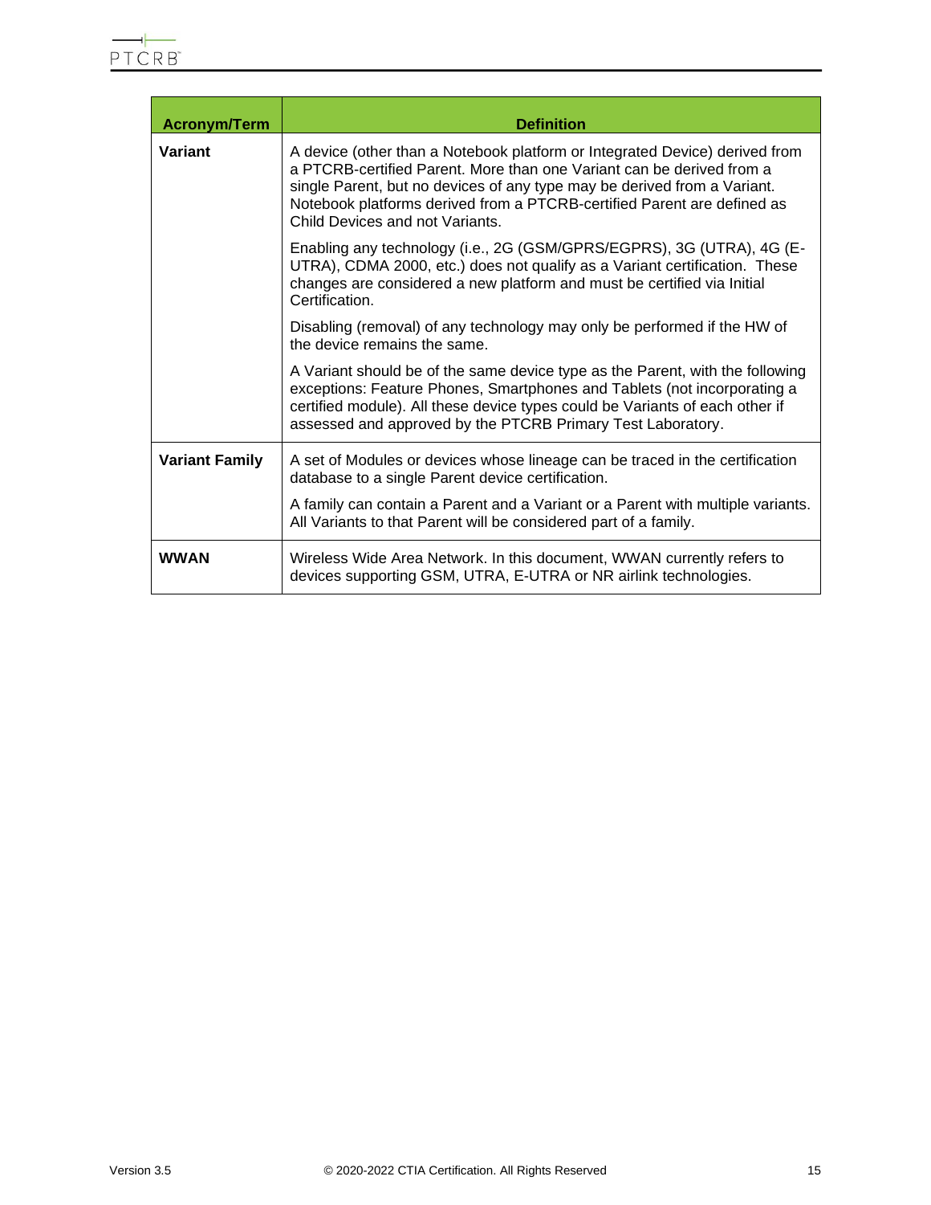| Acronym/Term | Definition |
|---|---|
| **Variant** | A device (other than a Notebook platform or Integrated Device) derived from a PTCRB-certified Parent. More than one Variant can be derived from a single Parent, but no devices of any type may be derived from a Variant. Notebook platforms derived from a PTCRB-certified Parent are defined as Child Devices and not Variants.<br><br>Enabling any technology (i.e., 2G (GSM/GPRS/EGPRS), 3G (UTRA), 4G (E-UTRA), CDMA 2000, etc.) does not qualify as a Variant certification. These changes are considered a new platform and must be certified via Initial Certification.<br><br>Disabling (removal) of any technology may only be performed if the HW of the device remains the same.<br><br>A Variant should be of the same device type as the Parent, with the following exceptions: Feature Phones, Smartphones and Tablets (not incorporating a certified module). All these device types could be Variants of each other if assessed and approved by the PTCRB Primary Test Laboratory. |
| **Variant Family** | A set of Modules or devices whose lineage can be traced in the certification database to a single Parent device certification.<br><br>A family can contain a Parent and a Variant or a Parent with multiple variants. All Variants to that Parent will be considered part of a family. |
| **WWAN** | Wireless Wide Area Network. In this document, WWAN currently refers to devices supporting GSM, UTRA, E-UTRA or NR airlink technologies. |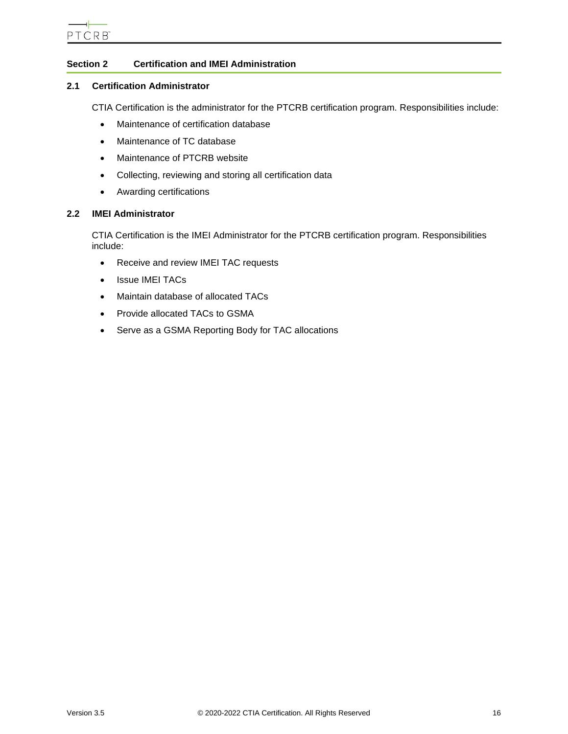# Section 2 Certification and IMEI Administration

## 2.1 Certification Administrator

CTIA Certification is the administrator for the PTCRB certification program. Responsibilities include:

- Maintenance of certification database
- Maintenance of TC database
- Maintenance of PTCRB website
- Collecting, reviewing and storing all certification data
- Awarding certifications

## 2.2 IMEI Administrator

CTIA Certification is the IMEI Administrator for the PTCRB certification program. Responsibilities include:

- Receive and review IMEI TAC requests
- Issue IMEI TACs
- Maintain database of allocated TACs
- Provide allocated TACs to GSMA
- Serve as a GSMA Reporting Body for TAC allocations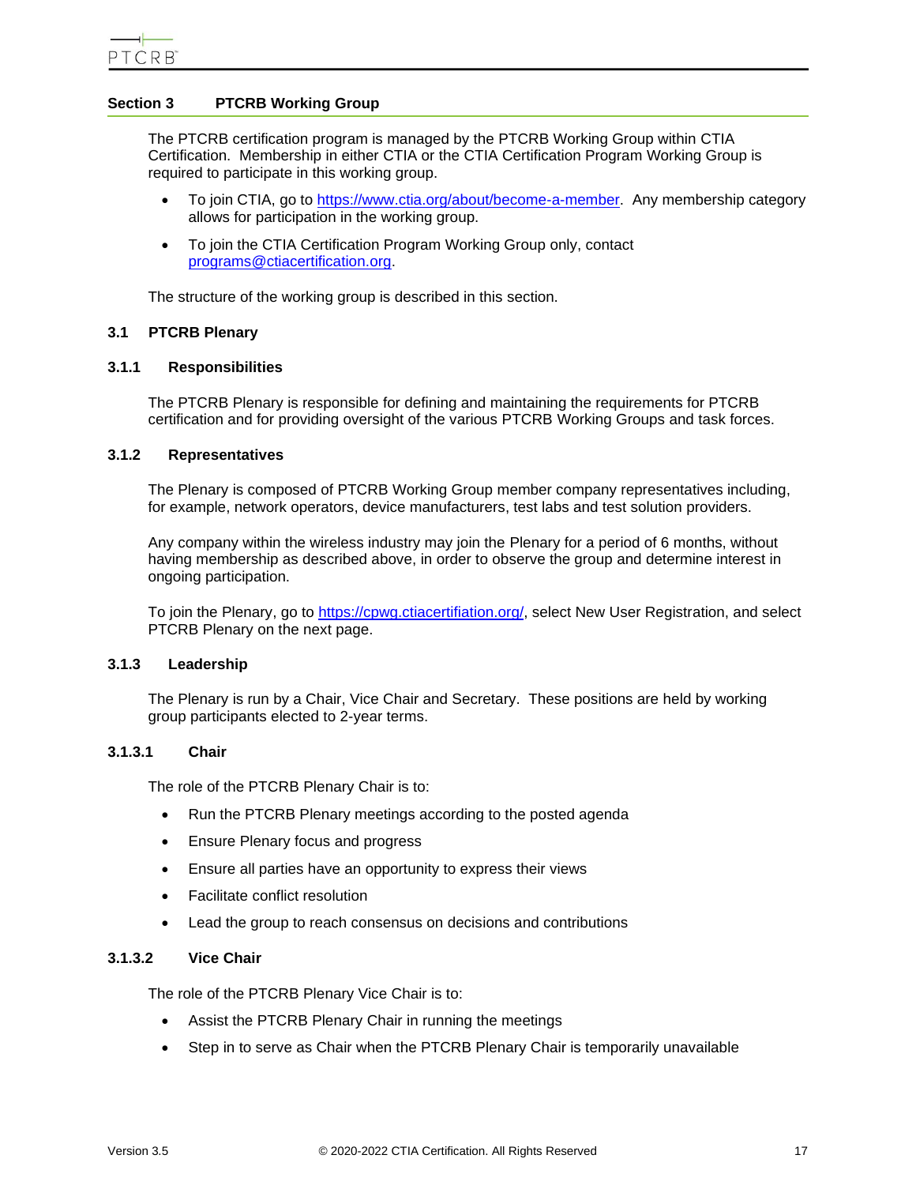# Section 3 PTCRB Working Group

The PTCRB certification program is managed by the PTCRB Working Group within CTIA Certification. Membership in either CTIA or the CTIA Certification Program Working Group is required to participate in this working group.

- To join CTIA, go to https://www.ctia.org/about/become-a-member. Any membership category allows for participation in the working group.
- To join the CTIA Certification Program Working Group only, contact programs@ctiacertification.org.

The structure of the working group is described in this section.

## 3.1 PTCRB Plenary

### 3.1.1 Responsibilities

The PTCRB Plenary is responsible for defining and maintaining the requirements for PTCRB certification and for providing oversight of the various PTCRB Working Groups and task forces.

### 3.1.2 Representatives

The Plenary is composed of PTCRB Working Group member company representatives including, for example, network operators, device manufacturers, test labs and test solution providers.

Any company within the wireless industry may join the Plenary for a period of 6 months, without having membership as described above, in order to observe the group and determine interest in ongoing participation.

To join the Plenary, go to https://cpwg.ctiacertifiation.org/, select New User Registration, and select PTCRB Plenary on the next page.

### 3.1.3 Leadership

The Plenary is run by a Chair, Vice Chair and Secretary. These positions are held by working group participants elected to 2-year terms.

#### 3.1.3.1 Chair

The role of the PTCRB Plenary Chair is to:

- Run the PTCRB Plenary meetings according to the posted agenda
- Ensure Plenary focus and progress
- Ensure all parties have an opportunity to express their views
- Facilitate conflict resolution
- Lead the group to reach consensus on decisions and contributions

#### 3.1.3.2 Vice Chair

The role of the PTCRB Plenary Vice Chair is to:

- Assist the PTCRB Plenary Chair in running the meetings
- Step in to serve as Chair when the PTCRB Plenary Chair is temporarily unavailable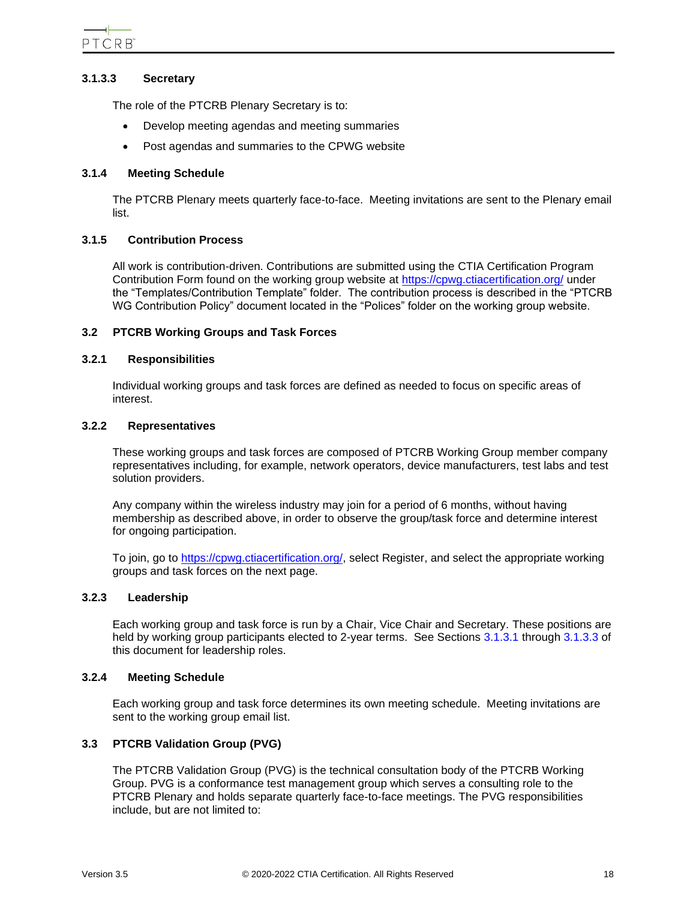#### 3.1.3.3 Secretary

The role of the PTCRB Plenary Secretary is to:

- Develop meeting agendas and meeting summaries
- Post agendas and summaries to the CPWG website

### 3.1.4 Meeting Schedule

The PTCRB Plenary meets quarterly face-to-face. Meeting invitations are sent to the Plenary email list.

### 3.1.5 Contribution Process

All work is contribution-driven. Contributions are submitted using the CTIA Certification Program Contribution Form found on the working group website at https://cpwg.ctiacertification.org/ under the "Templates/Contribution Template" folder. The contribution process is described in the "PTCRB WG Contribution Policy" document located in the "Polices" folder on the working group website.

## 3.2 PTCRB Working Groups and Task Forces

### 3.2.1 Responsibilities

Individual working groups and task forces are defined as needed to focus on specific areas of interest.

### 3.2.2 Representatives

These working groups and task forces are composed of PTCRB Working Group member company representatives including, for example, network operators, device manufacturers, test labs and test solution providers.

Any company within the wireless industry may join for a period of 6 months, without having membership as described above, in order to observe the group/task force and determine interest for ongoing participation.

To join, go to https://cpwg.ctiacertification.org/, select Register, and select the appropriate working groups and task forces on the next page.

### 3.2.3 Leadership

Each working group and task force is run by a Chair, Vice Chair and Secretary. These positions are held by working group participants elected to 2-year terms. See Sections 3.1.3.1 through 3.1.3.3 of this document for leadership roles.

### 3.2.4 Meeting Schedule

Each working group and task force determines its own meeting schedule. Meeting invitations are sent to the working group email list.

## 3.3 PTCRB Validation Group (PVG)

The PTCRB Validation Group (PVG) is the technical consultation body of the PTCRB Working Group. PVG is a conformance test management group which serves a consulting role to the PTCRB Plenary and holds separate quarterly face-to-face meetings. The PVG responsibilities include, but are not limited to: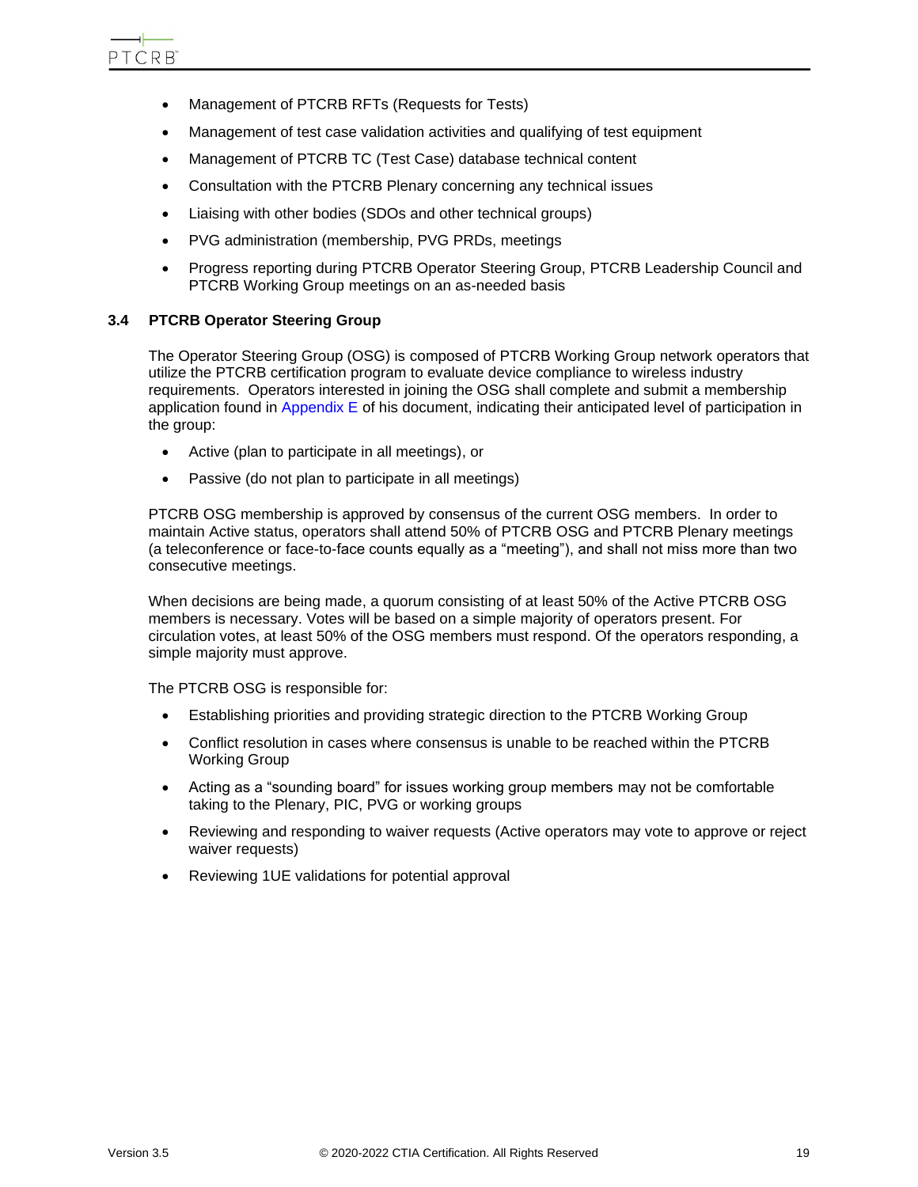- Management of PTCRB RFTs (Requests for Tests)
- Management of test case validation activities and qualifying of test equipment
- Management of PTCRB TC (Test Case) database technical content
- Consultation with the PTCRB Plenary concerning any technical issues
- Liaising with other bodies (SDOs and other technical groups)
- PVG administration (membership, PVG PRDs, meetings
- Progress reporting during PTCRB Operator Steering Group, PTCRB Leadership Council and PTCRB Working Group meetings on an as-needed basis

### 3.4 PTCRB Operator Steering Group

The Operator Steering Group (OSG) is composed of PTCRB Working Group network operators that utilize the PTCRB certification program to evaluate device compliance to wireless industry requirements. Operators interested in joining the OSG shall complete and submit a membership application found in Appendix E of his document, indicating their anticipated level of participation in the group:

- Active (plan to participate in all meetings), or
- Passive (do not plan to participate in all meetings)

PTCRB OSG membership is approved by consensus of the current OSG members. In order to maintain Active status, operators shall attend 50% of PTCRB OSG and PTCRB Plenary meetings (a teleconference or face-to-face counts equally as a "meeting"), and shall not miss more than two consecutive meetings.

When decisions are being made, a quorum consisting of at least 50% of the Active PTCRB OSG members is necessary. Votes will be based on a simple majority of operators present. For circulation votes, at least 50% of the OSG members must respond. Of the operators responding, a simple majority must approve.

The PTCRB OSG is responsible for:

- Establishing priorities and providing strategic direction to the PTCRB Working Group
- Conflict resolution in cases where consensus is unable to be reached within the PTCRB Working Group
- Acting as a "sounding board" for issues working group members may not be comfortable taking to the Plenary, PIC, PVG or working groups
- Reviewing and responding to waiver requests (Active operators may vote to approve or reject waiver requests)
- Reviewing 1UE validations for potential approval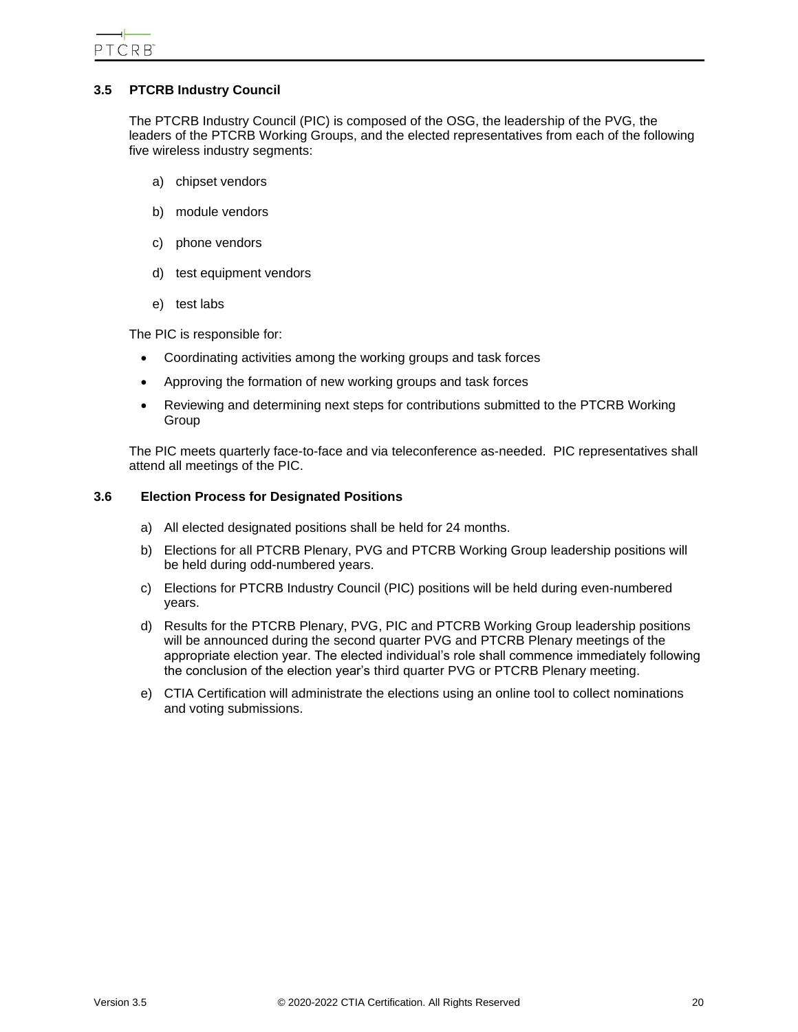### 3.5 PTCRB Industry Council

The PTCRB Industry Council (PIC) is composed of the OSG, the leadership of the PVG, the leaders of the PTCRB Working Groups, and the elected representatives from each of the following five wireless industry segments:

a) chipset vendors

b) module vendors

c) phone vendors

d) test equipment vendors

e) test labs

The PIC is responsible for:

- Coordinating activities among the working groups and task forces
- Approving the formation of new working groups and task forces
- Reviewing and determining next steps for contributions submitted to the PTCRB Working Group

The PIC meets quarterly face-to-face and via teleconference as-needed. PIC representatives shall attend all meetings of the PIC.

### 3.6 Election Process for Designated Positions

a) All elected designated positions shall be held for 24 months.

b) Elections for all PTCRB Plenary, PVG and PTCRB Working Group leadership positions will be held during odd-numbered years.

c) Elections for PTCRB Industry Council (PIC) positions will be held during even-numbered years.

d) Results for the PTCRB Plenary, PVG, PIC and PTCRB Working Group leadership positions will be announced during the second quarter PVG and PTCRB Plenary meetings of the appropriate election year. The elected individual's role shall commence immediately following the conclusion of the election year's third quarter PVG or PTCRB Plenary meeting.

e) CTIA Certification will administrate the elections using an online tool to collect nominations and voting submissions.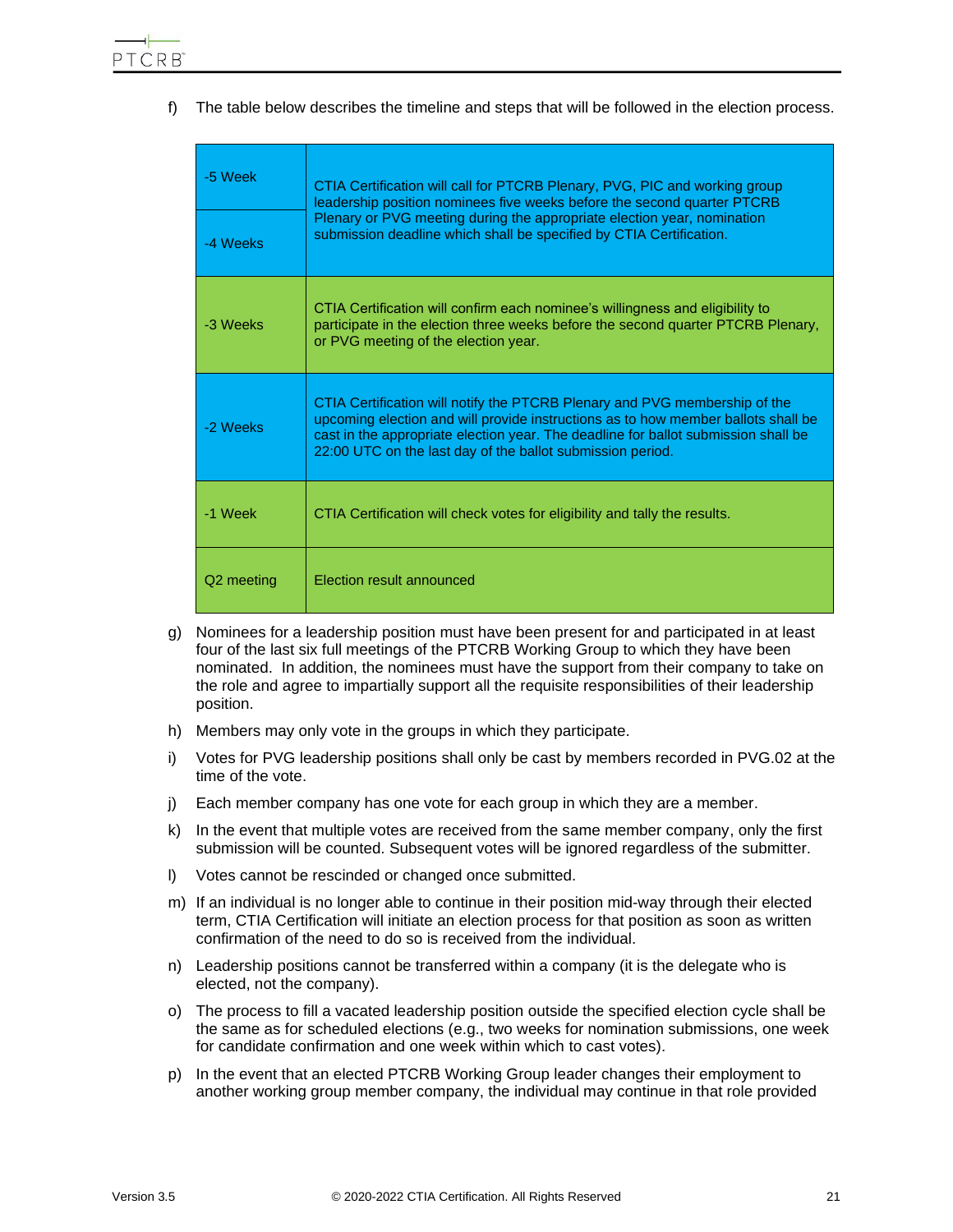f) The table below describes the timeline and steps that will be followed in the election process.

| | |
|---|---|
| -5 Week | CTIA Certification will call for PTCRB Plenary, PVG, PIC and working group leadership position nominees five weeks before the second quarter PTCRB Plenary or PVG meeting during the appropriate election year, nomination submission deadline which shall be specified by CTIA Certification. |
| -4 Weeks | |
| -3 Weeks | CTIA Certification will confirm each nominee's willingness and eligibility to participate in the election three weeks before the second quarter PTCRB Plenary, or PVG meeting of the election year. |
| -2 Weeks | CTIA Certification will notify the PTCRB Plenary and PVG membership of the upcoming election and will provide instructions as to how member ballots shall be cast in the appropriate election year. The deadline for ballot submission shall be 22:00 UTC on the last day of the ballot submission period. |
| -1 Week | CTIA Certification will check votes for eligibility and tally the results. |
| Q2 meeting | Election result announced |

g) Nominees for a leadership position must have been present for and participated in at least four of the last six full meetings of the PTCRB Working Group to which they have been nominated. In addition, the nominees must have the support from their company to take on the role and agree to impartially support all the requisite responsibilities of their leadership position.

h) Members may only vote in the groups in which they participate.

i) Votes for PVG leadership positions shall only be cast by members recorded in PVG.02 at the time of the vote.

j) Each member company has one vote for each group in which they are a member.

k) In the event that multiple votes are received from the same member company, only the first submission will be counted. Subsequent votes will be ignored regardless of the submitter.

l) Votes cannot be rescinded or changed once submitted.

m) If an individual is no longer able to continue in their position mid-way through their elected term, CTIA Certification will initiate an election process for that position as soon as written confirmation of the need to do so is received from the individual.

n) Leadership positions cannot be transferred within a company (it is the delegate who is elected, not the company).

o) The process to fill a vacated leadership position outside the specified election cycle shall be the same as for scheduled elections (e.g., two weeks for nomination submissions, one week for candidate confirmation and one week within which to cast votes).

p) In the event that an elected PTCRB Working Group leader changes their employment to another working group member company, the individual may continue in that role provided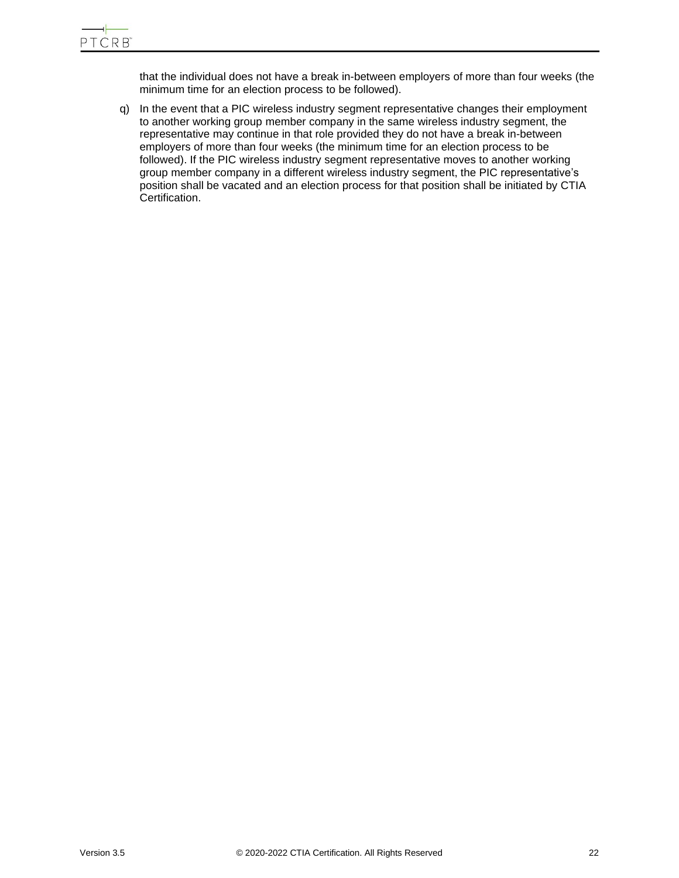that the individual does not have a break in-between employers of more than four weeks (the minimum time for an election process to be followed).

q) In the event that a PIC wireless industry segment representative changes their employment to another working group member company in the same wireless industry segment, the representative may continue in that role provided they do not have a break in-between employers of more than four weeks (the minimum time for an election process to be followed). If the PIC wireless industry segment representative moves to another working group member company in a different wireless industry segment, the PIC representative's position shall be vacated and an election process for that position shall be initiated by CTIA Certification.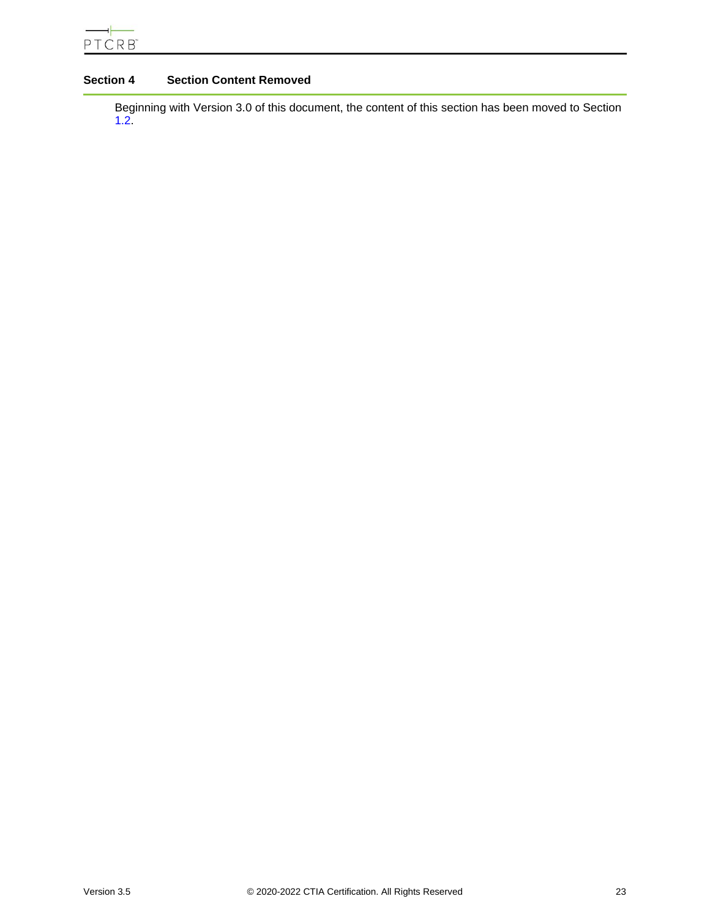# Section 4 Section Content Removed

Beginning with Version 3.0 of this document, the content of this section has been moved to Section 1.2.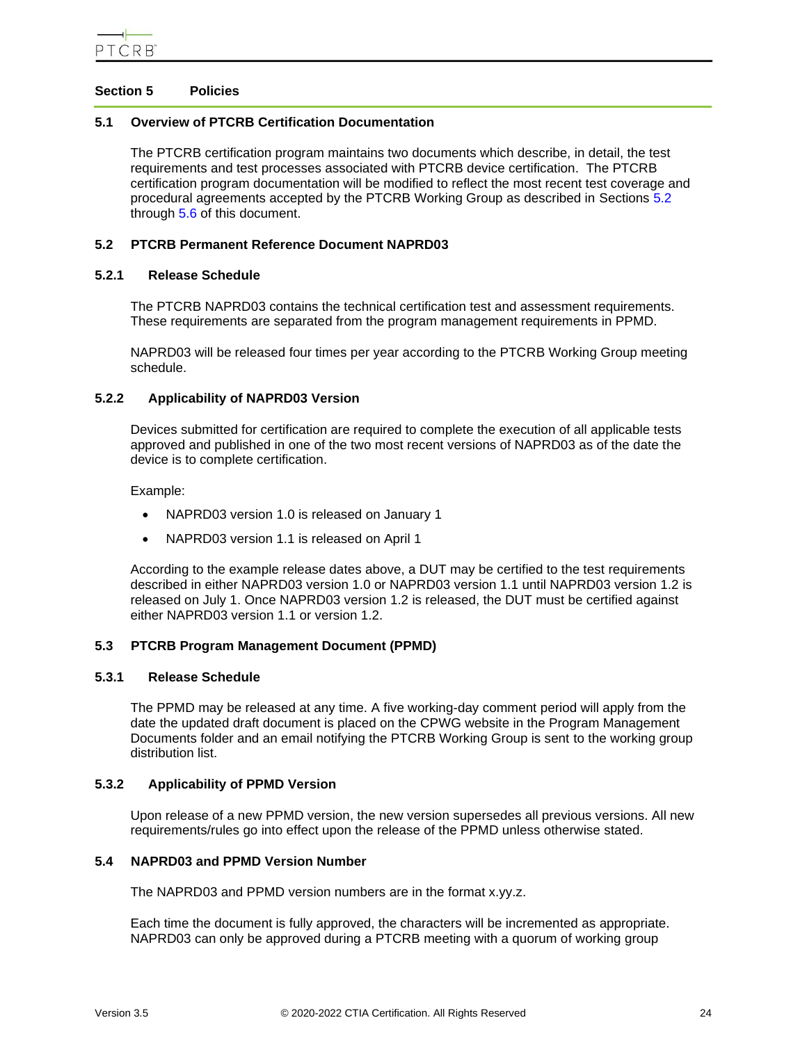# Section 5 Policies

## 5.1 Overview of PTCRB Certification Documentation

The PTCRB certification program maintains two documents which describe, in detail, the test requirements and test processes associated with PTCRB device certification. The PTCRB certification program documentation will be modified to reflect the most recent test coverage and procedural agreements accepted by the PTCRB Working Group as described in Sections 5.2 through 5.6 of this document.

## 5.2 PTCRB Permanent Reference Document NAPRD03

### 5.2.1 Release Schedule

The PTCRB NAPRD03 contains the technical certification test and assessment requirements. These requirements are separated from the program management requirements in PPMD.

NAPRD03 will be released four times per year according to the PTCRB Working Group meeting schedule.

### 5.2.2 Applicability of NAPRD03 Version

Devices submitted for certification are required to complete the execution of all applicable tests approved and published in one of the two most recent versions of NAPRD03 as of the date the device is to complete certification.

Example:

- NAPRD03 version 1.0 is released on January 1
- NAPRD03 version 1.1 is released on April 1

According to the example release dates above, a DUT may be certified to the test requirements described in either NAPRD03 version 1.0 or NAPRD03 version 1.1 until NAPRD03 version 1.2 is released on July 1. Once NAPRD03 version 1.2 is released, the DUT must be certified against either NAPRD03 version 1.1 or version 1.2.

## 5.3 PTCRB Program Management Document (PPMD)

### 5.3.1 Release Schedule

The PPMD may be released at any time. A five working-day comment period will apply from the date the updated draft document is placed on the CPWG website in the Program Management Documents folder and an email notifying the PTCRB Working Group is sent to the working group distribution list.

### 5.3.2 Applicability of PPMD Version

Upon release of a new PPMD version, the new version supersedes all previous versions. All new requirements/rules go into effect upon the release of the PPMD unless otherwise stated.

## 5.4 NAPRD03 and PPMD Version Number

The NAPRD03 and PPMD version numbers are in the format x.yy.z.

Each time the document is fully approved, the characters will be incremented as appropriate. NAPRD03 can only be approved during a PTCRB meeting with a quorum of working group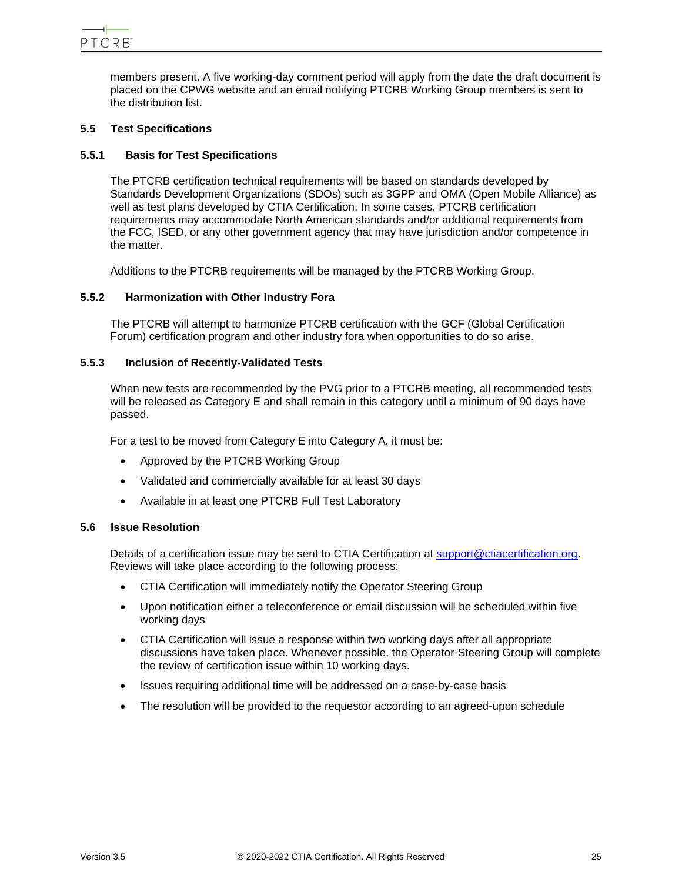members present. A five working-day comment period will apply from the date the draft document is placed on the CPWG website and an email notifying PTCRB Working Group members is sent to the distribution list.

## 5.5 Test Specifications

### 5.5.1 Basis for Test Specifications

The PTCRB certification technical requirements will be based on standards developed by Standards Development Organizations (SDOs) such as 3GPP and OMA (Open Mobile Alliance) as well as test plans developed by CTIA Certification. In some cases, PTCRB certification requirements may accommodate North American standards and/or additional requirements from the FCC, ISED, or any other government agency that may have jurisdiction and/or competence in the matter.

Additions to the PTCRB requirements will be managed by the PTCRB Working Group.

### 5.5.2 Harmonization with Other Industry Fora

The PTCRB will attempt to harmonize PTCRB certification with the GCF (Global Certification Forum) certification program and other industry fora when opportunities to do so arise.

### 5.5.3 Inclusion of Recently-Validated Tests

When new tests are recommended by the PVG prior to a PTCRB meeting, all recommended tests will be released as Category E and shall remain in this category until a minimum of 90 days have passed.

For a test to be moved from Category E into Category A, it must be:

- Approved by the PTCRB Working Group
- Validated and commercially available for at least 30 days
- Available in at least one PTCRB Full Test Laboratory

## 5.6 Issue Resolution

Details of a certification issue may be sent to CTIA Certification at support@ctiacertification.org. Reviews will take place according to the following process:

- CTIA Certification will immediately notify the Operator Steering Group
- Upon notification either a teleconference or email discussion will be scheduled within five working days
- CTIA Certification will issue a response within two working days after all appropriate discussions have taken place. Whenever possible, the Operator Steering Group will complete the review of certification issue within 10 working days.
- Issues requiring additional time will be addressed on a case-by-case basis
- The resolution will be provided to the requestor according to an agreed-upon schedule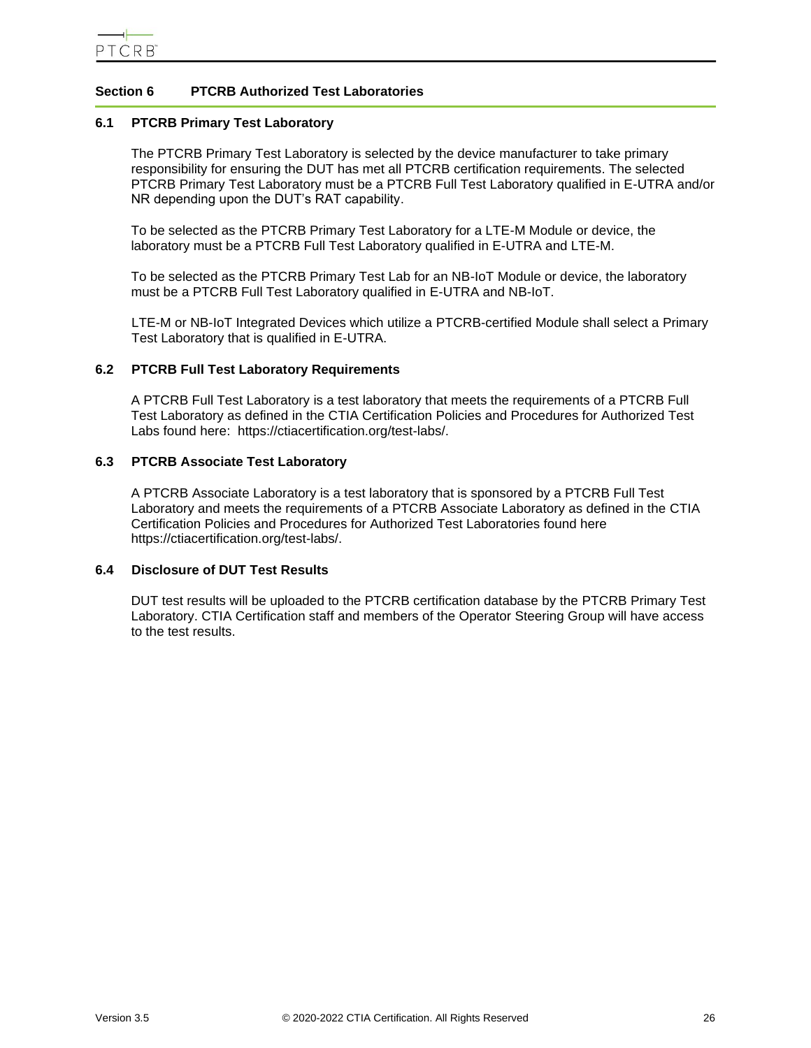# Section 6 PTCRB Authorized Test Laboratories

## 6.1 PTCRB Primary Test Laboratory

The PTCRB Primary Test Laboratory is selected by the device manufacturer to take primary responsibility for ensuring the DUT has met all PTCRB certification requirements. The selected PTCRB Primary Test Laboratory must be a PTCRB Full Test Laboratory qualified in E-UTRA and/or NR depending upon the DUT's RAT capability.

To be selected as the PTCRB Primary Test Laboratory for a LTE-M Module or device, the laboratory must be a PTCRB Full Test Laboratory qualified in E-UTRA and LTE-M.

To be selected as the PTCRB Primary Test Lab for an NB-IoT Module or device, the laboratory must be a PTCRB Full Test Laboratory qualified in E-UTRA and NB-IoT.

LTE-M or NB-IoT Integrated Devices which utilize a PTCRB-certified Module shall select a Primary Test Laboratory that is qualified in E-UTRA.

## 6.2 PTCRB Full Test Laboratory Requirements

A PTCRB Full Test Laboratory is a test laboratory that meets the requirements of a PTCRB Full Test Laboratory as defined in the CTIA Certification Policies and Procedures for Authorized Test Labs found here: https://ctiacertification.org/test-labs/.

## 6.3 PTCRB Associate Test Laboratory

A PTCRB Associate Laboratory is a test laboratory that is sponsored by a PTCRB Full Test Laboratory and meets the requirements of a PTCRB Associate Laboratory as defined in the CTIA Certification Policies and Procedures for Authorized Test Laboratories found here https://ctiacertification.org/test-labs/.

## 6.4 Disclosure of DUT Test Results

DUT test results will be uploaded to the PTCRB certification database by the PTCRB Primary Test Laboratory. CTIA Certification staff and members of the Operator Steering Group will have access to the test results.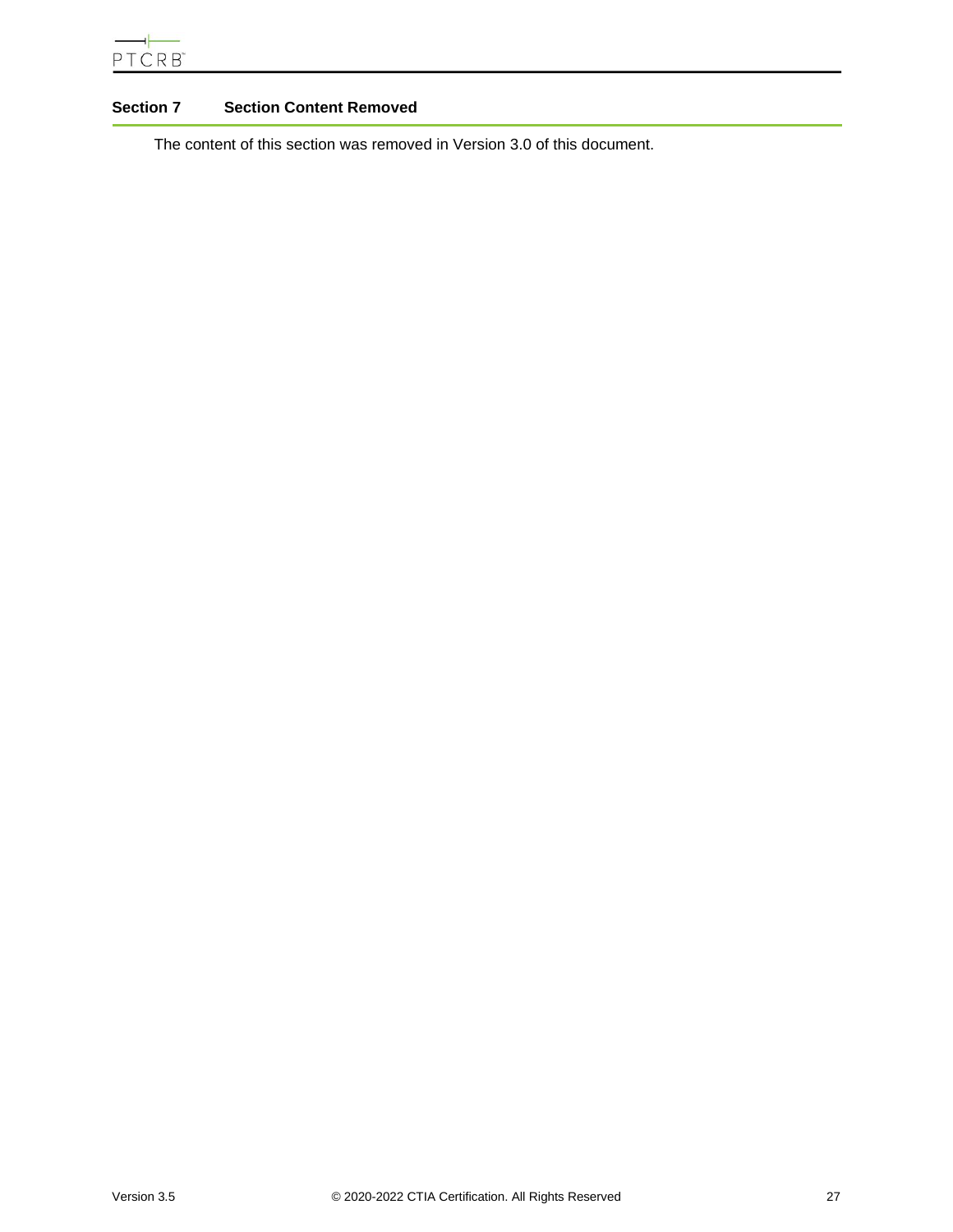# Section 7 Section Content Removed

The content of this section was removed in Version 3.0 of this document.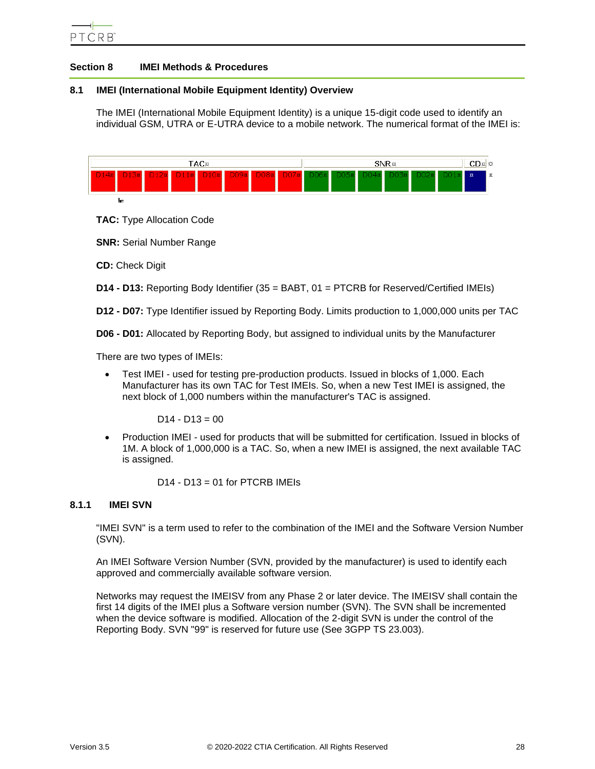## Section 8 IMEI Methods & Procedures

### 8.1 IMEI (International Mobile Equipment Identity) Overview

The IMEI (International Mobile Equipment Identity) is a unique 15-digit code used to identify an individual GSM, UTRA or E-UTRA device to a mobile network. The numerical format of the IMEI is:

| TAC | | | | | | | | SNR | | | | | | CD |
|---|---|---|---|---|---|---|---|---|---|---|---|---|---|---|
| D14 | D13 | D12 | D11 | D10 | D09 | D08 | D07 | D06 | D05 | D04 | D03 | D02 | D01 | |

**TAC:** Type Allocation Code

**SNR:** Serial Number Range

**CD:** Check Digit

**D14 - D13:** Reporting Body Identifier (35 = BABT, 01 = PTCRB for Reserved/Certified IMEIs)

**D12 - D07:** Type Identifier issued by Reporting Body. Limits production to 1,000,000 units per TAC

**D06 - D01:** Allocated by Reporting Body, but assigned to individual units by the Manufacturer

There are two types of IMEIs:

- Test IMEI - used for testing pre-production products. Issued in blocks of 1,000. Each Manufacturer has its own TAC for Test IMEIs. So, when a new Test IMEI is assigned, the next block of 1,000 numbers within the manufacturer's TAC is assigned.

  D14 - D13 = 00

- Production IMEI - used for products that will be submitted for certification. Issued in blocks of 1M. A block of 1,000,000 is a TAC. So, when a new IMEI is assigned, the next available TAC is assigned.

  D14 - D13 = 01 for PTCRB IMEIs

#### 8.1.1 IMEI SVN

"IMEI SVN" is a term used to refer to the combination of the IMEI and the Software Version Number (SVN).

An IMEI Software Version Number (SVN, provided by the manufacturer) is used to identify each approved and commercially available software version.

Networks may request the IMEISV from any Phase 2 or later device. The IMEISV shall contain the first 14 digits of the IMEI plus a Software version number (SVN). The SVN shall be incremented when the device software is modified. Allocation of the 2-digit SVN is under the control of the Reporting Body. SVN "99" is reserved for future use (See 3GPP TS 23.003).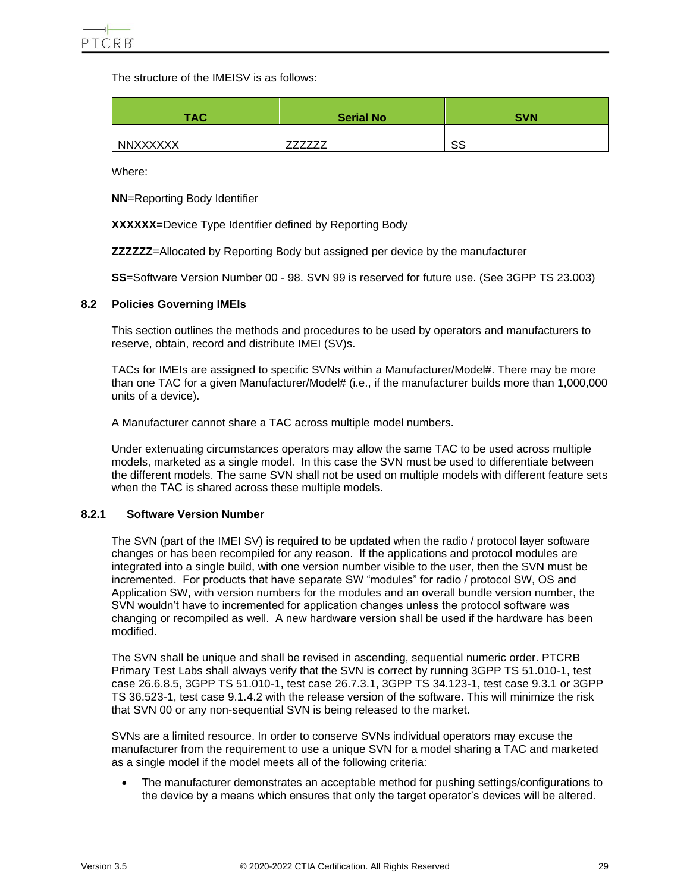The structure of the IMEISV is as follows:

| TAC | Serial No | SVN |
|---|---|---|
| NNXXXXXX | ZZZZZZ | SS |

Where:

**NN**=Reporting Body Identifier

**XXXXXX**=Device Type Identifier defined by Reporting Body

**ZZZZZZ**=Allocated by Reporting Body but assigned per device by the manufacturer

**SS**=Software Version Number 00 - 98. SVN 99 is reserved for future use. (See 3GPP TS 23.003)

### 8.2 Policies Governing IMEIs

This section outlines the methods and procedures to be used by operators and manufacturers to reserve, obtain, record and distribute IMEI (SV)s.

TACs for IMEIs are assigned to specific SVNs within a Manufacturer/Model#. There may be more than one TAC for a given Manufacturer/Model# (i.e., if the manufacturer builds more than 1,000,000 units of a device).

A Manufacturer cannot share a TAC across multiple model numbers.

Under extenuating circumstances operators may allow the same TAC to be used across multiple models, marketed as a single model. In this case the SVN must be used to differentiate between the different models. The same SVN shall not be used on multiple models with different feature sets when the TAC is shared across these multiple models.

#### 8.2.1 Software Version Number

The SVN (part of the IMEI SV) is required to be updated when the radio / protocol layer software changes or has been recompiled for any reason. If the applications and protocol modules are integrated into a single build, with one version number visible to the user, then the SVN must be incremented. For products that have separate SW "modules" for radio / protocol SW, OS and Application SW, with version numbers for the modules and an overall bundle version number, the SVN wouldn't have to incremented for application changes unless the protocol software was changing or recompiled as well. A new hardware version shall be used if the hardware has been modified.

The SVN shall be unique and shall be revised in ascending, sequential numeric order. PTCRB Primary Test Labs shall always verify that the SVN is correct by running 3GPP TS 51.010-1, test case 26.6.8.5, 3GPP TS 51.010-1, test case 26.7.3.1, 3GPP TS 34.123-1, test case 9.3.1 or 3GPP TS 36.523-1, test case 9.1.4.2 with the release version of the software. This will minimize the risk that SVN 00 or any non-sequential SVN is being released to the market.

SVNs are a limited resource. In order to conserve SVNs individual operators may excuse the manufacturer from the requirement to use a unique SVN for a model sharing a TAC and marketed as a single model if the model meets all of the following criteria:

- The manufacturer demonstrates an acceptable method for pushing settings/configurations to the device by a means which ensures that only the target operator's devices will be altered.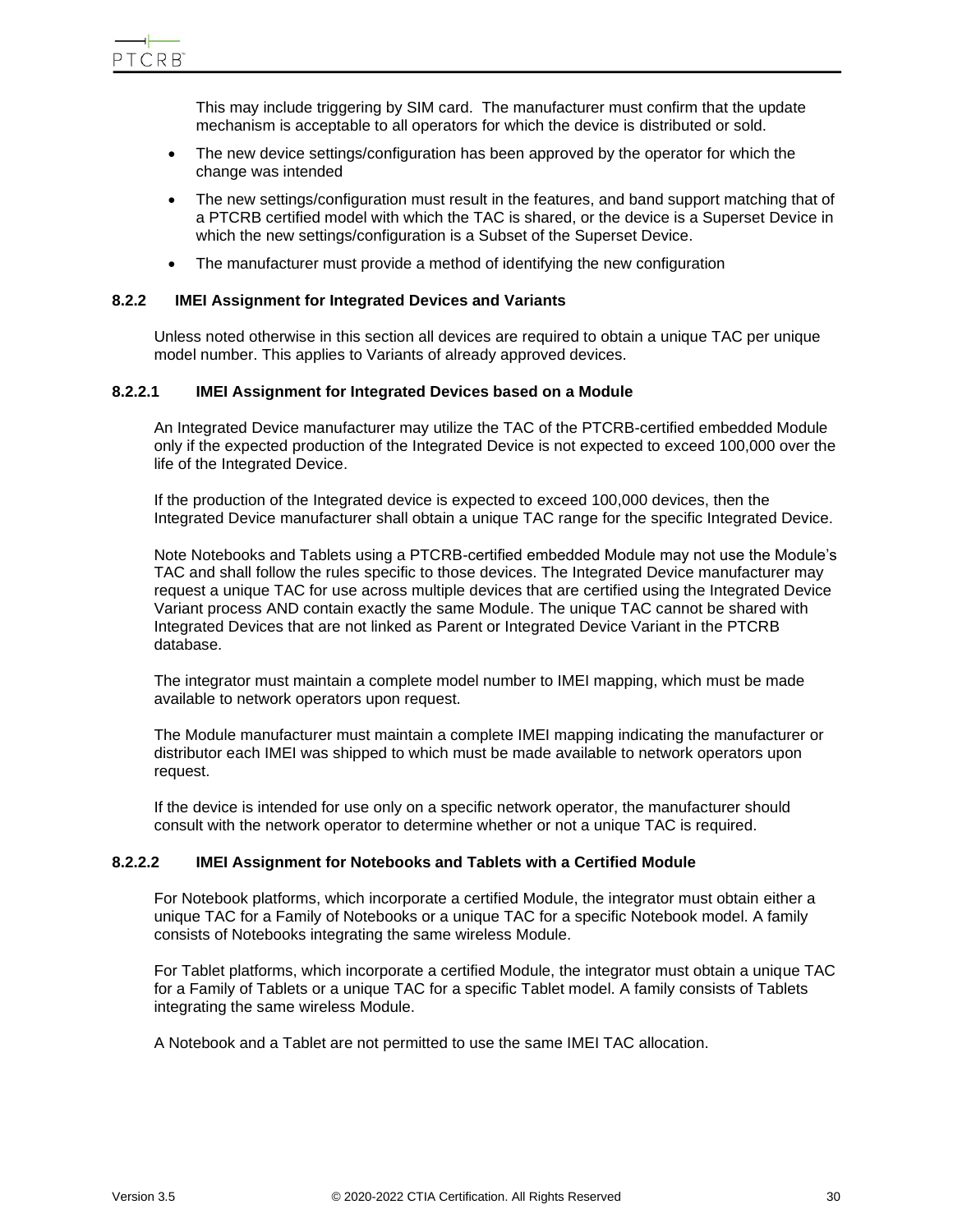This may include triggering by SIM card. The manufacturer must confirm that the update mechanism is acceptable to all operators for which the device is distributed or sold.

- The new device settings/configuration has been approved by the operator for which the change was intended
- The new settings/configuration must result in the features, and band support matching that of a PTCRB certified model with which the TAC is shared, or the device is a Superset Device in which the new settings/configuration is a Subset of the Superset Device.
- The manufacturer must provide a method of identifying the new configuration

### 8.2.2 IMEI Assignment for Integrated Devices and Variants

Unless noted otherwise in this section all devices are required to obtain a unique TAC per unique model number. This applies to Variants of already approved devices.

#### 8.2.2.1 IMEI Assignment for Integrated Devices based on a Module

An Integrated Device manufacturer may utilize the TAC of the PTCRB-certified embedded Module only if the expected production of the Integrated Device is not expected to exceed 100,000 over the life of the Integrated Device.

If the production of the Integrated device is expected to exceed 100,000 devices, then the Integrated Device manufacturer shall obtain a unique TAC range for the specific Integrated Device.

Note Notebooks and Tablets using a PTCRB-certified embedded Module may not use the Module's TAC and shall follow the rules specific to those devices. The Integrated Device manufacturer may request a unique TAC for use across multiple devices that are certified using the Integrated Device Variant process AND contain exactly the same Module. The unique TAC cannot be shared with Integrated Devices that are not linked as Parent or Integrated Device Variant in the PTCRB database.

The integrator must maintain a complete model number to IMEI mapping, which must be made available to network operators upon request.

The Module manufacturer must maintain a complete IMEI mapping indicating the manufacturer or distributor each IMEI was shipped to which must be made available to network operators upon request.

If the device is intended for use only on a specific network operator, the manufacturer should consult with the network operator to determine whether or not a unique TAC is required.

#### 8.2.2.2 IMEI Assignment for Notebooks and Tablets with a Certified Module

For Notebook platforms, which incorporate a certified Module, the integrator must obtain either a unique TAC for a Family of Notebooks or a unique TAC for a specific Notebook model. A family consists of Notebooks integrating the same wireless Module.

For Tablet platforms, which incorporate a certified Module, the integrator must obtain a unique TAC for a Family of Tablets or a unique TAC for a specific Tablet model. A family consists of Tablets integrating the same wireless Module.

A Notebook and a Tablet are not permitted to use the same IMEI TAC allocation.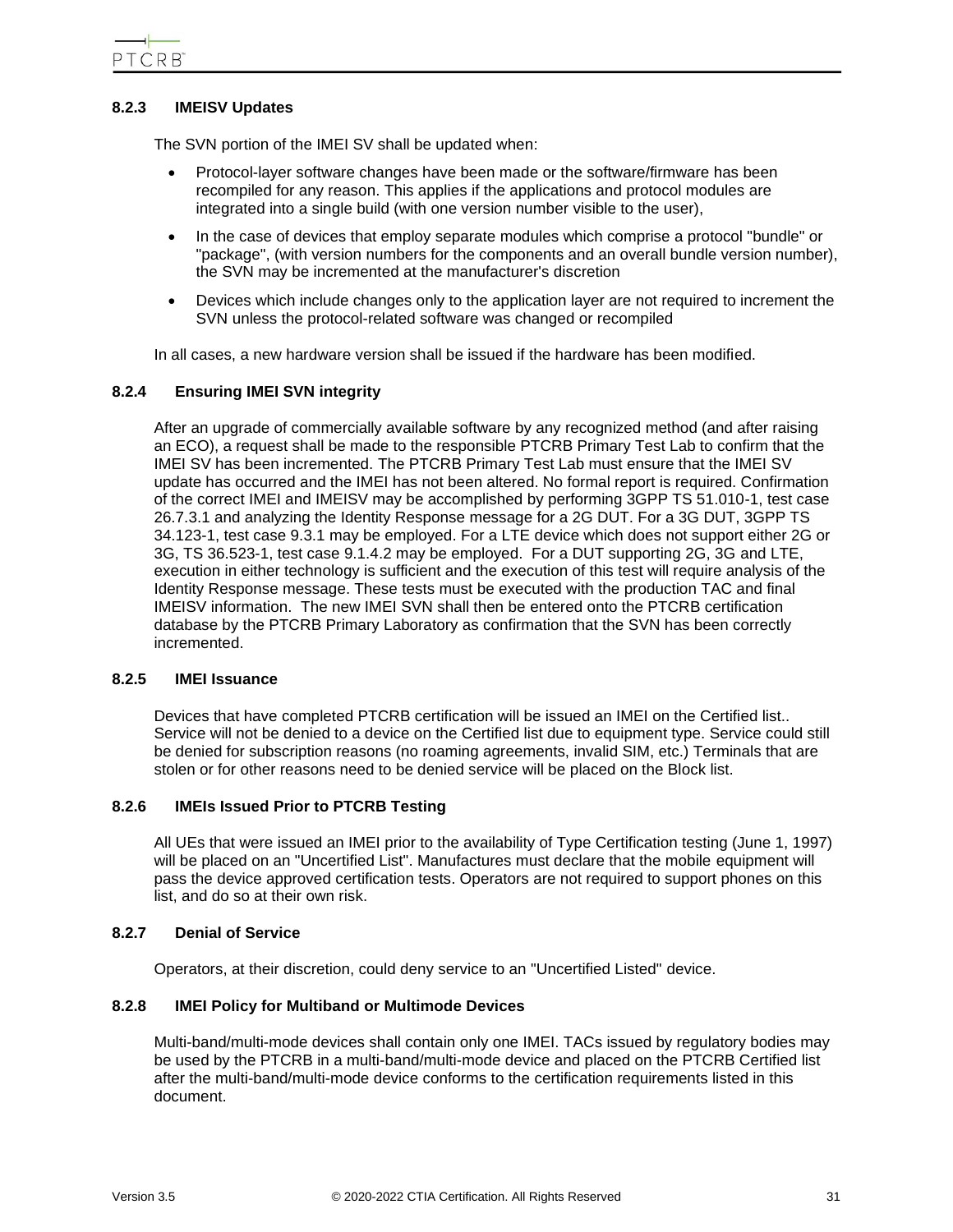### 8.2.3 IMEISV Updates

The SVN portion of the IMEI SV shall be updated when:

- Protocol-layer software changes have been made or the software/firmware has been recompiled for any reason. This applies if the applications and protocol modules are integrated into a single build (with one version number visible to the user),
- In the case of devices that employ separate modules which comprise a protocol "bundle" or "package", (with version numbers for the components and an overall bundle version number), the SVN may be incremented at the manufacturer's discretion
- Devices which include changes only to the application layer are not required to increment the SVN unless the protocol-related software was changed or recompiled

In all cases, a new hardware version shall be issued if the hardware has been modified.

### 8.2.4 Ensuring IMEI SVN integrity

After an upgrade of commercially available software by any recognized method (and after raising an ECO), a request shall be made to the responsible PTCRB Primary Test Lab to confirm that the IMEI SV has been incremented. The PTCRB Primary Test Lab must ensure that the IMEI SV update has occurred and the IMEI has not been altered. No formal report is required. Confirmation of the correct IMEI and IMEISV may be accomplished by performing 3GPP TS 51.010-1, test case 26.7.3.1 and analyzing the Identity Response message for a 2G DUT. For a 3G DUT, 3GPP TS 34.123-1, test case 9.3.1 may be employed. For a LTE device which does not support either 2G or 3G, TS 36.523-1, test case 9.1.4.2 may be employed. For a DUT supporting 2G, 3G and LTE, execution in either technology is sufficient and the execution of this test will require analysis of the Identity Response message. These tests must be executed with the production TAC and final IMEISV information. The new IMEI SVN shall then be entered onto the PTCRB certification database by the PTCRB Primary Laboratory as confirmation that the SVN has been correctly incremented.

### 8.2.5 IMEI Issuance

Devices that have completed PTCRB certification will be issued an IMEI on the Certified list.. Service will not be denied to a device on the Certified list due to equipment type. Service could still be denied for subscription reasons (no roaming agreements, invalid SIM, etc.) Terminals that are stolen or for other reasons need to be denied service will be placed on the Block list.

### 8.2.6 IMEIs Issued Prior to PTCRB Testing

All UEs that were issued an IMEI prior to the availability of Type Certification testing (June 1, 1997) will be placed on an "Uncertified List". Manufactures must declare that the mobile equipment will pass the device approved certification tests. Operators are not required to support phones on this list, and do so at their own risk.

### 8.2.7 Denial of Service

Operators, at their discretion, could deny service to an "Uncertified Listed" device.

### 8.2.8 IMEI Policy for Multiband or Multimode Devices

Multi-band/multi-mode devices shall contain only one IMEI. TACs issued by regulatory bodies may be used by the PTCRB in a multi-band/multi-mode device and placed on the PTCRB Certified list after the multi-band/multi-mode device conforms to the certification requirements listed in this document.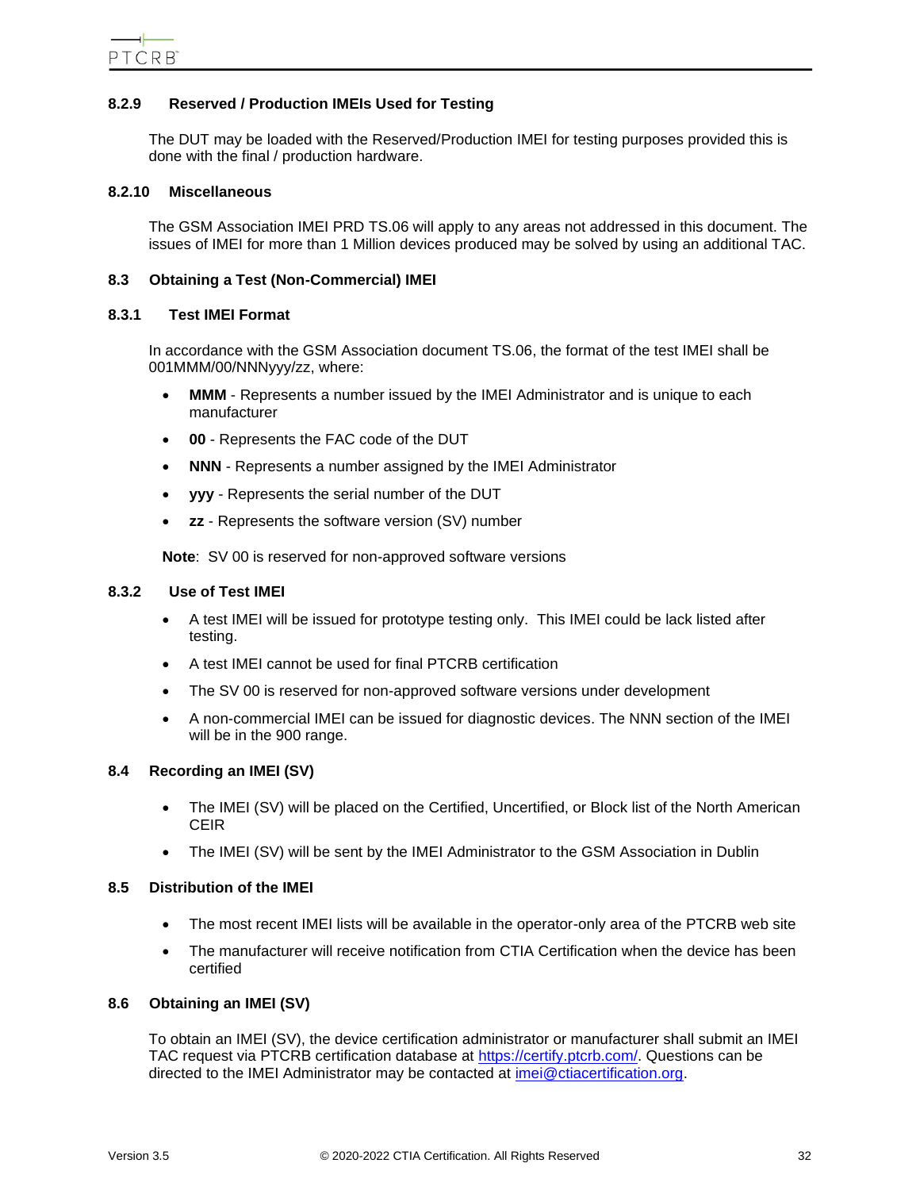#### 8.2.9 Reserved / Production IMEIs Used for Testing

The DUT may be loaded with the Reserved/Production IMEI for testing purposes provided this is done with the final / production hardware.

#### 8.2.10 Miscellaneous

The GSM Association IMEI PRD TS.06 will apply to any areas not addressed in this document. The issues of IMEI for more than 1 Million devices produced may be solved by using an additional TAC.

### 8.3 Obtaining a Test (Non-Commercial) IMEI

#### 8.3.1 Test IMEI Format

In accordance with the GSM Association document TS.06, the format of the test IMEI shall be 001MMM/00/NNNyyy/zz, where:

- **MMM** - Represents a number issued by the IMEI Administrator and is unique to each manufacturer
- **00** - Represents the FAC code of the DUT
- **NNN** - Represents a number assigned by the IMEI Administrator
- **yyy** - Represents the serial number of the DUT
- **zz** - Represents the software version (SV) number

**Note**: SV 00 is reserved for non-approved software versions

#### 8.3.2 Use of Test IMEI

- A test IMEI will be issued for prototype testing only. This IMEI could be lack listed after testing.
- A test IMEI cannot be used for final PTCRB certification
- The SV 00 is reserved for non-approved software versions under development
- A non-commercial IMEI can be issued for diagnostic devices. The NNN section of the IMEI will be in the 900 range.

### 8.4 Recording an IMEI (SV)

- The IMEI (SV) will be placed on the Certified, Uncertified, or Block list of the North American CEIR
- The IMEI (SV) will be sent by the IMEI Administrator to the GSM Association in Dublin

### 8.5 Distribution of the IMEI

- The most recent IMEI lists will be available in the operator-only area of the PTCRB web site
- The manufacturer will receive notification from CTIA Certification when the device has been certified

### 8.6 Obtaining an IMEI (SV)

To obtain an IMEI (SV), the device certification administrator or manufacturer shall submit an IMEI TAC request via PTCRB certification database at [https://certify.ptcrb.com/](https://certify.ptcrb.com/). Questions can be directed to the IMEI Administrator may be contacted at [imei@ctiacertification.org](mailto:imei@ctiacertification.org).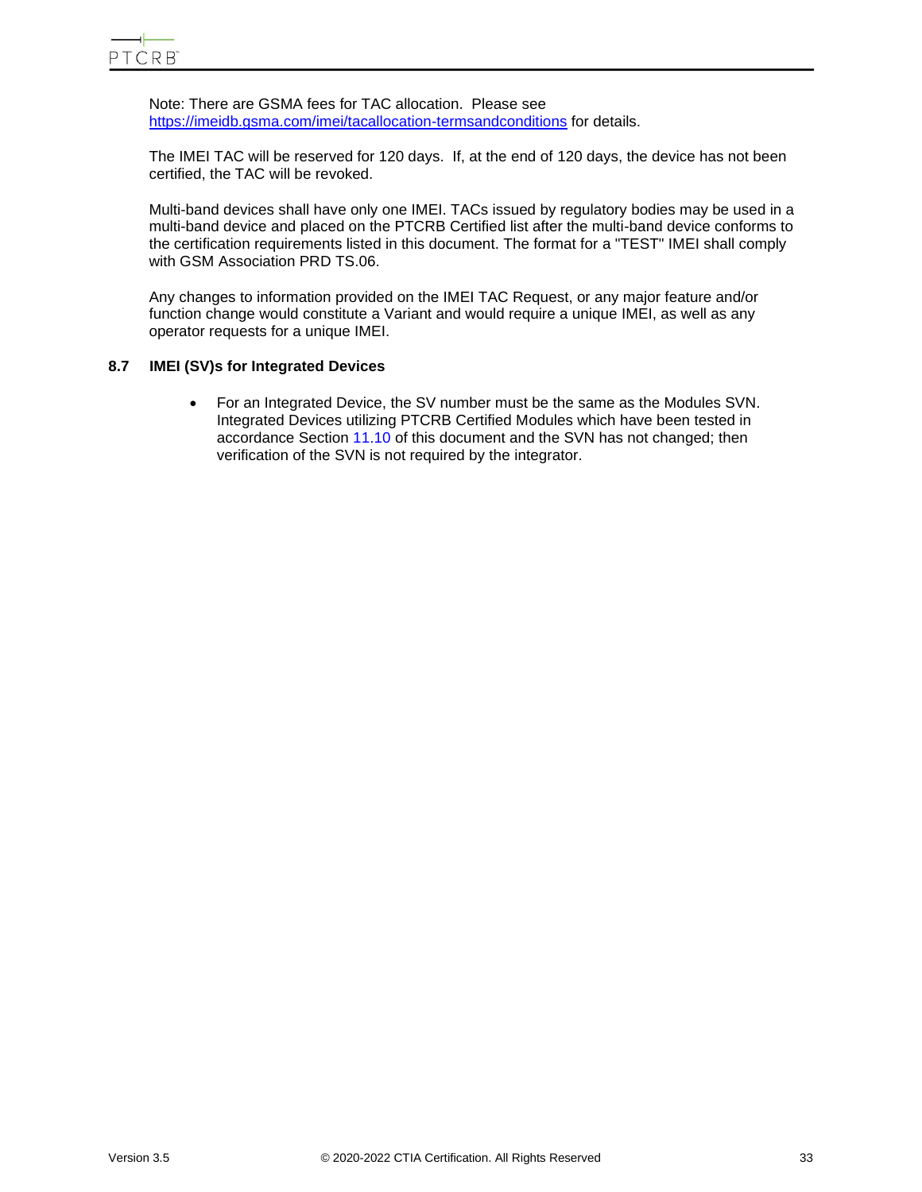Note: There are GSMA fees for TAC allocation. Please see [https://imeidb.gsma.com/imei/tacallocation-termsandconditions](https://imeidb.gsma.com/imei/tacallocation-termsandconditions) for details.

The IMEI TAC will be reserved for 120 days. If, at the end of 120 days, the device has not been certified, the TAC will be revoked.

Multi-band devices shall have only one IMEI. TACs issued by regulatory bodies may be used in a multi-band device and placed on the PTCRB Certified list after the multi-band device conforms to the certification requirements listed in this document. The format for a "TEST" IMEI shall comply with GSM Association PRD TS.06.

Any changes to information provided on the IMEI TAC Request, or any major feature and/or function change would constitute a Variant and would require a unique IMEI, as well as any operator requests for a unique IMEI.

### 8.7 IMEI (SV)s for Integrated Devices

- For an Integrated Device, the SV number must be the same as the Modules SVN. Integrated Devices utilizing PTCRB Certified Modules which have been tested in accordance Section 11.10 of this document and the SVN has not changed; then verification of the SVN is not required by the integrator.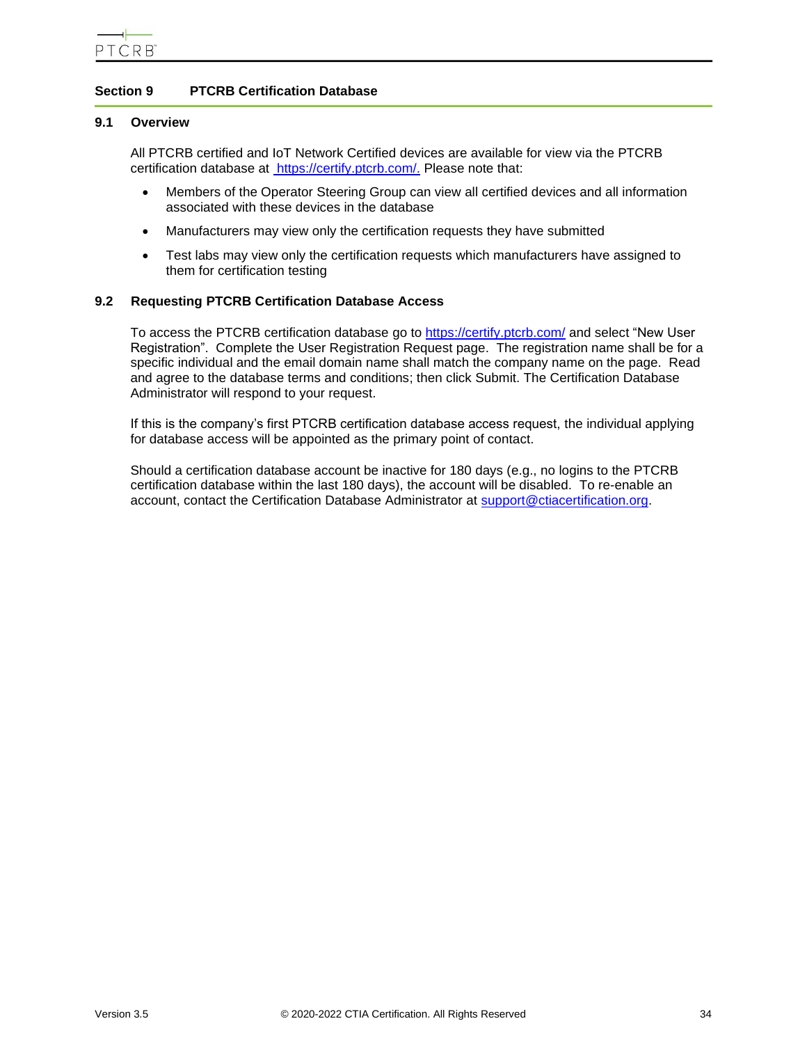## Section 9 PTCRB Certification Database

### 9.1 Overview

All PTCRB certified and IoT Network Certified devices are available for view via the PTCRB certification database at https://certify.ptcrb.com/. Please note that:

- Members of the Operator Steering Group can view all certified devices and all information associated with these devices in the database
- Manufacturers may view only the certification requests they have submitted
- Test labs may view only the certification requests which manufacturers have assigned to them for certification testing

### 9.2 Requesting PTCRB Certification Database Access

To access the PTCRB certification database go to https://certify.ptcrb.com/ and select “New User Registration”. Complete the User Registration Request page. The registration name shall be for a specific individual and the email domain name shall match the company name on the page. Read and agree to the database terms and conditions; then click Submit. The Certification Database Administrator will respond to your request.

If this is the company’s first PTCRB certification database access request, the individual applying for database access will be appointed as the primary point of contact.

Should a certification database account be inactive for 180 days (e.g., no logins to the PTCRB certification database within the last 180 days), the account will be disabled. To re-enable an account, contact the Certification Database Administrator at support@ctiacertification.org.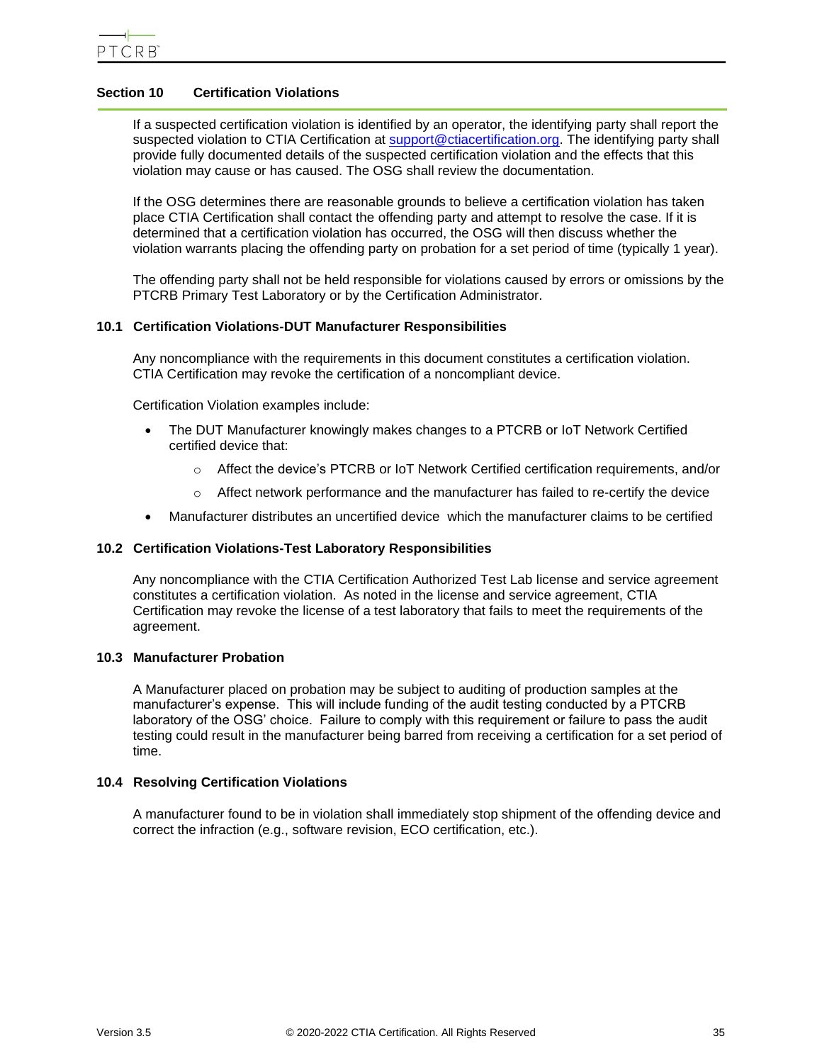## Section 10 Certification Violations

If a suspected certification violation is identified by an operator, the identifying party shall report the suspected violation to CTIA Certification at support@ctiacertification.org. The identifying party shall provide fully documented details of the suspected certification violation and the effects that this violation may cause or has caused. The OSG shall review the documentation.

If the OSG determines there are reasonable grounds to believe a certification violation has taken place CTIA Certification shall contact the offending party and attempt to resolve the case. If it is determined that a certification violation has occurred, the OSG will then discuss whether the violation warrants placing the offending party on probation for a set period of time (typically 1 year).

The offending party shall not be held responsible for violations caused by errors or omissions by the PTCRB Primary Test Laboratory or by the Certification Administrator.

### 10.1 Certification Violations-DUT Manufacturer Responsibilities

Any noncompliance with the requirements in this document constitutes a certification violation. CTIA Certification may revoke the certification of a noncompliant device.

Certification Violation examples include:

- The DUT Manufacturer knowingly makes changes to a PTCRB or IoT Network Certified certified device that:
  - Affect the device's PTCRB or IoT Network Certified certification requirements, and/or
  - Affect network performance and the manufacturer has failed to re-certify the device
- Manufacturer distributes an uncertified device which the manufacturer claims to be certified

### 10.2 Certification Violations-Test Laboratory Responsibilities

Any noncompliance with the CTIA Certification Authorized Test Lab license and service agreement constitutes a certification violation. As noted in the license and service agreement, CTIA Certification may revoke the license of a test laboratory that fails to meet the requirements of the agreement.

### 10.3 Manufacturer Probation

A Manufacturer placed on probation may be subject to auditing of production samples at the manufacturer's expense. This will include funding of the audit testing conducted by a PTCRB laboratory of the OSG' choice. Failure to comply with this requirement or failure to pass the audit testing could result in the manufacturer being barred from receiving a certification for a set period of time.

### 10.4 Resolving Certification Violations

A manufacturer found to be in violation shall immediately stop shipment of the offending device and correct the infraction (e.g., software revision, ECO certification, etc.).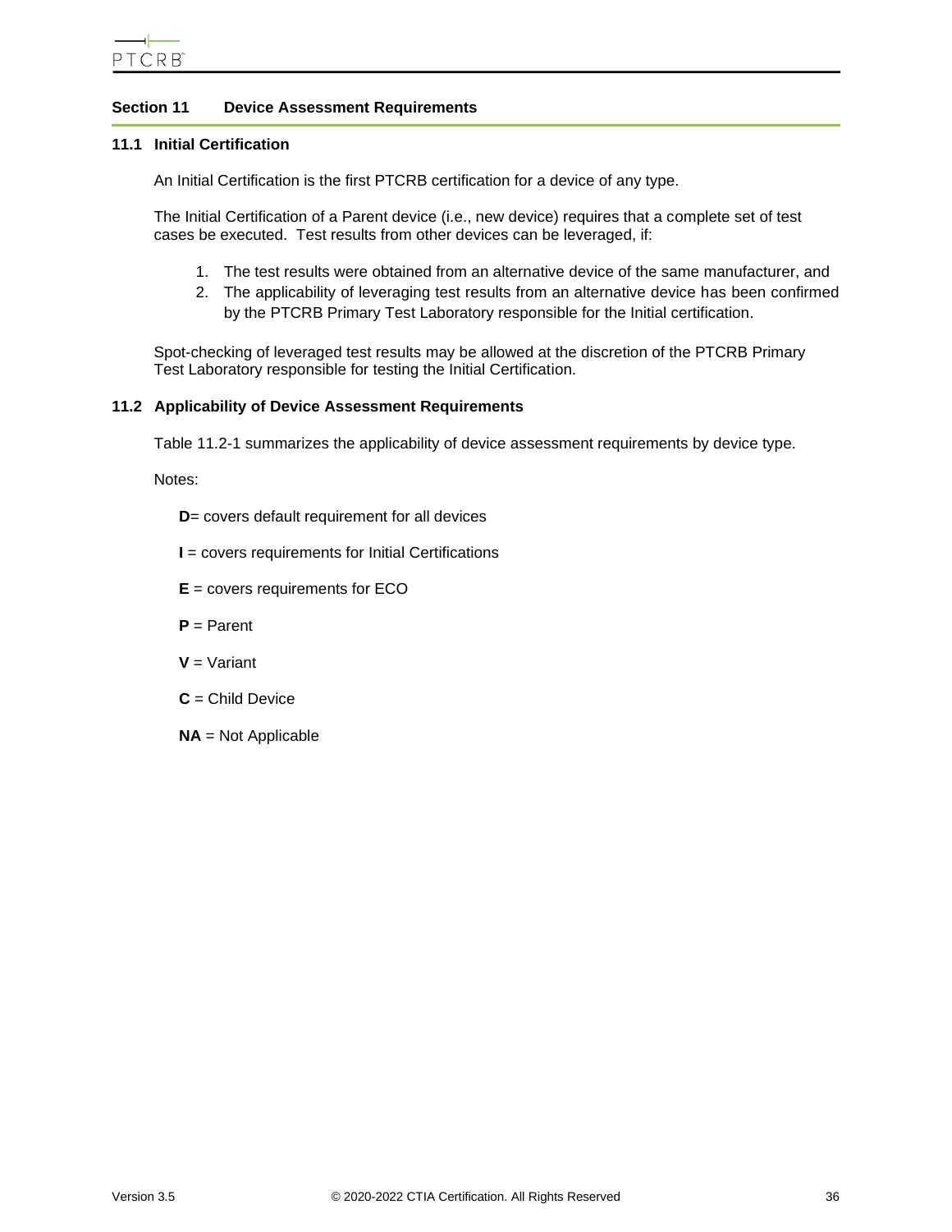# Section 11 Device Assessment Requirements

## 11.1 Initial Certification

An Initial Certification is the first PTCRB certification for a device of any type.

The Initial Certification of a Parent device (i.e., new device) requires that a complete set of test cases be executed. Test results from other devices can be leveraged, if:

1. The test results were obtained from an alternative device of the same manufacturer, and
2. The applicability of leveraging test results from an alternative device has been confirmed by the PTCRB Primary Test Laboratory responsible for the Initial certification.

Spot-checking of leveraged test results may be allowed at the discretion of the PTCRB Primary Test Laboratory responsible for testing the Initial Certification.

## 11.2 Applicability of Device Assessment Requirements

Table 11.2-1 summarizes the applicability of device assessment requirements by device type.

Notes:

**D**= covers default requirement for all devices

**I** = covers requirements for Initial Certifications

**E** = covers requirements for ECO

**P** = Parent

**V** = Variant

**C** = Child Device

**NA** = Not Applicable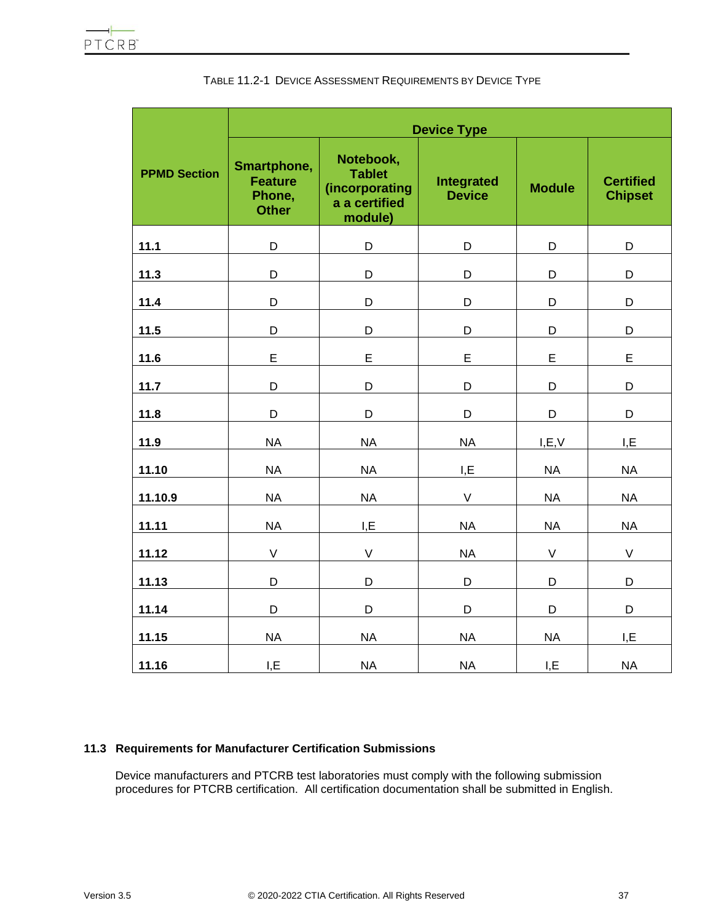TABLE 11.2-1 DEVICE ASSESSMENT REQUIREMENTS BY DEVICE TYPE

| PPMD Section | Device Type | | | | |
|---|---|---|---|---|---|
| | Smartphone, Feature Phone, Other | Notebook, Tablet (incorporating a a certified module) | Integrated Device | Module | Certified Chipset |
| 11.1 | D | D | D | D | D |
| 11.3 | D | D | D | D | D |
| 11.4 | D | D | D | D | D |
| 11.5 | D | D | D | D | D |
| 11.6 | E | E | E | E | E |
| 11.7 | D | D | D | D | D |
| 11.8 | D | D | D | D | D |
| 11.9 | NA | NA | NA | I,E,V | I,E |
| 11.10 | NA | NA | I,E | NA | NA |
| 11.10.9 | NA | NA | V | NA | NA |
| 11.11 | NA | I,E | NA | NA | NA |
| 11.12 | V | V | NA | V | V |
| 11.13 | D | D | D | D | D |
| 11.14 | D | D | D | D | D |
| 11.15 | NA | NA | NA | NA | I,E |
| 11.16 | I,E | NA | NA | I,E | NA |

### 11.3 Requirements for Manufacturer Certification Submissions

Device manufacturers and PTCRB test laboratories must comply with the following submission procedures for PTCRB certification. All certification documentation shall be submitted in English.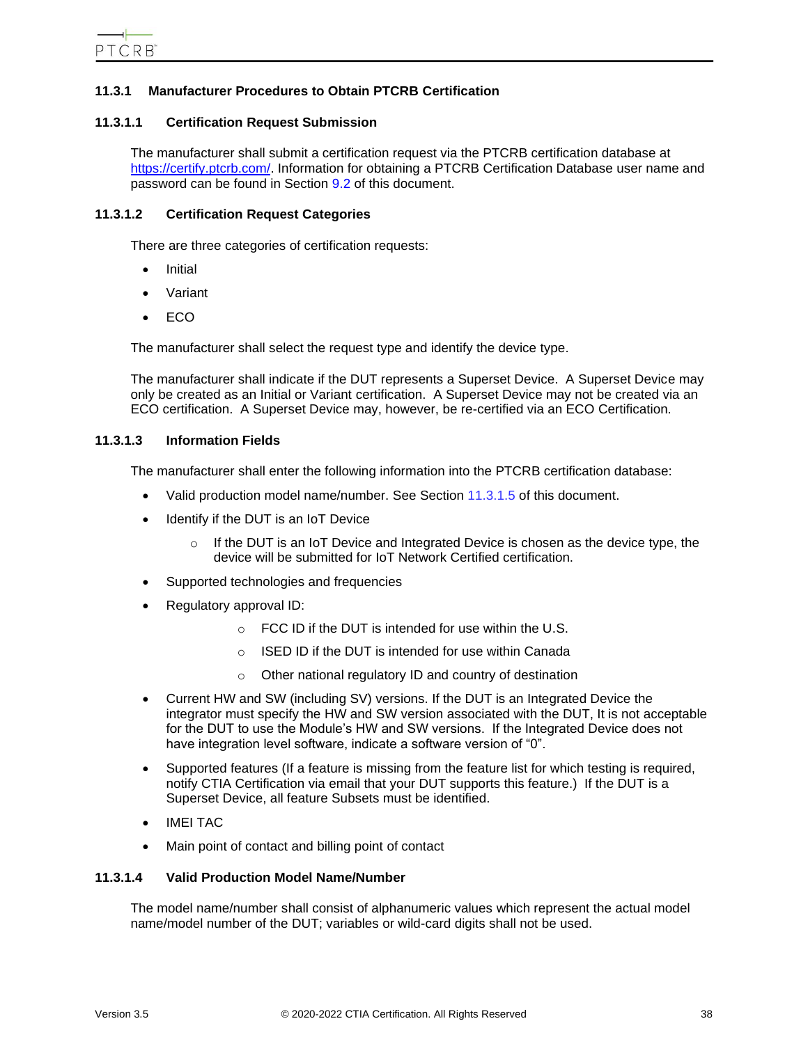### 11.3.1 Manufacturer Procedures to Obtain PTCRB Certification

#### 11.3.1.1 Certification Request Submission

The manufacturer shall submit a certification request via the PTCRB certification database at https://certify.ptcrb.com/. Information for obtaining a PTCRB Certification Database user name and password can be found in Section 9.2 of this document.

#### 11.3.1.2 Certification Request Categories

There are three categories of certification requests:

- Initial
- Variant
- ECO

The manufacturer shall select the request type and identify the device type.

The manufacturer shall indicate if the DUT represents a Superset Device. A Superset Device may only be created as an Initial or Variant certification. A Superset Device may not be created via an ECO certification. A Superset Device may, however, be re-certified via an ECO Certification.

#### 11.3.1.3 Information Fields

The manufacturer shall enter the following information into the PTCRB certification database:

- Valid production model name/number. See Section 11.3.1.5 of this document.
- Identify if the DUT is an IoT Device
    - If the DUT is an IoT Device and Integrated Device is chosen as the device type, the device will be submitted for IoT Network Certified certification.
- Supported technologies and frequencies
- Regulatory approval ID:
    - FCC ID if the DUT is intended for use within the U.S.
    - ISED ID if the DUT is intended for use within Canada
    - Other national regulatory ID and country of destination
- Current HW and SW (including SV) versions. If the DUT is an Integrated Device the integrator must specify the HW and SW version associated with the DUT, It is not acceptable for the DUT to use the Module's HW and SW versions. If the Integrated Device does not have integration level software, indicate a software version of "0".
- Supported features (If a feature is missing from the feature list for which testing is required, notify CTIA Certification via email that your DUT supports this feature.) If the DUT is a Superset Device, all feature Subsets must be identified.
- IMEI TAC
- Main point of contact and billing point of contact

#### 11.3.1.4 Valid Production Model Name/Number

The model name/number shall consist of alphanumeric values which represent the actual model name/model number of the DUT; variables or wild-card digits shall not be used.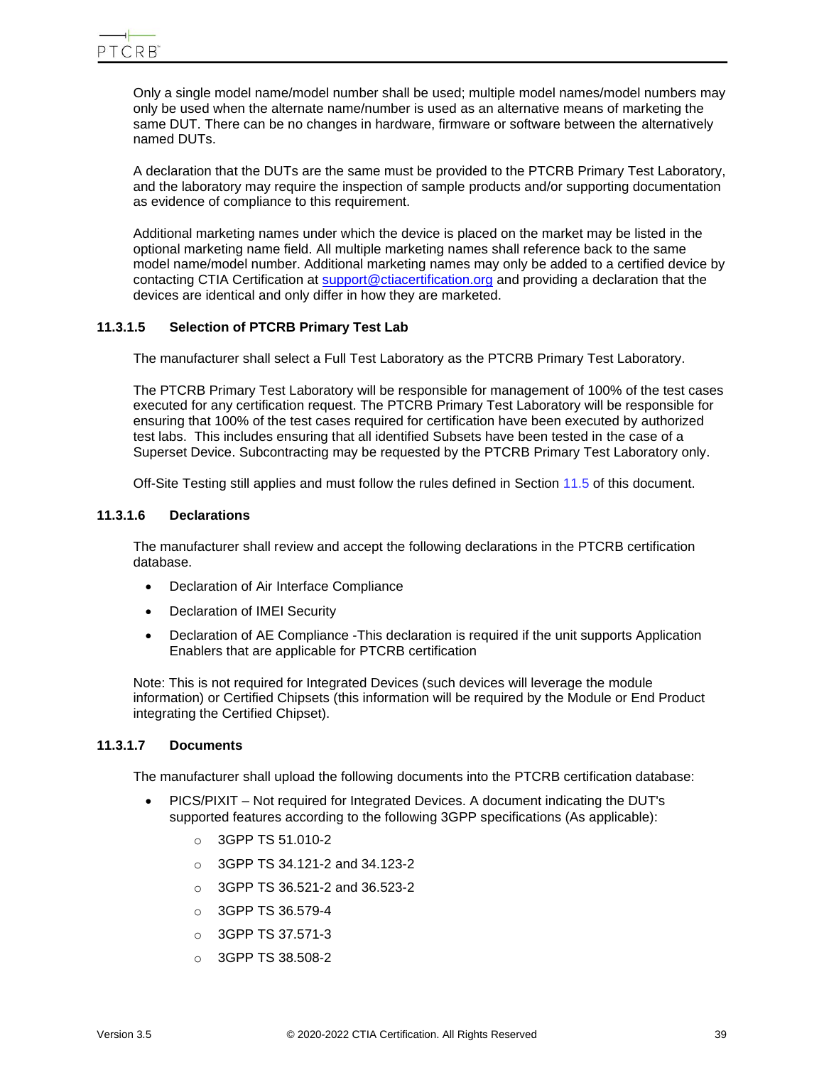Only a single model name/model number shall be used; multiple model names/model numbers may only be used when the alternate name/number is used as an alternative means of marketing the same DUT. There can be no changes in hardware, firmware or software between the alternatively named DUTs.

A declaration that the DUTs are the same must be provided to the PTCRB Primary Test Laboratory, and the laboratory may require the inspection of sample products and/or supporting documentation as evidence of compliance to this requirement.

Additional marketing names under which the device is placed on the market may be listed in the optional marketing name field. All multiple marketing names shall reference back to the same model name/model number. Additional marketing names may only be added to a certified device by contacting CTIA Certification at support@ctiacertification.org and providing a declaration that the devices are identical and only differ in how they are marketed.

#### 11.3.1.5 Selection of PTCRB Primary Test Lab

The manufacturer shall select a Full Test Laboratory as the PTCRB Primary Test Laboratory.

The PTCRB Primary Test Laboratory will be responsible for management of 100% of the test cases executed for any certification request. The PTCRB Primary Test Laboratory will be responsible for ensuring that 100% of the test cases required for certification have been executed by authorized test labs. This includes ensuring that all identified Subsets have been tested in the case of a Superset Device. Subcontracting may be requested by the PTCRB Primary Test Laboratory only.

Off-Site Testing still applies and must follow the rules defined in Section 11.5 of this document.

#### 11.3.1.6 Declarations

The manufacturer shall review and accept the following declarations in the PTCRB certification database.

- Declaration of Air Interface Compliance
- Declaration of IMEI Security
- Declaration of AE Compliance -This declaration is required if the unit supports Application Enablers that are applicable for PTCRB certification

Note: This is not required for Integrated Devices (such devices will leverage the module information) or Certified Chipsets (this information will be required by the Module or End Product integrating the Certified Chipset).

#### 11.3.1.7 Documents

The manufacturer shall upload the following documents into the PTCRB certification database:

- PICS/PIXIT – Not required for Integrated Devices. A document indicating the DUT's supported features according to the following 3GPP specifications (As applicable):
  - 3GPP TS 51.010-2
  - 3GPP TS 34.121-2 and 34.123-2
  - 3GPP TS 36.521-2 and 36.523-2
  - 3GPP TS 36.579-4
  - 3GPP TS 37.571-3
  - 3GPP TS 38.508-2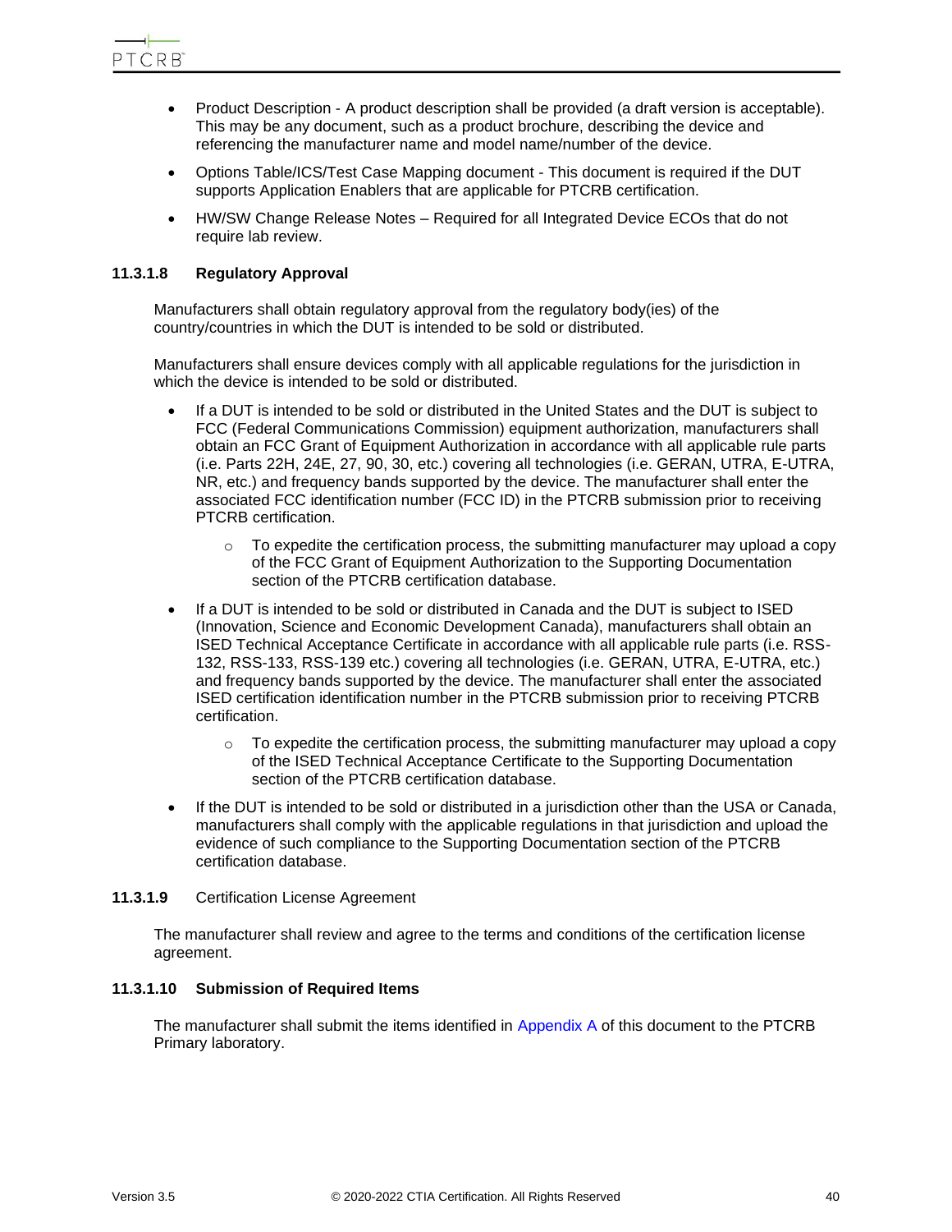- Product Description - A product description shall be provided (a draft version is acceptable). This may be any document, such as a product brochure, describing the device and referencing the manufacturer name and model name/number of the device.
- Options Table/ICS/Test Case Mapping document - This document is required if the DUT supports Application Enablers that are applicable for PTCRB certification.
- HW/SW Change Release Notes – Required for all Integrated Device ECOs that do not require lab review.

#### 11.3.1.8 Regulatory Approval

Manufacturers shall obtain regulatory approval from the regulatory body(ies) of the country/countries in which the DUT is intended to be sold or distributed.

Manufacturers shall ensure devices comply with all applicable regulations for the jurisdiction in which the device is intended to be sold or distributed.

- If a DUT is intended to be sold or distributed in the United States and the DUT is subject to FCC (Federal Communications Commission) equipment authorization, manufacturers shall obtain an FCC Grant of Equipment Authorization in accordance with all applicable rule parts (i.e. Parts 22H, 24E, 27, 90, 30, etc.) covering all technologies (i.e. GERAN, UTRA, E-UTRA, NR, etc.) and frequency bands supported by the device. The manufacturer shall enter the associated FCC identification number (FCC ID) in the PTCRB submission prior to receiving PTCRB certification.
  - To expedite the certification process, the submitting manufacturer may upload a copy of the FCC Grant of Equipment Authorization to the Supporting Documentation section of the PTCRB certification database.
- If a DUT is intended to be sold or distributed in Canada and the DUT is subject to ISED (Innovation, Science and Economic Development Canada), manufacturers shall obtain an ISED Technical Acceptance Certificate in accordance with all applicable rule parts (i.e. RSS-132, RSS-133, RSS-139 etc.) covering all technologies (i.e. GERAN, UTRA, E-UTRA, etc.) and frequency bands supported by the device. The manufacturer shall enter the associated ISED certification identification number in the PTCRB submission prior to receiving PTCRB certification.
  - To expedite the certification process, the submitting manufacturer may upload a copy of the ISED Technical Acceptance Certificate to the Supporting Documentation section of the PTCRB certification database.
- If the DUT is intended to be sold or distributed in a jurisdiction other than the USA or Canada, manufacturers shall comply with the applicable regulations in that jurisdiction and upload the evidence of such compliance to the Supporting Documentation section of the PTCRB certification database.

#### 11.3.1.9 Certification License Agreement

The manufacturer shall review and agree to the terms and conditions of the certification license agreement.

#### 11.3.1.10 Submission of Required Items

The manufacturer shall submit the items identified in Appendix A of this document to the PTCRB Primary laboratory.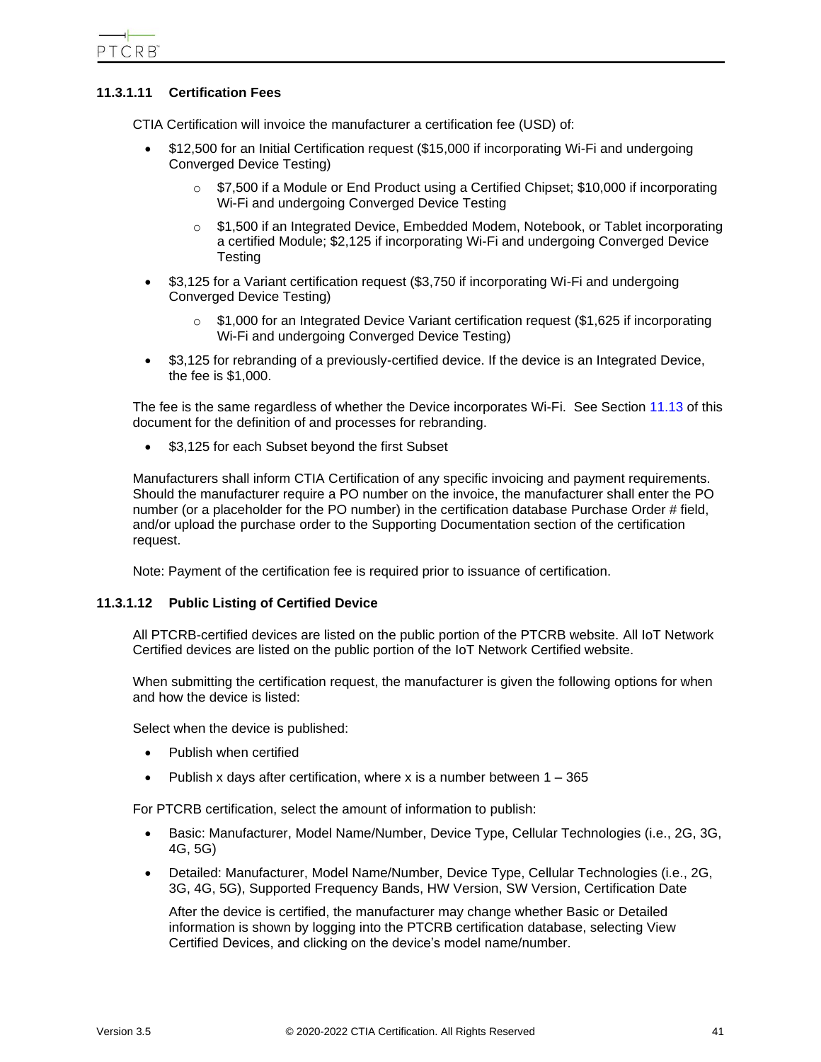#### 11.3.1.11 Certification Fees

CTIA Certification will invoice the manufacturer a certification fee (USD) of:

- $12,500 for an Initial Certification request ($15,000 if incorporating Wi-Fi and undergoing Converged Device Testing)
  - $7,500 if a Module or End Product using a Certified Chipset; $10,000 if incorporating Wi-Fi and undergoing Converged Device Testing
  - $1,500 if an Integrated Device, Embedded Modem, Notebook, or Tablet incorporating a certified Module; $2,125 if incorporating Wi-Fi and undergoing Converged Device Testing
- $3,125 for a Variant certification request ($3,750 if incorporating Wi-Fi and undergoing Converged Device Testing)
  - $1,000 for an Integrated Device Variant certification request ($1,625 if incorporating Wi-Fi and undergoing Converged Device Testing)
- $3,125 for rebranding of a previously-certified device. If the device is an Integrated Device, the fee is $1,000.

The fee is the same regardless of whether the Device incorporates Wi-Fi. See Section 11.13 of this document for the definition of and processes for rebranding.

- $3,125 for each Subset beyond the first Subset

Manufacturers shall inform CTIA Certification of any specific invoicing and payment requirements. Should the manufacturer require a PO number on the invoice, the manufacturer shall enter the PO number (or a placeholder for the PO number) in the certification database Purchase Order # field, and/or upload the purchase order to the Supporting Documentation section of the certification request.

Note: Payment of the certification fee is required prior to issuance of certification.

#### 11.3.1.12 Public Listing of Certified Device

All PTCRB-certified devices are listed on the public portion of the PTCRB website. All IoT Network Certified devices are listed on the public portion of the IoT Network Certified website.

When submitting the certification request, the manufacturer is given the following options for when and how the device is listed:

Select when the device is published:

- Publish when certified
- Publish x days after certification, where x is a number between 1 – 365

For PTCRB certification, select the amount of information to publish:

- Basic: Manufacturer, Model Name/Number, Device Type, Cellular Technologies (i.e., 2G, 3G, 4G, 5G)
- Detailed: Manufacturer, Model Name/Number, Device Type, Cellular Technologies (i.e., 2G, 3G, 4G, 5G), Supported Frequency Bands, HW Version, SW Version, Certification Date

  After the device is certified, the manufacturer may change whether Basic or Detailed information is shown by logging into the PTCRB certification database, selecting View Certified Devices, and clicking on the device's model name/number.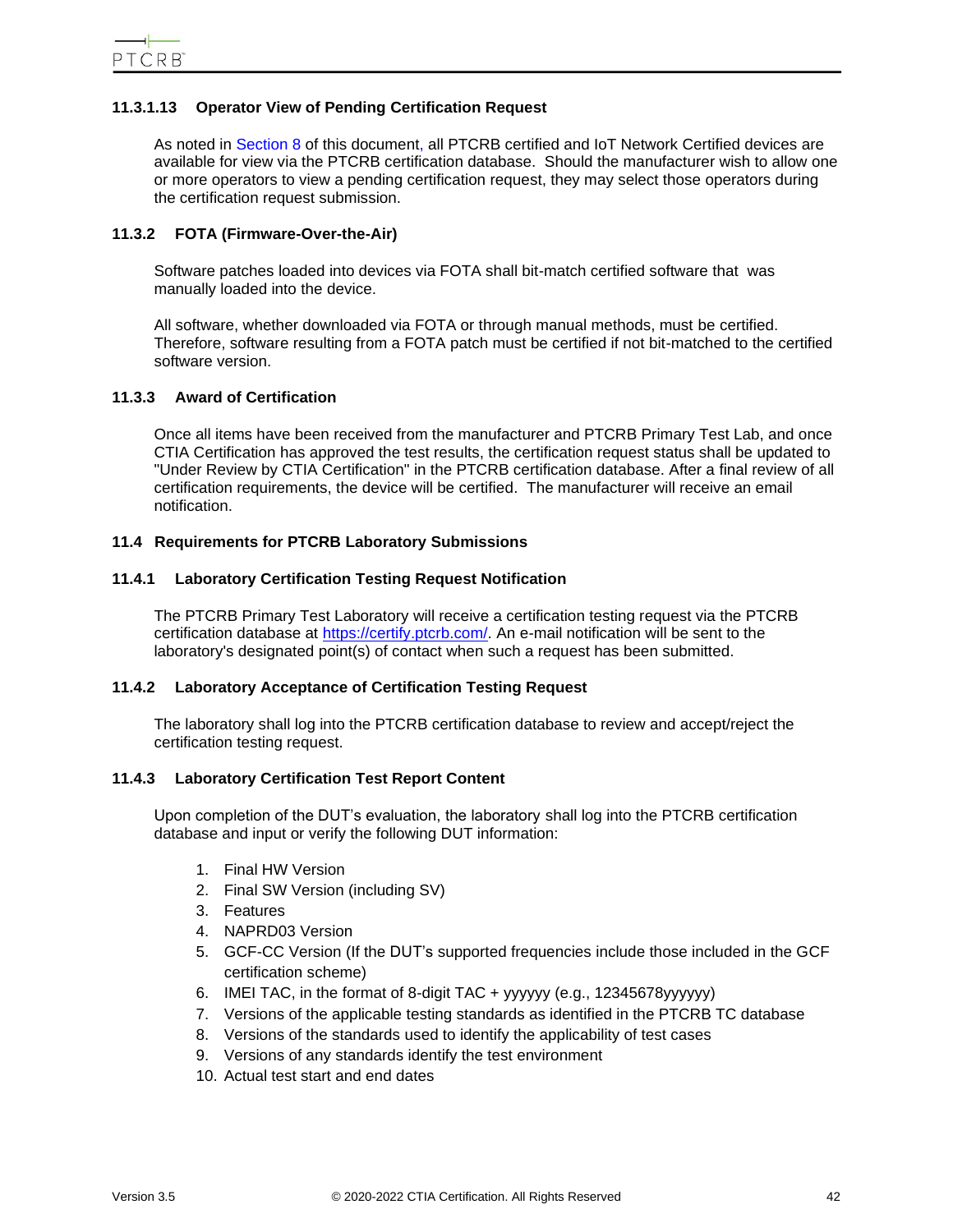#### 11.3.1.13 Operator View of Pending Certification Request

As noted in Section 8 of this document, all PTCRB certified and IoT Network Certified devices are available for view via the PTCRB certification database. Should the manufacturer wish to allow one or more operators to view a pending certification request, they may select those operators during the certification request submission.

### 11.3.2 FOTA (Firmware-Over-the-Air)

Software patches loaded into devices via FOTA shall bit-match certified software that was manually loaded into the device.

All software, whether downloaded via FOTA or through manual methods, must be certified. Therefore, software resulting from a FOTA patch must be certified if not bit-matched to the certified software version.

### 11.3.3 Award of Certification

Once all items have been received from the manufacturer and PTCRB Primary Test Lab, and once CTIA Certification has approved the test results, the certification request status shall be updated to "Under Review by CTIA Certification" in the PTCRB certification database. After a final review of all certification requirements, the device will be certified. The manufacturer will receive an email notification.

## 11.4 Requirements for PTCRB Laboratory Submissions

### 11.4.1 Laboratory Certification Testing Request Notification

The PTCRB Primary Test Laboratory will receive a certification testing request via the PTCRB certification database at https://certify.ptcrb.com/. An e-mail notification will be sent to the laboratory's designated point(s) of contact when such a request has been submitted.

### 11.4.2 Laboratory Acceptance of Certification Testing Request

The laboratory shall log into the PTCRB certification database to review and accept/reject the certification testing request.

### 11.4.3 Laboratory Certification Test Report Content

Upon completion of the DUT's evaluation, the laboratory shall log into the PTCRB certification database and input or verify the following DUT information:

1. Final HW Version
2. Final SW Version (including SV)
3. Features
4. NAPRD03 Version
5. GCF-CC Version (If the DUT's supported frequencies include those included in the GCF certification scheme)
6. IMEI TAC, in the format of 8-digit TAC + yyyyyy (e.g., 12345678yyyyyy)
7. Versions of the applicable testing standards as identified in the PTCRB TC database
8. Versions of the standards used to identify the applicability of test cases
9. Versions of any standards identify the test environment
10. Actual test start and end dates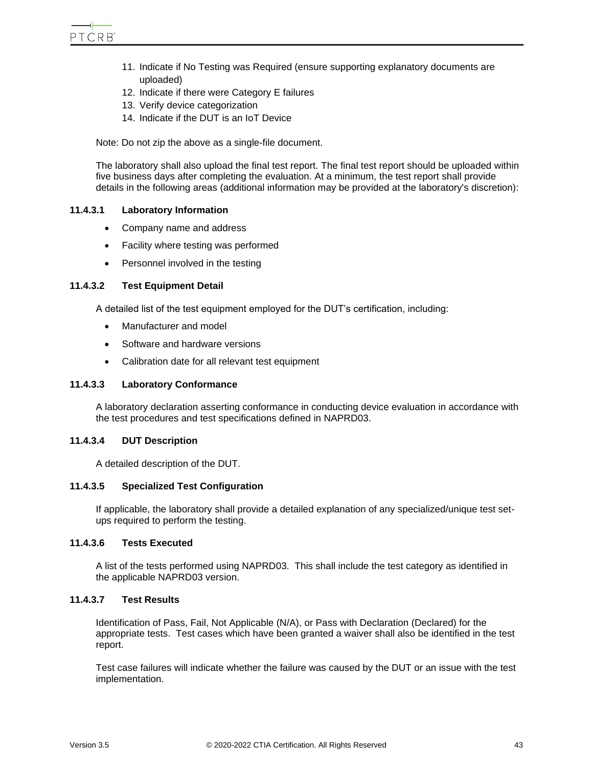11. Indicate if No Testing was Required (ensure supporting explanatory documents are uploaded)
12. Indicate if there were Category E failures
13. Verify device categorization
14. Indicate if the DUT is an IoT Device

Note: Do not zip the above as a single-file document.

The laboratory shall also upload the final test report. The final test report should be uploaded within five business days after completing the evaluation. At a minimum, the test report shall provide details in the following areas (additional information may be provided at the laboratory's discretion):

#### 11.4.3.1 Laboratory Information

- Company name and address
- Facility where testing was performed
- Personnel involved in the testing

#### 11.4.3.2 Test Equipment Detail

A detailed list of the test equipment employed for the DUT's certification, including:

- Manufacturer and model
- Software and hardware versions
- Calibration date for all relevant test equipment

#### 11.4.3.3 Laboratory Conformance

A laboratory declaration asserting conformance in conducting device evaluation in accordance with the test procedures and test specifications defined in NAPRD03.

#### 11.4.3.4 DUT Description

A detailed description of the DUT.

#### 11.4.3.5 Specialized Test Configuration

If applicable, the laboratory shall provide a detailed explanation of any specialized/unique test set-ups required to perform the testing.

#### 11.4.3.6 Tests Executed

A list of the tests performed using NAPRD03. This shall include the test category as identified in the applicable NAPRD03 version.

#### 11.4.3.7 Test Results

Identification of Pass, Fail, Not Applicable (N/A), or Pass with Declaration (Declared) for the appropriate tests. Test cases which have been granted a waiver shall also be identified in the test report.

Test case failures will indicate whether the failure was caused by the DUT or an issue with the test implementation.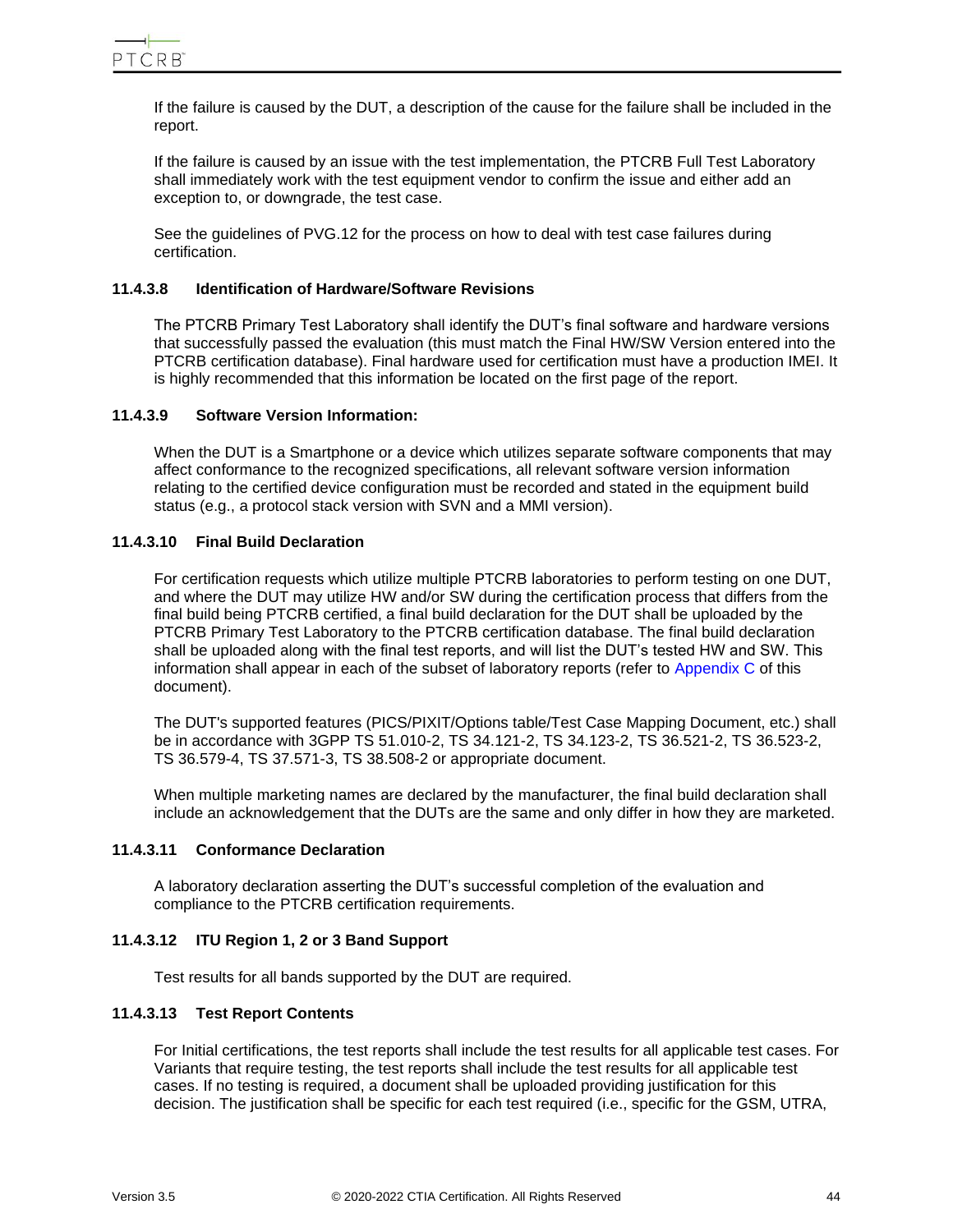If the failure is caused by the DUT, a description of the cause for the failure shall be included in the report.

If the failure is caused by an issue with the test implementation, the PTCRB Full Test Laboratory shall immediately work with the test equipment vendor to confirm the issue and either add an exception to, or downgrade, the test case.

See the guidelines of PVG.12 for the process on how to deal with test case failures during certification.

#### 11.4.3.8 Identification of Hardware/Software Revisions

The PTCRB Primary Test Laboratory shall identify the DUT's final software and hardware versions that successfully passed the evaluation (this must match the Final HW/SW Version entered into the PTCRB certification database). Final hardware used for certification must have a production IMEI. It is highly recommended that this information be located on the first page of the report.

#### 11.4.3.9 Software Version Information:

When the DUT is a Smartphone or a device which utilizes separate software components that may affect conformance to the recognized specifications, all relevant software version information relating to the certified device configuration must be recorded and stated in the equipment build status (e.g., a protocol stack version with SVN and a MMI version).

#### 11.4.3.10 Final Build Declaration

For certification requests which utilize multiple PTCRB laboratories to perform testing on one DUT, and where the DUT may utilize HW and/or SW during the certification process that differs from the final build being PTCRB certified, a final build declaration for the DUT shall be uploaded by the PTCRB Primary Test Laboratory to the PTCRB certification database. The final build declaration shall be uploaded along with the final test reports, and will list the DUT's tested HW and SW. This information shall appear in each of the subset of laboratory reports (refer to Appendix C of this document).

The DUT's supported features (PICS/PIXIT/Options table/Test Case Mapping Document, etc.) shall be in accordance with 3GPP TS 51.010-2, TS 34.121-2, TS 34.123-2, TS 36.521-2, TS 36.523-2, TS 36.579-4, TS 37.571-3, TS 38.508-2 or appropriate document.

When multiple marketing names are declared by the manufacturer, the final build declaration shall include an acknowledgement that the DUTs are the same and only differ in how they are marketed.

#### 11.4.3.11 Conformance Declaration

A laboratory declaration asserting the DUT's successful completion of the evaluation and compliance to the PTCRB certification requirements.

#### 11.4.3.12 ITU Region 1, 2 or 3 Band Support

Test results for all bands supported by the DUT are required.

#### 11.4.3.13 Test Report Contents

For Initial certifications, the test reports shall include the test results for all applicable test cases. For Variants that require testing, the test reports shall include the test results for all applicable test cases. If no testing is required, a document shall be uploaded providing justification for this decision. The justification shall be specific for each test required (i.e., specific for the GSM, UTRA,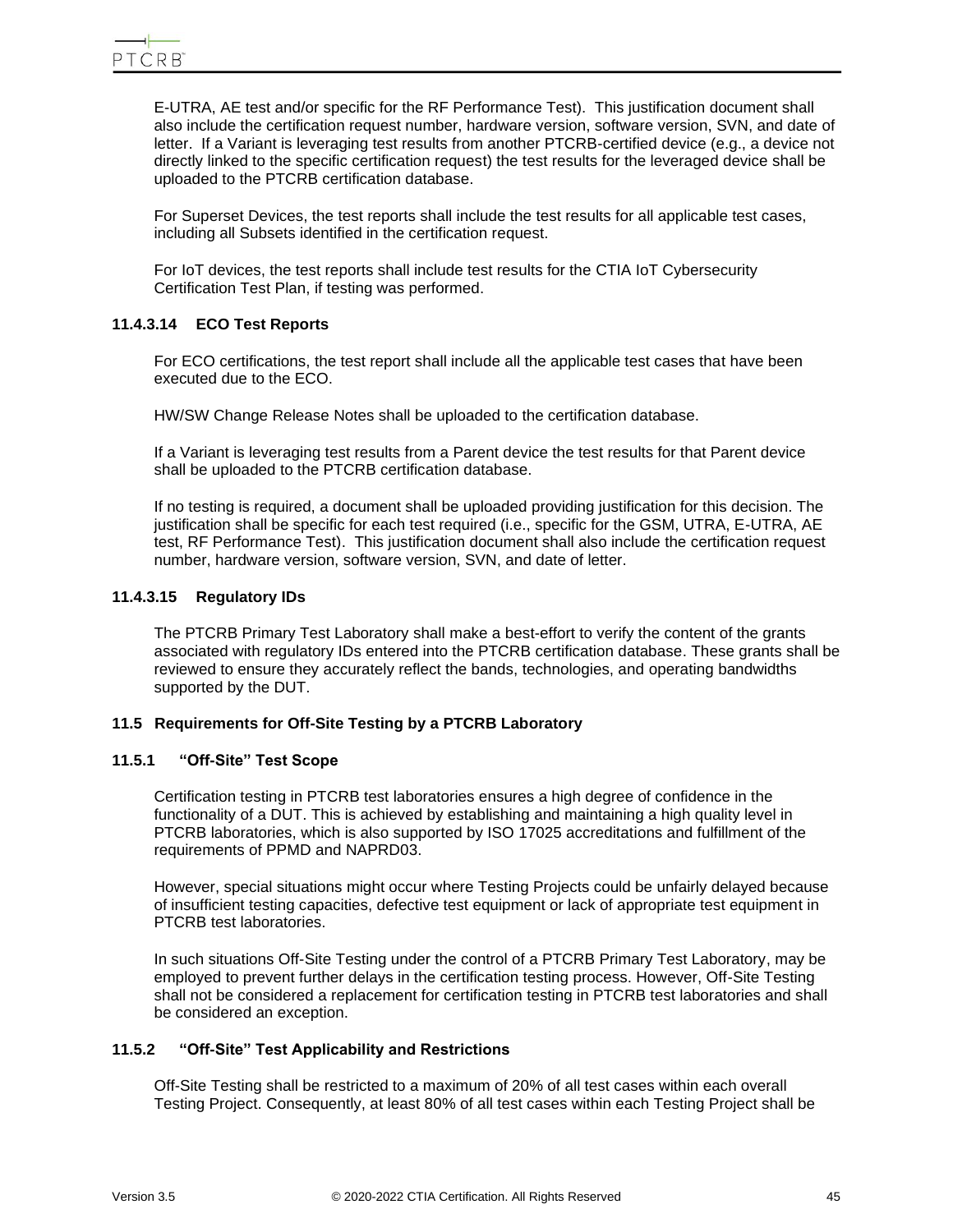E-UTRA, AE test and/or specific for the RF Performance Test). This justification document shall also include the certification request number, hardware version, software version, SVN, and date of letter. If a Variant is leveraging test results from another PTCRB-certified device (e.g., a device not directly linked to the specific certification request) the test results for the leveraged device shall be uploaded to the PTCRB certification database.

For Superset Devices, the test reports shall include the test results for all applicable test cases, including all Subsets identified in the certification request.

For IoT devices, the test reports shall include test results for the CTIA IoT Cybersecurity Certification Test Plan, if testing was performed.

#### 11.4.3.14 ECO Test Reports

For ECO certifications, the test report shall include all the applicable test cases that have been executed due to the ECO.

HW/SW Change Release Notes shall be uploaded to the certification database.

If a Variant is leveraging test results from a Parent device the test results for that Parent device shall be uploaded to the PTCRB certification database.

If no testing is required, a document shall be uploaded providing justification for this decision. The justification shall be specific for each test required (i.e., specific for the GSM, UTRA, E-UTRA, AE test, RF Performance Test). This justification document shall also include the certification request number, hardware version, software version, SVN, and date of letter.

#### 11.4.3.15 Regulatory IDs

The PTCRB Primary Test Laboratory shall make a best-effort to verify the content of the grants associated with regulatory IDs entered into the PTCRB certification database. These grants shall be reviewed to ensure they accurately reflect the bands, technologies, and operating bandwidths supported by the DUT.

## 11.5 Requirements for Off-Site Testing by a PTCRB Laboratory

### 11.5.1 "Off-Site" Test Scope

Certification testing in PTCRB test laboratories ensures a high degree of confidence in the functionality of a DUT. This is achieved by establishing and maintaining a high quality level in PTCRB laboratories, which is also supported by ISO 17025 accreditations and fulfillment of the requirements of PPMD and NAPRD03.

However, special situations might occur where Testing Projects could be unfairly delayed because of insufficient testing capacities, defective test equipment or lack of appropriate test equipment in PTCRB test laboratories.

In such situations Off-Site Testing under the control of a PTCRB Primary Test Laboratory, may be employed to prevent further delays in the certification testing process. However, Off-Site Testing shall not be considered a replacement for certification testing in PTCRB test laboratories and shall be considered an exception.

### 11.5.2 "Off-Site" Test Applicability and Restrictions

Off-Site Testing shall be restricted to a maximum of 20% of all test cases within each overall Testing Project. Consequently, at least 80% of all test cases within each Testing Project shall be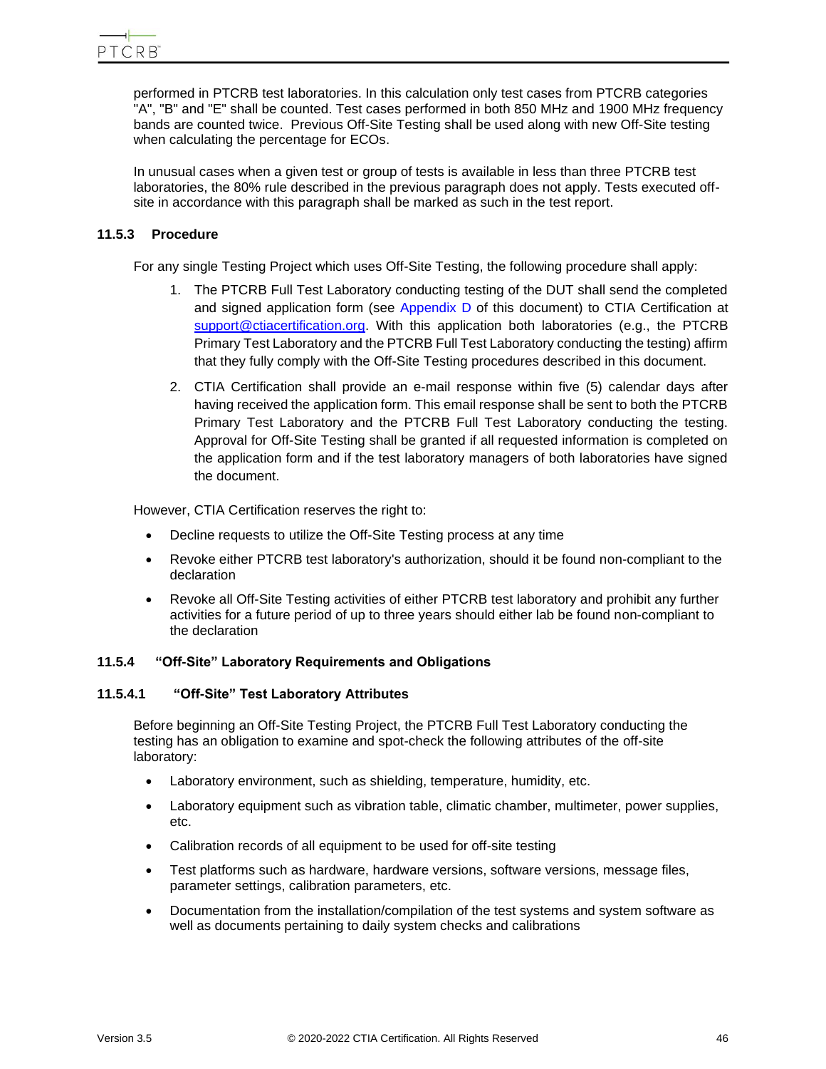performed in PTCRB test laboratories. In this calculation only test cases from PTCRB categories "A", "B" and "E" shall be counted. Test cases performed in both 850 MHz and 1900 MHz frequency bands are counted twice. Previous Off-Site Testing shall be used along with new Off-Site testing when calculating the percentage for ECOs.

In unusual cases when a given test or group of tests is available in less than three PTCRB test laboratories, the 80% rule described in the previous paragraph does not apply. Tests executed off-site in accordance with this paragraph shall be marked as such in the test report.

### 11.5.3 Procedure

For any single Testing Project which uses Off-Site Testing, the following procedure shall apply:

1. The PTCRB Full Test Laboratory conducting testing of the DUT shall send the completed and signed application form (see Appendix D of this document) to CTIA Certification at support@ctiacertification.org. With this application both laboratories (e.g., the PTCRB Primary Test Laboratory and the PTCRB Full Test Laboratory conducting the testing) affirm that they fully comply with the Off-Site Testing procedures described in this document.
2. CTIA Certification shall provide an e-mail response within five (5) calendar days after having received the application form. This email response shall be sent to both the PTCRB Primary Test Laboratory and the PTCRB Full Test Laboratory conducting the testing. Approval for Off-Site Testing shall be granted if all requested information is completed on the application form and if the test laboratory managers of both laboratories have signed the document.

However, CTIA Certification reserves the right to:

- Decline requests to utilize the Off-Site Testing process at any time
- Revoke either PTCRB test laboratory's authorization, should it be found non-compliant to the declaration
- Revoke all Off-Site Testing activities of either PTCRB test laboratory and prohibit any further activities for a future period of up to three years should either lab be found non-compliant to the declaration

### 11.5.4 "Off-Site" Laboratory Requirements and Obligations

#### 11.5.4.1 "Off-Site" Test Laboratory Attributes

Before beginning an Off-Site Testing Project, the PTCRB Full Test Laboratory conducting the testing has an obligation to examine and spot-check the following attributes of the off-site laboratory:

- Laboratory environment, such as shielding, temperature, humidity, etc.
- Laboratory equipment such as vibration table, climatic chamber, multimeter, power supplies, etc.
- Calibration records of all equipment to be used for off-site testing
- Test platforms such as hardware, hardware versions, software versions, message files, parameter settings, calibration parameters, etc.
- Documentation from the installation/compilation of the test systems and system software as well as documents pertaining to daily system checks and calibrations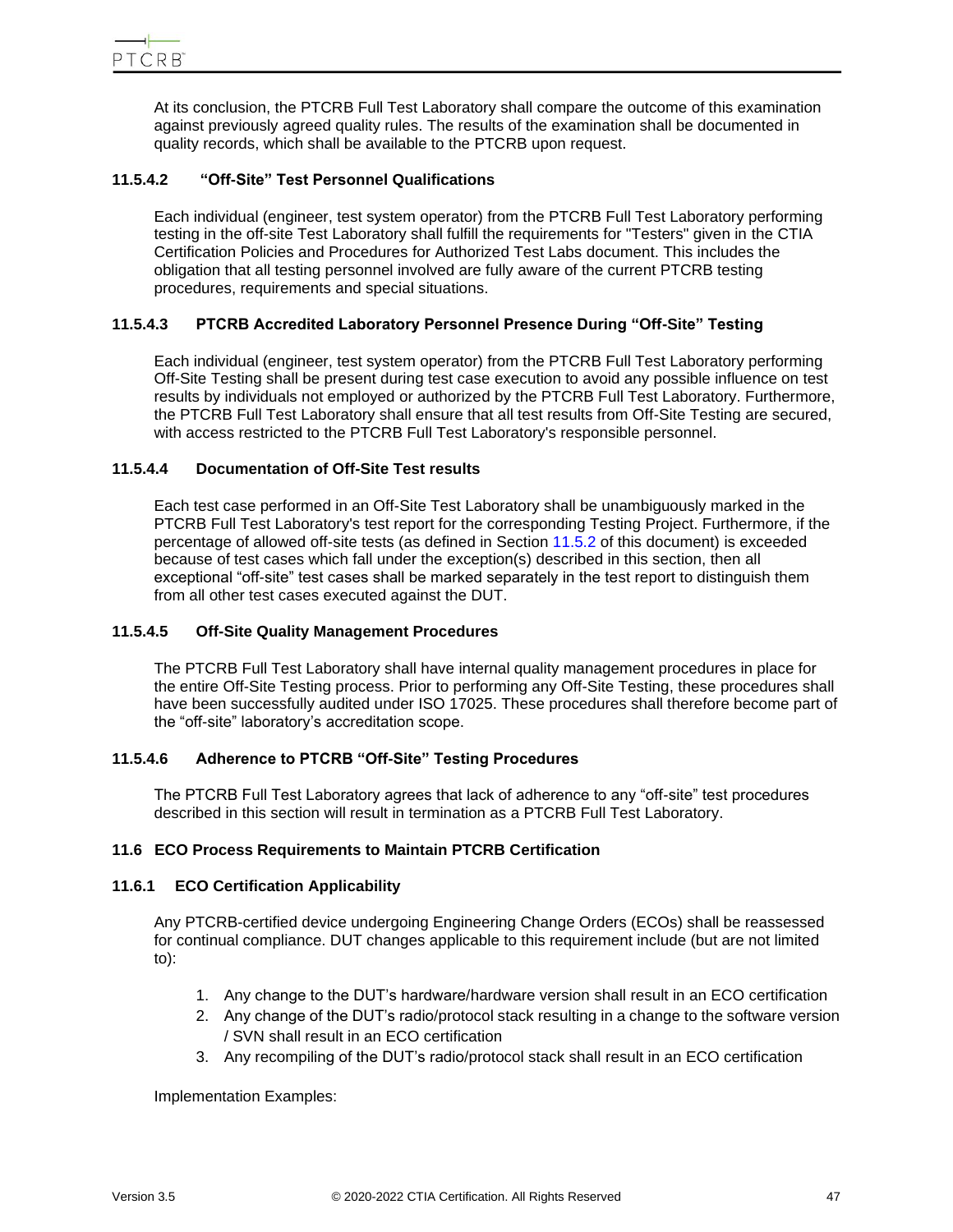At its conclusion, the PTCRB Full Test Laboratory shall compare the outcome of this examination against previously agreed quality rules. The results of the examination shall be documented in quality records, which shall be available to the PTCRB upon request.

#### 11.5.4.2 "Off-Site" Test Personnel Qualifications

Each individual (engineer, test system operator) from the PTCRB Full Test Laboratory performing testing in the off-site Test Laboratory shall fulfill the requirements for "Testers" given in the CTIA Certification Policies and Procedures for Authorized Test Labs document. This includes the obligation that all testing personnel involved are fully aware of the current PTCRB testing procedures, requirements and special situations.

#### 11.5.4.3 PTCRB Accredited Laboratory Personnel Presence During "Off-Site" Testing

Each individual (engineer, test system operator) from the PTCRB Full Test Laboratory performing Off-Site Testing shall be present during test case execution to avoid any possible influence on test results by individuals not employed or authorized by the PTCRB Full Test Laboratory. Furthermore, the PTCRB Full Test Laboratory shall ensure that all test results from Off-Site Testing are secured, with access restricted to the PTCRB Full Test Laboratory's responsible personnel.

#### 11.5.4.4 Documentation of Off-Site Test results

Each test case performed in an Off-Site Test Laboratory shall be unambiguously marked in the PTCRB Full Test Laboratory's test report for the corresponding Testing Project. Furthermore, if the percentage of allowed off-site tests (as defined in Section 11.5.2 of this document) is exceeded because of test cases which fall under the exception(s) described in this section, then all exceptional "off-site" test cases shall be marked separately in the test report to distinguish them from all other test cases executed against the DUT.

#### 11.5.4.5 Off-Site Quality Management Procedures

The PTCRB Full Test Laboratory shall have internal quality management procedures in place for the entire Off-Site Testing process. Prior to performing any Off-Site Testing, these procedures shall have been successfully audited under ISO 17025. These procedures shall therefore become part of the "off-site" laboratory's accreditation scope.

#### 11.5.4.6 Adherence to PTCRB "Off-Site" Testing Procedures

The PTCRB Full Test Laboratory agrees that lack of adherence to any "off-site" test procedures described in this section will result in termination as a PTCRB Full Test Laboratory.

## 11.6 ECO Process Requirements to Maintain PTCRB Certification

### 11.6.1 ECO Certification Applicability

Any PTCRB-certified device undergoing Engineering Change Orders (ECOs) shall be reassessed for continual compliance. DUT changes applicable to this requirement include (but are not limited to):

1. Any change to the DUT's hardware/hardware version shall result in an ECO certification
2. Any change of the DUT's radio/protocol stack resulting in a change to the software version / SVN shall result in an ECO certification
3. Any recompiling of the DUT's radio/protocol stack shall result in an ECO certification

Implementation Examples: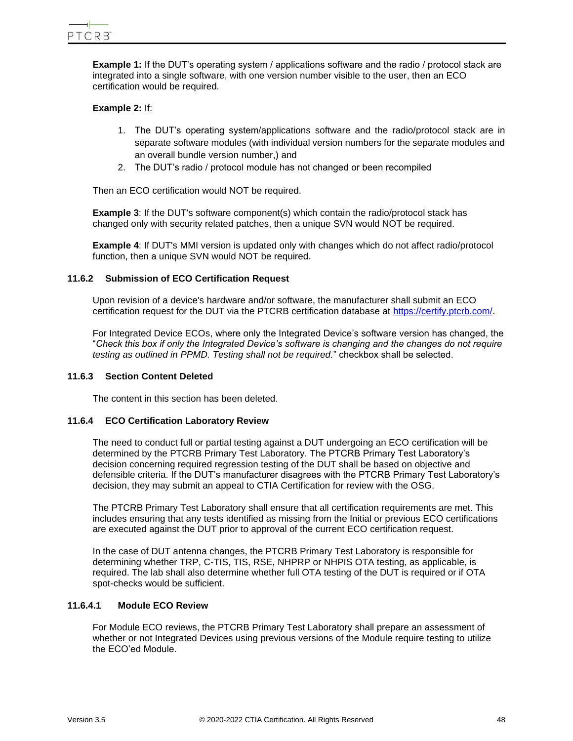**Example 1:** If the DUT's operating system / applications software and the radio / protocol stack are integrated into a single software, with one version number visible to the user, then an ECO certification would be required.

**Example 2:** If:

1. The DUT's operating system/applications software and the radio/protocol stack are in separate software modules (with individual version numbers for the separate modules and an overall bundle version number,) and
2. The DUT's radio / protocol module has not changed or been recompiled

Then an ECO certification would NOT be required.

**Example 3**: If the DUT's software component(s) which contain the radio/protocol stack has changed only with security related patches, then a unique SVN would NOT be required.

**Example 4**: If DUT's MMI version is updated only with changes which do not affect radio/protocol function, then a unique SVN would NOT be required.

### 11.6.2 Submission of ECO Certification Request

Upon revision of a device's hardware and/or software, the manufacturer shall submit an ECO certification request for the DUT via the PTCRB certification database at https://certify.ptcrb.com/.

For Integrated Device ECOs, where only the Integrated Device's software version has changed, the "*Check this box if only the Integrated Device's software is changing and the changes do not require testing as outlined in PPMD. Testing shall not be required.*" checkbox shall be selected.

### 11.6.3 Section Content Deleted

The content in this section has been deleted.

### 11.6.4 ECO Certification Laboratory Review

The need to conduct full or partial testing against a DUT undergoing an ECO certification will be determined by the PTCRB Primary Test Laboratory. The PTCRB Primary Test Laboratory's decision concerning required regression testing of the DUT shall be based on objective and defensible criteria. If the DUT's manufacturer disagrees with the PTCRB Primary Test Laboratory's decision, they may submit an appeal to CTIA Certification for review with the OSG.

The PTCRB Primary Test Laboratory shall ensure that all certification requirements are met. This includes ensuring that any tests identified as missing from the Initial or previous ECO certifications are executed against the DUT prior to approval of the current ECO certification request.

In the case of DUT antenna changes, the PTCRB Primary Test Laboratory is responsible for determining whether TRP, C-TIS, TIS, RSE, NHPRP or NHPIS OTA testing, as applicable, is required. The lab shall also determine whether full OTA testing of the DUT is required or if OTA spot-checks would be sufficient.

#### 11.6.4.1 Module ECO Review

For Module ECO reviews, the PTCRB Primary Test Laboratory shall prepare an assessment of whether or not Integrated Devices using previous versions of the Module require testing to utilize the ECO'ed Module.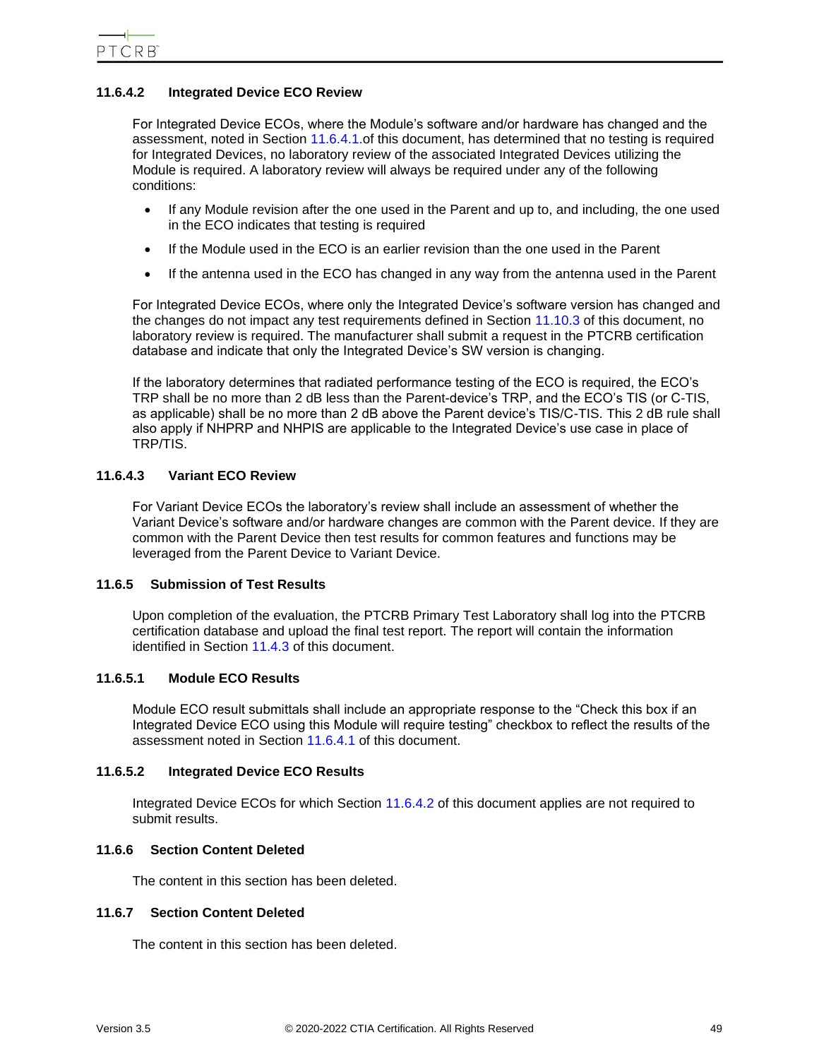#### 11.6.4.2 Integrated Device ECO Review

For Integrated Device ECOs, where the Module's software and/or hardware has changed and the assessment, noted in Section 11.6.4.1.of this document, has determined that no testing is required for Integrated Devices, no laboratory review of the associated Integrated Devices utilizing the Module is required. A laboratory review will always be required under any of the following conditions:

- If any Module revision after the one used in the Parent and up to, and including, the one used in the ECO indicates that testing is required
- If the Module used in the ECO is an earlier revision than the one used in the Parent
- If the antenna used in the ECO has changed in any way from the antenna used in the Parent

For Integrated Device ECOs, where only the Integrated Device's software version has changed and the changes do not impact any test requirements defined in Section 11.10.3 of this document, no laboratory review is required. The manufacturer shall submit a request in the PTCRB certification database and indicate that only the Integrated Device's SW version is changing.

If the laboratory determines that radiated performance testing of the ECO is required, the ECO's TRP shall be no more than 2 dB less than the Parent-device's TRP, and the ECO's TIS (or C-TIS, as applicable) shall be no more than 2 dB above the Parent device's TIS/C-TIS. This 2 dB rule shall also apply if NHPRP and NHPIS are applicable to the Integrated Device's use case in place of TRP/TIS.

#### 11.6.4.3 Variant ECO Review

For Variant Device ECOs the laboratory's review shall include an assessment of whether the Variant Device's software and/or hardware changes are common with the Parent device. If they are common with the Parent Device then test results for common features and functions may be leveraged from the Parent Device to Variant Device.

### 11.6.5 Submission of Test Results

Upon completion of the evaluation, the PTCRB Primary Test Laboratory shall log into the PTCRB certification database and upload the final test report. The report will contain the information identified in Section 11.4.3 of this document.

#### 11.6.5.1 Module ECO Results

Module ECO result submittals shall include an appropriate response to the "Check this box if an Integrated Device ECO using this Module will require testing" checkbox to reflect the results of the assessment noted in Section 11.6.4.1 of this document.

#### 11.6.5.2 Integrated Device ECO Results

Integrated Device ECOs for which Section 11.6.4.2 of this document applies are not required to submit results.

### 11.6.6 Section Content Deleted

The content in this section has been deleted.

### 11.6.7 Section Content Deleted

The content in this section has been deleted.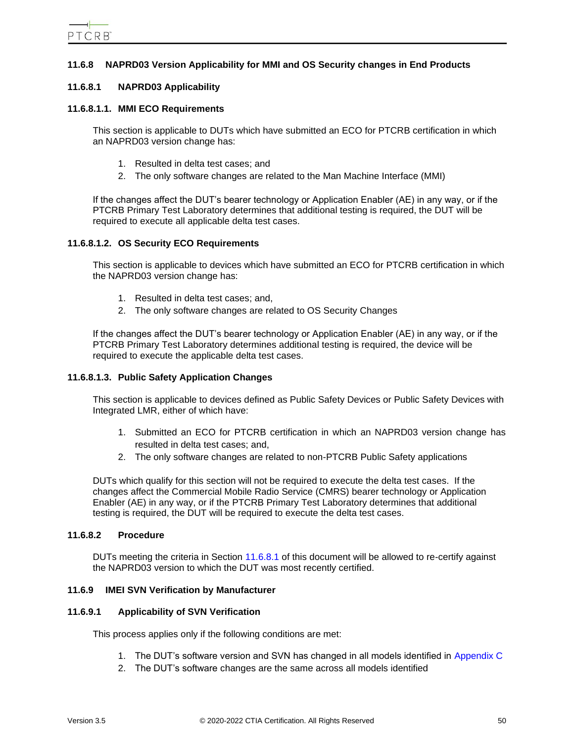### 11.6.8 NAPRD03 Version Applicability for MMI and OS Security changes in End Products

#### 11.6.8.1 NAPRD03 Applicability

##### 11.6.8.1.1. MMI ECO Requirements

This section is applicable to DUTs which have submitted an ECO for PTCRB certification in which an NAPRD03 version change has:

1. Resulted in delta test cases; and
2. The only software changes are related to the Man Machine Interface (MMI)

If the changes affect the DUT's bearer technology or Application Enabler (AE) in any way, or if the PTCRB Primary Test Laboratory determines that additional testing is required, the DUT will be required to execute all applicable delta test cases.

##### 11.6.8.1.2. OS Security ECO Requirements

This section is applicable to devices which have submitted an ECO for PTCRB certification in which the NAPRD03 version change has:

1. Resulted in delta test cases; and,
2. The only software changes are related to OS Security Changes

If the changes affect the DUT's bearer technology or Application Enabler (AE) in any way, or if the PTCRB Primary Test Laboratory determines additional testing is required, the device will be required to execute the applicable delta test cases.

##### 11.6.8.1.3. Public Safety Application Changes

This section is applicable to devices defined as Public Safety Devices or Public Safety Devices with Integrated LMR, either of which have:

1. Submitted an ECO for PTCRB certification in which an NAPRD03 version change has resulted in delta test cases; and,
2. The only software changes are related to non-PTCRB Public Safety applications

DUTs which qualify for this section will not be required to execute the delta test cases. If the changes affect the Commercial Mobile Radio Service (CMRS) bearer technology or Application Enabler (AE) in any way, or if the PTCRB Primary Test Laboratory determines that additional testing is required, the DUT will be required to execute the delta test cases.

#### 11.6.8.2 Procedure

DUTs meeting the criteria in Section 11.6.8.1 of this document will be allowed to re-certify against the NAPRD03 version to which the DUT was most recently certified.

### 11.6.9 IMEI SVN Verification by Manufacturer

#### 11.6.9.1 Applicability of SVN Verification

This process applies only if the following conditions are met:

1. The DUT's software version and SVN has changed in all models identified in Appendix C
2. The DUT's software changes are the same across all models identified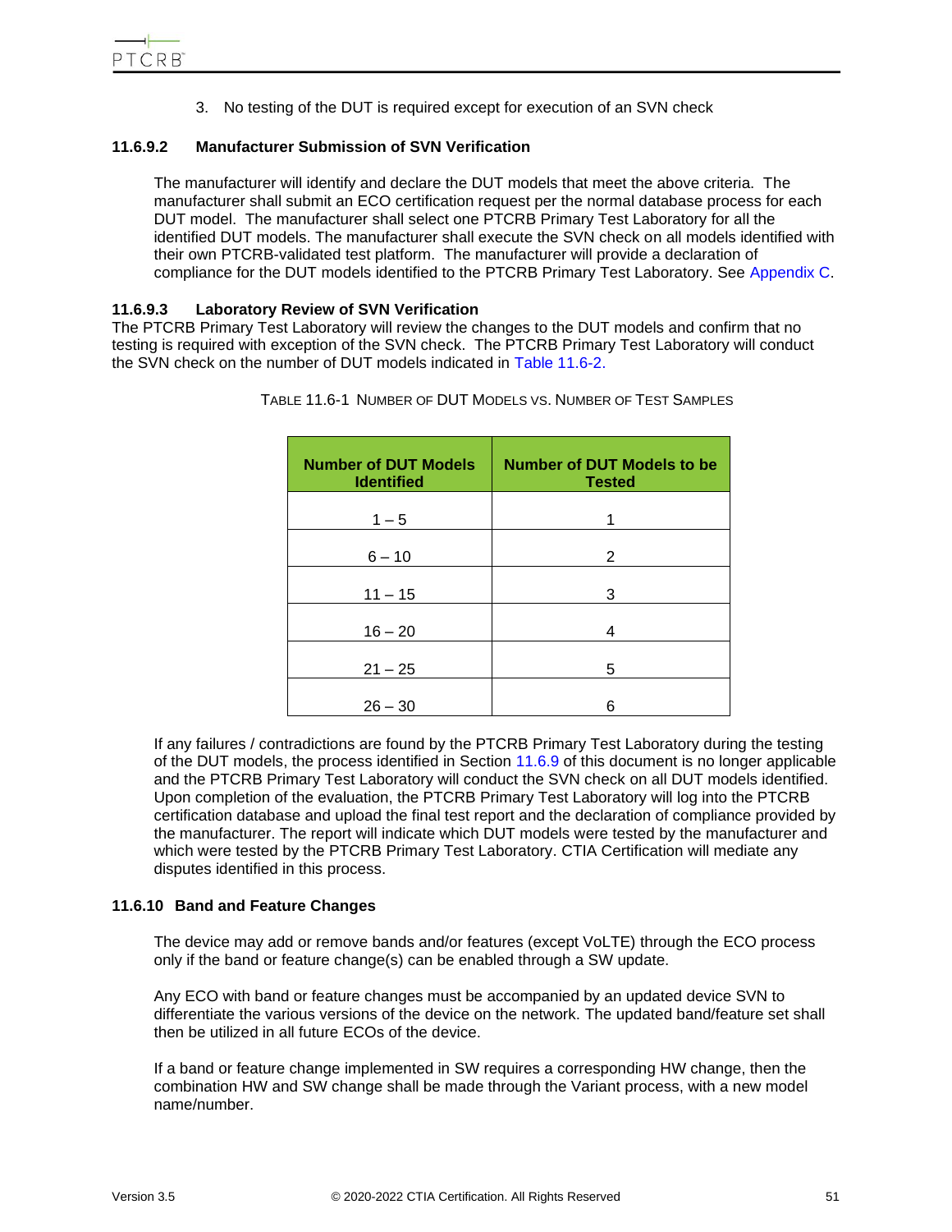3. No testing of the DUT is required except for execution of an SVN check

#### 11.6.9.2 Manufacturer Submission of SVN Verification

The manufacturer will identify and declare the DUT models that meet the above criteria. The manufacturer shall submit an ECO certification request per the normal database process for each DUT model. The manufacturer shall select one PTCRB Primary Test Laboratory for all the identified DUT models. The manufacturer shall execute the SVN check on all models identified with their own PTCRB-validated test platform. The manufacturer will provide a declaration of compliance for the DUT models identified to the PTCRB Primary Test Laboratory. See Appendix C.

#### 11.6.9.3 Laboratory Review of SVN Verification

The PTCRB Primary Test Laboratory will review the changes to the DUT models and confirm that no testing is required with exception of the SVN check. The PTCRB Primary Test Laboratory will conduct the SVN check on the number of DUT models indicated in Table 11.6-2.

TABLE 11.6-1 NUMBER OF DUT MODELS VS. NUMBER OF TEST SAMPLES

| Number of DUT Models Identified | Number of DUT Models to be Tested |
|---|---|
| 1 – 5 | 1 |
| 6 – 10 | 2 |
| 11 – 15 | 3 |
| 16 – 20 | 4 |
| 21 – 25 | 5 |
| 26 – 30 | 6 |

If any failures / contradictions are found by the PTCRB Primary Test Laboratory during the testing of the DUT models, the process identified in Section 11.6.9 of this document is no longer applicable and the PTCRB Primary Test Laboratory will conduct the SVN check on all DUT models identified. Upon completion of the evaluation, the PTCRB Primary Test Laboratory will log into the PTCRB certification database and upload the final test report and the declaration of compliance provided by the manufacturer. The report will indicate which DUT models were tested by the manufacturer and which were tested by the PTCRB Primary Test Laboratory. CTIA Certification will mediate any disputes identified in this process.

### 11.6.10 Band and Feature Changes

The device may add or remove bands and/or features (except VoLTE) through the ECO process only if the band or feature change(s) can be enabled through a SW update.

Any ECO with band or feature changes must be accompanied by an updated device SVN to differentiate the various versions of the device on the network. The updated band/feature set shall then be utilized in all future ECOs of the device.

If a band or feature change implemented in SW requires a corresponding HW change, then the combination HW and SW change shall be made through the Variant process, with a new model name/number.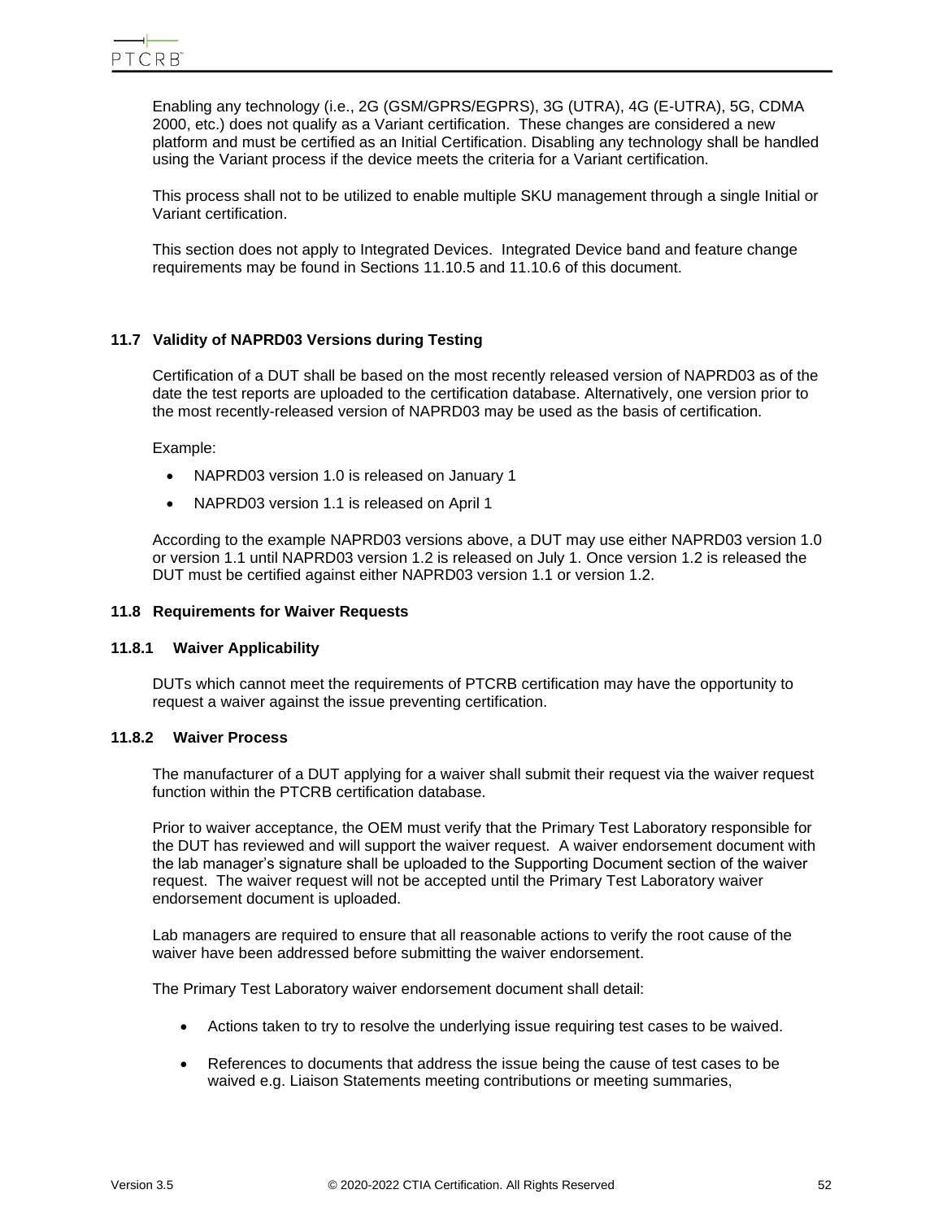Enabling any technology (i.e., 2G (GSM/GPRS/EGPRS), 3G (UTRA), 4G (E-UTRA), 5G, CDMA 2000, etc.) does not qualify as a Variant certification. These changes are considered a new platform and must be certified as an Initial Certification. Disabling any technology shall be handled using the Variant process if the device meets the criteria for a Variant certification.

This process shall not to be utilized to enable multiple SKU management through a single Initial or Variant certification.

This section does not apply to Integrated Devices. Integrated Device band and feature change requirements may be found in Sections 11.10.5 and 11.10.6 of this document.

### 11.7 Validity of NAPRD03 Versions during Testing

Certification of a DUT shall be based on the most recently released version of NAPRD03 as of the date the test reports are uploaded to the certification database. Alternatively, one version prior to the most recently-released version of NAPRD03 may be used as the basis of certification.

Example:

- NAPRD03 version 1.0 is released on January 1
- NAPRD03 version 1.1 is released on April 1

According to the example NAPRD03 versions above, a DUT may use either NAPRD03 version 1.0 or version 1.1 until NAPRD03 version 1.2 is released on July 1. Once version 1.2 is released the DUT must be certified against either NAPRD03 version 1.1 or version 1.2.

### 11.8 Requirements for Waiver Requests

#### 11.8.1 Waiver Applicability

DUTs which cannot meet the requirements of PTCRB certification may have the opportunity to request a waiver against the issue preventing certification.

#### 11.8.2 Waiver Process

The manufacturer of a DUT applying for a waiver shall submit their request via the waiver request function within the PTCRB certification database.

Prior to waiver acceptance, the OEM must verify that the Primary Test Laboratory responsible for the DUT has reviewed and will support the waiver request. A waiver endorsement document with the lab manager's signature shall be uploaded to the Supporting Document section of the waiver request. The waiver request will not be accepted until the Primary Test Laboratory waiver endorsement document is uploaded.

Lab managers are required to ensure that all reasonable actions to verify the root cause of the waiver have been addressed before submitting the waiver endorsement.

The Primary Test Laboratory waiver endorsement document shall detail:

- Actions taken to try to resolve the underlying issue requiring test cases to be waived.
- References to documents that address the issue being the cause of test cases to be waived e.g. Liaison Statements meeting contributions or meeting summaries,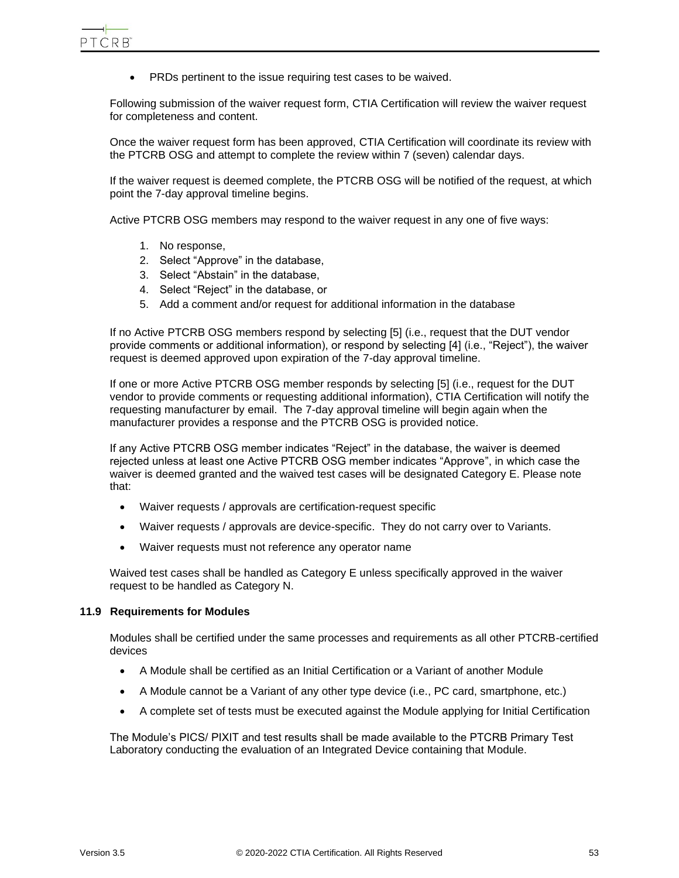- PRDs pertinent to the issue requiring test cases to be waived.

Following submission of the waiver request form, CTIA Certification will review the waiver request for completeness and content.

Once the waiver request form has been approved, CTIA Certification will coordinate its review with the PTCRB OSG and attempt to complete the review within 7 (seven) calendar days.

If the waiver request is deemed complete, the PTCRB OSG will be notified of the request, at which point the 7-day approval timeline begins.

Active PTCRB OSG members may respond to the waiver request in any one of five ways:

1. No response,
2. Select "Approve" in the database,
3. Select "Abstain" in the database,
4. Select "Reject" in the database, or
5. Add a comment and/or request for additional information in the database

If no Active PTCRB OSG members respond by selecting [5] (i.e., request that the DUT vendor provide comments or additional information), or respond by selecting [4] (i.e., "Reject"), the waiver request is deemed approved upon expiration of the 7-day approval timeline.

If one or more Active PTCRB OSG member responds by selecting [5] (i.e., request for the DUT vendor to provide comments or requesting additional information), CTIA Certification will notify the requesting manufacturer by email. The 7-day approval timeline will begin again when the manufacturer provides a response and the PTCRB OSG is provided notice.

If any Active PTCRB OSG member indicates "Reject" in the database, the waiver is deemed rejected unless at least one Active PTCRB OSG member indicates "Approve", in which case the waiver is deemed granted and the waived test cases will be designated Category E. Please note that:

- Waiver requests / approvals are certification-request specific
- Waiver requests / approvals are device-specific. They do not carry over to Variants.
- Waiver requests must not reference any operator name

Waived test cases shall be handled as Category E unless specifically approved in the waiver request to be handled as Category N.

### 11.9 Requirements for Modules

Modules shall be certified under the same processes and requirements as all other PTCRB-certified devices

- A Module shall be certified as an Initial Certification or a Variant of another Module
- A Module cannot be a Variant of any other type device (i.e., PC card, smartphone, etc.)
- A complete set of tests must be executed against the Module applying for Initial Certification

The Module's PICS/ PIXIT and test results shall be made available to the PTCRB Primary Test Laboratory conducting the evaluation of an Integrated Device containing that Module.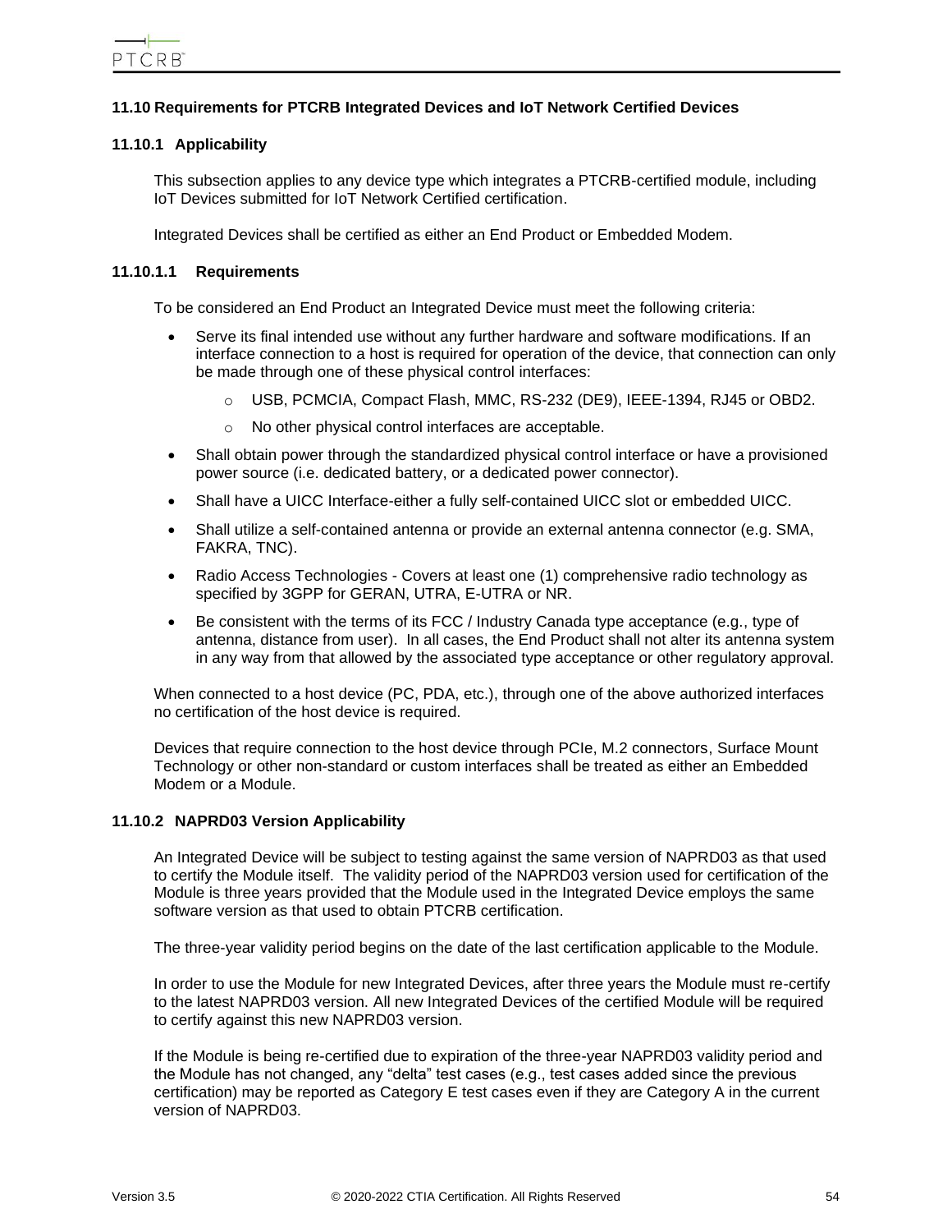## 11.10 Requirements for PTCRB Integrated Devices and IoT Network Certified Devices

### 11.10.1 Applicability

This subsection applies to any device type which integrates a PTCRB-certified module, including IoT Devices submitted for IoT Network Certified certification.

Integrated Devices shall be certified as either an End Product or Embedded Modem.

#### 11.10.1.1 Requirements

To be considered an End Product an Integrated Device must meet the following criteria:

- Serve its final intended use without any further hardware and software modifications. If an interface connection to a host is required for operation of the device, that connection can only be made through one of these physical control interfaces:
  - USB, PCMCIA, Compact Flash, MMC, RS-232 (DE9), IEEE-1394, RJ45 or OBD2.
  - No other physical control interfaces are acceptable.
- Shall obtain power through the standardized physical control interface or have a provisioned power source (i.e. dedicated battery, or a dedicated power connector).
- Shall have a UICC Interface-either a fully self-contained UICC slot or embedded UICC.
- Shall utilize a self-contained antenna or provide an external antenna connector (e.g. SMA, FAKRA, TNC).
- Radio Access Technologies - Covers at least one (1) comprehensive radio technology as specified by 3GPP for GERAN, UTRA, E-UTRA or NR.
- Be consistent with the terms of its FCC / Industry Canada type acceptance (e.g., type of antenna, distance from user). In all cases, the End Product shall not alter its antenna system in any way from that allowed by the associated type acceptance or other regulatory approval.

When connected to a host device (PC, PDA, etc.), through one of the above authorized interfaces no certification of the host device is required.

Devices that require connection to the host device through PCIe, M.2 connectors, Surface Mount Technology or other non-standard or custom interfaces shall be treated as either an Embedded Modem or a Module.

### 11.10.2 NAPRD03 Version Applicability

An Integrated Device will be subject to testing against the same version of NAPRD03 as that used to certify the Module itself. The validity period of the NAPRD03 version used for certification of the Module is three years provided that the Module used in the Integrated Device employs the same software version as that used to obtain PTCRB certification.

The three-year validity period begins on the date of the last certification applicable to the Module.

In order to use the Module for new Integrated Devices, after three years the Module must re-certify to the latest NAPRD03 version. All new Integrated Devices of the certified Module will be required to certify against this new NAPRD03 version.

If the Module is being re-certified due to expiration of the three-year NAPRD03 validity period and the Module has not changed, any "delta" test cases (e.g., test cases added since the previous certification) may be reported as Category E test cases even if they are Category A in the current version of NAPRD03.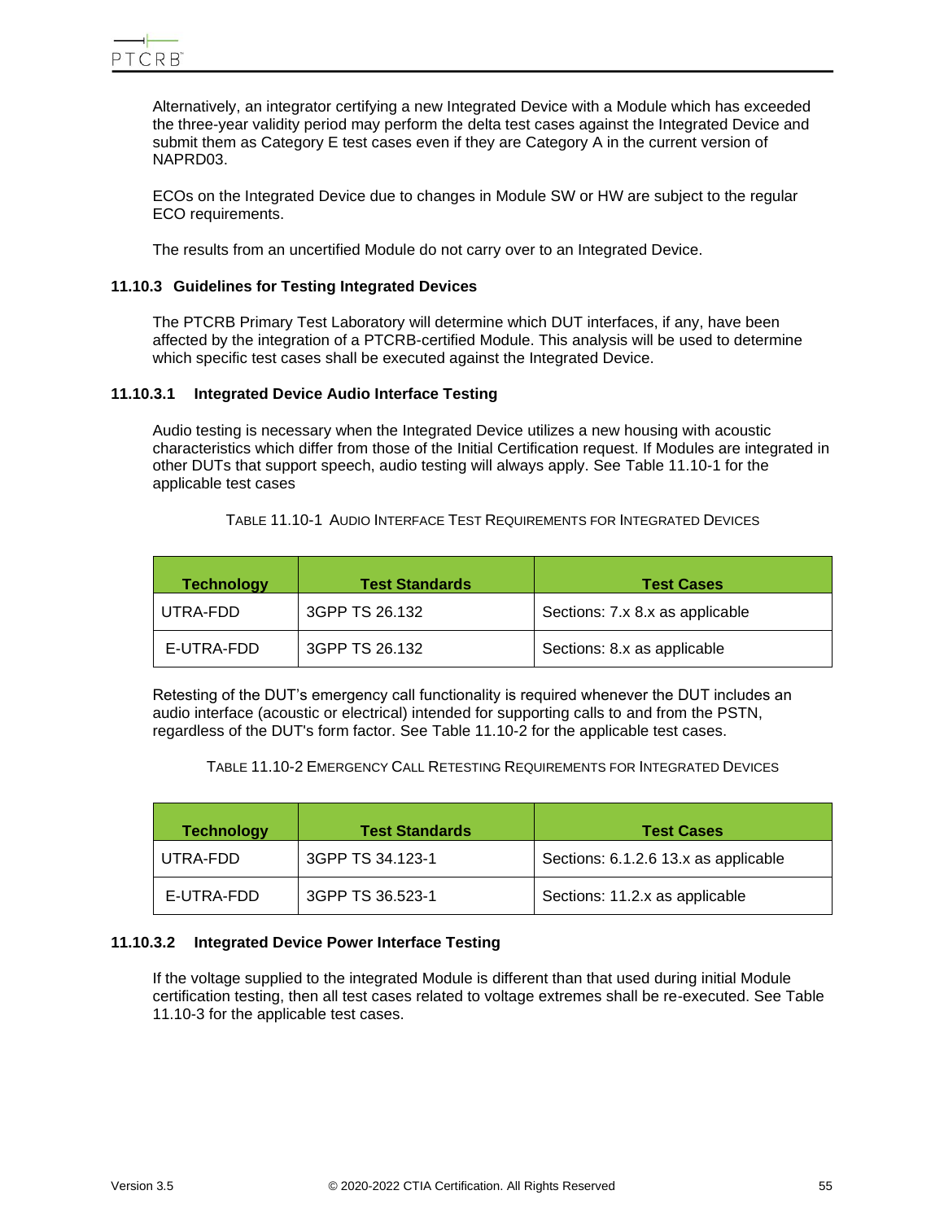Alternatively, an integrator certifying a new Integrated Device with a Module which has exceeded the three-year validity period may perform the delta test cases against the Integrated Device and submit them as Category E test cases even if they are Category A in the current version of NAPRD03.

ECOs on the Integrated Device due to changes in Module SW or HW are subject to the regular ECO requirements.

The results from an uncertified Module do not carry over to an Integrated Device.

### 11.10.3 Guidelines for Testing Integrated Devices

The PTCRB Primary Test Laboratory will determine which DUT interfaces, if any, have been affected by the integration of a PTCRB-certified Module. This analysis will be used to determine which specific test cases shall be executed against the Integrated Device.

#### 11.10.3.1 Integrated Device Audio Interface Testing

Audio testing is necessary when the Integrated Device utilizes a new housing with acoustic characteristics which differ from those of the Initial Certification request. If Modules are integrated in other DUTs that support speech, audio testing will always apply. See Table 11.10-1 for the applicable test cases

TABLE 11.10-1 AUDIO INTERFACE TEST REQUIREMENTS FOR INTEGRATED DEVICES

| Technology | Test Standards | Test Cases |
|---|---|---|
| UTRA-FDD | 3GPP TS 26.132 | Sections: 7.x 8.x as applicable |
| E-UTRA-FDD | 3GPP TS 26.132 | Sections: 8.x as applicable |

Retesting of the DUT's emergency call functionality is required whenever the DUT includes an audio interface (acoustic or electrical) intended for supporting calls to and from the PSTN, regardless of the DUT's form factor. See Table 11.10-2 for the applicable test cases.

TABLE 11.10-2 EMERGENCY CALL RETESTING REQUIREMENTS FOR INTEGRATED DEVICES

| Technology | Test Standards | Test Cases |
|---|---|---|
| UTRA-FDD | 3GPP TS 34.123-1 | Sections: 6.1.2.6 13.x as applicable |
| E-UTRA-FDD | 3GPP TS 36.523-1 | Sections: 11.2.x as applicable |

#### 11.10.3.2 Integrated Device Power Interface Testing

If the voltage supplied to the integrated Module is different than that used during initial Module certification testing, then all test cases related to voltage extremes shall be re-executed. See Table 11.10-3 for the applicable test cases.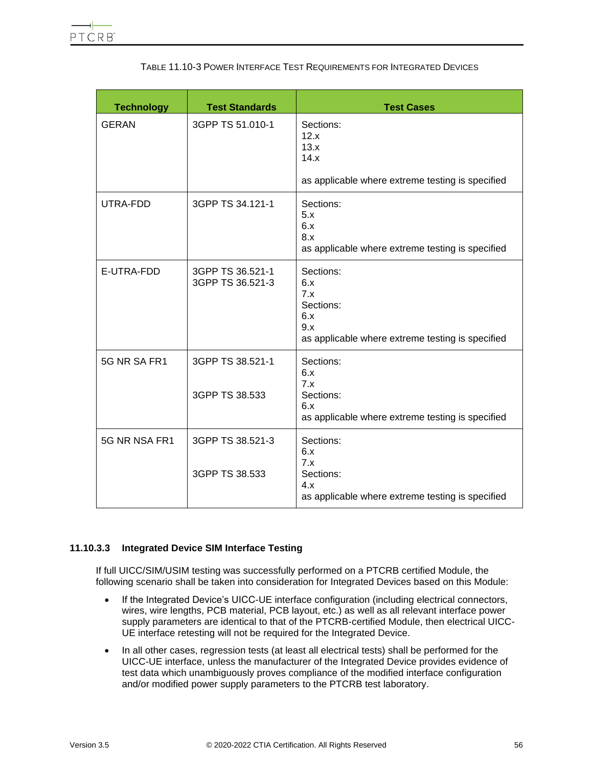TABLE 11.10-3 POWER INTERFACE TEST REQUIREMENTS FOR INTEGRATED DEVICES

| Technology | Test Standards | Test Cases |
|---|---|---|
| GERAN | 3GPP TS 51.010-1 | Sections:<br>12.x<br>13.x<br>14.x<br><br>as applicable where extreme testing is specified |
| UTRA-FDD | 3GPP TS 34.121-1 | Sections:<br>5.x<br>6.x<br>8.x<br>as applicable where extreme testing is specified |
| E-UTRA-FDD | 3GPP TS 36.521-1<br>3GPP TS 36.521-3 | Sections:<br>6.x<br>7.x<br>Sections:<br>6.x<br>9.x<br>as applicable where extreme testing is specified |
| 5G NR SA FR1 | 3GPP TS 38.521-1<br><br>3GPP TS 38.533 | Sections:<br>6.x<br>7.x<br>Sections:<br>6.x<br>as applicable where extreme testing is specified |
| 5G NR NSA FR1 | 3GPP TS 38.521-3<br><br>3GPP TS 38.533 | Sections:<br>6.x<br>7.x<br>Sections:<br>4.x<br>as applicable where extreme testing is specified |

#### 11.10.3.3 Integrated Device SIM Interface Testing

If full UICC/SIM/USIM testing was successfully performed on a PTCRB certified Module, the following scenario shall be taken into consideration for Integrated Devices based on this Module:

- If the Integrated Device's UICC-UE interface configuration (including electrical connectors, wires, wire lengths, PCB material, PCB layout, etc.) as well as all relevant interface power supply parameters are identical to that of the PTCRB-certified Module, then electrical UICC-UE interface retesting will not be required for the Integrated Device.
- In all other cases, regression tests (at least all electrical tests) shall be performed for the UICC-UE interface, unless the manufacturer of the Integrated Device provides evidence of test data which unambiguously proves compliance of the modified interface configuration and/or modified power supply parameters to the PTCRB test laboratory.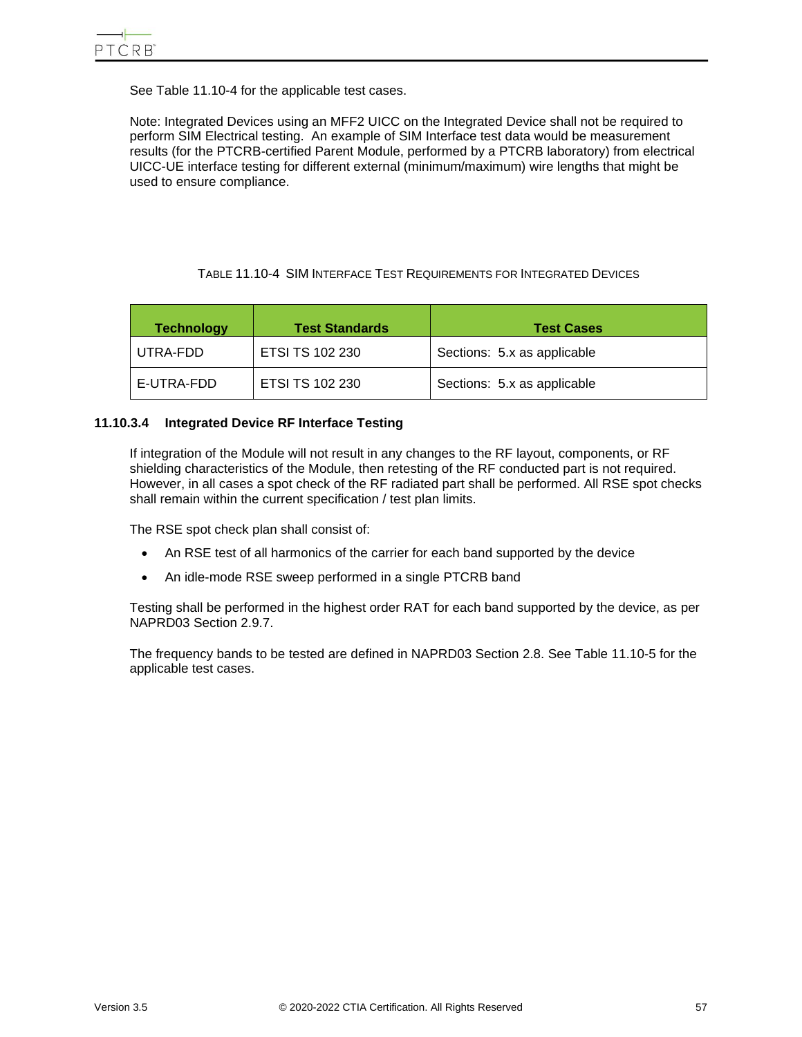See Table 11.10-4 for the applicable test cases.

Note: Integrated Devices using an MFF2 UICC on the Integrated Device shall not be required to perform SIM Electrical testing. An example of SIM Interface test data would be measurement results (for the PTCRB-certified Parent Module, performed by a PTCRB laboratory) from electrical UICC-UE interface testing for different external (minimum/maximum) wire lengths that might be used to ensure compliance.

TABLE 11.10-4 SIM INTERFACE TEST REQUIREMENTS FOR INTEGRATED DEVICES

| Technology | Test Standards | Test Cases |
|---|---|---|
| UTRA-FDD | ETSI TS 102 230 | Sections: 5.x as applicable |
| E-UTRA-FDD | ETSI TS 102 230 | Sections: 5.x as applicable |

#### 11.10.3.4 Integrated Device RF Interface Testing

If integration of the Module will not result in any changes to the RF layout, components, or RF shielding characteristics of the Module, then retesting of the RF conducted part is not required. However, in all cases a spot check of the RF radiated part shall be performed. All RSE spot checks shall remain within the current specification / test plan limits.

The RSE spot check plan shall consist of:

- An RSE test of all harmonics of the carrier for each band supported by the device
- An idle-mode RSE sweep performed in a single PTCRB band

Testing shall be performed in the highest order RAT for each band supported by the device, as per NAPRD03 Section 2.9.7.

The frequency bands to be tested are defined in NAPRD03 Section 2.8. See Table 11.10-5 for the applicable test cases.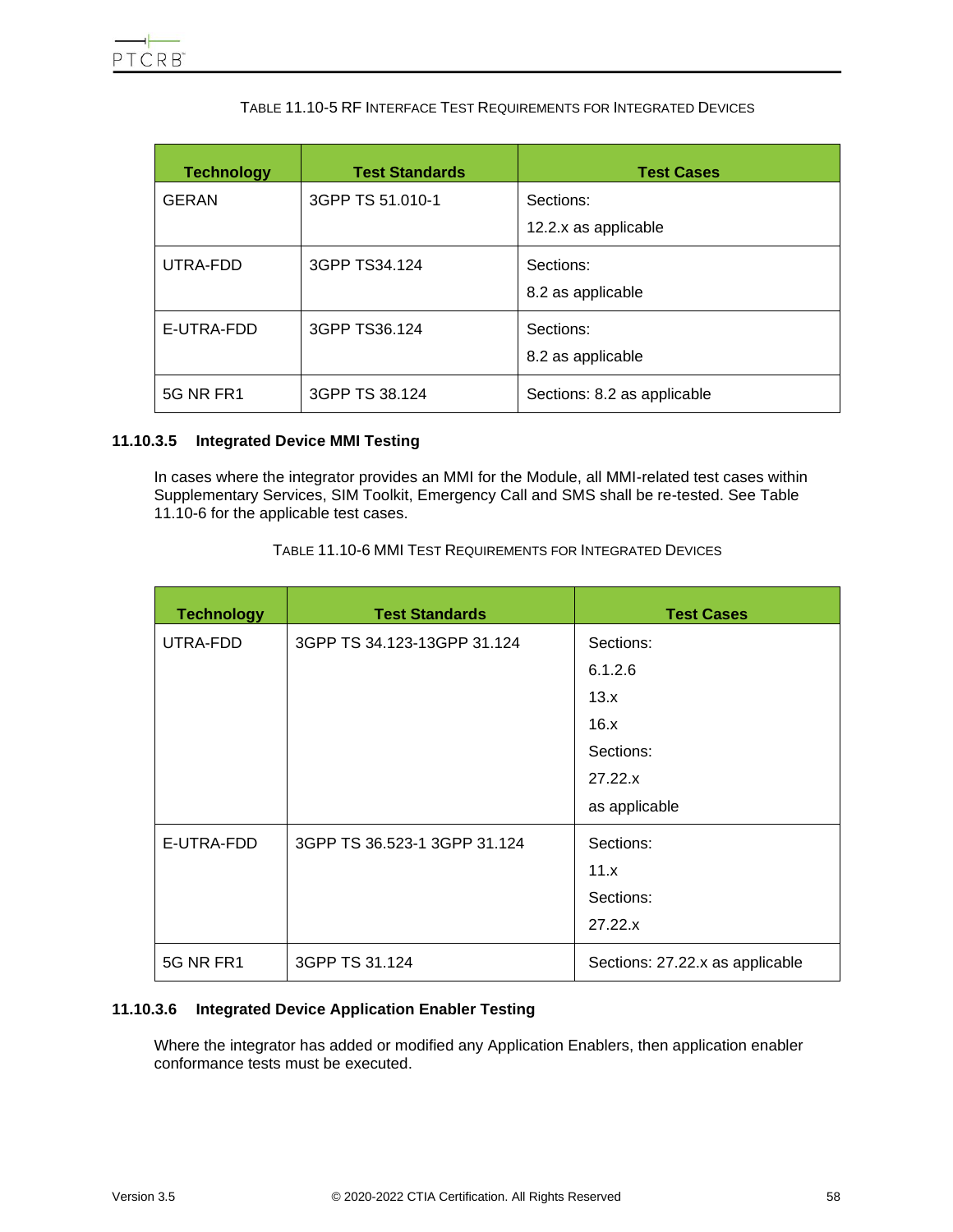TABLE 11.10-5 RF INTERFACE TEST REQUIREMENTS FOR INTEGRATED DEVICES

| Technology | Test Standards | Test Cases |
|---|---|---|
| GERAN | 3GPP TS 51.010-1 | Sections:<br>12.2.x as applicable |
| UTRA-FDD | 3GPP TS34.124 | Sections:<br>8.2 as applicable |
| E-UTRA-FDD | 3GPP TS36.124 | Sections:<br>8.2 as applicable |
| 5G NR FR1 | 3GPP TS 38.124 | Sections: 8.2 as applicable |

#### 11.10.3.5 Integrated Device MMI Testing

In cases where the integrator provides an MMI for the Module, all MMI-related test cases within Supplementary Services, SIM Toolkit, Emergency Call and SMS shall be re-tested. See Table 11.10-6 for the applicable test cases.

TABLE 11.10-6 MMI TEST REQUIREMENTS FOR INTEGRATED DEVICES

| Technology | Test Standards | Test Cases |
|---|---|---|
| UTRA-FDD | 3GPP TS 34.123-13GPP 31.124 | Sections:<br>6.1.2.6<br>13.x<br>16.x<br>Sections:<br>27.22.x<br>as applicable |
| E-UTRA-FDD | 3GPP TS 36.523-1 3GPP 31.124 | Sections:<br>11.x<br>Sections:<br>27.22.x |
| 5G NR FR1 | 3GPP TS 31.124 | Sections: 27.22.x as applicable |

#### 11.10.3.6 Integrated Device Application Enabler Testing

Where the integrator has added or modified any Application Enablers, then application enabler conformance tests must be executed.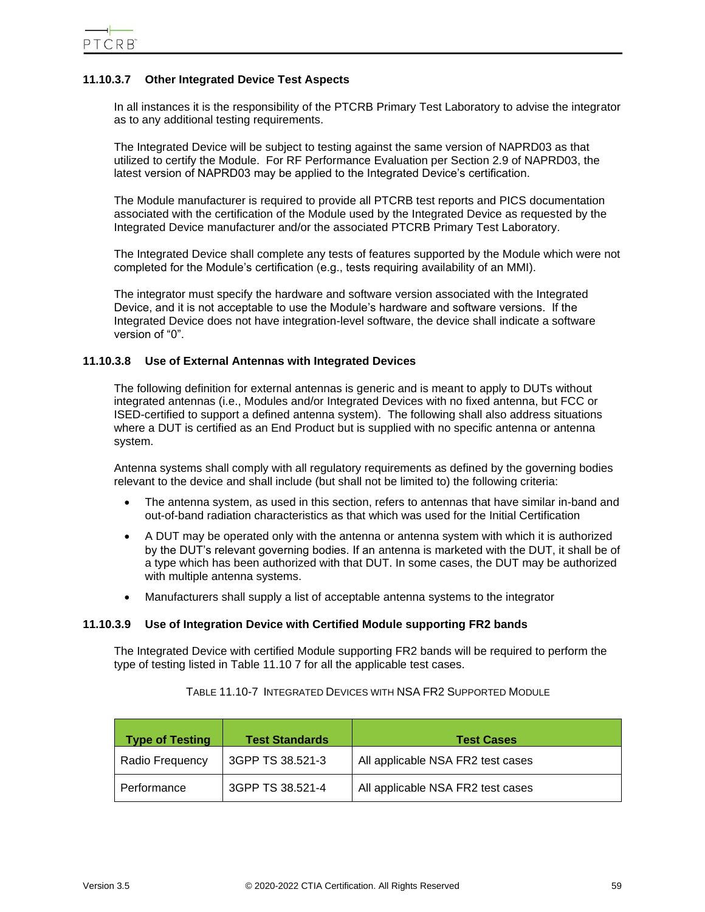#### 11.10.3.7 Other Integrated Device Test Aspects

In all instances it is the responsibility of the PTCRB Primary Test Laboratory to advise the integrator as to any additional testing requirements.

The Integrated Device will be subject to testing against the same version of NAPRD03 as that utilized to certify the Module. For RF Performance Evaluation per Section 2.9 of NAPRD03, the latest version of NAPRD03 may be applied to the Integrated Device's certification.

The Module manufacturer is required to provide all PTCRB test reports and PICS documentation associated with the certification of the Module used by the Integrated Device as requested by the Integrated Device manufacturer and/or the associated PTCRB Primary Test Laboratory.

The Integrated Device shall complete any tests of features supported by the Module which were not completed for the Module's certification (e.g., tests requiring availability of an MMI).

The integrator must specify the hardware and software version associated with the Integrated Device, and it is not acceptable to use the Module's hardware and software versions. If the Integrated Device does not have integration-level software, the device shall indicate a software version of "0".

#### 11.10.3.8 Use of External Antennas with Integrated Devices

The following definition for external antennas is generic and is meant to apply to DUTs without integrated antennas (i.e., Modules and/or Integrated Devices with no fixed antenna, but FCC or ISED-certified to support a defined antenna system). The following shall also address situations where a DUT is certified as an End Product but is supplied with no specific antenna or antenna system.

Antenna systems shall comply with all regulatory requirements as defined by the governing bodies relevant to the device and shall include (but shall not be limited to) the following criteria:

- The antenna system, as used in this section, refers to antennas that have similar in-band and out-of-band radiation characteristics as that which was used for the Initial Certification
- A DUT may be operated only with the antenna or antenna system with which it is authorized by the DUT's relevant governing bodies. If an antenna is marketed with the DUT, it shall be of a type which has been authorized with that DUT. In some cases, the DUT may be authorized with multiple antenna systems.
- Manufacturers shall supply a list of acceptable antenna systems to the integrator

#### 11.10.3.9 Use of Integration Device with Certified Module supporting FR2 bands

The Integrated Device with certified Module supporting FR2 bands will be required to perform the type of testing listed in Table 11.10 7 for all the applicable test cases.

TABLE 11.10-7 INTEGRATED DEVICES WITH NSA FR2 SUPPORTED MODULE

| Type of Testing | Test Standards | Test Cases |
|---|---|---|
| Radio Frequency | 3GPP TS 38.521-3 | All applicable NSA FR2 test cases |
| Performance | 3GPP TS 38.521-4 | All applicable NSA FR2 test cases |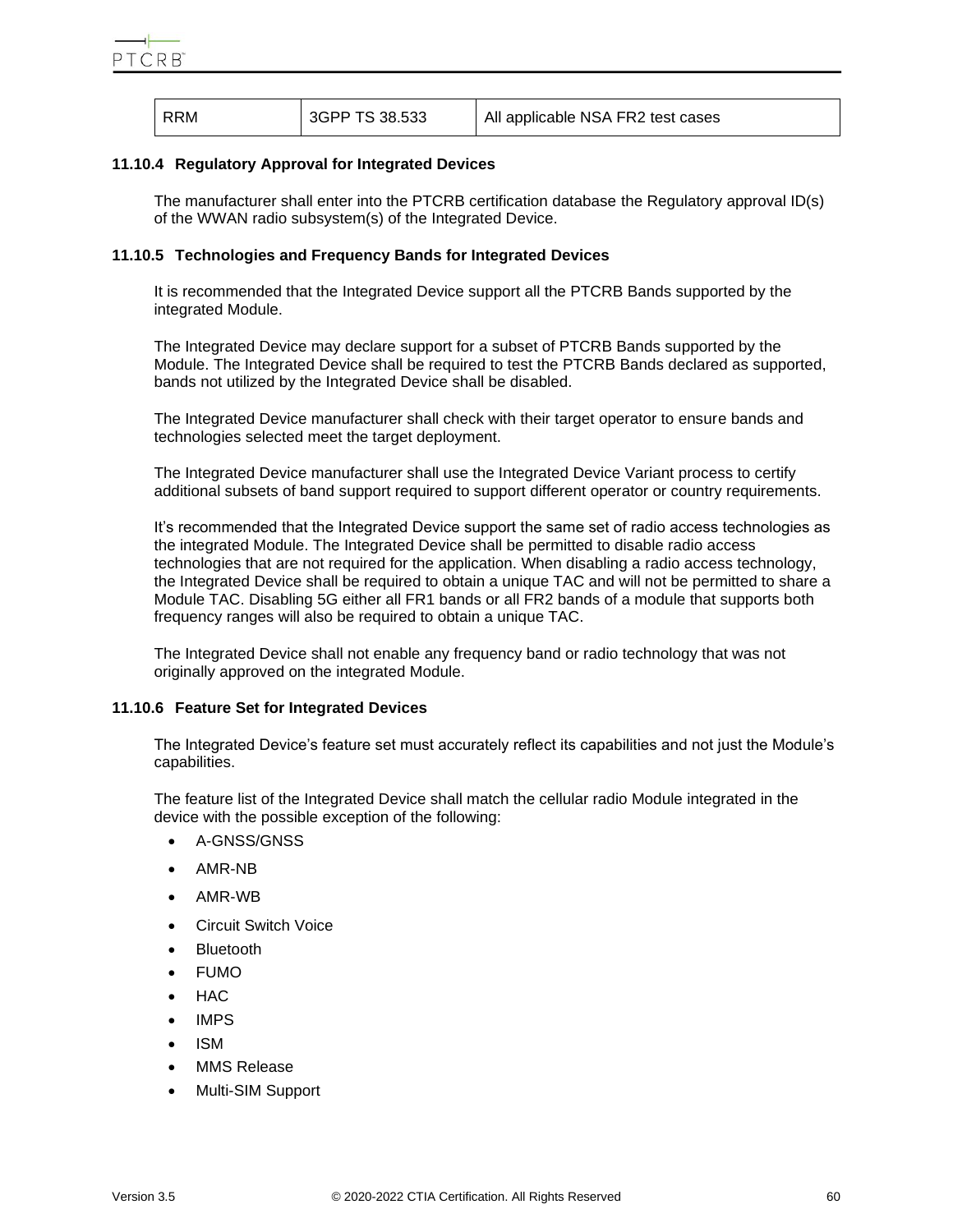| RRM | 3GPP TS 38.533 | All applicable NSA FR2 test cases |
|---|---|---|

### 11.10.4 Regulatory Approval for Integrated Devices

The manufacturer shall enter into the PTCRB certification database the Regulatory approval ID(s) of the WWAN radio subsystem(s) of the Integrated Device.

### 11.10.5 Technologies and Frequency Bands for Integrated Devices

It is recommended that the Integrated Device support all the PTCRB Bands supported by the integrated Module.

The Integrated Device may declare support for a subset of PTCRB Bands supported by the Module. The Integrated Device shall be required to test the PTCRB Bands declared as supported, bands not utilized by the Integrated Device shall be disabled.

The Integrated Device manufacturer shall check with their target operator to ensure bands and technologies selected meet the target deployment.

The Integrated Device manufacturer shall use the Integrated Device Variant process to certify additional subsets of band support required to support different operator or country requirements.

It's recommended that the Integrated Device support the same set of radio access technologies as the integrated Module. The Integrated Device shall be permitted to disable radio access technologies that are not required for the application. When disabling a radio access technology, the Integrated Device shall be required to obtain a unique TAC and will not be permitted to share a Module TAC. Disabling 5G either all FR1 bands or all FR2 bands of a module that supports both frequency ranges will also be required to obtain a unique TAC.

The Integrated Device shall not enable any frequency band or radio technology that was not originally approved on the integrated Module.

### 11.10.6 Feature Set for Integrated Devices

The Integrated Device's feature set must accurately reflect its capabilities and not just the Module's capabilities.

The feature list of the Integrated Device shall match the cellular radio Module integrated in the device with the possible exception of the following:

- A-GNSS/GNSS
- AMR-NB
- AMR-WB
- Circuit Switch Voice
- Bluetooth
- FUMO
- HAC
- IMPS
- ISM
- MMS Release
- Multi-SIM Support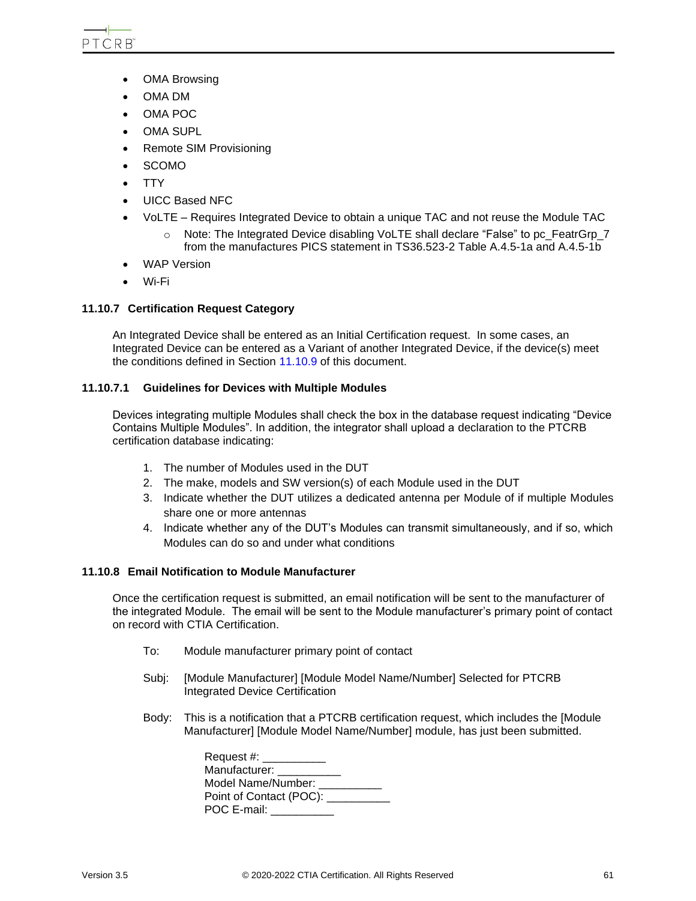- OMA Browsing
- OMA DM
- OMA POC
- OMA SUPL
- Remote SIM Provisioning
- SCOMO
- TTY
- UICC Based NFC
- VoLTE – Requires Integrated Device to obtain a unique TAC and not reuse the Module TAC
    - Note: The Integrated Device disabling VoLTE shall declare “False” to pc_FeatrGrp_7 from the manufactures PICS statement in TS36.523-2 Table A.4.5-1a and A.4.5-1b
- WAP Version
- Wi-Fi

### 11.10.7 Certification Request Category

An Integrated Device shall be entered as an Initial Certification request. In some cases, an Integrated Device can be entered as a Variant of another Integrated Device, if the device(s) meet the conditions defined in Section 11.10.9 of this document.

#### 11.10.7.1 Guidelines for Devices with Multiple Modules

Devices integrating multiple Modules shall check the box in the database request indicating “Device Contains Multiple Modules”. In addition, the integrator shall upload a declaration to the PTCRB certification database indicating:

1. The number of Modules used in the DUT
2. The make, models and SW version(s) of each Module used in the DUT
3. Indicate whether the DUT utilizes a dedicated antenna per Module of if multiple Modules share one or more antennas
4. Indicate whether any of the DUT’s Modules can transmit simultaneously, and if so, which Modules can do so and under what conditions

### 11.10.8 Email Notification to Module Manufacturer

Once the certification request is submitted, an email notification will be sent to the manufacturer of the integrated Module. The email will be sent to the Module manufacturer’s primary point of contact on record with CTIA Certification.

To: Module manufacturer primary point of contact

Subj: [Module Manufacturer] [Module Model Name/Number] Selected for PTCRB Integrated Device Certification

Body: This is a notification that a PTCRB certification request, which includes the [Module Manufacturer] [Module Model Name/Number] module, has just been submitted.

Request #: __________
Manufacturer: __________
Model Name/Number: __________
Point of Contact (POC): __________
POC E-mail: __________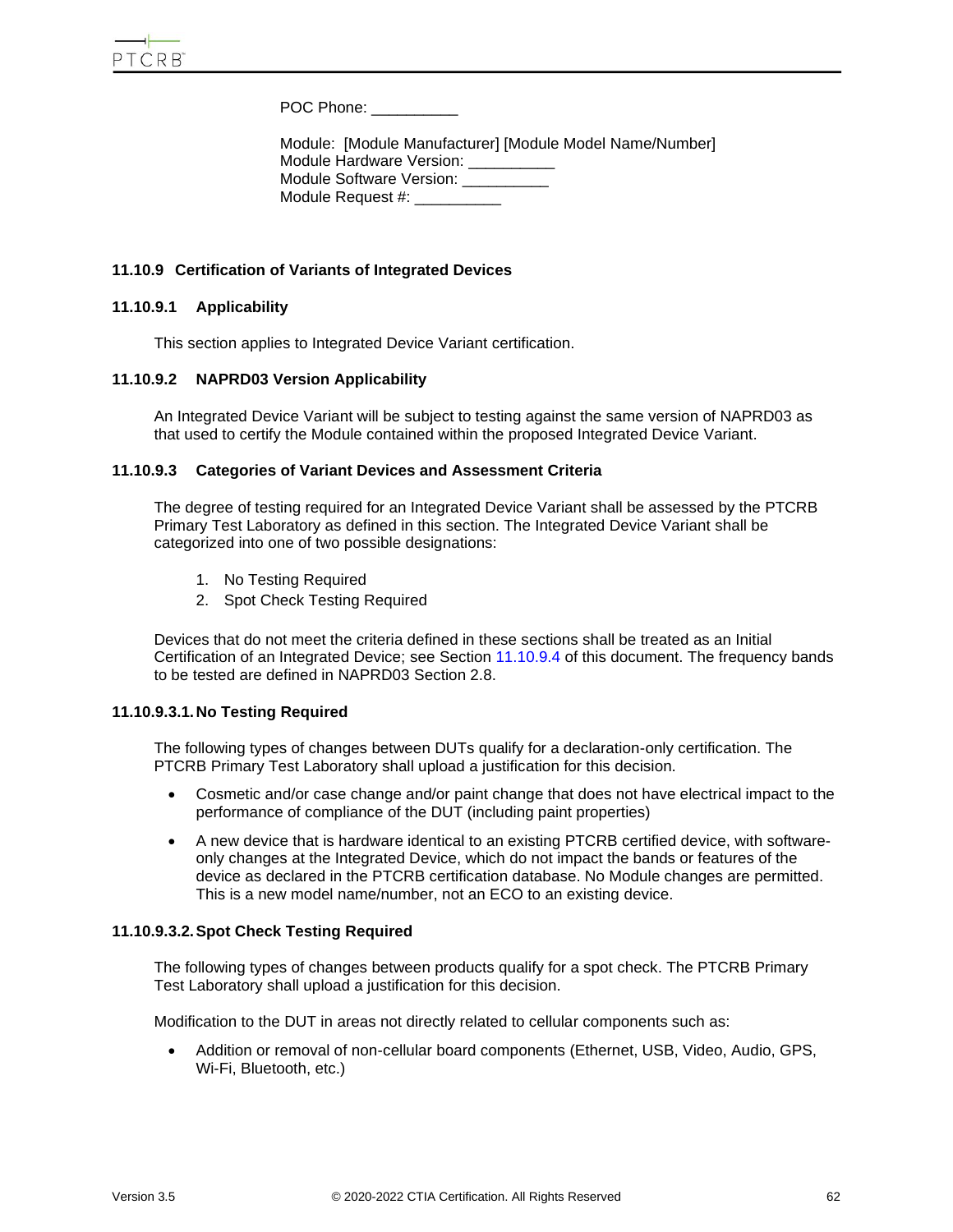POC Phone: __________

Module: [Module Manufacturer] [Module Model Name/Number]
Module Hardware Version: __________
Module Software Version: __________
Module Request #: __________

### 11.10.9 Certification of Variants of Integrated Devices

#### 11.10.9.1 Applicability

This section applies to Integrated Device Variant certification.

#### 11.10.9.2 NAPRD03 Version Applicability

An Integrated Device Variant will be subject to testing against the same version of NAPRD03 as that used to certify the Module contained within the proposed Integrated Device Variant.

#### 11.10.9.3 Categories of Variant Devices and Assessment Criteria

The degree of testing required for an Integrated Device Variant shall be assessed by the PTCRB Primary Test Laboratory as defined in this section. The Integrated Device Variant shall be categorized into one of two possible designations:

1. No Testing Required
2. Spot Check Testing Required

Devices that do not meet the criteria defined in these sections shall be treated as an Initial Certification of an Integrated Device; see Section 11.10.9.4 of this document. The frequency bands to be tested are defined in NAPRD03 Section 2.8.

##### 11.10.9.3.1. No Testing Required

The following types of changes between DUTs qualify for a declaration-only certification. The PTCRB Primary Test Laboratory shall upload a justification for this decision.

- Cosmetic and/or case change and/or paint change that does not have electrical impact to the performance of compliance of the DUT (including paint properties)
- A new device that is hardware identical to an existing PTCRB certified device, with software-only changes at the Integrated Device, which do not impact the bands or features of the device as declared in the PTCRB certification database. No Module changes are permitted. This is a new model name/number, not an ECO to an existing device.

##### 11.10.9.3.2. Spot Check Testing Required

The following types of changes between products qualify for a spot check. The PTCRB Primary Test Laboratory shall upload a justification for this decision.

Modification to the DUT in areas not directly related to cellular components such as:

- Addition or removal of non-cellular board components (Ethernet, USB, Video, Audio, GPS, Wi-Fi, Bluetooth, etc.)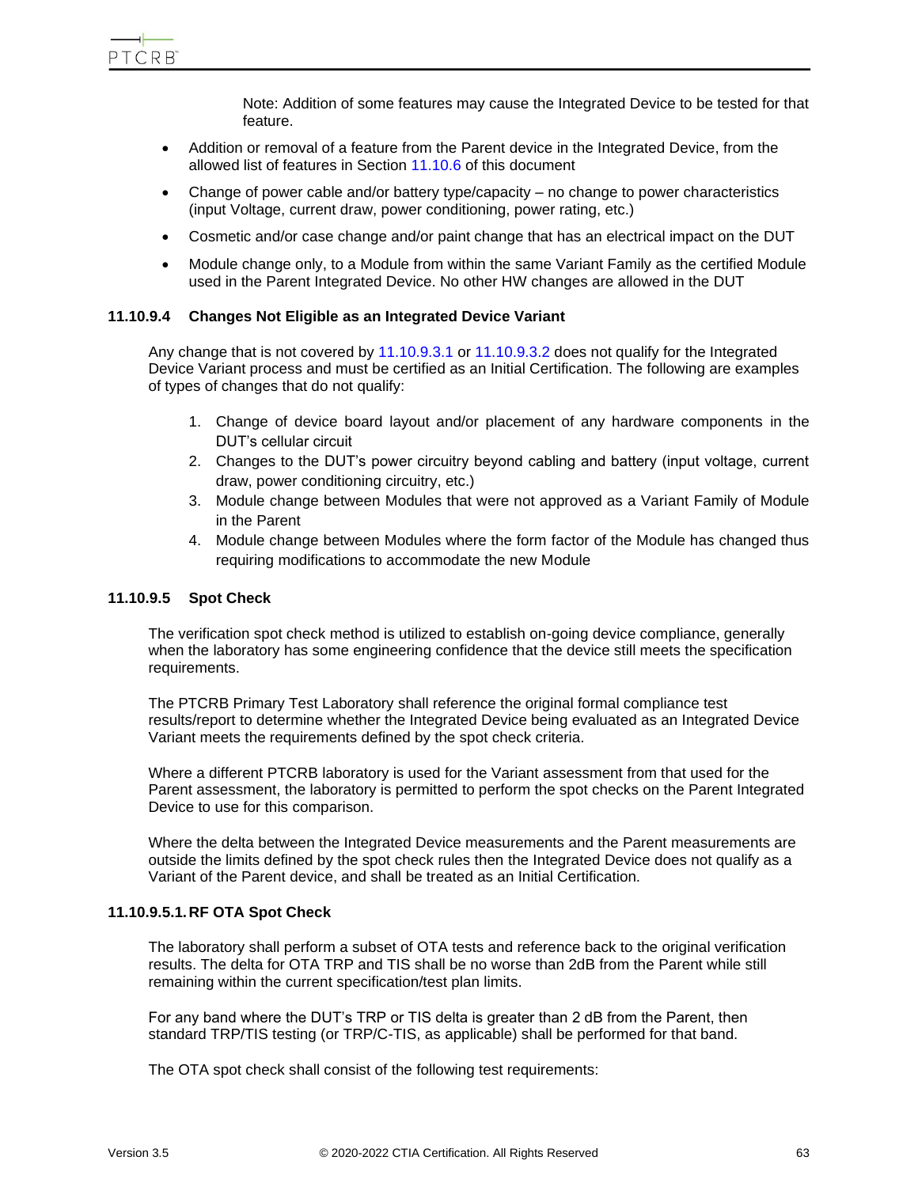Note: Addition of some features may cause the Integrated Device to be tested for that feature.

- Addition or removal of a feature from the Parent device in the Integrated Device, from the allowed list of features in Section 11.10.6 of this document
- Change of power cable and/or battery type/capacity – no change to power characteristics (input Voltage, current draw, power conditioning, power rating, etc.)
- Cosmetic and/or case change and/or paint change that has an electrical impact on the DUT
- Module change only, to a Module from within the same Variant Family as the certified Module used in the Parent Integrated Device. No other HW changes are allowed in the DUT

#### 11.10.9.4 Changes Not Eligible as an Integrated Device Variant

Any change that is not covered by 11.10.9.3.1 or 11.10.9.3.2 does not qualify for the Integrated Device Variant process and must be certified as an Initial Certification. The following are examples of types of changes that do not qualify:

1. Change of device board layout and/or placement of any hardware components in the DUT's cellular circuit
2. Changes to the DUT's power circuitry beyond cabling and battery (input voltage, current draw, power conditioning circuitry, etc.)
3. Module change between Modules that were not approved as a Variant Family of Module in the Parent
4. Module change between Modules where the form factor of the Module has changed thus requiring modifications to accommodate the new Module

#### 11.10.9.5 Spot Check

The verification spot check method is utilized to establish on-going device compliance, generally when the laboratory has some engineering confidence that the device still meets the specification requirements.

The PTCRB Primary Test Laboratory shall reference the original formal compliance test results/report to determine whether the Integrated Device being evaluated as an Integrated Device Variant meets the requirements defined by the spot check criteria.

Where a different PTCRB laboratory is used for the Variant assessment from that used for the Parent assessment, the laboratory is permitted to perform the spot checks on the Parent Integrated Device to use for this comparison.

Where the delta between the Integrated Device measurements and the Parent measurements are outside the limits defined by the spot check rules then the Integrated Device does not qualify as a Variant of the Parent device, and shall be treated as an Initial Certification.

#### 11.10.9.5.1. RF OTA Spot Check

The laboratory shall perform a subset of OTA tests and reference back to the original verification results. The delta for OTA TRP and TIS shall be no worse than 2dB from the Parent while still remaining within the current specification/test plan limits.

For any band where the DUT's TRP or TIS delta is greater than 2 dB from the Parent, then standard TRP/TIS testing (or TRP/C-TIS, as applicable) shall be performed for that band.

The OTA spot check shall consist of the following test requirements: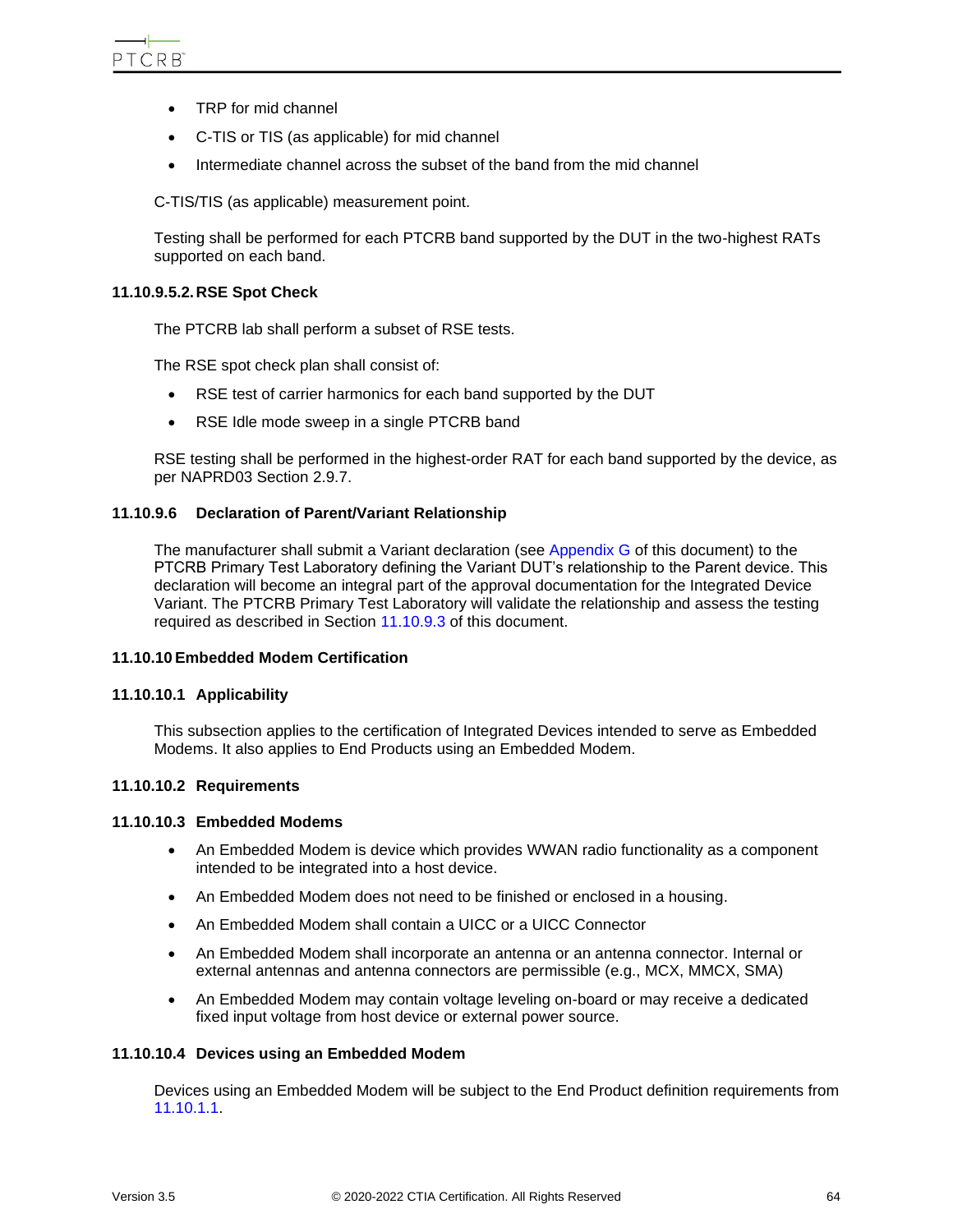- TRP for mid channel
- C-TIS or TIS (as applicable) for mid channel
- Intermediate channel across the subset of the band from the mid channel

C-TIS/TIS (as applicable) measurement point.

Testing shall be performed for each PTCRB band supported by the DUT in the two-highest RATs supported on each band.

#### 11.10.9.5.2. RSE Spot Check

The PTCRB lab shall perform a subset of RSE tests.

The RSE spot check plan shall consist of:

- RSE test of carrier harmonics for each band supported by the DUT
- RSE Idle mode sweep in a single PTCRB band

RSE testing shall be performed in the highest-order RAT for each band supported by the device, as per NAPRD03 Section 2.9.7.

#### 11.10.9.6 Declaration of Parent/Variant Relationship

The manufacturer shall submit a Variant declaration (see Appendix G of this document) to the PTCRB Primary Test Laboratory defining the Variant DUT's relationship to the Parent device. This declaration will become an integral part of the approval documentation for the Integrated Device Variant. The PTCRB Primary Test Laboratory will validate the relationship and assess the testing required as described in Section 11.10.9.3 of this document.

### 11.10.10 Embedded Modem Certification

#### 11.10.10.1 Applicability

This subsection applies to the certification of Integrated Devices intended to serve as Embedded Modems. It also applies to End Products using an Embedded Modem.

#### 11.10.10.2 Requirements

#### 11.10.10.3 Embedded Modems

- An Embedded Modem is device which provides WWAN radio functionality as a component intended to be integrated into a host device.
- An Embedded Modem does not need to be finished or enclosed in a housing.
- An Embedded Modem shall contain a UICC or a UICC Connector
- An Embedded Modem shall incorporate an antenna or an antenna connector. Internal or external antennas and antenna connectors are permissible (e.g., MCX, MMCX, SMA)
- An Embedded Modem may contain voltage leveling on-board or may receive a dedicated fixed input voltage from host device or external power source.

#### 11.10.10.4 Devices using an Embedded Modem

Devices using an Embedded Modem will be subject to the End Product definition requirements from 11.10.1.1.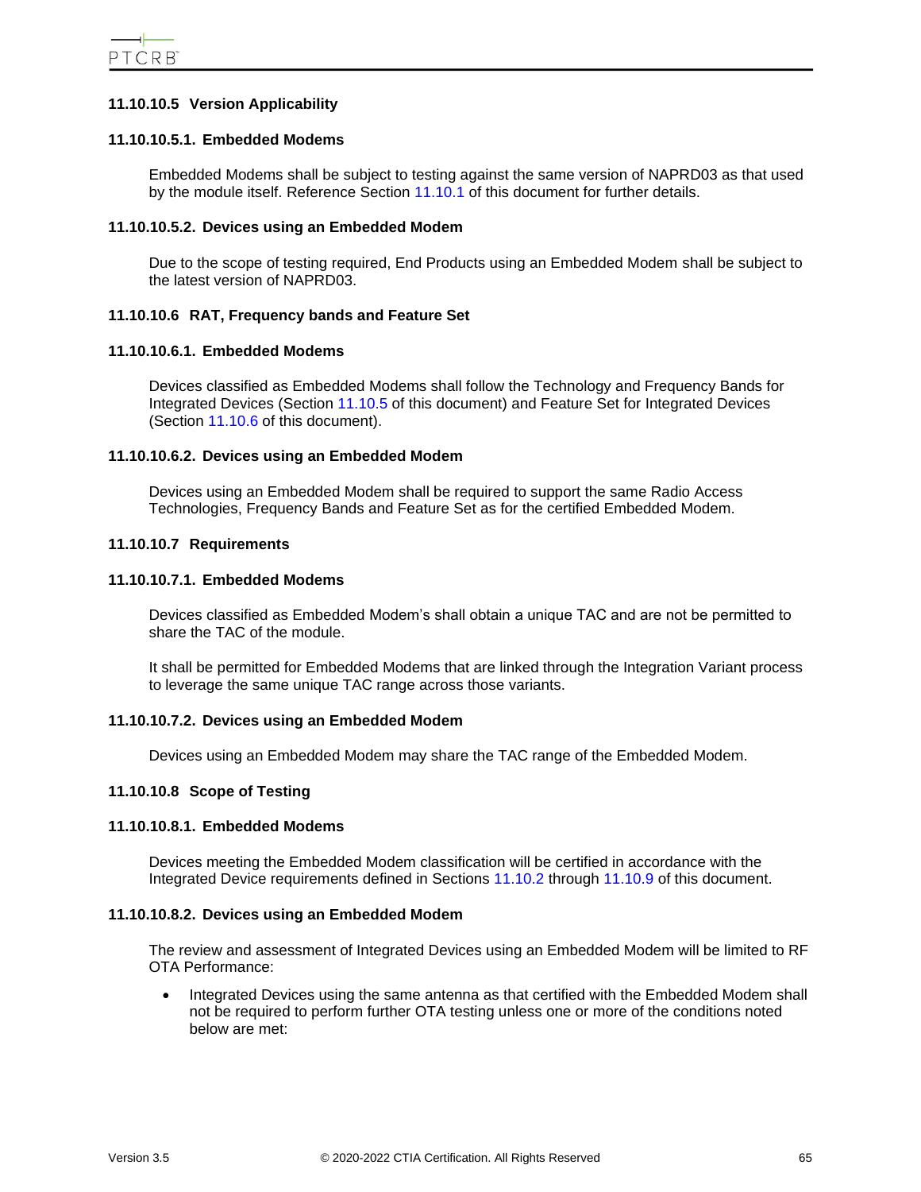#### 11.10.10.5 Version Applicability

##### 11.10.10.5.1. Embedded Modems

Embedded Modems shall be subject to testing against the same version of NAPRD03 as that used by the module itself. Reference Section 11.10.1 of this document for further details.

##### 11.10.10.5.2. Devices using an Embedded Modem

Due to the scope of testing required, End Products using an Embedded Modem shall be subject to the latest version of NAPRD03.

#### 11.10.10.6 RAT, Frequency bands and Feature Set

##### 11.10.10.6.1. Embedded Modems

Devices classified as Embedded Modems shall follow the Technology and Frequency Bands for Integrated Devices (Section 11.10.5 of this document) and Feature Set for Integrated Devices (Section 11.10.6 of this document).

##### 11.10.10.6.2. Devices using an Embedded Modem

Devices using an Embedded Modem shall be required to support the same Radio Access Technologies, Frequency Bands and Feature Set as for the certified Embedded Modem.

#### 11.10.10.7 Requirements

##### 11.10.10.7.1. Embedded Modems

Devices classified as Embedded Modem's shall obtain a unique TAC and are not be permitted to share the TAC of the module.

It shall be permitted for Embedded Modems that are linked through the Integration Variant process to leverage the same unique TAC range across those variants.

##### 11.10.10.7.2. Devices using an Embedded Modem

Devices using an Embedded Modem may share the TAC range of the Embedded Modem.

#### 11.10.10.8 Scope of Testing

##### 11.10.10.8.1. Embedded Modems

Devices meeting the Embedded Modem classification will be certified in accordance with the Integrated Device requirements defined in Sections 11.10.2 through 11.10.9 of this document.

##### 11.10.10.8.2. Devices using an Embedded Modem

The review and assessment of Integrated Devices using an Embedded Modem will be limited to RF OTA Performance:

- Integrated Devices using the same antenna as that certified with the Embedded Modem shall not be required to perform further OTA testing unless one or more of the conditions noted below are met: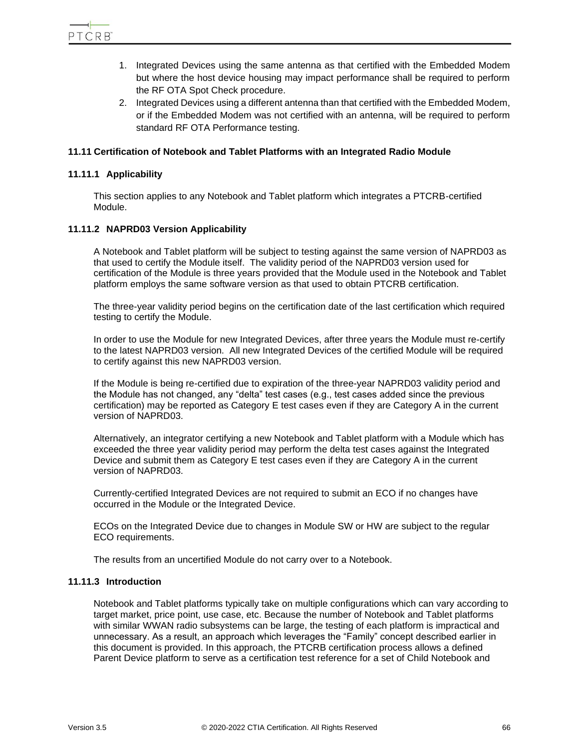1. Integrated Devices using the same antenna as that certified with the Embedded Modem but where the host device housing may impact performance shall be required to perform the RF OTA Spot Check procedure.
2. Integrated Devices using a different antenna than that certified with the Embedded Modem, or if the Embedded Modem was not certified with an antenna, will be required to perform standard RF OTA Performance testing.

### 11.11 Certification of Notebook and Tablet Platforms with an Integrated Radio Module

#### 11.11.1 Applicability

This section applies to any Notebook and Tablet platform which integrates a PTCRB-certified Module.

#### 11.11.2 NAPRD03 Version Applicability

A Notebook and Tablet platform will be subject to testing against the same version of NAPRD03 as that used to certify the Module itself. The validity period of the NAPRD03 version used for certification of the Module is three years provided that the Module used in the Notebook and Tablet platform employs the same software version as that used to obtain PTCRB certification.

The three-year validity period begins on the certification date of the last certification which required testing to certify the Module.

In order to use the Module for new Integrated Devices, after three years the Module must re-certify to the latest NAPRD03 version. All new Integrated Devices of the certified Module will be required to certify against this new NAPRD03 version.

If the Module is being re-certified due to expiration of the three-year NAPRD03 validity period and the Module has not changed, any "delta" test cases (e.g., test cases added since the previous certification) may be reported as Category E test cases even if they are Category A in the current version of NAPRD03.

Alternatively, an integrator certifying a new Notebook and Tablet platform with a Module which has exceeded the three year validity period may perform the delta test cases against the Integrated Device and submit them as Category E test cases even if they are Category A in the current version of NAPRD03.

Currently-certified Integrated Devices are not required to submit an ECO if no changes have occurred in the Module or the Integrated Device.

ECOs on the Integrated Device due to changes in Module SW or HW are subject to the regular ECO requirements.

The results from an uncertified Module do not carry over to a Notebook.

#### 11.11.3 Introduction

Notebook and Tablet platforms typically take on multiple configurations which can vary according to target market, price point, use case, etc. Because the number of Notebook and Tablet platforms with similar WWAN radio subsystems can be large, the testing of each platform is impractical and unnecessary. As a result, an approach which leverages the "Family" concept described earlier in this document is provided. In this approach, the PTCRB certification process allows a defined Parent Device platform to serve as a certification test reference for a set of Child Notebook and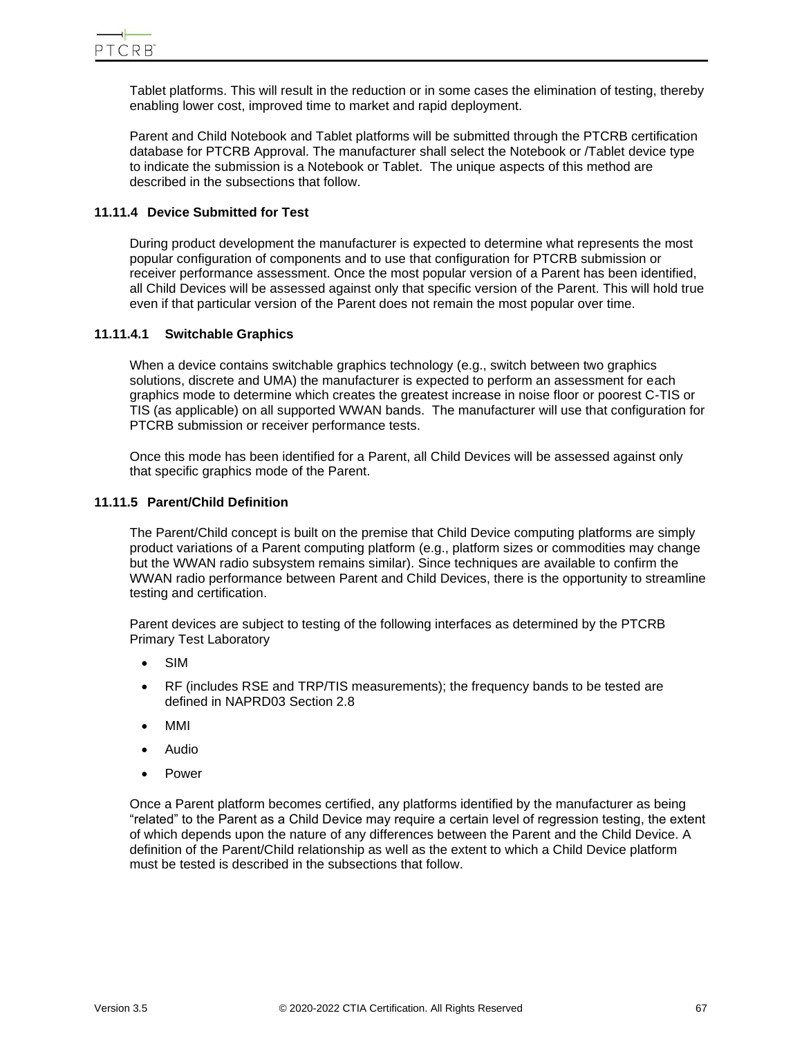Tablet platforms. This will result in the reduction or in some cases the elimination of testing, thereby enabling lower cost, improved time to market and rapid deployment.

Parent and Child Notebook and Tablet platforms will be submitted through the PTCRB certification database for PTCRB Approval. The manufacturer shall select the Notebook or /Tablet device type to indicate the submission is a Notebook or Tablet. The unique aspects of this method are described in the subsections that follow.

### 11.11.4 Device Submitted for Test

During product development the manufacturer is expected to determine what represents the most popular configuration of components and to use that configuration for PTCRB submission or receiver performance assessment. Once the most popular version of a Parent has been identified, all Child Devices will be assessed against only that specific version of the Parent. This will hold true even if that particular version of the Parent does not remain the most popular over time.

#### 11.11.4.1 Switchable Graphics

When a device contains switchable graphics technology (e.g., switch between two graphics solutions, discrete and UMA) the manufacturer is expected to perform an assessment for each graphics mode to determine which creates the greatest increase in noise floor or poorest C-TIS or TIS (as applicable) on all supported WWAN bands. The manufacturer will use that configuration for PTCRB submission or receiver performance tests.

Once this mode has been identified for a Parent, all Child Devices will be assessed against only that specific graphics mode of the Parent.

### 11.11.5 Parent/Child Definition

The Parent/Child concept is built on the premise that Child Device computing platforms are simply product variations of a Parent computing platform (e.g., platform sizes or commodities may change but the WWAN radio subsystem remains similar). Since techniques are available to confirm the WWAN radio performance between Parent and Child Devices, there is the opportunity to streamline testing and certification.

Parent devices are subject to testing of the following interfaces as determined by the PTCRB Primary Test Laboratory

- SIM
- RF (includes RSE and TRP/TIS measurements); the frequency bands to be tested are defined in NAPRD03 Section 2.8
- MMI
- Audio
- Power

Once a Parent platform becomes certified, any platforms identified by the manufacturer as being "related" to the Parent as a Child Device may require a certain level of regression testing, the extent of which depends upon the nature of any differences between the Parent and the Child Device. A definition of the Parent/Child relationship as well as the extent to which a Child Device platform must be tested is described in the subsections that follow.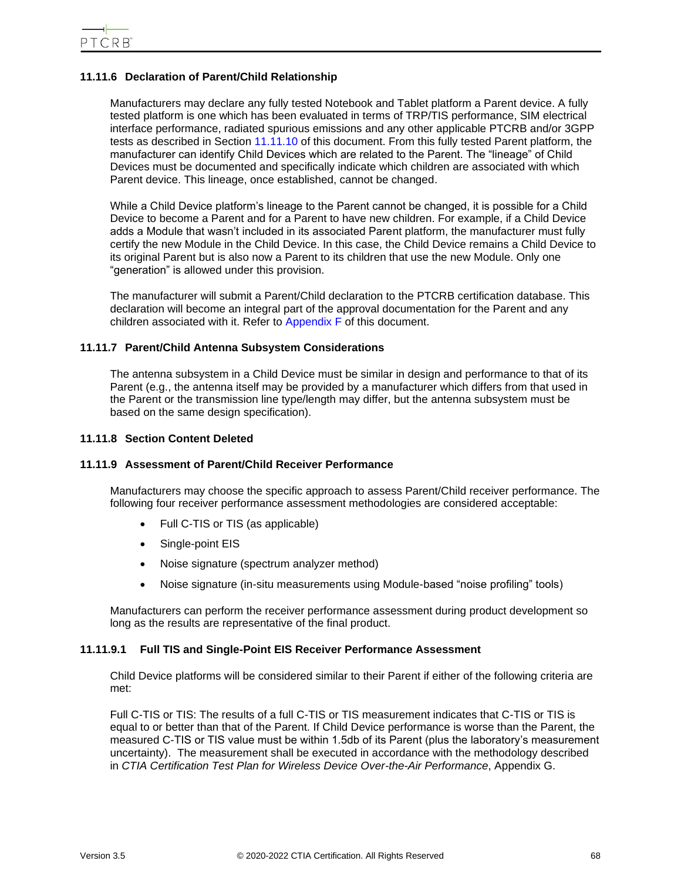#### 11.11.6 Declaration of Parent/Child Relationship

Manufacturers may declare any fully tested Notebook and Tablet platform a Parent device. A fully tested platform is one which has been evaluated in terms of TRP/TIS performance, SIM electrical interface performance, radiated spurious emissions and any other applicable PTCRB and/or 3GPP tests as described in Section 11.11.10 of this document. From this fully tested Parent platform, the manufacturer can identify Child Devices which are related to the Parent. The "lineage" of Child Devices must be documented and specifically indicate which children are associated with which Parent device. This lineage, once established, cannot be changed.

While a Child Device platform's lineage to the Parent cannot be changed, it is possible for a Child Device to become a Parent and for a Parent to have new children. For example, if a Child Device adds a Module that wasn't included in its associated Parent platform, the manufacturer must fully certify the new Module in the Child Device. In this case, the Child Device remains a Child Device to its original Parent but is also now a Parent to its children that use the new Module. Only one "generation" is allowed under this provision.

The manufacturer will submit a Parent/Child declaration to the PTCRB certification database. This declaration will become an integral part of the approval documentation for the Parent and any children associated with it. Refer to Appendix F of this document.

#### 11.11.7 Parent/Child Antenna Subsystem Considerations

The antenna subsystem in a Child Device must be similar in design and performance to that of its Parent (e.g., the antenna itself may be provided by a manufacturer which differs from that used in the Parent or the transmission line type/length may differ, but the antenna subsystem must be based on the same design specification).

#### 11.11.8 Section Content Deleted

#### 11.11.9 Assessment of Parent/Child Receiver Performance

Manufacturers may choose the specific approach to assess Parent/Child receiver performance. The following four receiver performance assessment methodologies are considered acceptable:

- Full C-TIS or TIS (as applicable)
- Single-point EIS
- Noise signature (spectrum analyzer method)
- Noise signature (in-situ measurements using Module-based "noise profiling" tools)

Manufacturers can perform the receiver performance assessment during product development so long as the results are representative of the final product.

##### 11.11.9.1 Full TIS and Single-Point EIS Receiver Performance Assessment

Child Device platforms will be considered similar to their Parent if either of the following criteria are met:

Full C-TIS or TIS: The results of a full C-TIS or TIS measurement indicates that C-TIS or TIS is equal to or better than that of the Parent. If Child Device performance is worse than the Parent, the measured C-TIS or TIS value must be within 1.5db of its Parent (plus the laboratory's measurement uncertainty). The measurement shall be executed in accordance with the methodology described in *CTIA Certification Test Plan for Wireless Device Over-the-Air Performance*, Appendix G.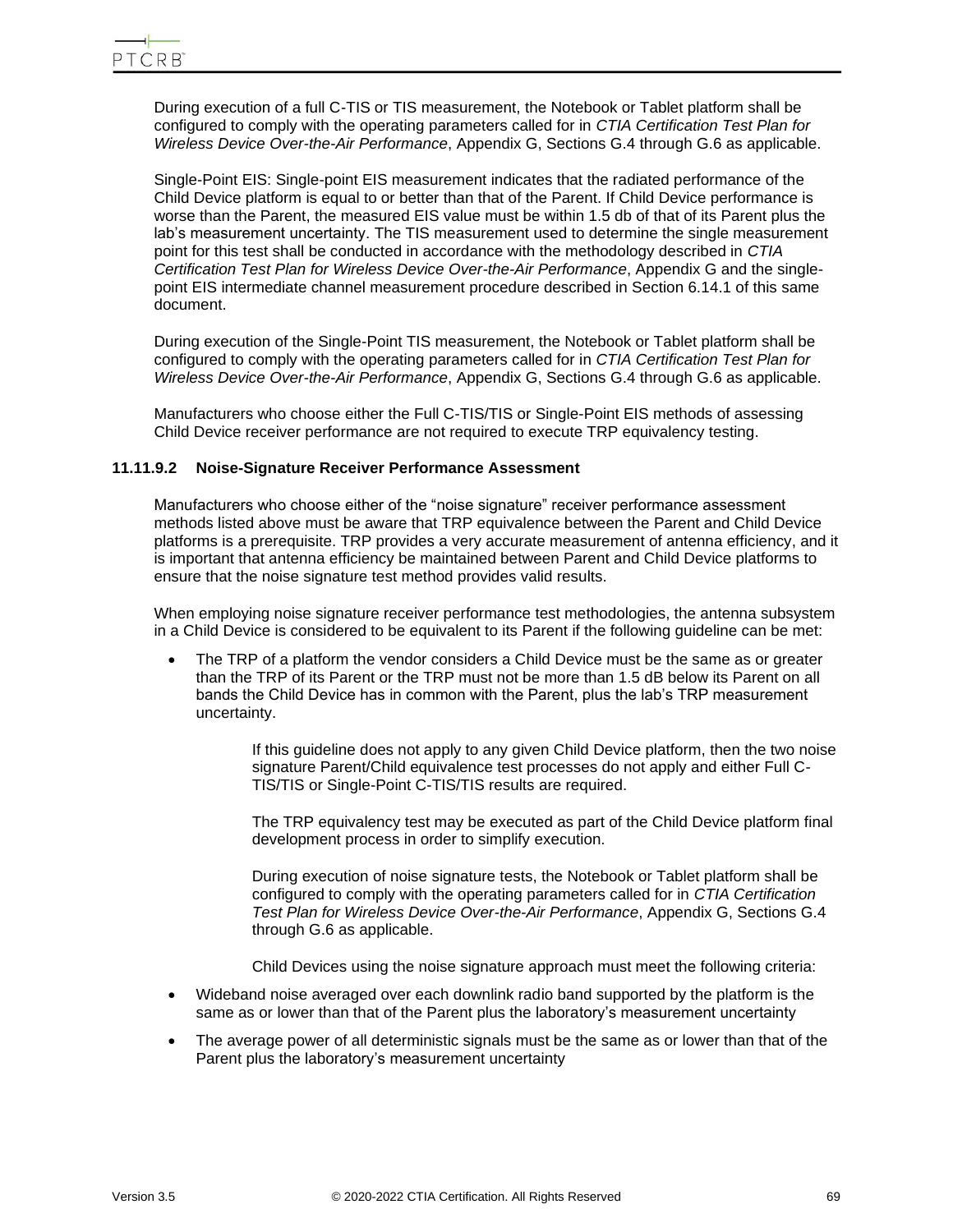During execution of a full C-TIS or TIS measurement, the Notebook or Tablet platform shall be configured to comply with the operating parameters called for in *CTIA Certification Test Plan for Wireless Device Over-the-Air Performance*, Appendix G, Sections G.4 through G.6 as applicable.

Single-Point EIS: Single-point EIS measurement indicates that the radiated performance of the Child Device platform is equal to or better than that of the Parent. If Child Device performance is worse than the Parent, the measured EIS value must be within 1.5 db of that of its Parent plus the lab's measurement uncertainty. The TIS measurement used to determine the single measurement point for this test shall be conducted in accordance with the methodology described in *CTIA Certification Test Plan for Wireless Device Over-the-Air Performance*, Appendix G and the single-point EIS intermediate channel measurement procedure described in Section 6.14.1 of this same document.

During execution of the Single-Point TIS measurement, the Notebook or Tablet platform shall be configured to comply with the operating parameters called for in *CTIA Certification Test Plan for Wireless Device Over-the-Air Performance*, Appendix G, Sections G.4 through G.6 as applicable.

Manufacturers who choose either the Full C-TIS/TIS or Single-Point EIS methods of assessing Child Device receiver performance are not required to execute TRP equivalency testing.

#### 11.11.9.2 Noise-Signature Receiver Performance Assessment

Manufacturers who choose either of the "noise signature" receiver performance assessment methods listed above must be aware that TRP equivalence between the Parent and Child Device platforms is a prerequisite. TRP provides a very accurate measurement of antenna efficiency, and it is important that antenna efficiency be maintained between Parent and Child Device platforms to ensure that the noise signature test method provides valid results.

When employing noise signature receiver performance test methodologies, the antenna subsystem in a Child Device is considered to be equivalent to its Parent if the following guideline can be met:

- The TRP of a platform the vendor considers a Child Device must be the same as or greater than the TRP of its Parent or the TRP must not be more than 1.5 dB below its Parent on all bands the Child Device has in common with the Parent, plus the lab's TRP measurement uncertainty.

  If this guideline does not apply to any given Child Device platform, then the two noise signature Parent/Child equivalence test processes do not apply and either Full C-TIS/TIS or Single-Point C-TIS/TIS results are required.

  The TRP equivalency test may be executed as part of the Child Device platform final development process in order to simplify execution.

  During execution of noise signature tests, the Notebook or Tablet platform shall be configured to comply with the operating parameters called for in *CTIA Certification Test Plan for Wireless Device Over-the-Air Performance*, Appendix G, Sections G.4 through G.6 as applicable.

  Child Devices using the noise signature approach must meet the following criteria:

- Wideband noise averaged over each downlink radio band supported by the platform is the same as or lower than that of the Parent plus the laboratory's measurement uncertainty
- The average power of all deterministic signals must be the same as or lower than that of the Parent plus the laboratory's measurement uncertainty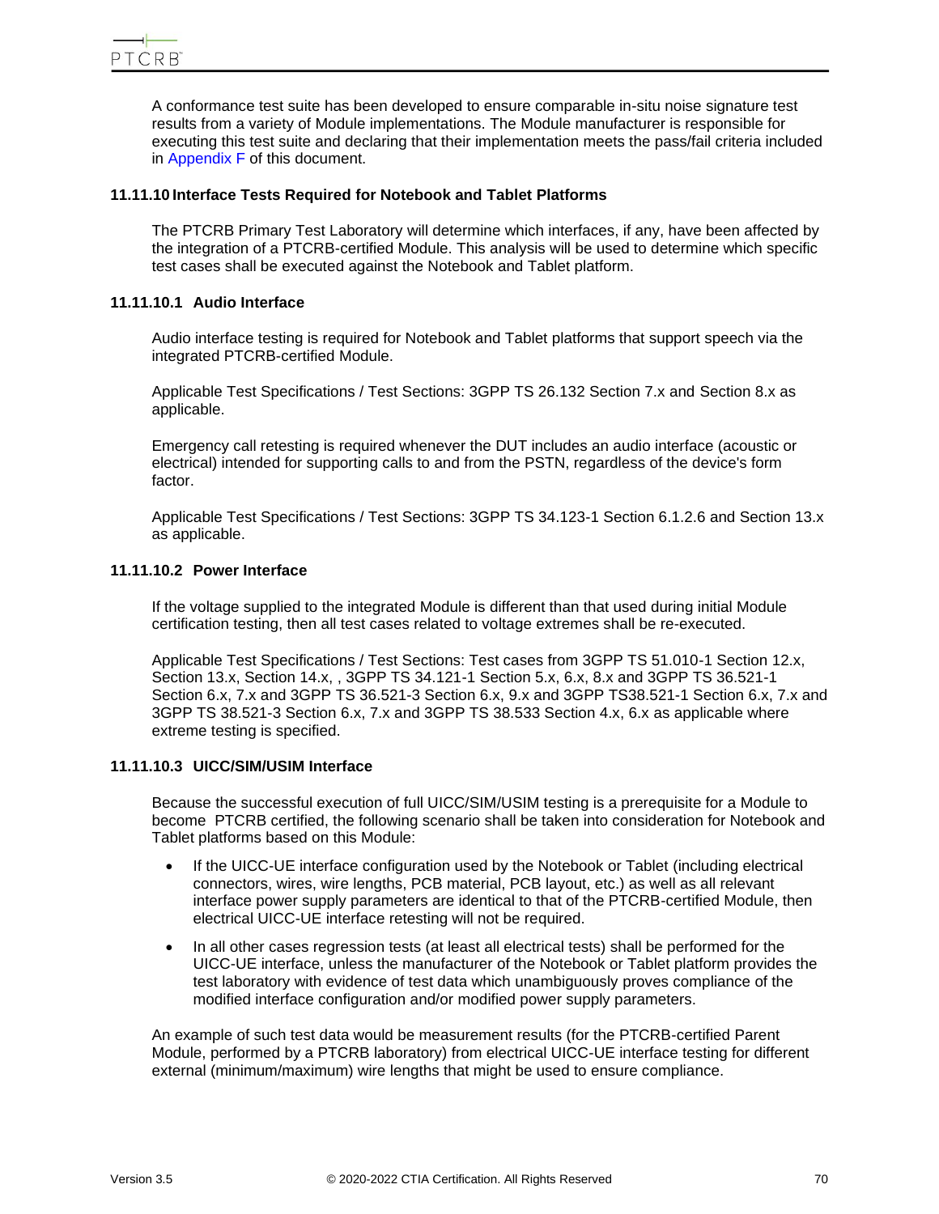A conformance test suite has been developed to ensure comparable in-situ noise signature test results from a variety of Module implementations. The Module manufacturer is responsible for executing this test suite and declaring that their implementation meets the pass/fail criteria included in Appendix F of this document.

#### 11.11.10 Interface Tests Required for Notebook and Tablet Platforms

The PTCRB Primary Test Laboratory will determine which interfaces, if any, have been affected by the integration of a PTCRB-certified Module. This analysis will be used to determine which specific test cases shall be executed against the Notebook and Tablet platform.

##### 11.11.10.1 Audio Interface

Audio interface testing is required for Notebook and Tablet platforms that support speech via the integrated PTCRB-certified Module.

Applicable Test Specifications / Test Sections: 3GPP TS 26.132 Section 7.x and Section 8.x as applicable.

Emergency call retesting is required whenever the DUT includes an audio interface (acoustic or electrical) intended for supporting calls to and from the PSTN, regardless of the device's form factor.

Applicable Test Specifications / Test Sections: 3GPP TS 34.123-1 Section 6.1.2.6 and Section 13.x as applicable.

##### 11.11.10.2 Power Interface

If the voltage supplied to the integrated Module is different than that used during initial Module certification testing, then all test cases related to voltage extremes shall be re-executed.

Applicable Test Specifications / Test Sections: Test cases from 3GPP TS 51.010-1 Section 12.x, Section 13.x, Section 14.x, , 3GPP TS 34.121-1 Section 5.x, 6.x, 8.x and 3GPP TS 36.521-1 Section 6.x, 7.x and 3GPP TS 36.521-3 Section 6.x, 9.x and 3GPP TS38.521-1 Section 6.x, 7.x and 3GPP TS 38.521-3 Section 6.x, 7.x and 3GPP TS 38.533 Section 4.x, 6.x as applicable where extreme testing is specified.

##### 11.11.10.3 UICC/SIM/USIM Interface

Because the successful execution of full UICC/SIM/USIM testing is a prerequisite for a Module to become PTCRB certified, the following scenario shall be taken into consideration for Notebook and Tablet platforms based on this Module:

- If the UICC-UE interface configuration used by the Notebook or Tablet (including electrical connectors, wires, wire lengths, PCB material, PCB layout, etc.) as well as all relevant interface power supply parameters are identical to that of the PTCRB-certified Module, then electrical UICC-UE interface retesting will not be required.
- In all other cases regression tests (at least all electrical tests) shall be performed for the UICC-UE interface, unless the manufacturer of the Notebook or Tablet platform provides the test laboratory with evidence of test data which unambiguously proves compliance of the modified interface configuration and/or modified power supply parameters.

An example of such test data would be measurement results (for the PTCRB-certified Parent Module, performed by a PTCRB laboratory) from electrical UICC-UE interface testing for different external (minimum/maximum) wire lengths that might be used to ensure compliance.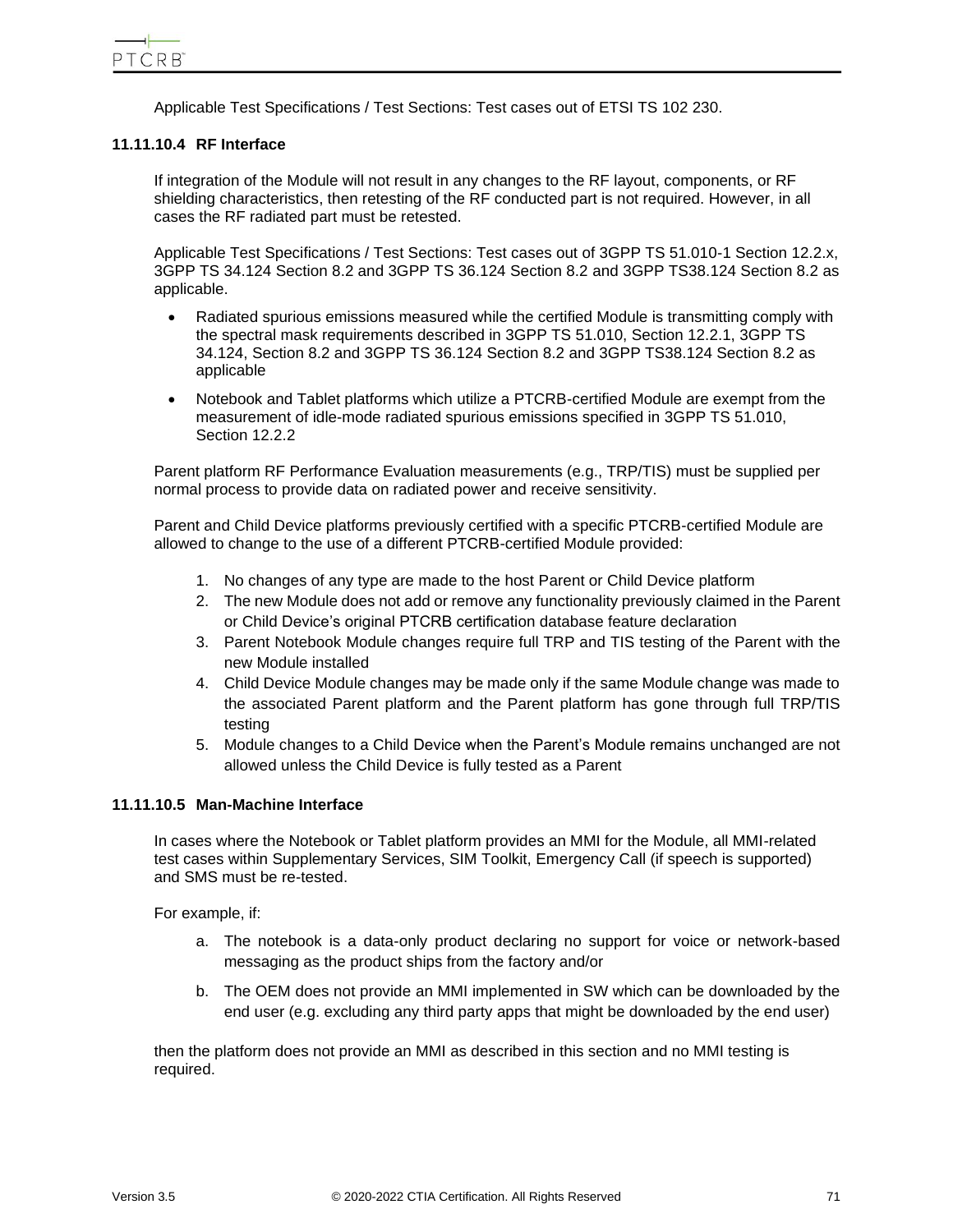Applicable Test Specifications / Test Sections: Test cases out of ETSI TS 102 230.

#### 11.11.10.4 RF Interface

If integration of the Module will not result in any changes to the RF layout, components, or RF shielding characteristics, then retesting of the RF conducted part is not required. However, in all cases the RF radiated part must be retested.

Applicable Test Specifications / Test Sections: Test cases out of 3GPP TS 51.010-1 Section 12.2.x, 3GPP TS 34.124 Section 8.2 and 3GPP TS 36.124 Section 8.2 and 3GPP TS38.124 Section 8.2 as applicable.

- Radiated spurious emissions measured while the certified Module is transmitting comply with the spectral mask requirements described in 3GPP TS 51.010, Section 12.2.1, 3GPP TS 34.124, Section 8.2 and 3GPP TS 36.124 Section 8.2 and 3GPP TS38.124 Section 8.2 as applicable
- Notebook and Tablet platforms which utilize a PTCRB-certified Module are exempt from the measurement of idle-mode radiated spurious emissions specified in 3GPP TS 51.010, Section 12.2.2

Parent platform RF Performance Evaluation measurements (e.g., TRP/TIS) must be supplied per normal process to provide data on radiated power and receive sensitivity.

Parent and Child Device platforms previously certified with a specific PTCRB-certified Module are allowed to change to the use of a different PTCRB-certified Module provided:

1. No changes of any type are made to the host Parent or Child Device platform
2. The new Module does not add or remove any functionality previously claimed in the Parent or Child Device's original PTCRB certification database feature declaration
3. Parent Notebook Module changes require full TRP and TIS testing of the Parent with the new Module installed
4. Child Device Module changes may be made only if the same Module change was made to the associated Parent platform and the Parent platform has gone through full TRP/TIS testing
5. Module changes to a Child Device when the Parent's Module remains unchanged are not allowed unless the Child Device is fully tested as a Parent

#### 11.11.10.5 Man-Machine Interface

In cases where the Notebook or Tablet platform provides an MMI for the Module, all MMI-related test cases within Supplementary Services, SIM Toolkit, Emergency Call (if speech is supported) and SMS must be re-tested.

For example, if:

a. The notebook is a data-only product declaring no support for voice or network-based messaging as the product ships from the factory and/or

b. The OEM does not provide an MMI implemented in SW which can be downloaded by the end user (e.g. excluding any third party apps that might be downloaded by the end user)

then the platform does not provide an MMI as described in this section and no MMI testing is required.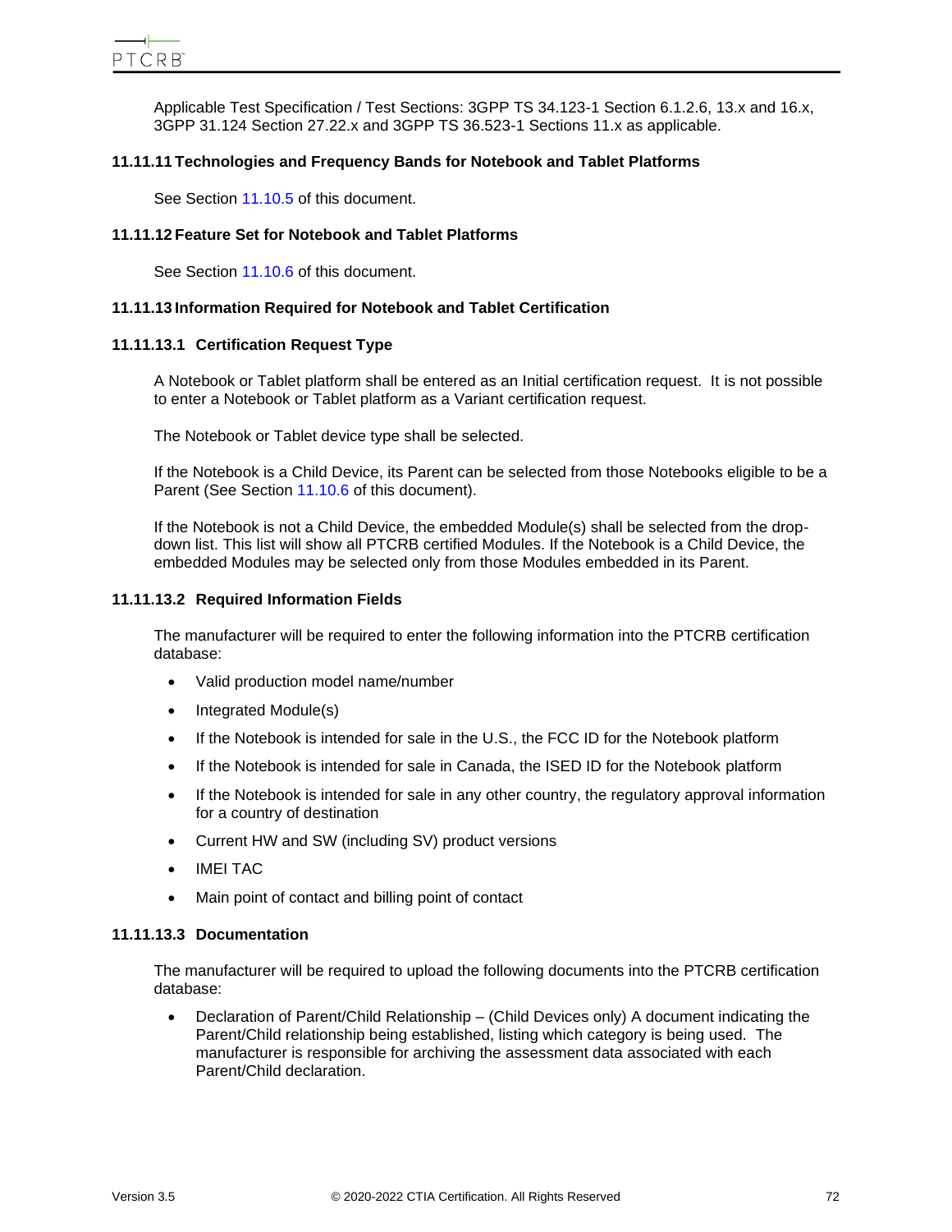Applicable Test Specification / Test Sections: 3GPP TS 34.123-1 Section 6.1.2.6, 13.x and 16.x, 3GPP 31.124 Section 27.22.x and 3GPP TS 36.523-1 Sections 11.x as applicable.

### 11.11.11 Technologies and Frequency Bands for Notebook and Tablet Platforms

See Section 11.10.5 of this document.

### 11.11.12 Feature Set for Notebook and Tablet Platforms

See Section 11.10.6 of this document.

### 11.11.13 Information Required for Notebook and Tablet Certification

#### 11.11.13.1 Certification Request Type

A Notebook or Tablet platform shall be entered as an Initial certification request. It is not possible to enter a Notebook or Tablet platform as a Variant certification request.

The Notebook or Tablet device type shall be selected.

If the Notebook is a Child Device, its Parent can be selected from those Notebooks eligible to be a Parent (See Section 11.10.6 of this document).

If the Notebook is not a Child Device, the embedded Module(s) shall be selected from the drop-down list. This list will show all PTCRB certified Modules. If the Notebook is a Child Device, the embedded Modules may be selected only from those Modules embedded in its Parent.

#### 11.11.13.2 Required Information Fields

The manufacturer will be required to enter the following information into the PTCRB certification database:

- Valid production model name/number
- Integrated Module(s)
- If the Notebook is intended for sale in the U.S., the FCC ID for the Notebook platform
- If the Notebook is intended for sale in Canada, the ISED ID for the Notebook platform
- If the Notebook is intended for sale in any other country, the regulatory approval information for a country of destination
- Current HW and SW (including SV) product versions
- IMEI TAC
- Main point of contact and billing point of contact

#### 11.11.13.3 Documentation

The manufacturer will be required to upload the following documents into the PTCRB certification database:

- Declaration of Parent/Child Relationship – (Child Devices only) A document indicating the Parent/Child relationship being established, listing which category is being used. The manufacturer is responsible for archiving the assessment data associated with each Parent/Child declaration.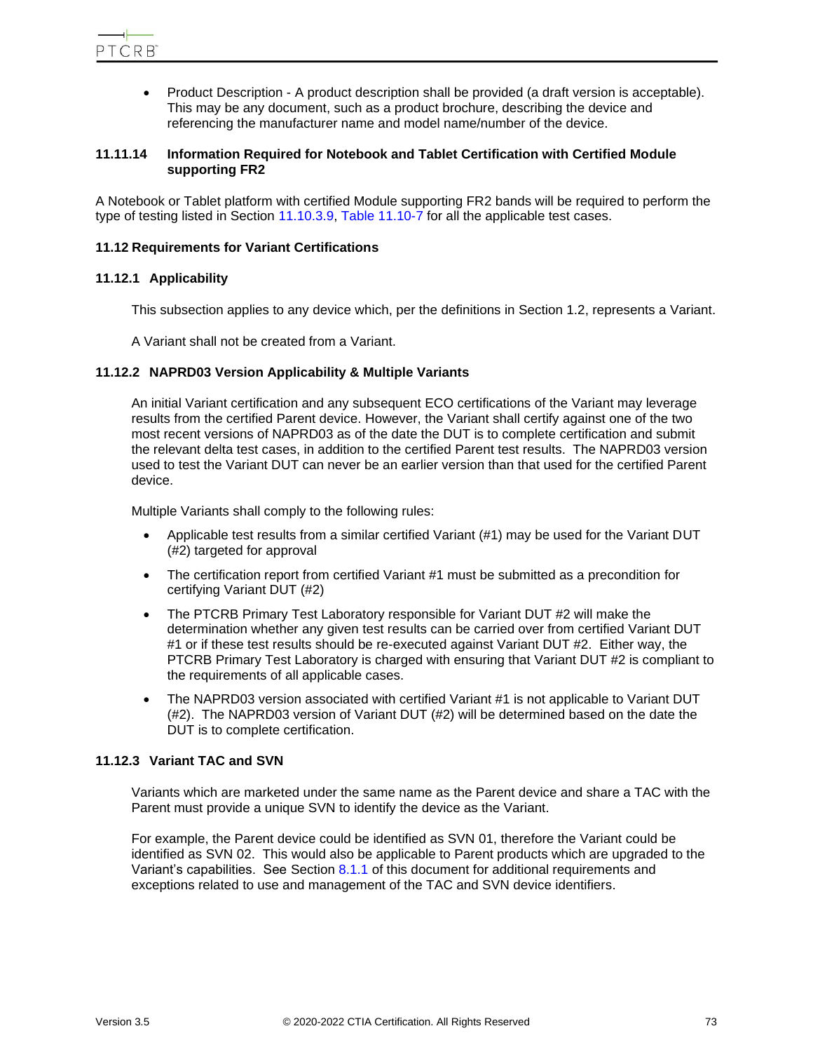- Product Description - A product description shall be provided (a draft version is acceptable). This may be any document, such as a product brochure, describing the device and referencing the manufacturer name and model name/number of the device.

#### 11.11.14 Information Required for Notebook and Tablet Certification with Certified Module supporting FR2

A Notebook or Tablet platform with certified Module supporting FR2 bands will be required to perform the type of testing listed in Section 11.10.3.9, Table 11.10-7 for all the applicable test cases.

## 11.12 Requirements for Variant Certifications

### 11.12.1 Applicability

This subsection applies to any device which, per the definitions in Section 1.2, represents a Variant.

A Variant shall not be created from a Variant.

### 11.12.2 NAPRD03 Version Applicability & Multiple Variants

An initial Variant certification and any subsequent ECO certifications of the Variant may leverage results from the certified Parent device. However, the Variant shall certify against one of the two most recent versions of NAPRD03 as of the date the DUT is to complete certification and submit the relevant delta test cases, in addition to the certified Parent test results. The NAPRD03 version used to test the Variant DUT can never be an earlier version than that used for the certified Parent device.

Multiple Variants shall comply to the following rules:

- Applicable test results from a similar certified Variant (#1) may be used for the Variant DUT (#2) targeted for approval
- The certification report from certified Variant #1 must be submitted as a precondition for certifying Variant DUT (#2)
- The PTCRB Primary Test Laboratory responsible for Variant DUT #2 will make the determination whether any given test results can be carried over from certified Variant DUT #1 or if these test results should be re-executed against Variant DUT #2. Either way, the PTCRB Primary Test Laboratory is charged with ensuring that Variant DUT #2 is compliant to the requirements of all applicable cases.
- The NAPRD03 version associated with certified Variant #1 is not applicable to Variant DUT (#2). The NAPRD03 version of Variant DUT (#2) will be determined based on the date the DUT is to complete certification.

### 11.12.3 Variant TAC and SVN

Variants which are marketed under the same name as the Parent device and share a TAC with the Parent must provide a unique SVN to identify the device as the Variant.

For example, the Parent device could be identified as SVN 01, therefore the Variant could be identified as SVN 02. This would also be applicable to Parent products which are upgraded to the Variant's capabilities. See Section 8.1.1 of this document for additional requirements and exceptions related to use and management of the TAC and SVN device identifiers.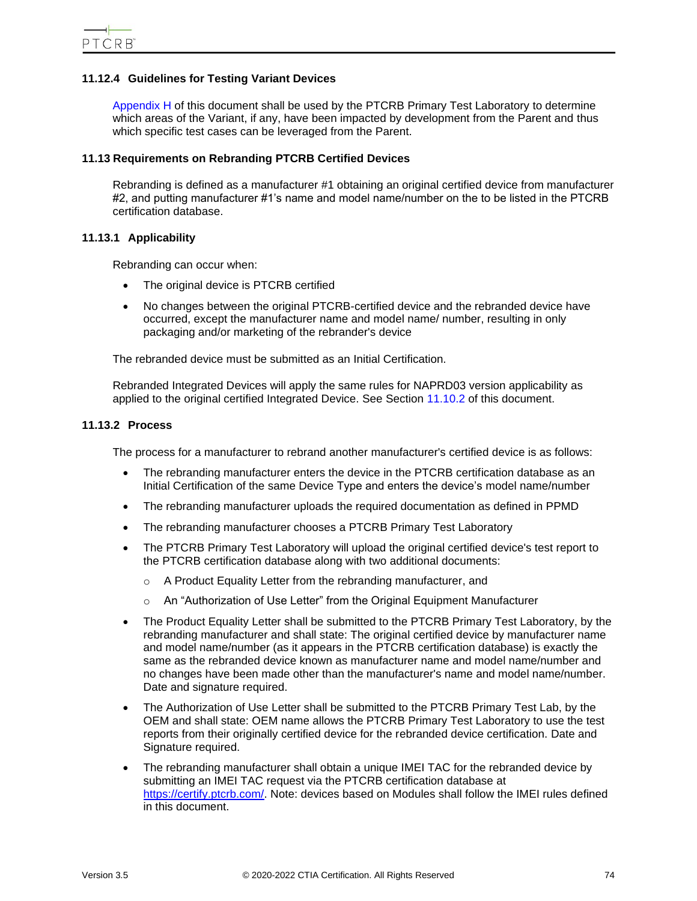#### 11.12.4 Guidelines for Testing Variant Devices

Appendix H of this document shall be used by the PTCRB Primary Test Laboratory to determine which areas of the Variant, if any, have been impacted by development from the Parent and thus which specific test cases can be leveraged from the Parent.

### 11.13 Requirements on Rebranding PTCRB Certified Devices

Rebranding is defined as a manufacturer #1 obtaining an original certified device from manufacturer #2, and putting manufacturer #1's name and model name/number on the to be listed in the PTCRB certification database.

#### 11.13.1 Applicability

Rebranding can occur when:

- The original device is PTCRB certified
- No changes between the original PTCRB-certified device and the rebranded device have occurred, except the manufacturer name and model name/ number, resulting in only packaging and/or marketing of the rebrander's device

The rebranded device must be submitted as an Initial Certification.

Rebranded Integrated Devices will apply the same rules for NAPRD03 version applicability as applied to the original certified Integrated Device. See Section 11.10.2 of this document.

#### 11.13.2 Process

The process for a manufacturer to rebrand another manufacturer's certified device is as follows:

- The rebranding manufacturer enters the device in the PTCRB certification database as an Initial Certification of the same Device Type and enters the device's model name/number
- The rebranding manufacturer uploads the required documentation as defined in PPMD
- The rebranding manufacturer chooses a PTCRB Primary Test Laboratory
- The PTCRB Primary Test Laboratory will upload the original certified device's test report to the PTCRB certification database along with two additional documents:
    - A Product Equality Letter from the rebranding manufacturer, and
    - An "Authorization of Use Letter" from the Original Equipment Manufacturer
- The Product Equality Letter shall be submitted to the PTCRB Primary Test Laboratory, by the rebranding manufacturer and shall state: The original certified device by manufacturer name and model name/number (as it appears in the PTCRB certification database) is exactly the same as the rebranded device known as manufacturer name and model name/number and no changes have been made other than the manufacturer's name and model name/number. Date and signature required.
- The Authorization of Use Letter shall be submitted to the PTCRB Primary Test Lab, by the OEM and shall state: OEM name allows the PTCRB Primary Test Laboratory to use the test reports from their originally certified device for the rebranded device certification. Date and Signature required.
- The rebranding manufacturer shall obtain a unique IMEI TAC for the rebranded device by submitting an IMEI TAC request via the PTCRB certification database at https://certify.ptcrb.com/. Note: devices based on Modules shall follow the IMEI rules defined in this document.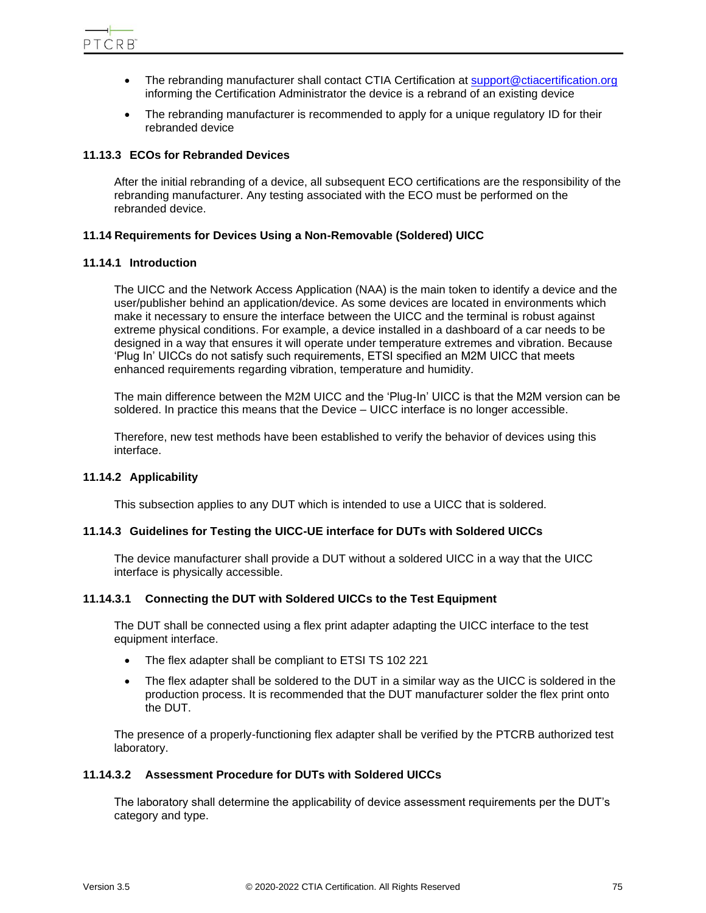- The rebranding manufacturer shall contact CTIA Certification at support@ctiacertification.org informing the Certification Administrator the device is a rebrand of an existing device
- The rebranding manufacturer is recommended to apply for a unique regulatory ID for their rebranded device

#### 11.13.3 ECOs for Rebranded Devices

After the initial rebranding of a device, all subsequent ECO certifications are the responsibility of the rebranding manufacturer. Any testing associated with the ECO must be performed on the rebranded device.

### 11.14 Requirements for Devices Using a Non-Removable (Soldered) UICC

#### 11.14.1 Introduction

The UICC and the Network Access Application (NAA) is the main token to identify a device and the user/publisher behind an application/device. As some devices are located in environments which make it necessary to ensure the interface between the UICC and the terminal is robust against extreme physical conditions. For example, a device installed in a dashboard of a car needs to be designed in a way that ensures it will operate under temperature extremes and vibration. Because 'Plug In' UICCs do not satisfy such requirements, ETSI specified an M2M UICC that meets enhanced requirements regarding vibration, temperature and humidity.

The main difference between the M2M UICC and the 'Plug-In' UICC is that the M2M version can be soldered. In practice this means that the Device – UICC interface is no longer accessible.

Therefore, new test methods have been established to verify the behavior of devices using this interface.

#### 11.14.2 Applicability

This subsection applies to any DUT which is intended to use a UICC that is soldered.

#### 11.14.3 Guidelines for Testing the UICC-UE interface for DUTs with Soldered UICCs

The device manufacturer shall provide a DUT without a soldered UICC in a way that the UICC interface is physically accessible.

##### 11.14.3.1 Connecting the DUT with Soldered UICCs to the Test Equipment

The DUT shall be connected using a flex print adapter adapting the UICC interface to the test equipment interface.

- The flex adapter shall be compliant to ETSI TS 102 221
- The flex adapter shall be soldered to the DUT in a similar way as the UICC is soldered in the production process. It is recommended that the DUT manufacturer solder the flex print onto the DUT.

The presence of a properly-functioning flex adapter shall be verified by the PTCRB authorized test laboratory.

##### 11.14.3.2 Assessment Procedure for DUTs with Soldered UICCs

The laboratory shall determine the applicability of device assessment requirements per the DUT's category and type.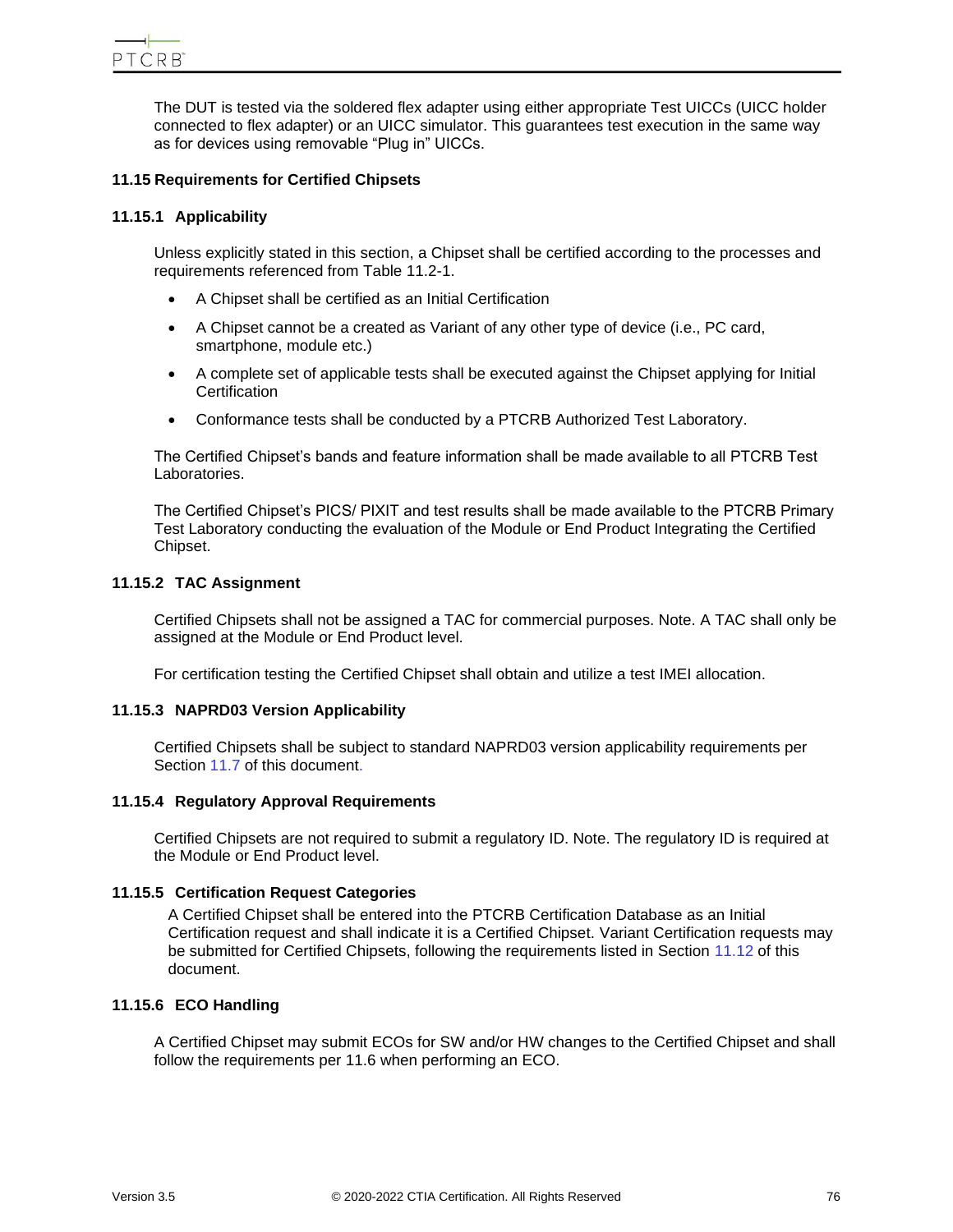The DUT is tested via the soldered flex adapter using either appropriate Test UICCs (UICC holder connected to flex adapter) or an UICC simulator. This guarantees test execution in the same way as for devices using removable "Plug in" UICCs.

## 11.15 Requirements for Certified Chipsets

### 11.15.1 Applicability

Unless explicitly stated in this section, a Chipset shall be certified according to the processes and requirements referenced from Table 11.2-1.

- A Chipset shall be certified as an Initial Certification
- A Chipset cannot be a created as Variant of any other type of device (i.e., PC card, smartphone, module etc.)
- A complete set of applicable tests shall be executed against the Chipset applying for Initial Certification
- Conformance tests shall be conducted by a PTCRB Authorized Test Laboratory.

The Certified Chipset's bands and feature information shall be made available to all PTCRB Test Laboratories.

The Certified Chipset's PICS/ PIXIT and test results shall be made available to the PTCRB Primary Test Laboratory conducting the evaluation of the Module or End Product Integrating the Certified Chipset.

### 11.15.2 TAC Assignment

Certified Chipsets shall not be assigned a TAC for commercial purposes. Note. A TAC shall only be assigned at the Module or End Product level.

For certification testing the Certified Chipset shall obtain and utilize a test IMEI allocation.

### 11.15.3 NAPRD03 Version Applicability

Certified Chipsets shall be subject to standard NAPRD03 version applicability requirements per Section 11.7 of this document.

### 11.15.4 Regulatory Approval Requirements

Certified Chipsets are not required to submit a regulatory ID. Note. The regulatory ID is required at the Module or End Product level.

### 11.15.5 Certification Request Categories

A Certified Chipset shall be entered into the PTCRB Certification Database as an Initial Certification request and shall indicate it is a Certified Chipset. Variant Certification requests may be submitted for Certified Chipsets, following the requirements listed in Section 11.12 of this document.

### 11.15.6 ECO Handling

A Certified Chipset may submit ECOs for SW and/or HW changes to the Certified Chipset and shall follow the requirements per 11.6 when performing an ECO.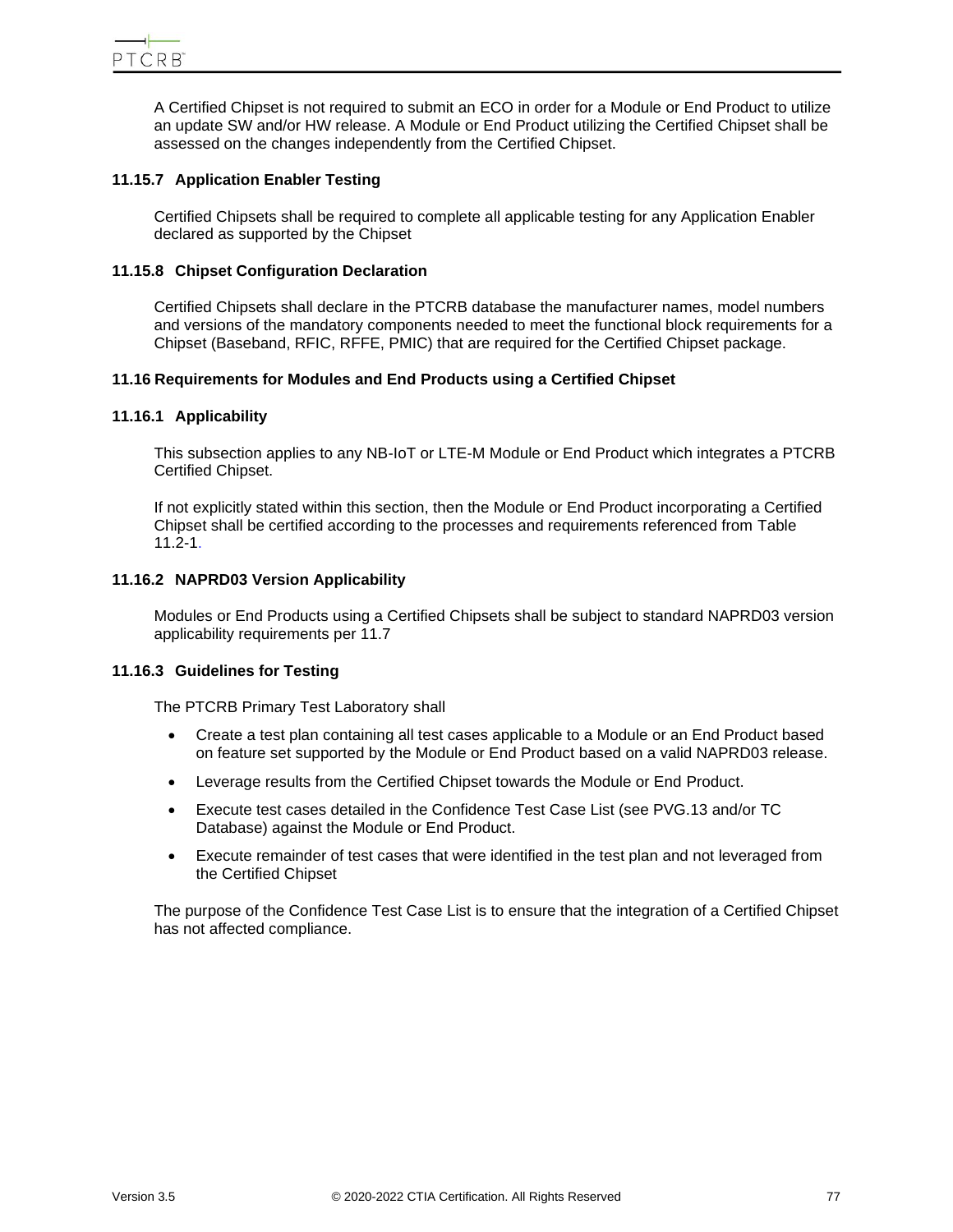A Certified Chipset is not required to submit an ECO in order for a Module or End Product to utilize an update SW and/or HW release. A Module or End Product utilizing the Certified Chipset shall be assessed on the changes independently from the Certified Chipset.

#### 11.15.7 Application Enabler Testing

Certified Chipsets shall be required to complete all applicable testing for any Application Enabler declared as supported by the Chipset

#### 11.15.8 Chipset Configuration Declaration

Certified Chipsets shall declare in the PTCRB database the manufacturer names, model numbers and versions of the mandatory components needed to meet the functional block requirements for a Chipset (Baseband, RFIC, RFFE, PMIC) that are required for the Certified Chipset package.

### 11.16 Requirements for Modules and End Products using a Certified Chipset

#### 11.16.1 Applicability

This subsection applies to any NB-IoT or LTE-M Module or End Product which integrates a PTCRB Certified Chipset.

If not explicitly stated within this section, then the Module or End Product incorporating a Certified Chipset shall be certified according to the processes and requirements referenced from Table 11.2-1.

#### 11.16.2 NAPRD03 Version Applicability

Modules or End Products using a Certified Chipsets shall be subject to standard NAPRD03 version applicability requirements per 11.7

#### 11.16.3 Guidelines for Testing

The PTCRB Primary Test Laboratory shall

- Create a test plan containing all test cases applicable to a Module or an End Product based on feature set supported by the Module or End Product based on a valid NAPRD03 release.
- Leverage results from the Certified Chipset towards the Module or End Product.
- Execute test cases detailed in the Confidence Test Case List (see PVG.13 and/or TC Database) against the Module or End Product.
- Execute remainder of test cases that were identified in the test plan and not leveraged from the Certified Chipset

The purpose of the Confidence Test Case List is to ensure that the integration of a Certified Chipset has not affected compliance.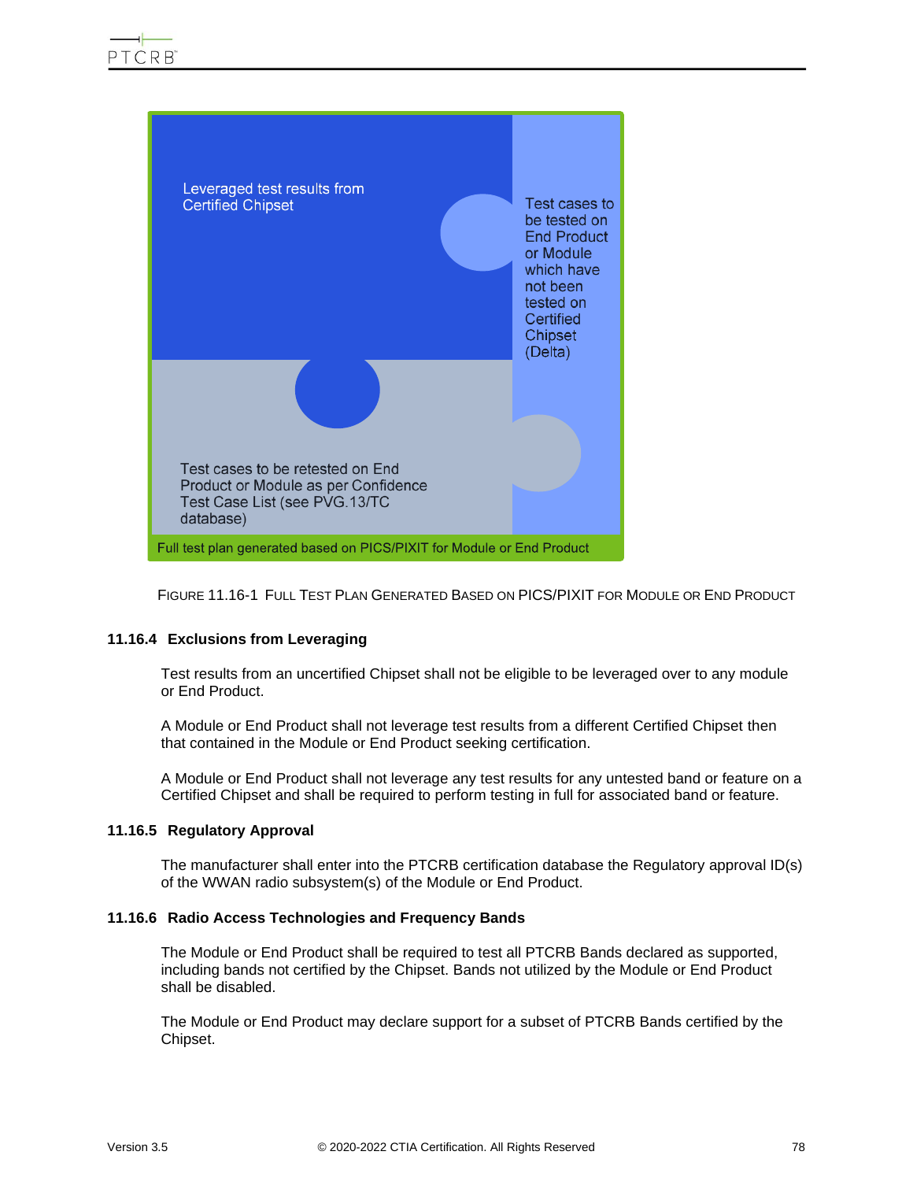Leveraged test results from Certified Chipset

Test cases to be tested on End Product or Module which have not been tested on Certified Chipset (Delta)

Test cases to be retested on End Product or Module as per Confidence Test Case List (see PVG.13/TC database)

Full test plan generated based on PICS/PIXIT for Module or End Product

FIGURE 11.16-1 FULL TEST PLAN GENERATED BASED ON PICS/PIXIT FOR MODULE OR END PRODUCT

### 11.16.4 Exclusions from Leveraging

Test results from an uncertified Chipset shall not be eligible to be leveraged over to any module or End Product.

A Module or End Product shall not leverage test results from a different Certified Chipset then that contained in the Module or End Product seeking certification.

A Module or End Product shall not leverage any test results for any untested band or feature on a Certified Chipset and shall be required to perform testing in full for associated band or feature.

### 11.16.5 Regulatory Approval

The manufacturer shall enter into the PTCRB certification database the Regulatory approval ID(s) of the WWAN radio subsystem(s) of the Module or End Product.

### 11.16.6 Radio Access Technologies and Frequency Bands

The Module or End Product shall be required to test all PTCRB Bands declared as supported, including bands not certified by the Chipset. Bands not utilized by the Module or End Product shall be disabled.

The Module or End Product may declare support for a subset of PTCRB Bands certified by the Chipset.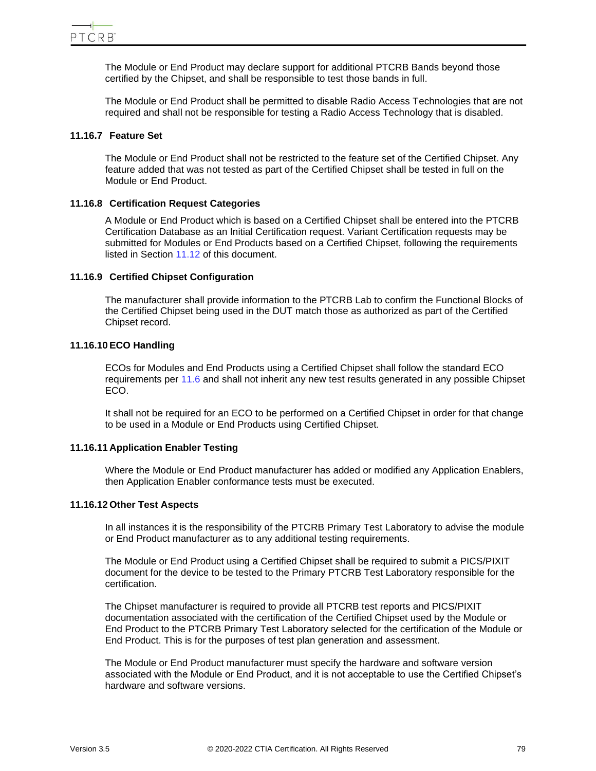The Module or End Product may declare support for additional PTCRB Bands beyond those certified by the Chipset, and shall be responsible to test those bands in full.

The Module or End Product shall be permitted to disable Radio Access Technologies that are not required and shall not be responsible for testing a Radio Access Technology that is disabled.

### 11.16.7 Feature Set

The Module or End Product shall not be restricted to the feature set of the Certified Chipset. Any feature added that was not tested as part of the Certified Chipset shall be tested in full on the Module or End Product.

### 11.16.8 Certification Request Categories

A Module or End Product which is based on a Certified Chipset shall be entered into the PTCRB Certification Database as an Initial Certification request. Variant Certification requests may be submitted for Modules or End Products based on a Certified Chipset, following the requirements listed in Section 11.12 of this document.

### 11.16.9 Certified Chipset Configuration

The manufacturer shall provide information to the PTCRB Lab to confirm the Functional Blocks of the Certified Chipset being used in the DUT match those as authorized as part of the Certified Chipset record.

### 11.16.10 ECO Handling

ECOs for Modules and End Products using a Certified Chipset shall follow the standard ECO requirements per 11.6 and shall not inherit any new test results generated in any possible Chipset ECO.

It shall not be required for an ECO to be performed on a Certified Chipset in order for that change to be used in a Module or End Products using Certified Chipset.

### 11.16.11 Application Enabler Testing

Where the Module or End Product manufacturer has added or modified any Application Enablers, then Application Enabler conformance tests must be executed.

### 11.16.12 Other Test Aspects

In all instances it is the responsibility of the PTCRB Primary Test Laboratory to advise the module or End Product manufacturer as to any additional testing requirements.

The Module or End Product using a Certified Chipset shall be required to submit a PICS/PIXIT document for the device to be tested to the Primary PTCRB Test Laboratory responsible for the certification.

The Chipset manufacturer is required to provide all PTCRB test reports and PICS/PIXIT documentation associated with the certification of the Certified Chipset used by the Module or End Product to the PTCRB Primary Test Laboratory selected for the certification of the Module or End Product. This is for the purposes of test plan generation and assessment.

The Module or End Product manufacturer must specify the hardware and software version associated with the Module or End Product, and it is not acceptable to use the Certified Chipset's hardware and software versions.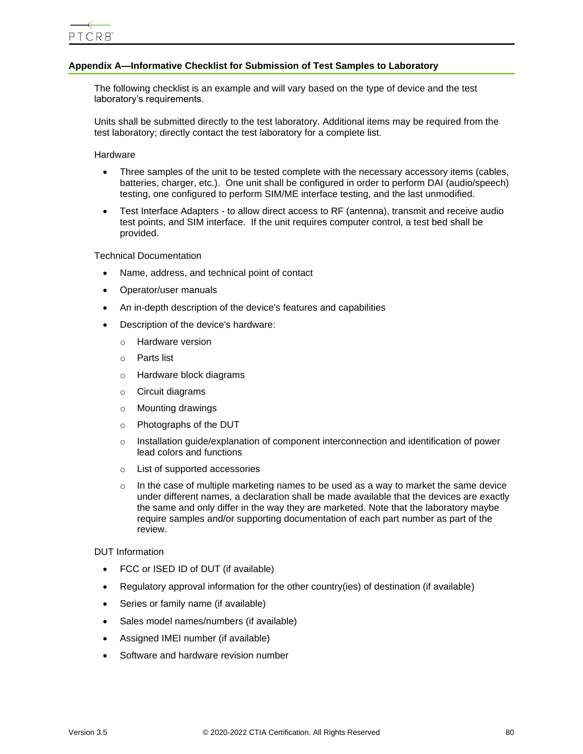## Appendix A—Informative Checklist for Submission of Test Samples to Laboratory

The following checklist is an example and will vary based on the type of device and the test laboratory's requirements.

Units shall be submitted directly to the test laboratory. Additional items may be required from the test laboratory; directly contact the test laboratory for a complete list.

Hardware

- Three samples of the unit to be tested complete with the necessary accessory items (cables, batteries, charger, etc.). One unit shall be configured in order to perform DAI (audio/speech) testing, one configured to perform SIM/ME interface testing, and the last unmodified.
- Test Interface Adapters - to allow direct access to RF (antenna), transmit and receive audio test points, and SIM interface. If the unit requires computer control, a test bed shall be provided.

Technical Documentation

- Name, address, and technical point of contact
- Operator/user manuals
- An in-depth description of the device's features and capabilities
- Description of the device's hardware:
  - Hardware version
  - Parts list
  - Hardware block diagrams
  - Circuit diagrams
  - Mounting drawings
  - Photographs of the DUT
  - Installation guide/explanation of component interconnection and identification of power lead colors and functions
  - List of supported accessories
  - In the case of multiple marketing names to be used as a way to market the same device under different names, a declaration shall be made available that the devices are exactly the same and only differ in the way they are marketed. Note that the laboratory maybe require samples and/or supporting documentation of each part number as part of the review.

DUT Information

- FCC or ISED ID of DUT (if available)
- Regulatory approval information for the other country(ies) of destination (if available)
- Series or family name (if available)
- Sales model names/numbers (if available)
- Assigned IMEI number (if available)
- Software and hardware revision number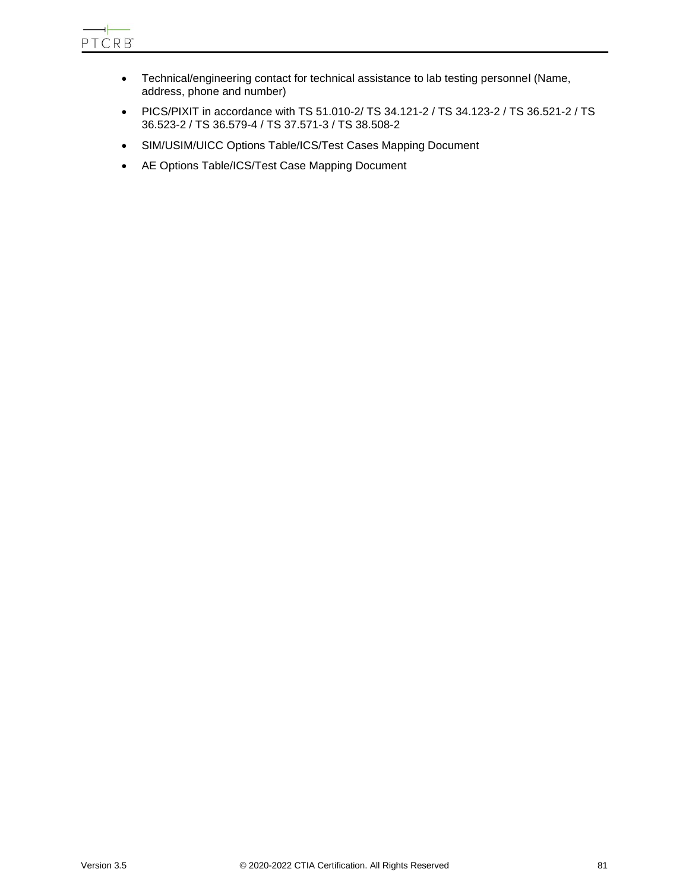- Technical/engineering contact for technical assistance to lab testing personnel (Name, address, phone and number)
- PICS/PIXIT in accordance with TS 51.010-2/ TS 34.121-2 / TS 34.123-2 / TS 36.521-2 / TS 36.523-2 / TS 36.579-4 / TS 37.571-3 / TS 38.508-2
- SIM/USIM/UICC Options Table/ICS/Test Cases Mapping Document
- AE Options Table/ICS/Test Case Mapping Document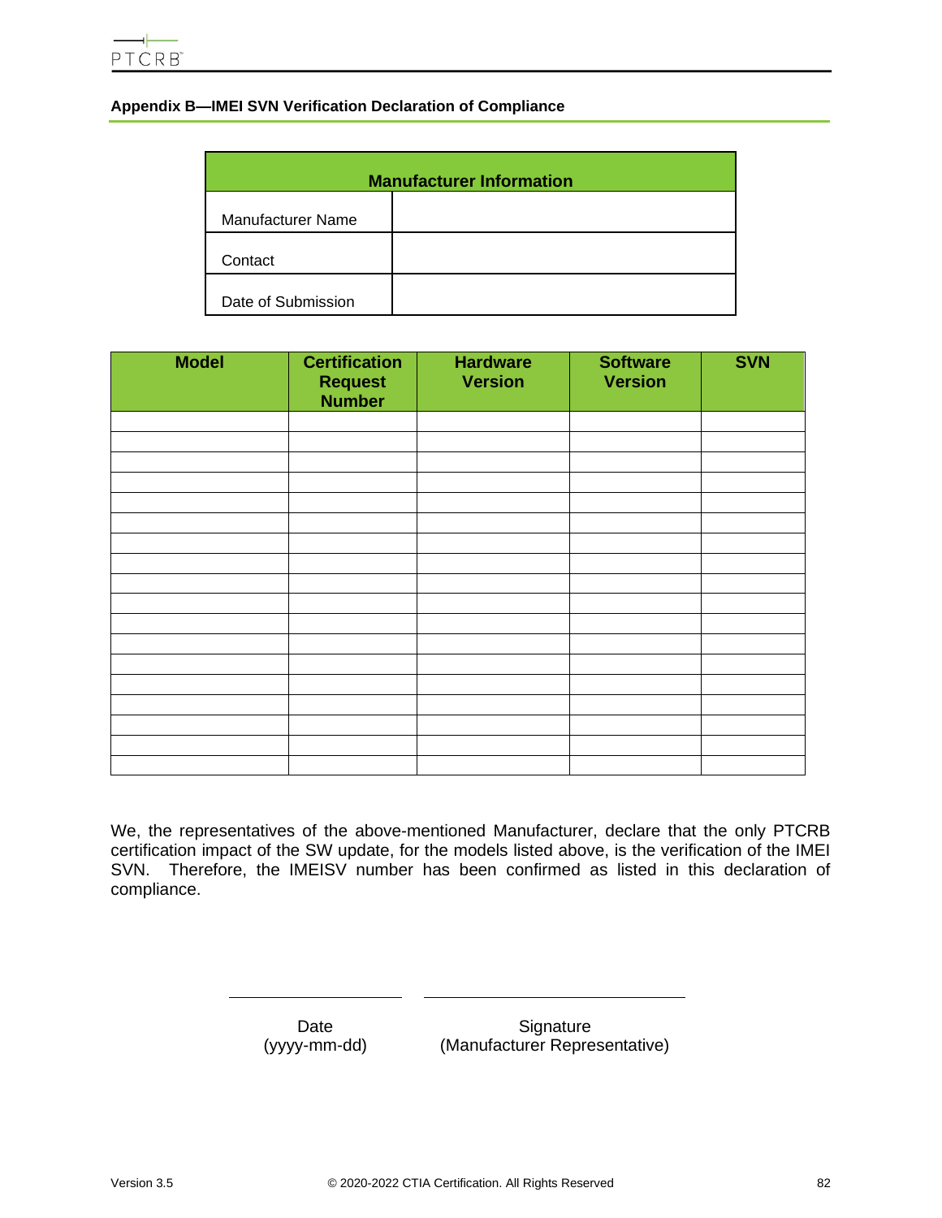## Appendix B—IMEI SVN Verification Declaration of Compliance

| Manufacturer Information | |
|---|---|
| Manufacturer Name | |
| Contact | |
| Date of Submission | |

| Model | Certification Request Number | Hardware Version | Software Version | SVN |
|---|---|---|---|---|
| | | | | |
| | | | | |
| | | | | |
| | | | | |
| | | | | |
| | | | | |
| | | | | |
| | | | | |
| | | | | |
| | | | | |
| | | | | |
| | | | | |
| | | | | |
| | | | | |
| | | | | |
| | | | | |
| | | | | |
| | | | | |

We, the representatives of the above-mentioned Manufacturer, declare that the only PTCRB certification impact of the SW update, for the models listed above, is the verification of the IMEI SVN. Therefore, the IMEISV number has been confirmed as listed in this declaration of compliance.

_____________________ _____________________________

Date (yyyy-mm-dd) Signature (Manufacturer Representative)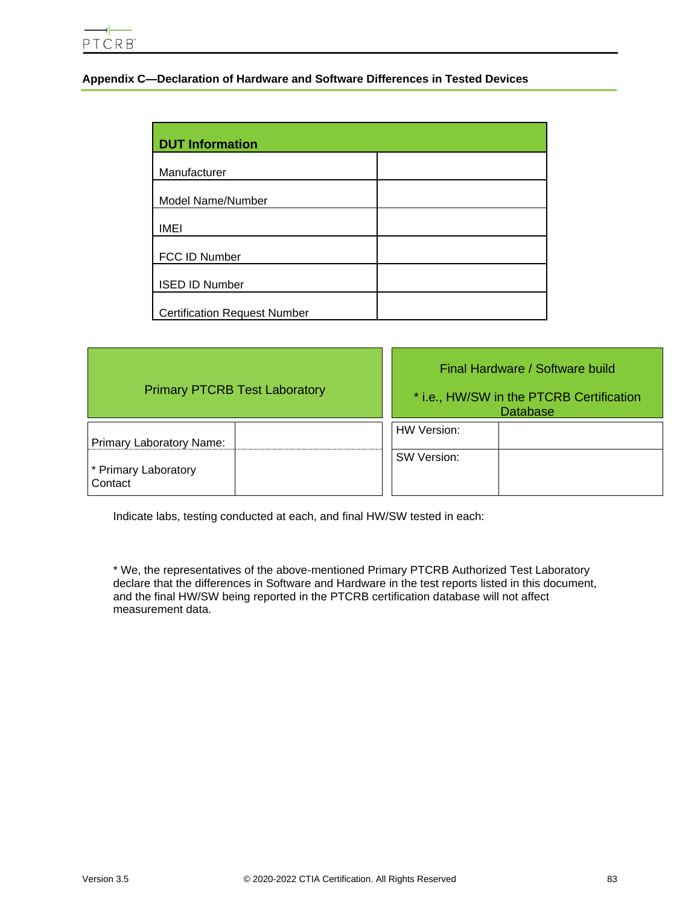## Appendix C—Declaration of Hardware and Software Differences in Tested Devices

| DUT Information | |
|---|---|
| Manufacturer | |
| Model Name/Number | |
| IMEI | |
| FCC ID Number | |
| ISED ID Number | |
| Certification Request Number | |

| Primary PTCRB Test Laboratory | |
|---|---|
| Primary Laboratory Name: | |
| * Primary Laboratory Contact | |

| Final Hardware / Software build<br>* i.e., HW/SW in the PTCRB Certification Database | |
|---|---|
| HW Version: | |
| SW Version: | |

Indicate labs, testing conducted at each, and final HW/SW tested in each:

* We, the representatives of the above-mentioned Primary PTCRB Authorized Test Laboratory declare that the differences in Software and Hardware in the test reports listed in this document, and the final HW/SW being reported in the PTCRB certification database will not affect measurement data.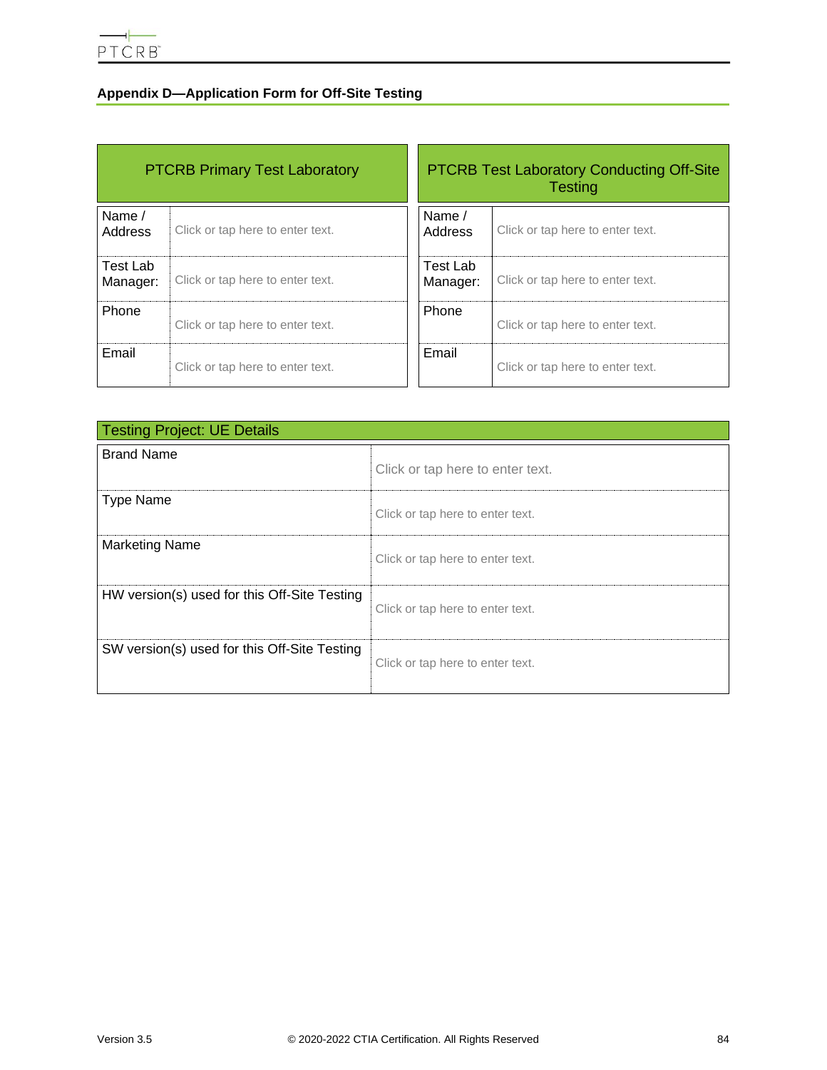## Appendix D—Application Form for Off-Site Testing

| PTCRB Primary Test Laboratory | |
|---|---|
| Name / Address | Click or tap here to enter text. |
| Test Lab Manager: | Click or tap here to enter text. |
| Phone | Click or tap here to enter text. |
| Email | Click or tap here to enter text. |

| PTCRB Test Laboratory Conducting Off-Site Testing | |
|---|---|
| Name / Address | Click or tap here to enter text. |
| Test Lab Manager: | Click or tap here to enter text. |
| Phone | Click or tap here to enter text. |
| Email | Click or tap here to enter text. |

| Testing Project: UE Details | |
|---|---|
| Brand Name | Click or tap here to enter text. |
| Type Name | Click or tap here to enter text. |
| Marketing Name | Click or tap here to enter text. |
| HW version(s) used for this Off-Site Testing | Click or tap here to enter text. |
| SW version(s) used for this Off-Site Testing | Click or tap here to enter text. |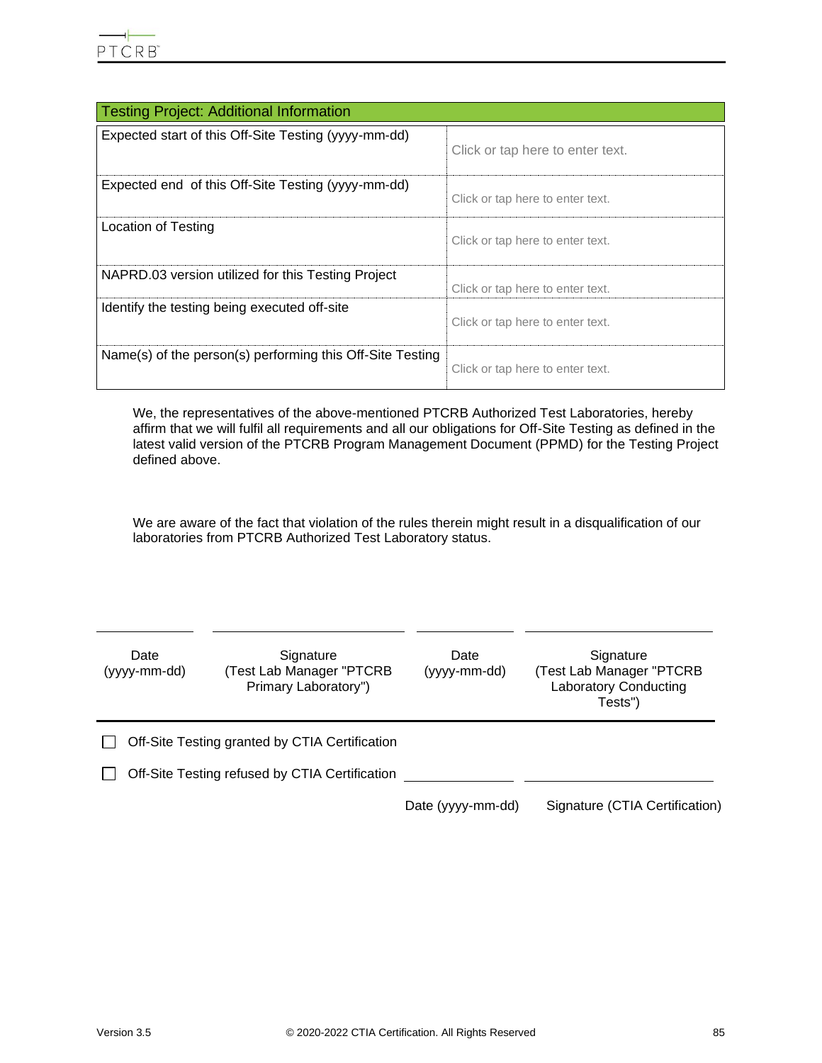| Testing Project: Additional Information | |
|---|---|
| Expected start of this Off-Site Testing (yyyy-mm-dd) | Click or tap here to enter text. |
| Expected end of this Off-Site Testing (yyyy-mm-dd) | Click or tap here to enter text. |
| Location of Testing | Click or tap here to enter text. |
| NAPRD.03 version utilized for this Testing Project | Click or tap here to enter text. |
| Identify the testing being executed off-site | Click or tap here to enter text. |
| Name(s) of the person(s) performing this Off-Site Testing | Click or tap here to enter text. |

We, the representatives of the above-mentioned PTCRB Authorized Test Laboratories, hereby affirm that we will fulfil all requirements and all our obligations for Off-Site Testing as defined in the latest valid version of the PTCRB Program Management Document (PPMD) for the Testing Project defined above.

We are aware of the fact that violation of the rules therein might result in a disqualification of our laboratories from PTCRB Authorized Test Laboratory status.

| \_\_\_\_\_\_\_\_\_\_ | \_\_\_\_\_\_\_\_\_\_\_\_\_\_\_\_\_\_\_\_ | \_\_\_\_\_\_\_\_\_\_ | \_\_\_\_\_\_\_\_\_\_\_\_\_\_\_\_\_\_\_\_ |
|---|---|---|---|
| Date (yyyy-mm-dd) | Signature (Test Lab Manager "PTCRB Primary Laboratory") | Date (yyyy-mm-dd) | Signature (Test Lab Manager "PTCRB Laboratory Conducting Tests") |

☐ Off-Site Testing granted by CTIA Certification

☐ Off-Site Testing refused by CTIA Certification

| \_\_\_\_\_\_\_\_\_\_ | \_\_\_\_\_\_\_\_\_\_\_\_\_\_\_\_\_\_\_\_ |
|---|---|
| Date (yyyy-mm-dd) | Signature (CTIA Certification) |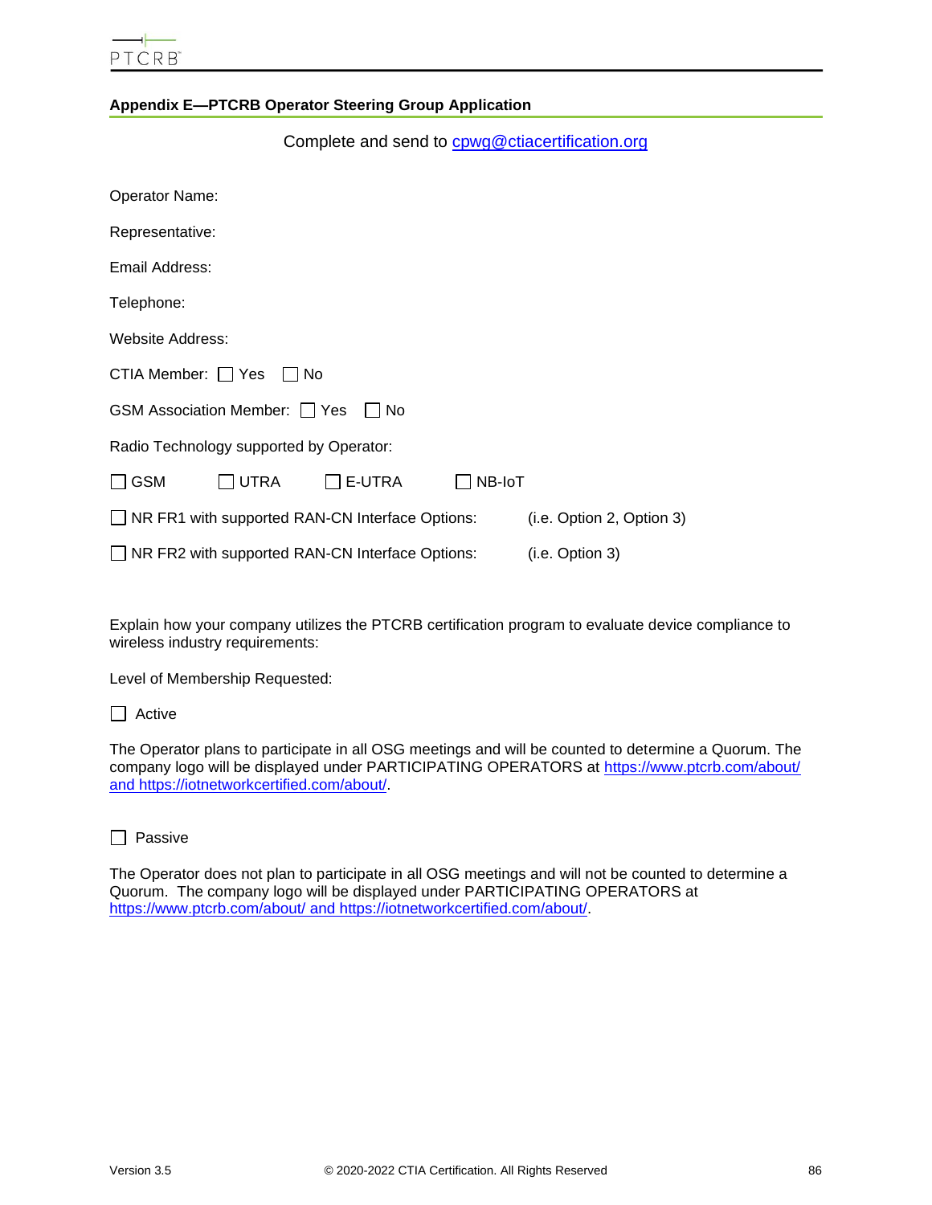## Appendix E—PTCRB Operator Steering Group Application

Complete and send to cpwg@ctiacertification.org

Operator Name:

Representative:

Email Address:

Telephone:

Website Address:

CTIA Member: ☐ Yes ☐ No

GSM Association Member: ☐ Yes ☐ No

Radio Technology supported by Operator:

☐ GSM ☐ UTRA ☐ E-UTRA ☐ NB-IoT

☐ NR FR1 with supported RAN-CN Interface Options: (i.e. Option 2, Option 3)

☐ NR FR2 with supported RAN-CN Interface Options: (i.e. Option 3)

Explain how your company utilizes the PTCRB certification program to evaluate device compliance to wireless industry requirements:

Level of Membership Requested:

☐ Active

The Operator plans to participate in all OSG meetings and will be counted to determine a Quorum. The company logo will be displayed under PARTICIPATING OPERATORS at https://www.ptcrb.com/about/ and https://iotnetworkcertified.com/about/.

☐ Passive

The Operator does not plan to participate in all OSG meetings and will not be counted to determine a Quorum. The company logo will be displayed under PARTICIPATING OPERATORS at https://www.ptcrb.com/about/ and https://iotnetworkcertified.com/about/.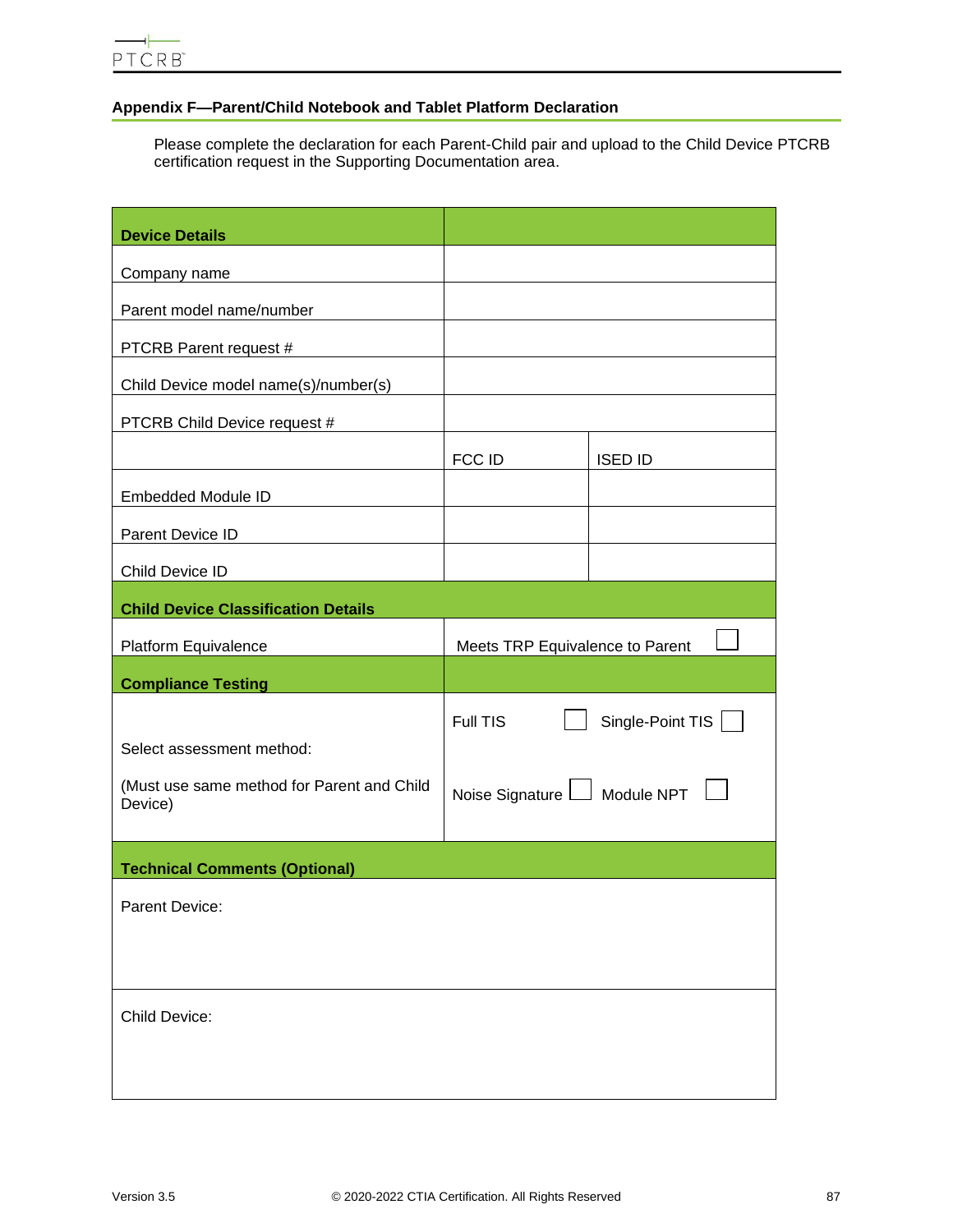## Appendix F—Parent/Child Notebook and Tablet Platform Declaration

Please complete the declaration for each Parent-Child pair and upload to the Child Device PTCRB certification request in the Supporting Documentation area.

| **Device Details** | | |
|---|---|---|
| Company name | | |
| Parent model name/number | | |
| PTCRB Parent request # | | |
| Child Device model name(s)/number(s) | | |
| PTCRB Child Device request # | | |
| | FCC ID | ISED ID |
| Embedded Module ID | | |
| Parent Device ID | | |
| Child Device ID | | |
| **Child Device Classification Details** | | |
| Platform Equivalence | Meets TRP Equivalence to Parent ☐ | |
| **Compliance Testing** | | |
| Select assessment method:<br><br>(Must use same method for Parent and Child Device) | Full TIS ☐ Single-Point TIS ☐<br><br>Noise Signature ☐ Module NPT ☐ | |
| **Technical Comments (Optional)** | | |
| Parent Device: | | |
| Child Device: | | |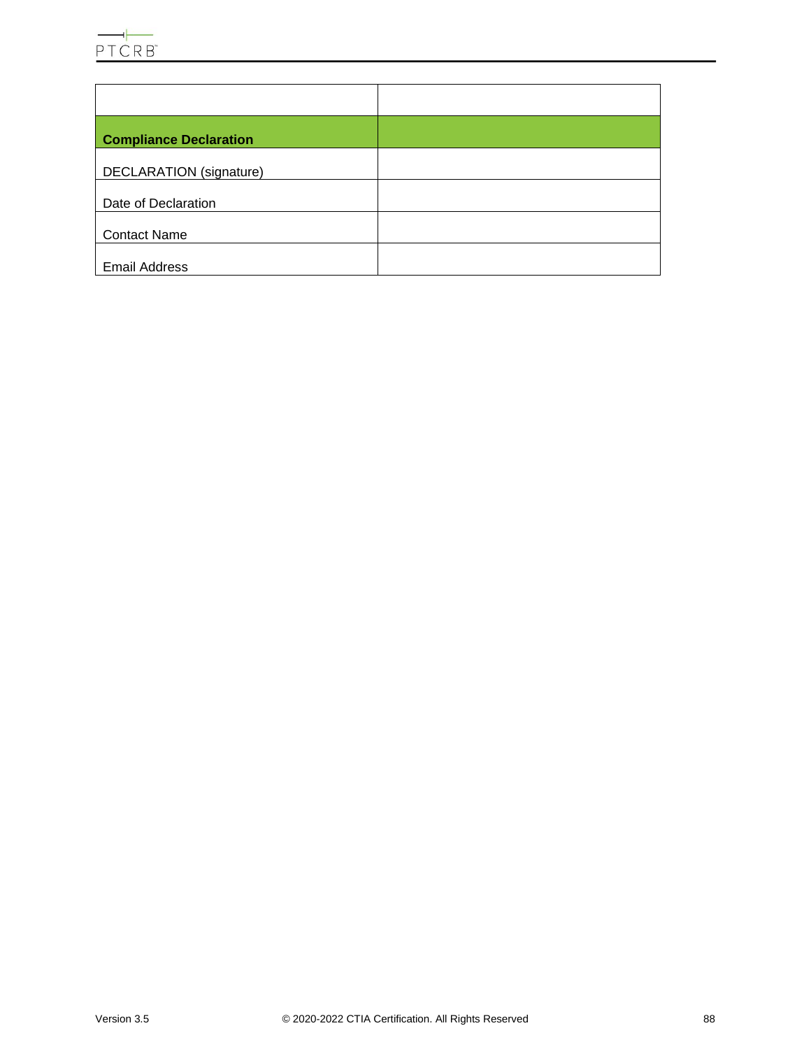| | |
|---|---|
| **Compliance Declaration** | |
| DECLARATION (signature) | |
| Date of Declaration | |
| Contact Name | |
| Email Address | |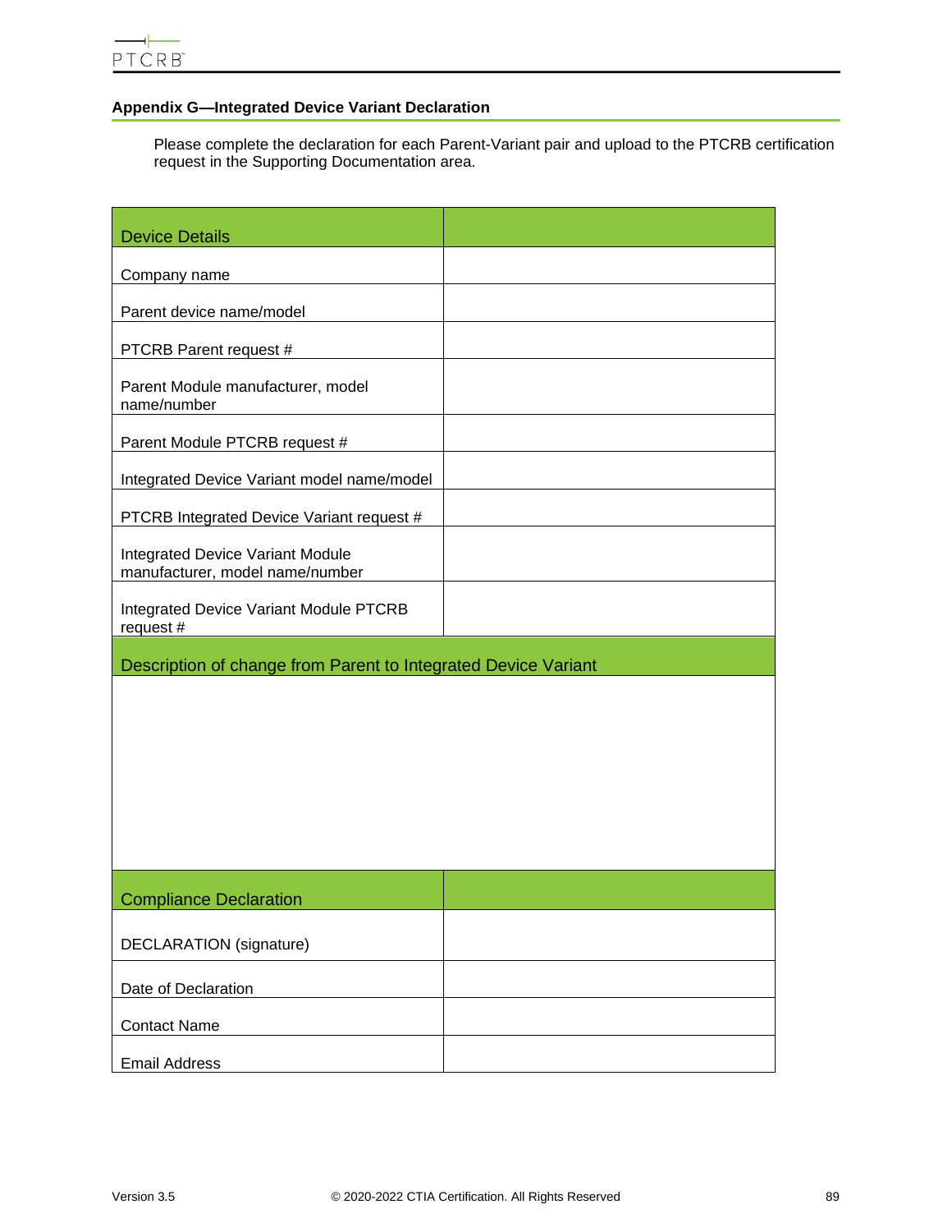### Appendix G—Integrated Device Variant Declaration

Please complete the declaration for each Parent-Variant pair and upload to the PTCRB certification request in the Supporting Documentation area.

| Device Details | |
|---|---|
| Company name | |
| Parent device name/model | |
| PTCRB Parent request # | |
| Parent Module manufacturer, model name/number | |
| Parent Module PTCRB request # | |
| Integrated Device Variant model name/model | |
| PTCRB Integrated Device Variant request # | |
| Integrated Device Variant Module manufacturer, model name/number | |
| Integrated Device Variant Module PTCRB request # | |

| Description of change from Parent to Integrated Device Variant |
|---|
| |

| Compliance Declaration | |
|---|---|
| DECLARATION (signature) | |
| Date of Declaration | |
| Contact Name | |
| Email Address | |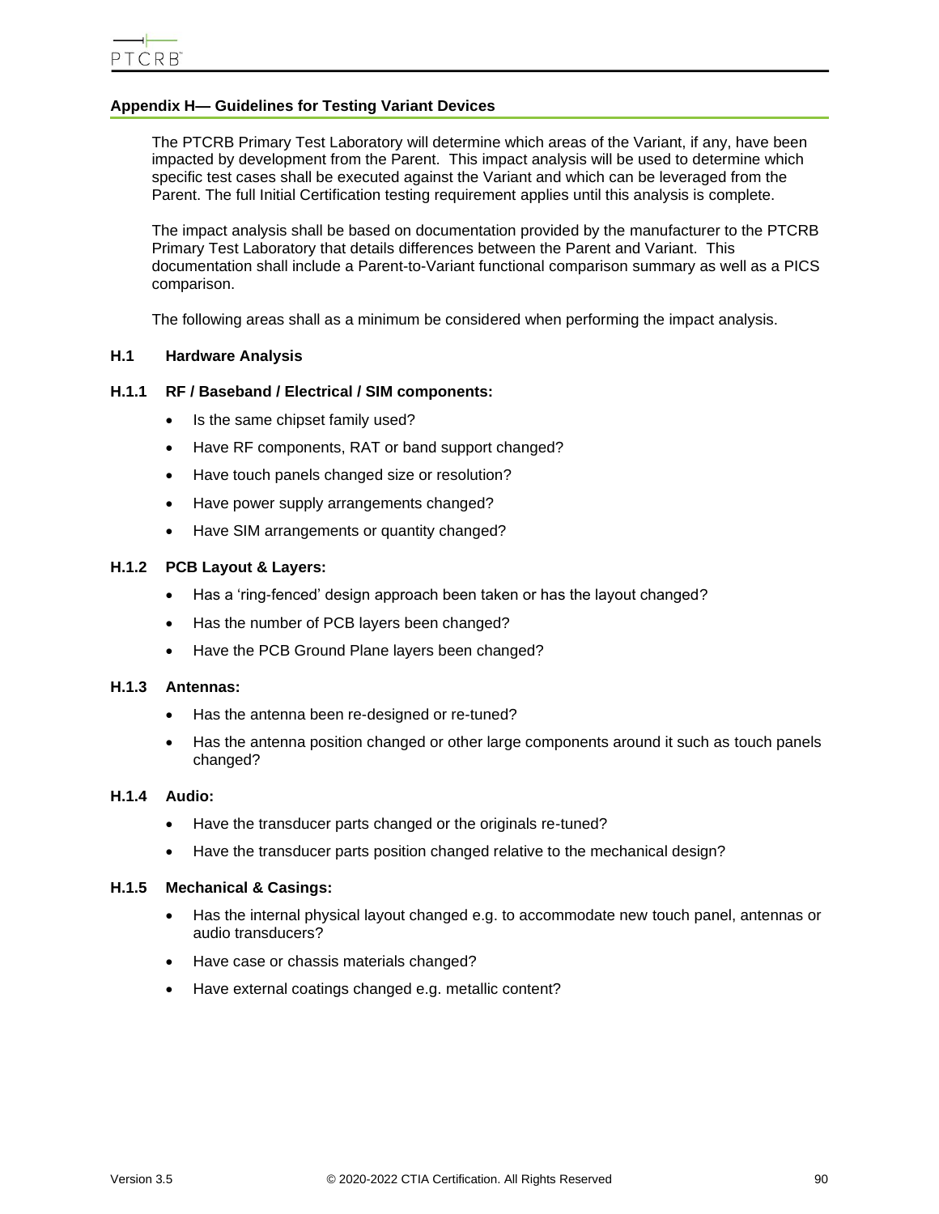## Appendix H— Guidelines for Testing Variant Devices

The PTCRB Primary Test Laboratory will determine which areas of the Variant, if any, have been impacted by development from the Parent. This impact analysis will be used to determine which specific test cases shall be executed against the Variant and which can be leveraged from the Parent. The full Initial Certification testing requirement applies until this analysis is complete.

The impact analysis shall be based on documentation provided by the manufacturer to the PTCRB Primary Test Laboratory that details differences between the Parent and Variant. This documentation shall include a Parent-to-Variant functional comparison summary as well as a PICS comparison.

The following areas shall as a minimum be considered when performing the impact analysis.

### H.1 Hardware Analysis

#### H.1.1 RF / Baseband / Electrical / SIM components:

- Is the same chipset family used?
- Have RF components, RAT or band support changed?
- Have touch panels changed size or resolution?
- Have power supply arrangements changed?
- Have SIM arrangements or quantity changed?

#### H.1.2 PCB Layout & Layers:

- Has a 'ring-fenced' design approach been taken or has the layout changed?
- Has the number of PCB layers been changed?
- Have the PCB Ground Plane layers been changed?

#### H.1.3 Antennas:

- Has the antenna been re-designed or re-tuned?
- Has the antenna position changed or other large components around it such as touch panels changed?

#### H.1.4 Audio:

- Have the transducer parts changed or the originals re-tuned?
- Have the transducer parts position changed relative to the mechanical design?

#### H.1.5 Mechanical & Casings:

- Has the internal physical layout changed e.g. to accommodate new touch panel, antennas or audio transducers?
- Have case or chassis materials changed?
- Have external coatings changed e.g. metallic content?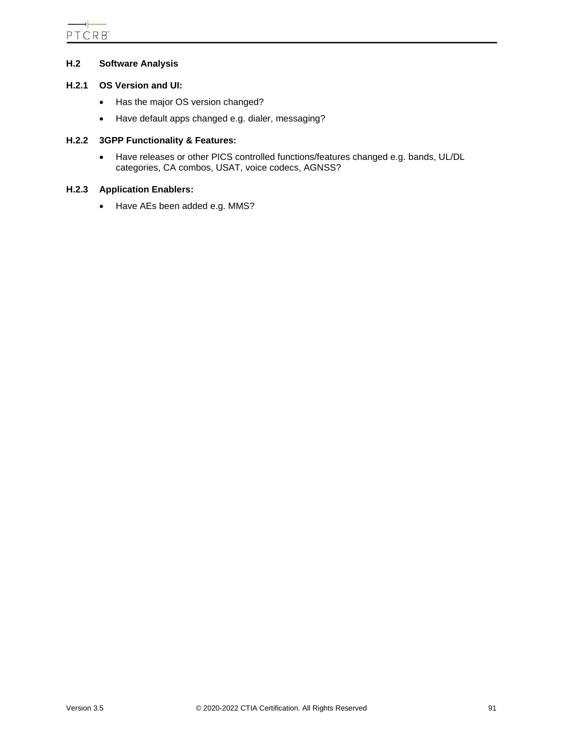## H.2 Software Analysis

### H.2.1 OS Version and UI:

- Has the major OS version changed?
- Have default apps changed e.g. dialer, messaging?

### H.2.2 3GPP Functionality & Features:

- Have releases or other PICS controlled functions/features changed e.g. bands, UL/DL categories, CA combos, USAT, voice codecs, AGNSS?

### H.2.3 Application Enablers:

- Have AEs been added e.g. MMS?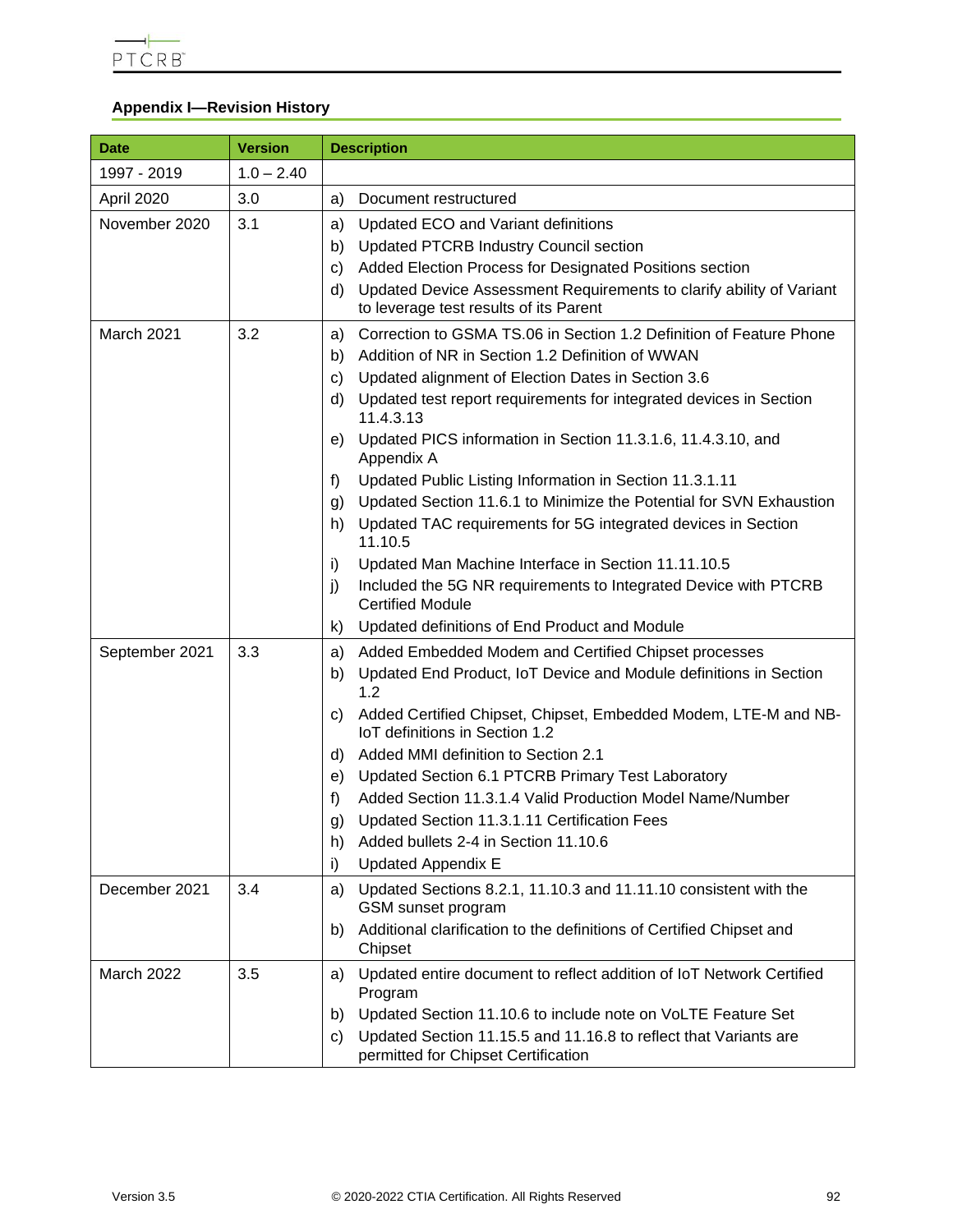## Appendix I—Revision History

| Date | Version | Description |
| --- | --- | --- |
| 1997 - 2019 | 1.0 – 2.40 | |
| April 2020 | 3.0 | a) Document restructured |
| November 2020 | 3.1 | a) Updated ECO and Variant definitions<br>b) Updated PTCRB Industry Council section<br>c) Added Election Process for Designated Positions section<br>d) Updated Device Assessment Requirements to clarify ability of Variant to leverage test results of its Parent |
| March 2021 | 3.2 | a) Correction to GSMA TS.06 in Section 1.2 Definition of Feature Phone<br>b) Addition of NR in Section 1.2 Definition of WWAN<br>c) Updated alignment of Election Dates in Section 3.6<br>d) Updated test report requirements for integrated devices in Section 11.4.3.13<br>e) Updated PICS information in Section 11.3.1.6, 11.4.3.10, and Appendix A<br>f) Updated Public Listing Information in Section 11.3.1.11<br>g) Updated Section 11.6.1 to Minimize the Potential for SVN Exhaustion<br>h) Updated TAC requirements for 5G integrated devices in Section 11.10.5<br>i) Updated Man Machine Interface in Section 11.11.10.5<br>j) Included the 5G NR requirements to Integrated Device with PTCRB Certified Module<br>k) Updated definitions of End Product and Module |
| September 2021 | 3.3 | a) Added Embedded Modem and Certified Chipset processes<br>b) Updated End Product, IoT Device and Module definitions in Section 1.2<br>c) Added Certified Chipset, Chipset, Embedded Modem, LTE-M and NB-IoT definitions in Section 1.2<br>d) Added MMI definition to Section 2.1<br>e) Updated Section 6.1 PTCRB Primary Test Laboratory<br>f) Added Section 11.3.1.4 Valid Production Model Name/Number<br>g) Updated Section 11.3.1.11 Certification Fees<br>h) Added bullets 2-4 in Section 11.10.6<br>i) Updated Appendix E |
| December 2021 | 3.4 | a) Updated Sections 8.2.1, 11.10.3 and 11.11.10 consistent with the GSM sunset program<br>b) Additional clarification to the definitions of Certified Chipset and Chipset |
| March 2022 | 3.5 | a) Updated entire document to reflect addition of IoT Network Certified Program<br>b) Updated Section 11.10.6 to include note on VoLTE Feature Set<br>c) Updated Section 11.15.5 and 11.16.8 to reflect that Variants are permitted for Chipset Certification |